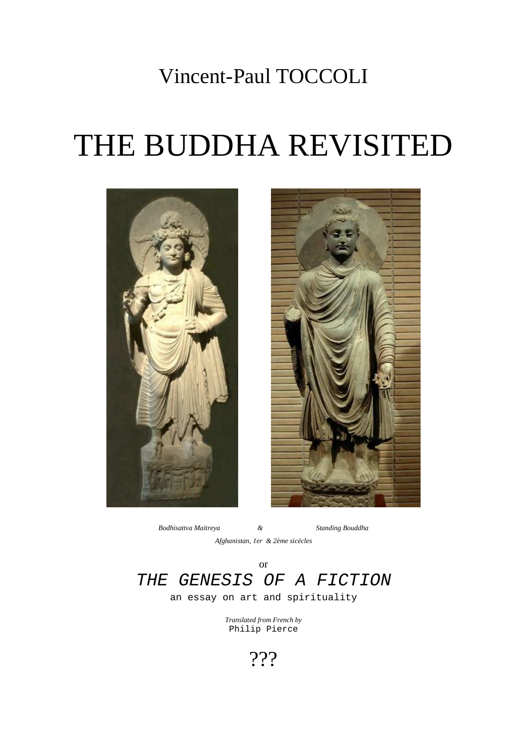Vincent-Paul TOCCOLI

# THE BUDDHA REVISITED

*Bodhisattva Maitreya & Standing Bouddha*

*Afghanistan, 1er & 2ème sicècles*

or

## *THE GENESIS OF A FICTION*

an essay on art and spirituality

*Translated from French by*
Philip Pierce

???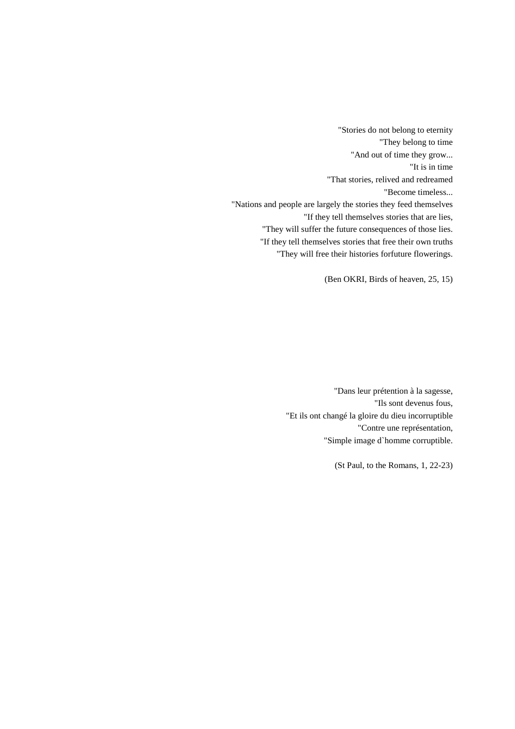"Stories do not belong to eternity  
"They belong to time  
"And out of time they grow...  
"It is in time  
"That stories, relived and redreamed  
"Become timeless...  
"Nations and people are largely the stories they feed themselves  
"If they tell themselves stories that are lies,  
"They will suffer the future consequences of those lies.  
"If they tell themselves stories that free their own truths  
"They will free their histories forfuture flowerings.

(Ben OKRI, Birds of heaven, 25, 15)

"Dans leur prétention à la sagesse,  
"Ils sont devenus fous,  
"Et ils ont changé la gloire du dieu incorruptible  
"Contre une représentation,  
"Simple image d`homme corruptible.

(St Paul, to the Romans, 1, 22-23)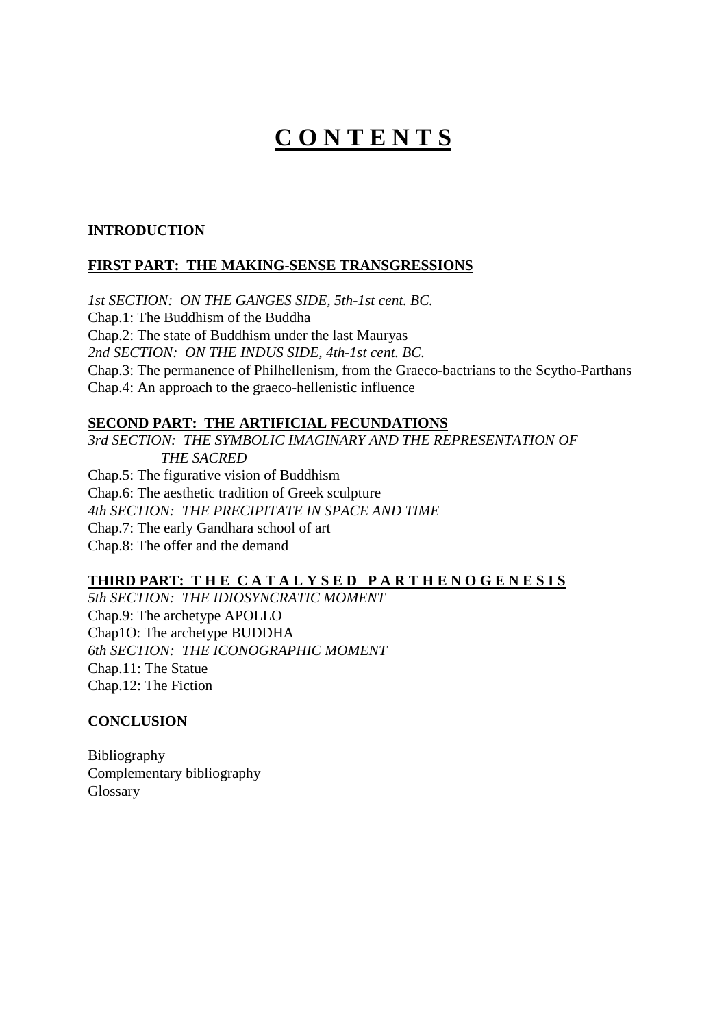# C O N T E N T S

**INTRODUCTION**

**FIRST PART: THE MAKING-SENSE TRANSGRESSIONS**

*1st SECTION: ON THE GANGES SIDE, 5th-1st cent. BC.*

Chap.1: The Buddhism of the Buddha

Chap.2: The state of Buddhism under the last Mauryas

*2nd SECTION: ON THE INDUS SIDE, 4th-1st cent. BC.*

Chap.3: The permanence of Philhellenism, from the Graeco-bactrians to the Scytho-Parthans

Chap.4: An approach to the graeco-hellenistic influence

**SECOND PART: THE ARTIFICIAL FECUNDATIONS**

*3rd SECTION: THE SYMBOLIC IMAGINARY AND THE REPRESENTATION OF THE SACRED*

Chap.5: The figurative vision of Buddhism

Chap.6: The aesthetic tradition of Greek sculpture

*4th SECTION: THE PRECIPITATE IN SPACE AND TIME*

Chap.7: The early Gandhara school of art

Chap.8: The offer and the demand

**THIRD PART: T H E C A T A L Y S E D P A R T H E N O G E N E S I S**

*5th SECTION: THE IDIOSYNCRATIC MOMENT*

Chap.9: The archetype APOLLO

Chap1O: The archetype BUDDHA

*6th SECTION: THE ICONOGRAPHIC MOMENT*

Chap.11: The Statue

Chap.12: The Fiction

**CONCLUSION**

Bibliography

Complementary bibliography

Glossary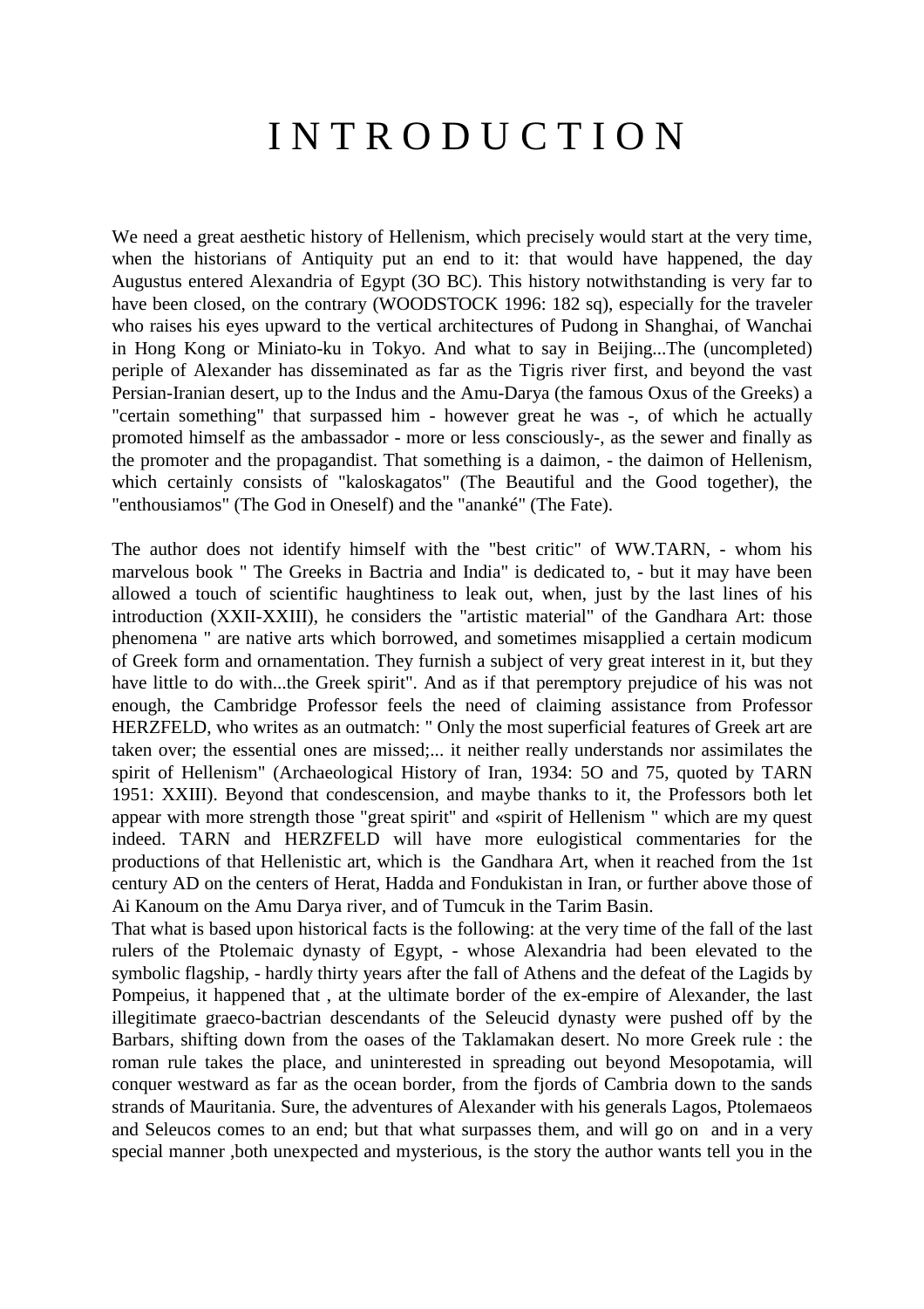# I N T R O D U C T I O N

We need a great aesthetic history of Hellenism, which precisely would start at the very time, when the historians of Antiquity put an end to it: that would have happened, the day Augustus entered Alexandria of Egypt (3O BC). This history notwithstanding is very far to have been closed, on the contrary (WOODSTOCK 1996: 182 sq), especially for the traveler who raises his eyes upward to the vertical architectures of Pudong in Shanghai, of Wanchai in Hong Kong or Miniato-ku in Tokyo. And what to say in Beijing...The (uncompleted) periple of Alexander has disseminated as far as the Tigris river first, and beyond the vast Persian-Iranian desert, up to the Indus and the Amu-Darya (the famous Oxus of the Greeks) a "certain something" that surpassed him - however great he was -, of which he actually promoted himself as the ambassador - more or less consciously-, as the sewer and finally as the promoter and the propagandist. That something is a daimon, - the daimon of Hellenism, which certainly consists of "kaloskagatos" (The Beautiful and the Good together), the "enthousiamos" (The God in Oneself) and the "ananké" (The Fate).

The author does not identify himself with the "best critic" of WW.TARN, - whom his marvelous book " The Greeks in Bactria and India" is dedicated to, - but it may have been allowed a touch of scientific haughtiness to leak out, when, just by the last lines of his introduction (XXII-XXIII), he considers the "artistic material" of the Gandhara Art: those phenomena " are native arts which borrowed, and sometimes misapplied a certain modicum of Greek form and ornamentation. They furnish a subject of very great interest in it, but they have little to do with...the Greek spirit". And as if that peremptory prejudice of his was not enough, the Cambridge Professor feels the need of claiming assistance from Professor HERZFELD, who writes as an outmatch: " Only the most superficial features of Greek art are taken over; the essential ones are missed;... it neither really understands nor assimilates the spirit of Hellenism" (Archaeological History of Iran, 1934: 5O and 75, quoted by TARN 1951: XXIII). Beyond that condescension, and maybe thanks to it, the Professors both let appear with more strength those "great spirit" and «spirit of Hellenism " which are my quest indeed. TARN and HERZFELD will have more eulogistical commentaries for the productions of that Hellenistic art, which is the Gandhara Art, when it reached from the 1st century AD on the centers of Herat, Hadda and Fondukistan in Iran, or further above those of Ai Kanoum on the Amu Darya river, and of Tumcuk in the Tarim Basin.

That what is based upon historical facts is the following: at the very time of the fall of the last rulers of the Ptolemaic dynasty of Egypt, - whose Alexandria had been elevated to the symbolic flagship, - hardly thirty years after the fall of Athens and the defeat of the Lagids by Pompeius, it happened that , at the ultimate border of the ex-empire of Alexander, the last illegitimate graeco-bactrian descendants of the Seleucid dynasty were pushed off by the Barbars, shifting down from the oases of the Taklamakan desert. No more Greek rule : the roman rule takes the place, and uninterested in spreading out beyond Mesopotamia, will conquer westward as far as the ocean border, from the fjords of Cambria down to the sands strands of Mauritania. Sure, the adventures of Alexander with his generals Lagos, Ptolemaeos and Seleucos comes to an end; but that what surpasses them, and will go on and in a very special manner ,both unexpected and mysterious, is the story the author wants tell you in the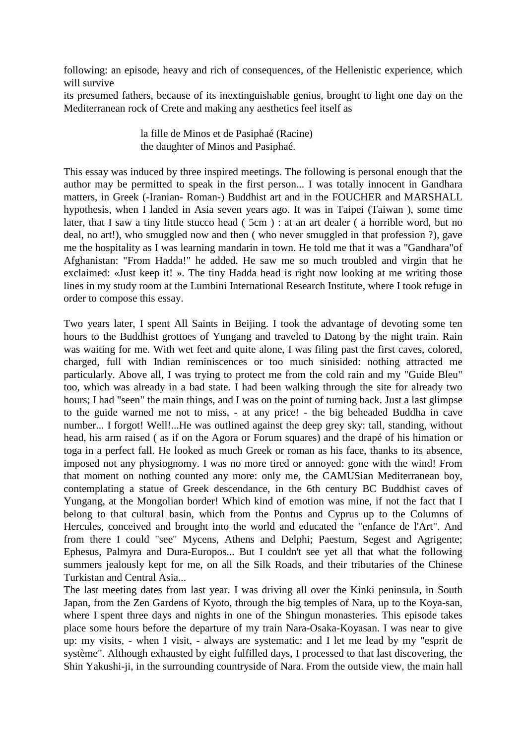following: an episode, heavy and rich of consequences, of the Hellenistic experience, which will survive
its presumed fathers, because of its inextinguishable genius, brought to light one day on the Mediterranean rock of Crete and making any aesthetics feel itself as

> la fille de Minos et de Pasiphaé (Racine)
> the daughter of Minos and Pasiphaé.

This essay was induced by three inspired meetings. The following is personal enough that the author may be permitted to speak in the first person... I was totally innocent in Gandhara matters, in Greek (-Iranian- Roman-) Buddhist art and in the FOUCHER and MARSHALL hypothesis, when I landed in Asia seven years ago. It was in Taipei (Taiwan ), some time later, that I saw a tiny little stucco head ( 5cm ) : at an art dealer ( a horrible word, but no deal, no art!), who smuggled now and then ( who never smuggled in that profession ?), gave me the hospitality as I was learning mandarin in town. He told me that it was a "Gandhara"of Afghanistan: "From Hadda!" he added. He saw me so much troubled and virgin that he exclaimed: «Just keep it! ». The tiny Hadda head is right now looking at me writing those lines in my study room at the Lumbini International Research Institute, where I took refuge in order to compose this essay.

Two years later, I spent All Saints in Beijing. I took the advantage of devoting some ten hours to the Buddhist grottoes of Yungang and traveled to Datong by the night train. Rain was waiting for me. With wet feet and quite alone, I was filing past the first caves, colored, charged, full with Indian reminiscences or too much sinisided: nothing attracted me particularly. Above all, I was trying to protect me from the cold rain and my "Guide Bleu" too, which was already in a bad state. I had been walking through the site for already two hours; I had "seen" the main things, and I was on the point of turning back. Just a last glimpse to the guide warned me not to miss, - at any price! - the big beheaded Buddha in cave number... I forgot! Well!...He was outlined against the deep grey sky: tall, standing, without head, his arm raised ( as if on the Agora or Forum squares) and the drapé of his himation or toga in a perfect fall. He looked as much Greek or roman as his face, thanks to its absence, imposed not any physiognomy. I was no more tired or annoyed: gone with the wind! From that moment on nothing counted any more: only me, the CAMUSian Mediterranean boy, contemplating a statue of Greek descendance, in the 6th century BC Buddhist caves of Yungang, at the Mongolian border! Which kind of emotion was mine, if not the fact that I belong to that cultural basin, which from the Pontus and Cyprus up to the Columns of Hercules, conceived and brought into the world and educated the "enfance de l'Art". And from there I could "see" Mycens, Athens and Delphi; Paestum, Segest and Agrigente; Ephesus, Palmyra and Dura-Europos... But I couldn't see yet all that what the following summers jealously kept for me, on all the Silk Roads, and their tributaries of the Chinese Turkistan and Central Asia...

The last meeting dates from last year. I was driving all over the Kinki peninsula, in South Japan, from the Zen Gardens of Kyoto, through the big temples of Nara, up to the Koya-san, where I spent three days and nights in one of the Shingun monasteries. This episode takes place some hours before the departure of my train Nara-Osaka-Koyasan. I was near to give up: my visits, - when I visit, - always are systematic: and I let me lead by my "esprit de système". Although exhausted by eight fulfilled days, I processed to that last discovering, the Shin Yakushi-ji, in the surrounding countryside of Nara. From the outside view, the main hall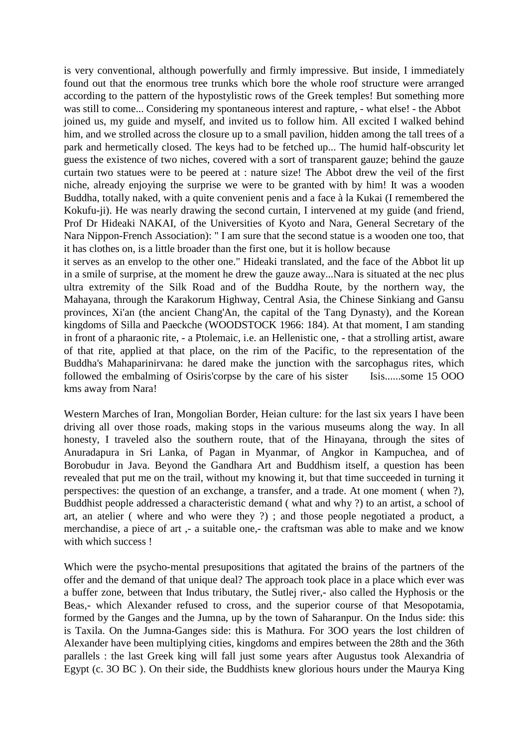is very conventional, although powerfully and firmly impressive. But inside, I immediately found out that the enormous tree trunks which bore the whole roof structure were arranged according to the pattern of the hypostylistic rows of the Greek temples! But something more was still to come... Considering my spontaneous interest and rapture, - what else! - the Abbot joined us, my guide and myself, and invited us to follow him. All excited I walked behind him, and we strolled across the closure up to a small pavilion, hidden among the tall trees of a park and hermetically closed. The keys had to be fetched up... The humid half-obscurity let guess the existence of two niches, covered with a sort of transparent gauze; behind the gauze curtain two statues were to be peered at : nature size! The Abbot drew the veil of the first niche, already enjoying the surprise we were to be granted with by him! It was a wooden Buddha, totally naked, with a quite convenient penis and a face à la Kukai (I remembered the Kokufu-ji). He was nearly drawing the second curtain, I intervened at my guide (and friend, Prof Dr Hideaki NAKAI, of the Universities of Kyoto and Nara, General Secretary of the Nara Nippon-French Association): " I am sure that the second statue is a wooden one too, that it has clothes on, is a little broader than the first one, but it is hollow because it serves as an envelop to the other one." Hideaki translated, and the face of the Abbot lit up in a smile of surprise, at the moment he drew the gauze away...Nara is situated at the nec plus ultra extremity of the Silk Road and of the Buddha Route, by the northern way, the Mahayana, through the Karakorum Highway, Central Asia, the Chinese Sinkiang and Gansu provinces, Xi'an (the ancient Chang'An, the capital of the Tang Dynasty), and the Korean kingdoms of Silla and Paeckche (WOODSTOCK 1966: 184). At that moment, I am standing in front of a pharaonic rite, - a Ptolemaic, i.e. an Hellenistic one, - that a strolling artist, aware of that rite, applied at that place, on the rim of the Pacific, to the representation of the Buddha's Mahaparinirvana: he dared make the junction with the sarcophagus rites, which followed the embalming of Osiris'corpse by the care of his sister Isis......some 15 OOO kms away from Nara!

Western Marches of Iran, Mongolian Border, Heian culture: for the last six years I have been driving all over those roads, making stops in the various museums along the way. In all honesty, I traveled also the southern route, that of the Hinayana, through the sites of Anuradapura in Sri Lanka, of Pagan in Myanmar, of Angkor in Kampuchea, and of Borobudur in Java. Beyond the Gandhara Art and Buddhism itself, a question has been revealed that put me on the trail, without my knowing it, but that time succeeded in turning it perspectives: the question of an exchange, a transfer, and a trade. At one moment ( when ?), Buddhist people addressed a characteristic demand ( what and why ?) to an artist, a school of art, an atelier ( where and who were they ?) ; and those people negotiated a product, a merchandise, a piece of art ,- a suitable one,- the craftsman was able to make and we know with which success !

Which were the psycho-mental presupositions that agitated the brains of the partners of the offer and the demand of that unique deal? The approach took place in a place which ever was a buffer zone, between that Indus tributary, the Sutlej river,- also called the Hyphosis or the Beas,- which Alexander refused to cross, and the superior course of that Mesopotamia, formed by the Ganges and the Jumna, up by the town of Saharanpur. On the Indus side: this is Taxila. On the Jumna-Ganges side: this is Mathura. For 3OO years the lost children of Alexander have been multiplying cities, kingdoms and empires between the 28th and the 36th parallels : the last Greek king will fall just some years after Augustus took Alexandria of Egypt (c. 3O BC ). On their side, the Buddhists knew glorious hours under the Maurya King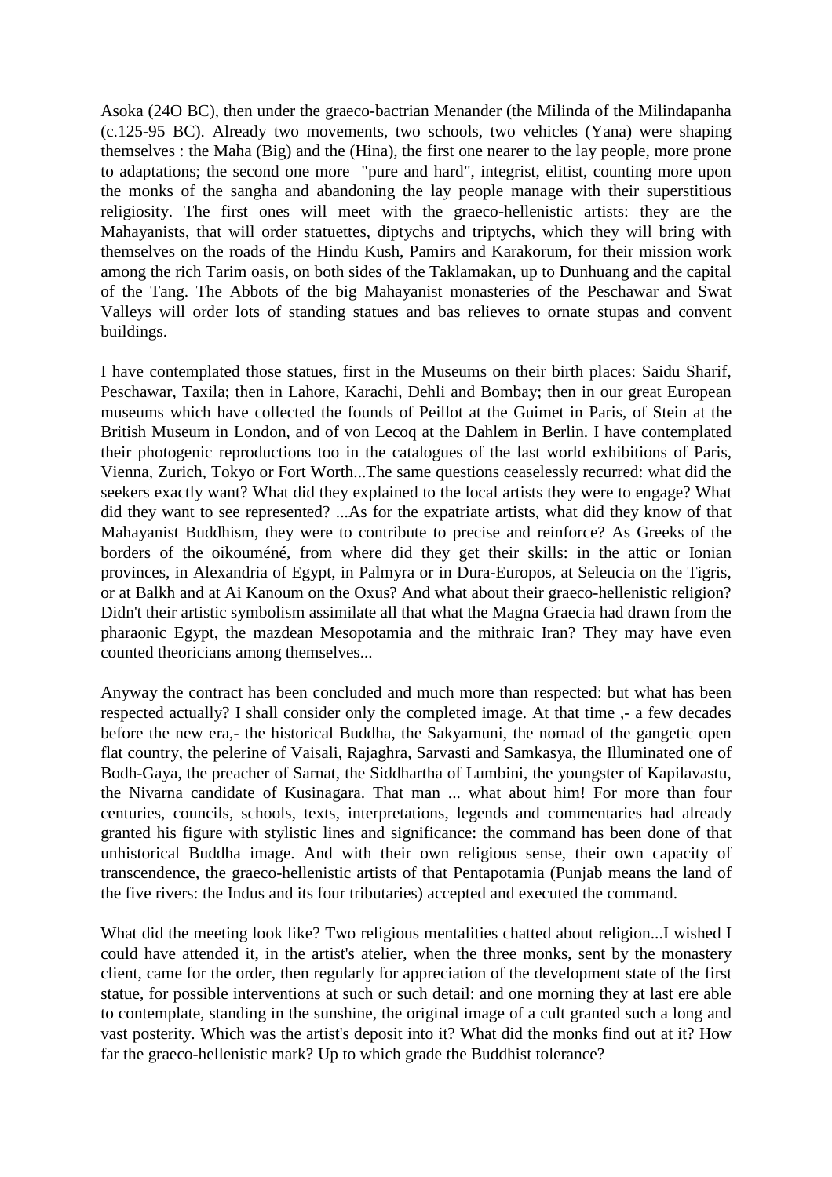Asoka (24O BC), then under the graeco-bactrian Menander (the Milinda of the Milindapanha (c.125-95 BC). Already two movements, two schools, two vehicles (Yana) were shaping themselves : the Maha (Big) and the (Hina), the first one nearer to the lay people, more prone to adaptations; the second one more "pure and hard", integrist, elitist, counting more upon the monks of the sangha and abandoning the lay people manage with their superstitious religiosity. The first ones will meet with the graeco-hellenistic artists: they are the Mahayanists, that will order statuettes, diptychs and triptychs, which they will bring with themselves on the roads of the Hindu Kush, Pamirs and Karakorum, for their mission work among the rich Tarim oasis, on both sides of the Taklamakan, up to Dunhuang and the capital of the Tang. The Abbots of the big Mahayanist monasteries of the Peschawar and Swat Valleys will order lots of standing statues and bas relieves to ornate stupas and convent buildings.

I have contemplated those statues, first in the Museums on their birth places: Saidu Sharif, Peschawar, Taxila; then in Lahore, Karachi, Dehli and Bombay; then in our great European museums which have collected the founds of Peillot at the Guimet in Paris, of Stein at the British Museum in London, and of von Lecoq at the Dahlem in Berlin. I have contemplated their photogenic reproductions too in the catalogues of the last world exhibitions of Paris, Vienna, Zurich, Tokyo or Fort Worth...The same questions ceaselessly recurred: what did the seekers exactly want? What did they explained to the local artists they were to engage? What did they want to see represented? ...As for the expatriate artists, what did they know of that Mahayanist Buddhism, they were to contribute to precise and reinforce? As Greeks of the borders of the oikouméné, from where did they get their skills: in the attic or Ionian provinces, in Alexandria of Egypt, in Palmyra or in Dura-Europos, at Seleucia on the Tigris, or at Balkh and at Ai Kanoum on the Oxus? And what about their graeco-hellenistic religion? Didn't their artistic symbolism assimilate all that what the Magna Graecia had drawn from the pharaonic Egypt, the mazdean Mesopotamia and the mithraic Iran? They may have even counted theoricians among themselves...

Anyway the contract has been concluded and much more than respected: but what has been respected actually? I shall consider only the completed image. At that time ,- a few decades before the new era,- the historical Buddha, the Sakyamuni, the nomad of the gangetic open flat country, the pelerine of Vaisali, Rajaghra, Sarvasti and Samkasya, the Illuminated one of Bodh-Gaya, the preacher of Sarnat, the Siddhartha of Lumbini, the youngster of Kapilavastu, the Nivarna candidate of Kusinagara. That man ... what about him! For more than four centuries, councils, schools, texts, interpretations, legends and commentaries had already granted his figure with stylistic lines and significance: the command has been done of that unhistorical Buddha image. And with their own religious sense, their own capacity of transcendence, the graeco-hellenistic artists of that Pentapotamia (Punjab means the land of the five rivers: the Indus and its four tributaries) accepted and executed the command.

What did the meeting look like? Two religious mentalities chatted about religion...I wished I could have attended it, in the artist's atelier, when the three monks, sent by the monastery client, came for the order, then regularly for appreciation of the development state of the first statue, for possible interventions at such or such detail: and one morning they at last ere able to contemplate, standing in the sunshine, the original image of a cult granted such a long and vast posterity. Which was the artist's deposit into it? What did the monks find out at it? How far the graeco-hellenistic mark? Up to which grade the Buddhist tolerance?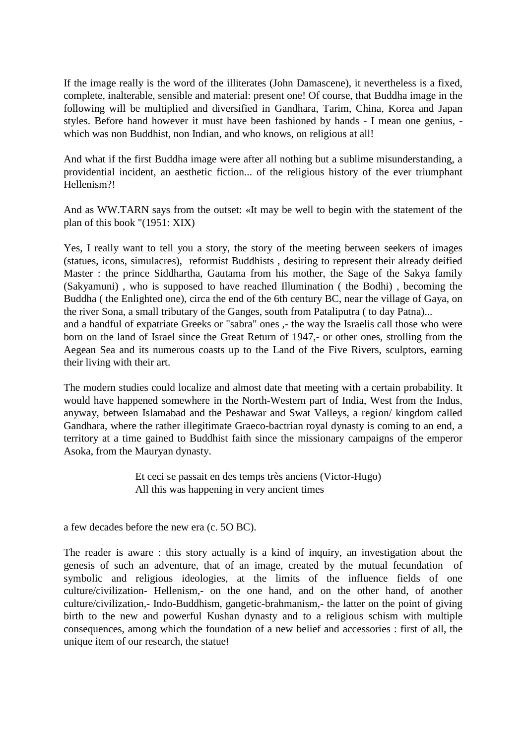If the image really is the word of the illiterates (John Damascene), it nevertheless is a fixed, complete, inalterable, sensible and material: present one! Of course, that Buddha image in the following will be multiplied and diversified in Gandhara, Tarim, China, Korea and Japan styles. Before hand however it must have been fashioned by hands - I mean one genius, - which was non Buddhist, non Indian, and who knows, on religious at all!

And what if the first Buddha image were after all nothing but a sublime misunderstanding, a providential incident, an aesthetic fiction... of the religious history of the ever triumphant Hellenism?!

And as WW.TARN says from the outset: «It may be well to begin with the statement of the plan of this book "(1951: XIX)

Yes, I really want to tell you a story, the story of the meeting between seekers of images (statues, icons, simulacres), reformist Buddhists , desiring to represent their already deified Master : the prince Siddhartha, Gautama from his mother, the Sage of the Sakya family (Sakyamuni) , who is supposed to have reached Illumination ( the Bodhi) , becoming the Buddha ( the Enlighted one), circa the end of the 6th century BC, near the village of Gaya, on the river Sona, a small tributary of the Ganges, south from Pataliputra ( to day Patna)...
and a handful of expatriate Greeks or "sabra" ones ,- the way the Israelis call those who were born on the land of Israel since the Great Return of 1947,- or other ones, strolling from the Aegean Sea and its numerous coasts up to the Land of the Five Rivers, sculptors, earning their living with their art.

The modern studies could localize and almost date that meeting with a certain probability. It would have happened somewhere in the North-Western part of India, West from the Indus, anyway, between Islamabad and the Peshawar and Swat Valleys, a region/ kingdom called Gandhara, where the rather illegitimate Graeco-bactrian royal dynasty is coming to an end, a territory at a time gained to Buddhist faith since the missionary campaigns of the emperor Asoka, from the Mauryan dynasty.

> Et ceci se passait en des temps très anciens (Victor-Hugo)
> All this was happening in very ancient times

a few decades before the new era (c. 5O BC).

The reader is aware : this story actually is a kind of inquiry, an investigation about the genesis of such an adventure, that of an image, created by the mutual fecundation of symbolic and religious ideologies, at the limits of the influence fields of one culture/civilization- Hellenism,- on the one hand, and on the other hand, of another culture/civilization,- Indo-Buddhism, gangetic-brahmanism,- the latter on the point of giving birth to the new and powerful Kushan dynasty and to a religious schism with multiple consequences, among which the foundation of a new belief and accessories : first of all, the unique item of our research, the statue!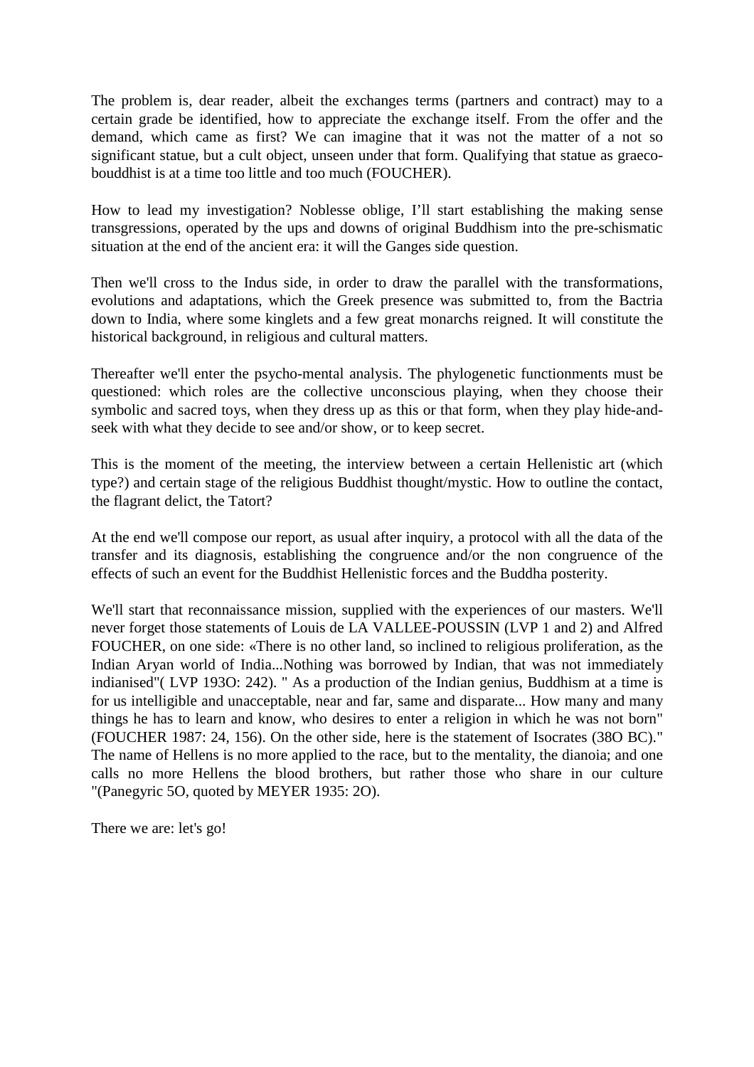The problem is, dear reader, albeit the exchanges terms (partners and contract) may to a certain grade be identified, how to appreciate the exchange itself. From the offer and the demand, which came as first? We can imagine that it was not the matter of a not so significant statue, but a cult object, unseen under that form. Qualifying that statue as graeco-bouddhist is at a time too little and too much (FOUCHER).

How to lead my investigation? Noblesse oblige, I'll start establishing the making sense transgressions, operated by the ups and downs of original Buddhism into the pre-schismatic situation at the end of the ancient era: it will the Ganges side question.

Then we'll cross to the Indus side, in order to draw the parallel with the transformations, evolutions and adaptations, which the Greek presence was submitted to, from the Bactria down to India, where some kinglets and a few great monarchs reigned. It will constitute the historical background, in religious and cultural matters.

Thereafter we'll enter the psycho-mental analysis. The phylogenetic functionments must be questioned: which roles are the collective unconscious playing, when they choose their symbolic and sacred toys, when they dress up as this or that form, when they play hide-and-seek with what they decide to see and/or show, or to keep secret.

This is the moment of the meeting, the interview between a certain Hellenistic art (which type?) and certain stage of the religious Buddhist thought/mystic. How to outline the contact, the flagrant delict, the Tatort?

At the end we'll compose our report, as usual after inquiry, a protocol with all the data of the transfer and its diagnosis, establishing the congruence and/or the non congruence of the effects of such an event for the Buddhist Hellenistic forces and the Buddha posterity.

We'll start that reconnaissance mission, supplied with the experiences of our masters. We'll never forget those statements of Louis de LA VALLEE-POUSSIN (LVP 1 and 2) and Alfred FOUCHER, on one side: «There is no other land, so inclined to religious proliferation, as the Indian Aryan world of India...Nothing was borrowed by Indian, that was not immediately indianised"( LVP 193O: 242). " As a production of the Indian genius, Buddhism at a time is for us intelligible and unacceptable, near and far, same and disparate... How many and many things he has to learn and know, who desires to enter a religion in which he was not born" (FOUCHER 1987: 24, 156). On the other side, here is the statement of Isocrates (38O BC)." The name of Hellens is no more applied to the race, but to the mentality, the dianoia; and one calls no more Hellens the blood brothers, but rather those who share in our culture "(Panegyric 5O, quoted by MEYER 1935: 2O).

There we are: let's go!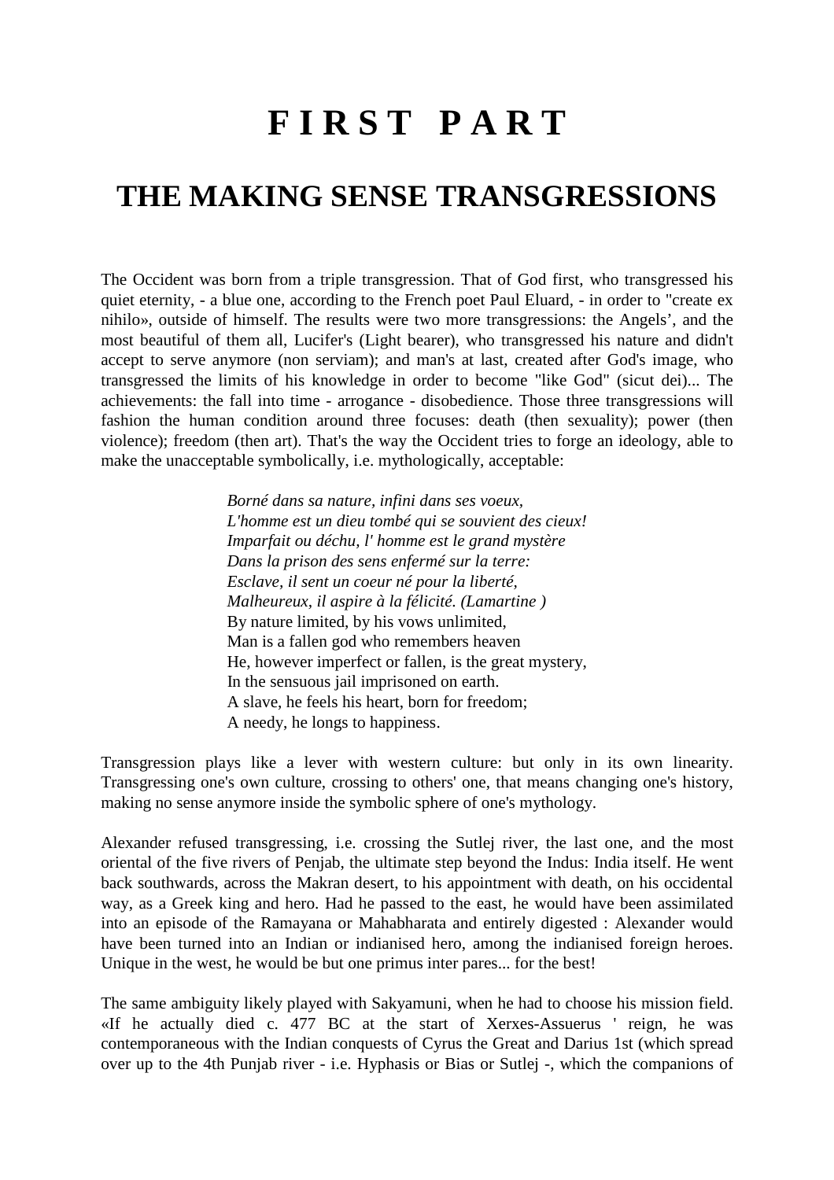# F I R S T  P A R T

## THE MAKING SENSE TRANSGRESSIONS

The Occident was born from a triple transgression. That of God first, who transgressed his quiet eternity, - a blue one, according to the French poet Paul Eluard, - in order to "create ex nihilo», outside of himself. The results were two more transgressions: the Angels', and the most beautiful of them all, Lucifer's (Light bearer), who transgressed his nature and didn't accept to serve anymore (non serviam); and man's at last, created after God's image, who transgressed the limits of his knowledge in order to become "like God" (sicut dei)... The achievements: the fall into time - arrogance - disobedience. Those three transgressions will fashion the human condition around three focuses: death (then sexuality); power (then violence); freedom (then art). That's the way the Occident tries to forge an ideology, able to make the unacceptable symbolically, i.e. mythologically, acceptable:

> *Borné dans sa nature, infini dans ses voeux,*
> *L'homme est un dieu tombé qui se souvient des cieux!*
> *Imparfait ou déchu, l' homme est le grand mystère*
> *Dans la prison des sens enfermé sur la terre:*
> *Esclave, il sent un coeur né pour la liberté,*
> *Malheureux, il aspire à la félicité. (Lamartine )*
> By nature limited, by his vows unlimited,
> Man is a fallen god who remembers heaven
> He, however imperfect or fallen, is the great mystery,
> In the sensuous jail imprisoned on earth.
> A slave, he feels his heart, born for freedom;
> A needy, he longs to happiness.

Transgression plays like a lever with western culture: but only in its own linearity. Transgressing one's own culture, crossing to others' one, that means changing one's history, making no sense anymore inside the symbolic sphere of one's mythology.

Alexander refused transgressing, i.e. crossing the Sutlej river, the last one, and the most oriental of the five rivers of Penjab, the ultimate step beyond the Indus: India itself. He went back southwards, across the Makran desert, to his appointment with death, on his occidental way, as a Greek king and hero. Had he passed to the east, he would have been assimilated into an episode of the Ramayana or Mahabharata and entirely digested : Alexander would have been turned into an Indian or indianised hero, among the indianised foreign heroes. Unique in the west, he would be but one primus inter pares... for the best!

The same ambiguity likely played with Sakyamuni, when he had to choose his mission field. «If he actually died c. 477 BC at the start of Xerxes-Assuerus ' reign, he was contemporaneous with the Indian conquests of Cyrus the Great and Darius 1st (which spread over up to the 4th Punjab river - i.e. Hyphasis or Bias or Sutlej -, which the companions of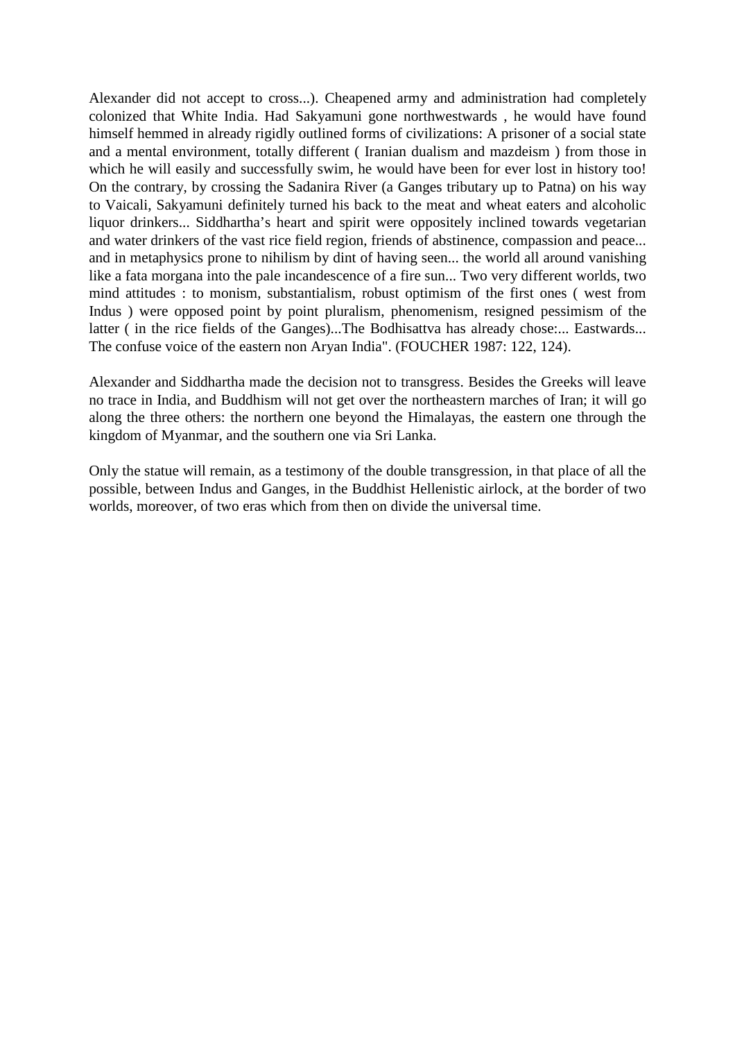Alexander did not accept to cross...). Cheapened army and administration had completely colonized that White India. Had Sakyamuni gone northwestwards , he would have found himself hemmed in already rigidly outlined forms of civilizations: A prisoner of a social state and a mental environment, totally different ( Iranian dualism and mazdeism ) from those in which he will easily and successfully swim, he would have been for ever lost in history too! On the contrary, by crossing the Sadanira River (a Ganges tributary up to Patna) on his way to Vaicali, Sakyamuni definitely turned his back to the meat and wheat eaters and alcoholic liquor drinkers... Siddhartha's heart and spirit were oppositely inclined towards vegetarian and water drinkers of the vast rice field region, friends of abstinence, compassion and peace... and in metaphysics prone to nihilism by dint of having seen... the world all around vanishing like a fata morgana into the pale incandescence of a fire sun... Two very different worlds, two mind attitudes : to monism, substantialism, robust optimism of the first ones ( west from Indus ) were opposed point by point pluralism, phenomenism, resigned pessimism of the latter ( in the rice fields of the Ganges)...The Bodhisattva has already chose:... Eastwards... The confuse voice of the eastern non Aryan India". (FOUCHER 1987: 122, 124).

Alexander and Siddhartha made the decision not to transgress. Besides the Greeks will leave no trace in India, and Buddhism will not get over the northeastern marches of Iran; it will go along the three others: the northern one beyond the Himalayas, the eastern one through the kingdom of Myanmar, and the southern one via Sri Lanka.

Only the statue will remain, as a testimony of the double transgression, in that place of all the possible, between Indus and Ganges, in the Buddhist Hellenistic airlock, at the border of two worlds, moreover, of two eras which from then on divide the universal time.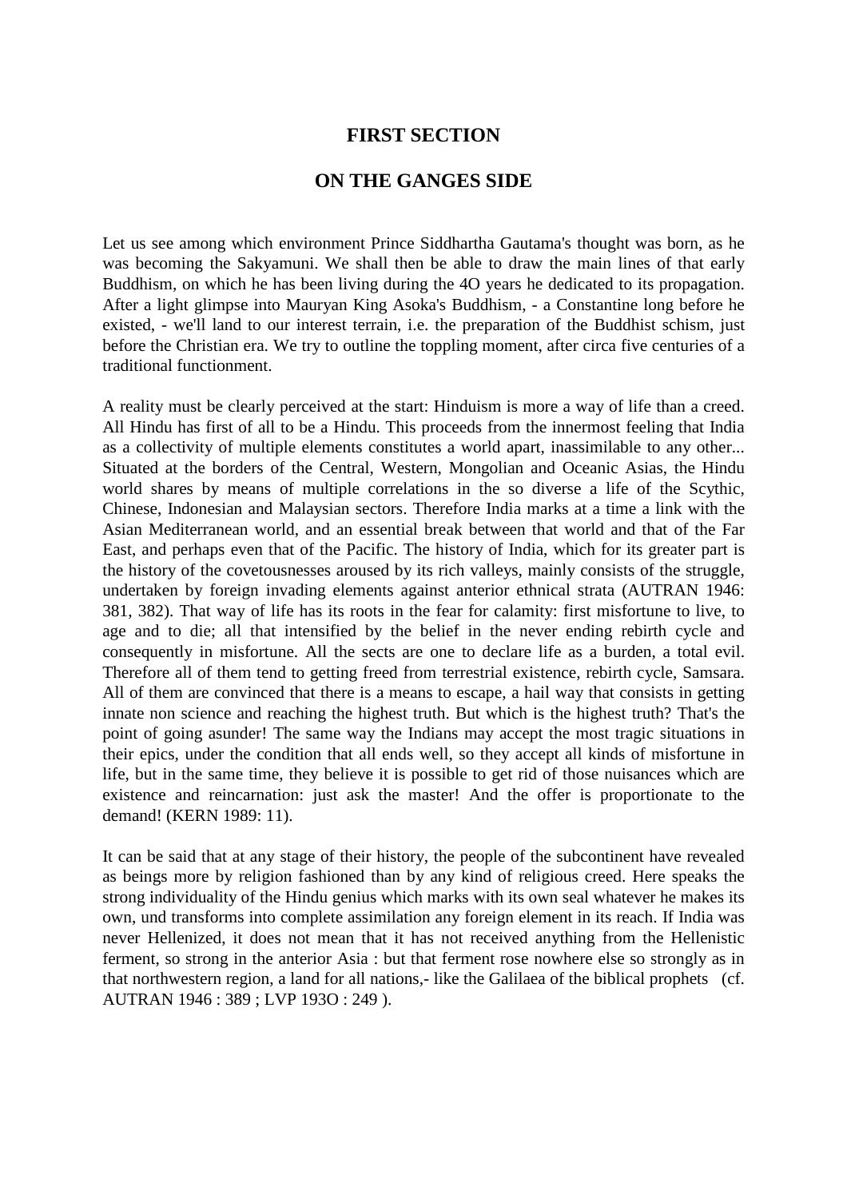## FIRST SECTION

## ON THE GANGES SIDE

Let us see among which environment Prince Siddhartha Gautama's thought was born, as he was becoming the Sakyamuni. We shall then be able to draw the main lines of that early Buddhism, on which he has been living during the 4O years he dedicated to its propagation. After a light glimpse into Mauryan King Asoka's Buddhism, - a Constantine long before he existed, - we'll land to our interest terrain, i.e. the preparation of the Buddhist schism, just before the Christian era. We try to outline the toppling moment, after circa five centuries of a traditional functionment.

A reality must be clearly perceived at the start: Hinduism is more a way of life than a creed. All Hindu has first of all to be a Hindu. This proceeds from the innermost feeling that India as a collectivity of multiple elements constitutes a world apart, inassimilable to any other... Situated at the borders of the Central, Western, Mongolian and Oceanic Asias, the Hindu world shares by means of multiple correlations in the so diverse a life of the Scythic, Chinese, Indonesian and Malaysian sectors. Therefore India marks at a time a link with the Asian Mediterranean world, and an essential break between that world and that of the Far East, and perhaps even that of the Pacific. The history of India, which for its greater part is the history of the covetousnesses aroused by its rich valleys, mainly consists of the struggle, undertaken by foreign invading elements against anterior ethnical strata (AUTRAN 1946: 381, 382). That way of life has its roots in the fear for calamity: first misfortune to live, to age and to die; all that intensified by the belief in the never ending rebirth cycle and consequently in misfortune. All the sects are one to declare life as a burden, a total evil. Therefore all of them tend to getting freed from terrestrial existence, rebirth cycle, Samsara. All of them are convinced that there is a means to escape, a hail way that consists in getting innate non science and reaching the highest truth. But which is the highest truth? That's the point of going asunder! The same way the Indians may accept the most tragic situations in their epics, under the condition that all ends well, so they accept all kinds of misfortune in life, but in the same time, they believe it is possible to get rid of those nuisances which are existence and reincarnation: just ask the master! And the offer is proportionate to the demand! (KERN 1989: 11).

It can be said that at any stage of their history, the people of the subcontinent have revealed as beings more by religion fashioned than by any kind of religious creed. Here speaks the strong individuality of the Hindu genius which marks with its own seal whatever he makes its own, und transforms into complete assimilation any foreign element in its reach. If India was never Hellenized, it does not mean that it has not received anything from the Hellenistic ferment, so strong in the anterior Asia : but that ferment rose nowhere else so strongly as in that northwestern region, a land for all nations,- like the Galilaea of the biblical prophets (cf. AUTRAN 1946 : 389 ; LVP 193O : 249 ).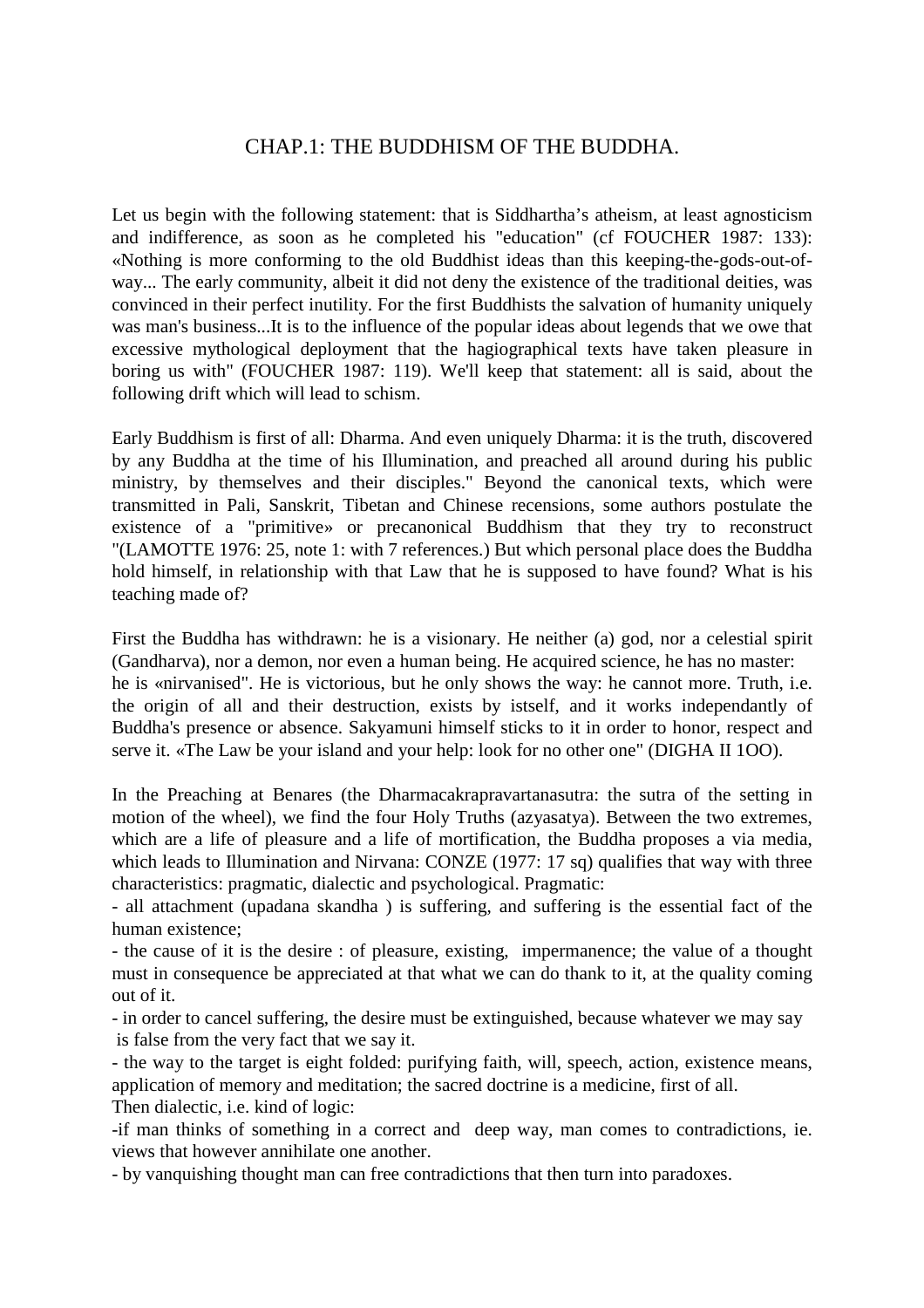# CHAP.1: THE BUDDHISM OF THE BUDDHA.

Let us begin with the following statement: that is Siddhartha's atheism, at least agnosticism and indifference, as soon as he completed his "education" (cf FOUCHER 1987: 133): «Nothing is more conforming to the old Buddhist ideas than this keeping-the-gods-out-of-way... The early community, albeit it did not deny the existence of the traditional deities, was convinced in their perfect inutility. For the first Buddhists the salvation of humanity uniquely was man's business...It is to the influence of the popular ideas about legends that we owe that excessive mythological deployment that the hagiographical texts have taken pleasure in boring us with" (FOUCHER 1987: 119). We'll keep that statement: all is said, about the following drift which will lead to schism.

Early Buddhism is first of all: Dharma. And even uniquely Dharma: it is the truth, discovered by any Buddha at the time of his Illumination, and preached all around during his public ministry, by themselves and their disciples." Beyond the canonical texts, which were transmitted in Pali, Sanskrit, Tibetan and Chinese recensions, some authors postulate the existence of a "primitive» or precanonical Buddhism that they try to reconstruct "(LAMOTTE 1976: 25, note 1: with 7 references.) But which personal place does the Buddha hold himself, in relationship with that Law that he is supposed to have found? What is his teaching made of?

First the Buddha has withdrawn: he is a visionary. He neither (a) god, nor a celestial spirit (Gandharva), nor a demon, nor even a human being. He acquired science, he has no master: he is «nirvanised". He is victorious, but he only shows the way: he cannot more. Truth, i.e. the origin of all and their destruction, exists by istself, and it works independantly of Buddha's presence or absence. Sakyamuni himself sticks to it in order to honor, respect and serve it. «The Law be your island and your help: look for no other one" (DIGHA II 1OO).

In the Preaching at Benares (the Dharmacakrapravartanasutra: the sutra of the setting in motion of the wheel), we find the four Holy Truths (azyasatya). Between the two extremes, which are a life of pleasure and a life of mortification, the Buddha proposes a via media, which leads to Illumination and Nirvana: CONZE (1977: 17 sq) qualifies that way with three characteristics: pragmatic, dialectic and psychological. Pragmatic:

- all attachment (upadana skandha ) is suffering, and suffering is the essential fact of the human existence;
- the cause of it is the desire : of pleasure, existing, impermanence; the value of a thought must in consequence be appreciated at that what we can do thank to it, at the quality coming out of it.
- in order to cancel suffering, the desire must be extinguished, because whatever we may say is false from the very fact that we say it.
- the way to the target is eight folded: purifying faith, will, speech, action, existence means, application of memory and meditation; the sacred doctrine is a medicine, first of all.

Then dialectic, i.e. kind of logic:

- if man thinks of something in a correct and deep way, man comes to contradictions, ie. views that however annihilate one another.
- by vanquishing thought man can free contradictions that then turn into paradoxes.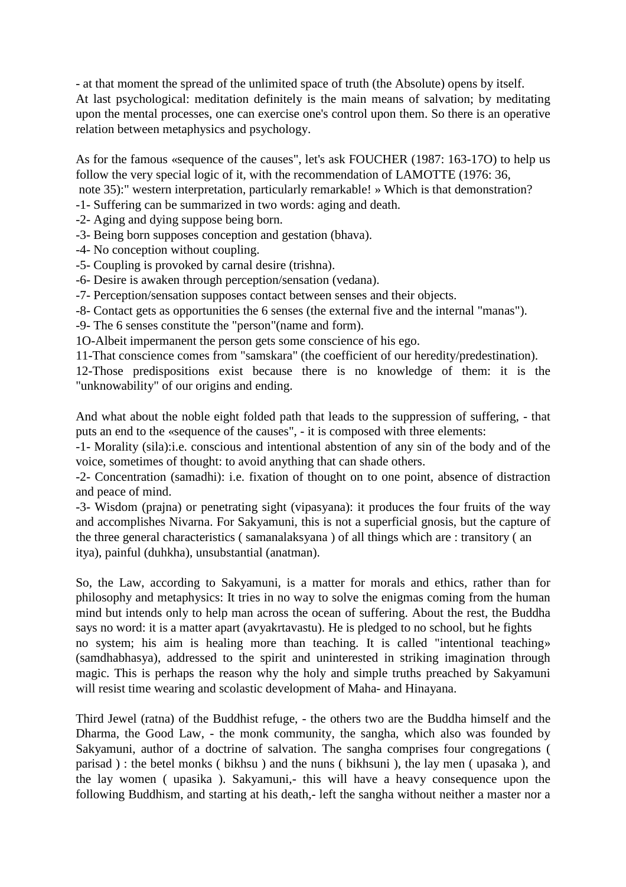- at that moment the spread of the unlimited space of truth (the Absolute) opens by itself.
At last psychological: meditation definitely is the main means of salvation; by meditating upon the mental processes, one can exercise one's control upon them. So there is an operative relation between metaphysics and psychology.

As for the famous «sequence of the causes", let's ask FOUCHER (1987: 163-17O) to help us follow the very special logic of it, with the recommendation of LAMOTTE (1976: 36, note 35):" western interpretation, particularly remarkable! » Which is that demonstration?
-1- Suffering can be summarized in two words: aging and death.
-2- Aging and dying suppose being born.
-3- Being born supposes conception and gestation (bhava).
-4- No conception without coupling.
-5- Coupling is provoked by carnal desire (trishna).
-6- Desire is awaken through perception/sensation (vedana).
-7- Perception/sensation supposes contact between senses and their objects.
-8- Contact gets as opportunities the 6 senses (the external five and the internal "manas").
-9- The 6 senses constitute the "person"(name and form).
1O-Albeit impermanent the person gets some conscience of his ego.
11-That conscience comes from "samskara" (the coefficient of our heredity/predestination).
12-Those predispositions exist because there is no knowledge of them: it is the "unknowability" of our origins and ending.

And what about the noble eight folded path that leads to the suppression of suffering, - that puts an end to the «sequence of the causes", - it is composed with three elements:
-1- Morality (sila):i.e. conscious and intentional abstention of any sin of the body and of the voice, sometimes of thought: to avoid anything that can shade others.
-2- Concentration (samadhi): i.e. fixation of thought on to one point, absence of distraction and peace of mind.
-3- Wisdom (prajna) or penetrating sight (vipasyana): it produces the four fruits of the way and accomplishes Nivarna. For Sakyamuni, this is not a superficial gnosis, but the capture of the three general characteristics ( samanalaksyana ) of all things which are : transitory ( an itya), painful (duhkha), unsubstantial (anatman).

So, the Law, according to Sakyamuni, is a matter for morals and ethics, rather than for philosophy and metaphysics: It tries in no way to solve the enigmas coming from the human mind but intends only to help man across the ocean of suffering. About the rest, the Buddha says no word: it is a matter apart (avyakrtavastu). He is pledged to no school, but he fights no system; his aim is healing more than teaching. It is called "intentional teaching» (samdhabhasya), addressed to the spirit and uninterested in striking imagination through magic. This is perhaps the reason why the holy and simple truths preached by Sakyamuni will resist time wearing and scolastic development of Maha- and Hinayana.

Third Jewel (ratna) of the Buddhist refuge, - the others two are the Buddha himself and the Dharma, the Good Law, - the monk community, the sangha, which also was founded by Sakyamuni, author of a doctrine of salvation. The sangha comprises four congregations ( parisad ) : the betel monks ( bikhsu ) and the nuns ( bikhsuni ), the lay men ( upasaka ), and the lay women ( upasika ). Sakyamuni,- this will have a heavy consequence upon the following Buddhism, and starting at his death,- left the sangha without neither a master nor a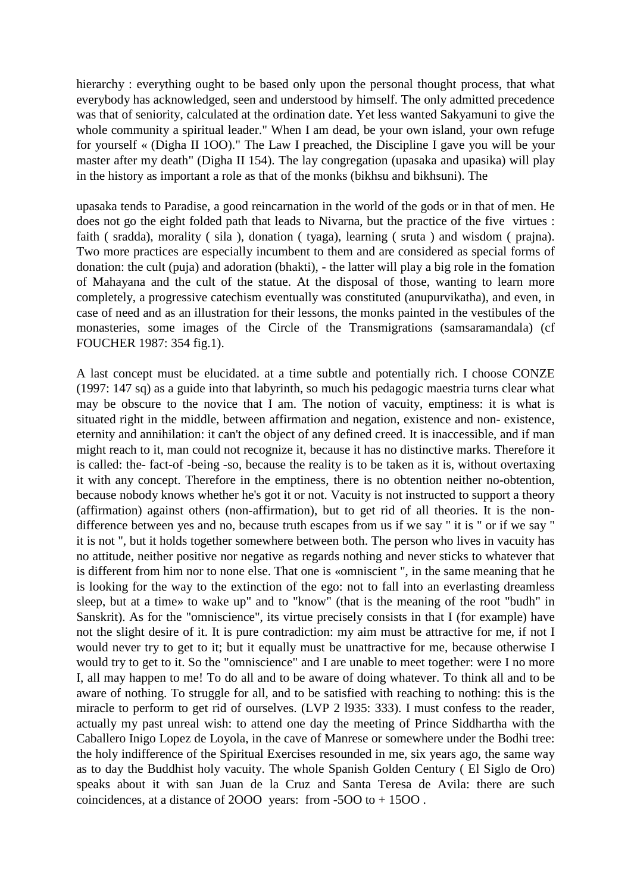hierarchy : everything ought to be based only upon the personal thought process, that what everybody has acknowledged, seen and understood by himself. The only admitted precedence was that of seniority, calculated at the ordination date. Yet less wanted Sakyamuni to give the whole community a spiritual leader." When I am dead, be your own island, your own refuge for yourself « (Digha II 1OO)." The Law I preached, the Discipline I gave you will be your master after my death" (Digha II 154). The lay congregation (upasaka and upasika) will play in the history as important a role as that of the monks (bikhsu and bikhsuni). The

upasaka tends to Paradise, a good reincarnation in the world of the gods or in that of men. He does not go the eight folded path that leads to Nivarna, but the practice of the five virtues : faith ( sradda), morality ( sila ), donation ( tyaga), learning ( sruta ) and wisdom ( prajna). Two more practices are especially incumbent to them and are considered as special forms of donation: the cult (puja) and adoration (bhakti), - the latter will play a big role in the fomation of Mahayana and the cult of the statue. At the disposal of those, wanting to learn more completely, a progressive catechism eventually was constituted (anupurvikatha), and even, in case of need and as an illustration for their lessons, the monks painted in the vestibules of the monasteries, some images of the Circle of the Transmigrations (samsaramandala) (cf FOUCHER 1987: 354 fig.1).

A last concept must be elucidated. at a time subtle and potentially rich. I choose CONZE (1997: 147 sq) as a guide into that labyrinth, so much his pedagogic maestria turns clear what may be obscure to the novice that I am. The notion of vacuity, emptiness: it is what is situated right in the middle, between affirmation and negation, existence and non- existence, eternity and annihilation: it can't the object of any defined creed. It is inaccessible, and if man might reach to it, man could not recognize it, because it has no distinctive marks. Therefore it is called: the- fact-of -being -so, because the reality is to be taken as it is, without overtaxing it with any concept. Therefore in the emptiness, there is no obtention neither no-obtention, because nobody knows whether he's got it or not. Vacuity is not instructed to support a theory (affirmation) against others (non-affirmation), but to get rid of all theories. It is the non-difference between yes and no, because truth escapes from us if we say " it is " or if we say " it is not ", but it holds together somewhere between both. The person who lives in vacuity has no attitude, neither positive nor negative as regards nothing and never sticks to whatever that is different from him nor to none else. That one is «omniscient ", in the same meaning that he is looking for the way to the extinction of the ego: not to fall into an everlasting dreamless sleep, but at a time» to wake up" and to "know" (that is the meaning of the root "budh" in Sanskrit). As for the "omniscience", its virtue precisely consists in that I (for example) have not the slight desire of it. It is pure contradiction: my aim must be attractive for me, if not I would never try to get to it; but it equally must be unattractive for me, because otherwise I would try to get to it. So the "omniscience" and I are unable to meet together: were I no more I, all may happen to me! To do all and to be aware of doing whatever. To think all and to be aware of nothing. To struggle for all, and to be satisfied with reaching to nothing: this is the miracle to perform to get rid of ourselves. (LVP 2 l935: 333). I must confess to the reader, actually my past unreal wish: to attend one day the meeting of Prince Siddhartha with the Caballero Inigo Lopez de Loyola, in the cave of Manrese or somewhere under the Bodhi tree: the holy indifference of the Spiritual Exercises resounded in me, six years ago, the same way as to day the Buddhist holy vacuity. The whole Spanish Golden Century ( El Siglo de Oro) speaks about it with san Juan de la Cruz and Santa Teresa de Avila: there are such coincidences, at a distance of 2OOO years: from -5OO to + 15OO .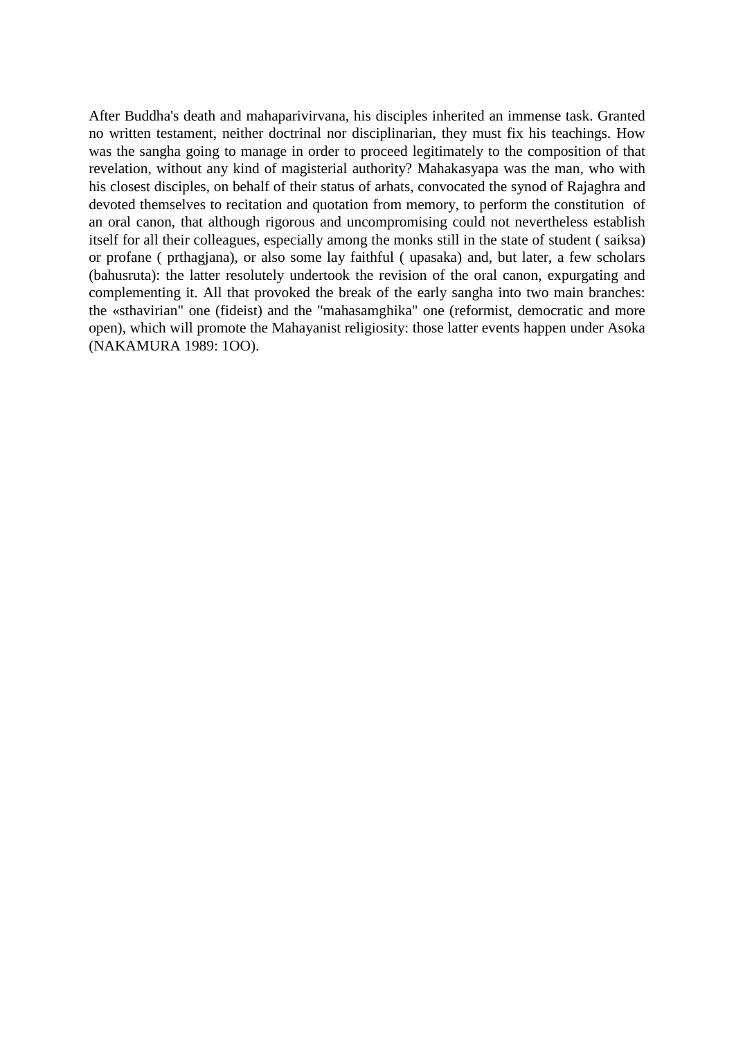After Buddha's death and mahaparivirvana, his disciples inherited an immense task. Granted no written testament, neither doctrinal nor disciplinarian, they must fix his teachings. How was the sangha going to manage in order to proceed legitimately to the composition of that revelation, without any kind of magisterial authority? Mahakasyapa was the man, who with his closest disciples, on behalf of their status of arhats, convocated the synod of Rajaghra and devoted themselves to recitation and quotation from memory, to perform the constitution of an oral canon, that although rigorous and uncompromising could not nevertheless establish itself for all their colleagues, especially among the monks still in the state of student ( saiksa) or profane ( prthagjana), or also some lay faithful ( upasaka) and, but later, a few scholars (bahusruta): the latter resolutely undertook the revision of the oral canon, expurgating and complementing it. All that provoked the break of the early sangha into two main branches: the «sthavirian" one (fideist) and the "mahasamghika" one (reformist, democratic and more open), which will promote the Mahayanist religiosity: those latter events happen under Asoka (NAKAMURA 1989: 1OO).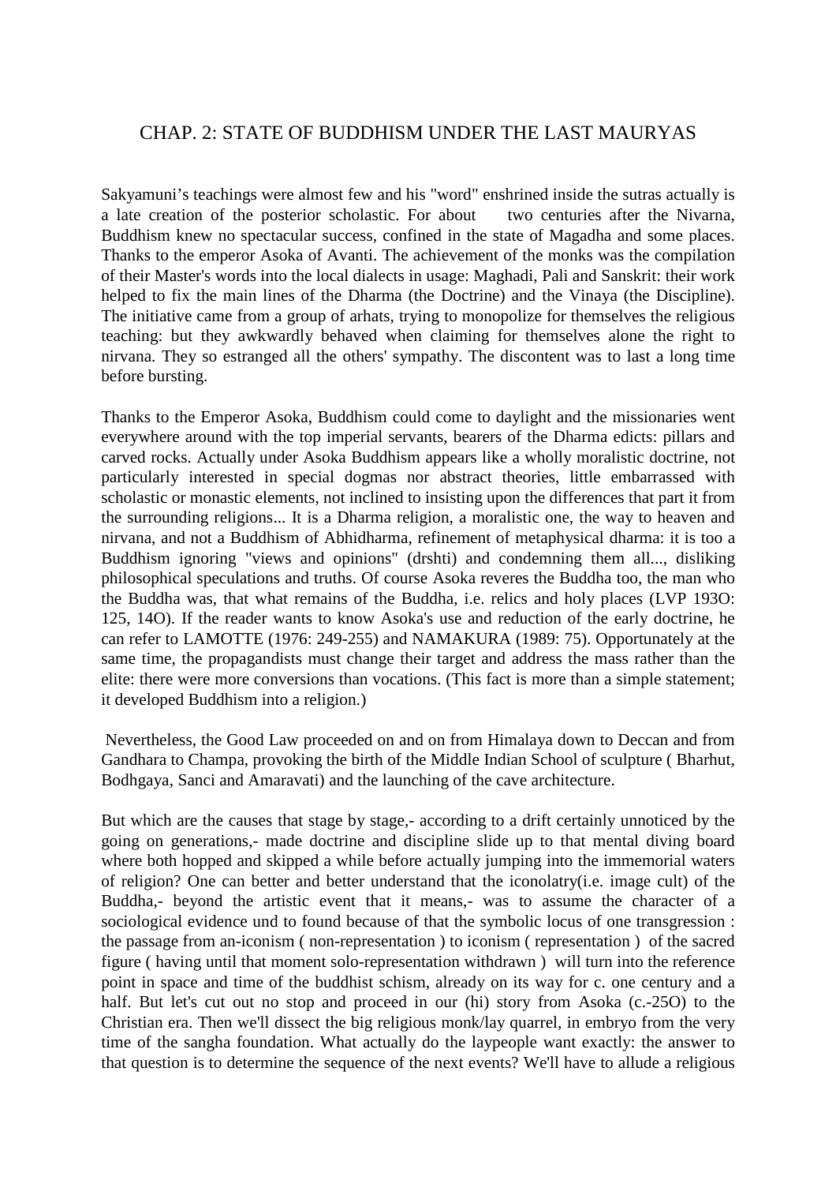## CHAP. 2: STATE OF BUDDHISM UNDER THE LAST MAURYAS

Sakyamuni's teachings were almost few and his "word" enshrined inside the sutras actually is a late creation of the posterior scholastic. For about two centuries after the Nivarna, Buddhism knew no spectacular success, confined in the state of Magadha and some places. Thanks to the emperor Asoka of Avanti. The achievement of the monks was the compilation of their Master's words into the local dialects in usage: Maghadi, Pali and Sanskrit: their work helped to fix the main lines of the Dharma (the Doctrine) and the Vinaya (the Discipline). The initiative came from a group of arhats, trying to monopolize for themselves the religious teaching: but they awkwardly behaved when claiming for themselves alone the right to nirvana. They so estranged all the others' sympathy. The discontent was to last a long time before bursting.

Thanks to the Emperor Asoka, Buddhism could come to daylight and the missionaries went everywhere around with the top imperial servants, bearers of the Dharma edicts: pillars and carved rocks. Actually under Asoka Buddhism appears like a wholly moralistic doctrine, not particularly interested in special dogmas nor abstract theories, little embarrassed with scholastic or monastic elements, not inclined to insisting upon the differences that part it from the surrounding religions... It is a Dharma religion, a moralistic one, the way to heaven and nirvana, and not a Buddhism of Abhidharma, refinement of metaphysical dharma: it is too a Buddhism ignoring "views and opinions" (drshti) and condemning them all..., disliking philosophical speculations and truths. Of course Asoka reveres the Buddha too, the man who the Buddha was, that what remains of the Buddha, i.e. relics and holy places (LVP 193O: 125, 14O). If the reader wants to know Asoka's use and reduction of the early doctrine, he can refer to LAMOTTE (1976: 249-255) and NAMAKURA (1989: 75). Opportunately at the same time, the propagandists must change their target and address the mass rather than the elite: there were more conversions than vocations. (This fact is more than a simple statement; it developed Buddhism into a religion.)

Nevertheless, the Good Law proceeded on and on from Himalaya down to Deccan and from Gandhara to Champa, provoking the birth of the Middle Indian School of sculpture ( Bharhut, Bodhgaya, Sanci and Amaravati) and the launching of the cave architecture.

But which are the causes that stage by stage,- according to a drift certainly unnoticed by the going on generations,- made doctrine and discipline slide up to that mental diving board where both hopped and skipped a while before actually jumping into the immemorial waters of religion? One can better and better understand that the iconolatry(i.e. image cult) of the Buddha,- beyond the artistic event that it means,- was to assume the character of a sociological evidence und to found because of that the symbolic locus of one transgression : the passage from an-iconism ( non-representation ) to iconism ( representation ) of the sacred figure ( having until that moment solo-representation withdrawn ) will turn into the reference point in space and time of the buddhist schism, already on its way for c. one century and a half. But let's cut out no stop and proceed in our (hi) story from Asoka (c.-25O) to the Christian era. Then we'll dissect the big religious monk/lay quarrel, in embryo from the very time of the sangha foundation. What actually do the laypeople want exactly: the answer to that question is to determine the sequence of the next events? We'll have to allude a religious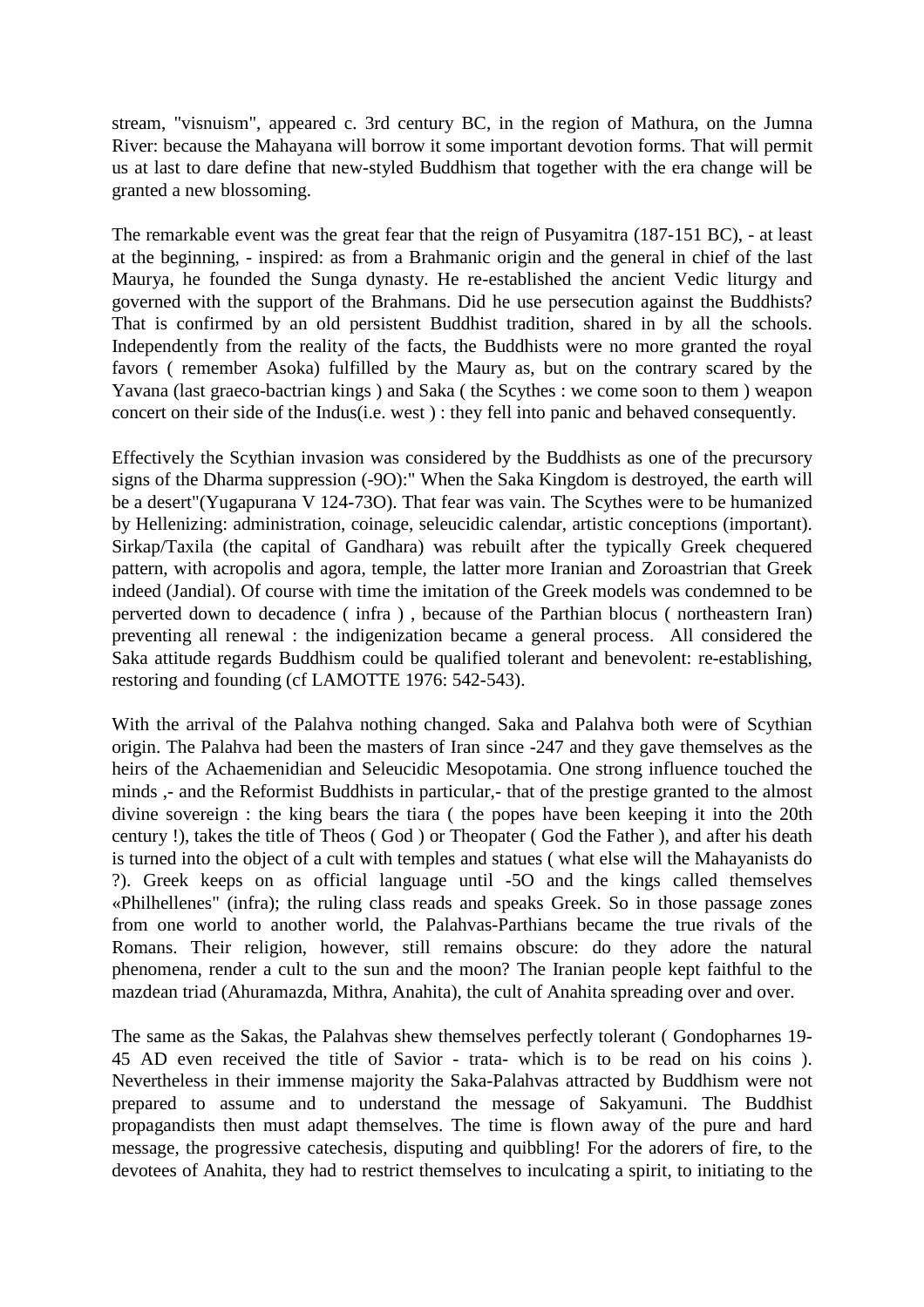stream, "visnuism", appeared c. 3rd century BC, in the region of Mathura, on the Jumna River: because the Mahayana will borrow it some important devotion forms. That will permit us at last to dare define that new-styled Buddhism that together with the era change will be granted a new blossoming.

The remarkable event was the great fear that the reign of Pusyamitra (187-151 BC), - at least at the beginning, - inspired: as from a Brahmanic origin and the general in chief of the last Maurya, he founded the Sunga dynasty. He re-established the ancient Vedic liturgy and governed with the support of the Brahmans. Did he use persecution against the Buddhists? That is confirmed by an old persistent Buddhist tradition, shared in by all the schools. Independently from the reality of the facts, the Buddhists were no more granted the royal favors ( remember Asoka) fulfilled by the Maury as, but on the contrary scared by the Yavana (last graeco-bactrian kings ) and Saka ( the Scythes : we come soon to them ) weapon concert on their side of the Indus(i.e. west ) : they fell into panic and behaved consequently.

Effectively the Scythian invasion was considered by the Buddhists as one of the precursory signs of the Dharma suppression (-9O):" When the Saka Kingdom is destroyed, the earth will be a desert"(Yugapurana V 124-73O). That fear was vain. The Scythes were to be humanized by Hellenizing: administration, coinage, seleucidic calendar, artistic conceptions (important). Sirkap/Taxila (the capital of Gandhara) was rebuilt after the typically Greek chequered pattern, with acropolis and agora, temple, the latter more Iranian and Zoroastrian that Greek indeed (Jandial). Of course with time the imitation of the Greek models was condemned to be perverted down to decadence ( infra ) , because of the Parthian blocus ( northeastern Iran) preventing all renewal : the indigenization became a general process. All considered the Saka attitude regards Buddhism could be qualified tolerant and benevolent: re-establishing, restoring and founding (cf LAMOTTE 1976: 542-543).

With the arrival of the Palahva nothing changed. Saka and Palahva both were of Scythian origin. The Palahva had been the masters of Iran since -247 and they gave themselves as the heirs of the Achaemenidian and Seleucidic Mesopotamia. One strong influence touched the minds ,- and the Reformist Buddhists in particular,- that of the prestige granted to the almost divine sovereign : the king bears the tiara ( the popes have been keeping it into the 20th century !), takes the title of Theos ( God ) or Theopater ( God the Father ), and after his death is turned into the object of a cult with temples and statues ( what else will the Mahayanists do ?). Greek keeps on as official language until -5O and the kings called themselves «Philhellenes" (infra); the ruling class reads and speaks Greek. So in those passage zones from one world to another world, the Palahvas-Parthians became the true rivals of the Romans. Their religion, however, still remains obscure: do they adore the natural phenomena, render a cult to the sun and the moon? The Iranian people kept faithful to the mazdean triad (Ahuramazda, Mithra, Anahita), the cult of Anahita spreading over and over.

The same as the Sakas, the Palahvas shew themselves perfectly tolerant ( Gondopharnes 19-45 AD even received the title of Savior - trata- which is to be read on his coins ). Nevertheless in their immense majority the Saka-Palahvas attracted by Buddhism were not prepared to assume and to understand the message of Sakyamuni. The Buddhist propagandists then must adapt themselves. The time is flown away of the pure and hard message, the progressive catechesis, disputing and quibbling! For the adorers of fire, to the devotees of Anahita, they had to restrict themselves to inculcating a spirit, to initiating to the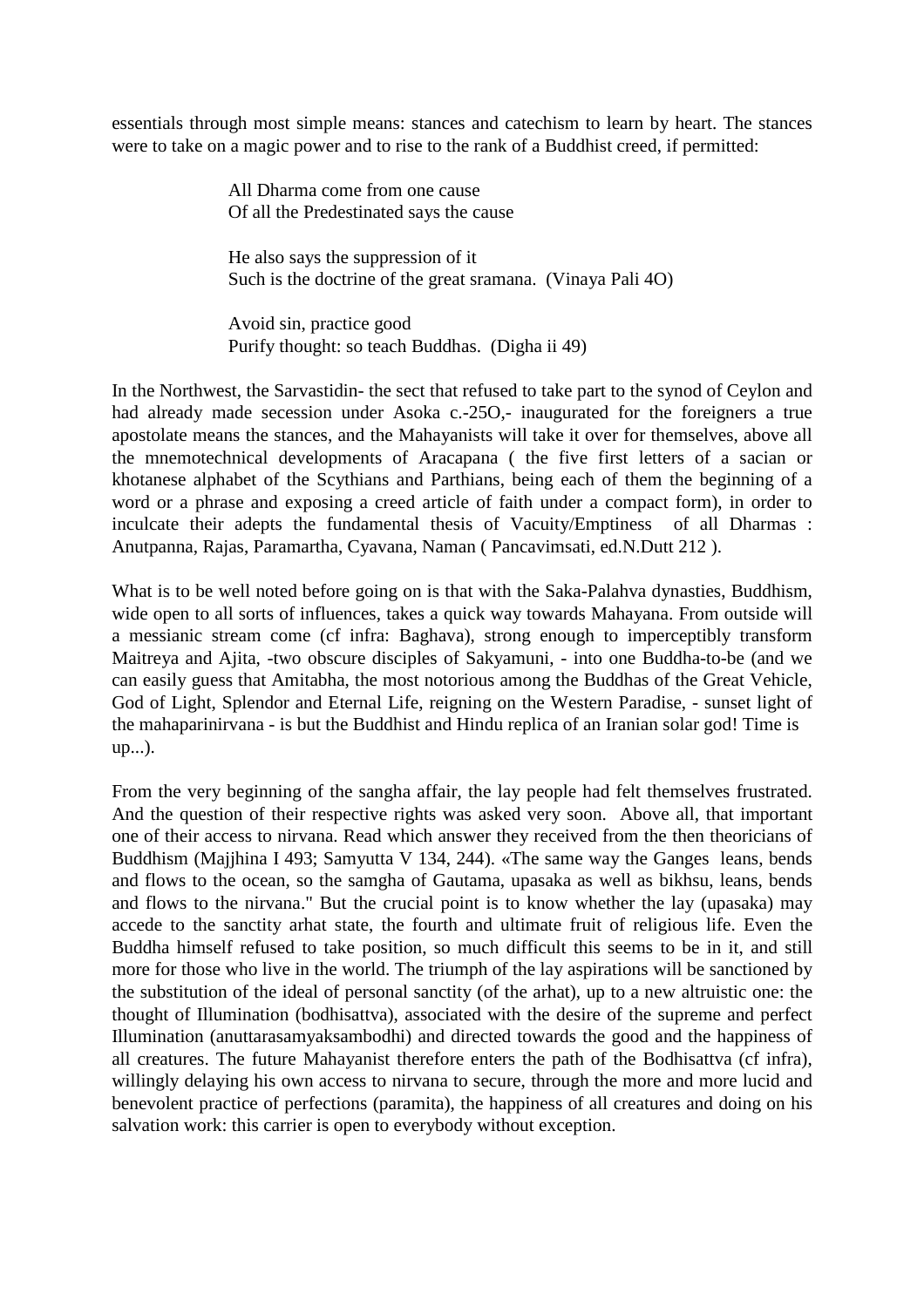essentials through most simple means: stances and catechism to learn by heart. The stances were to take on a magic power and to rise to the rank of a Buddhist creed, if permitted:

> All Dharma come from one cause
> Of all the Predestinated says the cause
>
> He also says the suppression of it
> Such is the doctrine of the great sramana. (Vinaya Pali 4O)
>
> Avoid sin, practice good
> Purify thought: so teach Buddhas. (Digha ii 49)

In the Northwest, the Sarvastidin- the sect that refused to take part to the synod of Ceylon and had already made secession under Asoka c.-25O,- inaugurated for the foreigners a true apostolate means the stances, and the Mahayanists will take it over for themselves, above all the mnemotechnical developments of Aracapana ( the five first letters of a sacian or khotanese alphabet of the Scythians and Parthians, being each of them the beginning of a word or a phrase and exposing a creed article of faith under a compact form), in order to inculcate their adepts the fundamental thesis of Vacuity/Emptiness of all Dharmas : Anutpanna, Rajas, Paramartha, Cyavana, Naman ( Pancavimsati, ed.N.Dutt 212 ).

What is to be well noted before going on is that with the Saka-Palahva dynasties, Buddhism, wide open to all sorts of influences, takes a quick way towards Mahayana. From outside will a messianic stream come (cf infra: Baghava), strong enough to imperceptibly transform Maitreya and Ajita, -two obscure disciples of Sakyamuni, - into one Buddha-to-be (and we can easily guess that Amitabha, the most notorious among the Buddhas of the Great Vehicle, God of Light, Splendor and Eternal Life, reigning on the Western Paradise, - sunset light of the mahaparinirvana - is but the Buddhist and Hindu replica of an Iranian solar god! Time is up...).

From the very beginning of the sangha affair, the lay people had felt themselves frustrated. And the question of their respective rights was asked very soon. Above all, that important one of their access to nirvana. Read which answer they received from the then theoricians of Buddhism (Majjhina I 493; Samyutta V 134, 244). «The same way the Ganges leans, bends and flows to the ocean, so the samgha of Gautama, upasaka as well as bikhsu, leans, bends and flows to the nirvana." But the crucial point is to know whether the lay (upasaka) may accede to the sanctity arhat state, the fourth and ultimate fruit of religious life. Even the Buddha himself refused to take position, so much difficult this seems to be in it, and still more for those who live in the world. The triumph of the lay aspirations will be sanctioned by the substitution of the ideal of personal sanctity (of the arhat), up to a new altruistic one: the thought of Illumination (bodhisattva), associated with the desire of the supreme and perfect Illumination (anuttarasamyaksambodhi) and directed towards the good and the happiness of all creatures. The future Mahayanist therefore enters the path of the Bodhisattva (cf infra), willingly delaying his own access to nirvana to secure, through the more and more lucid and benevolent practice of perfections (paramita), the happiness of all creatures and doing on his salvation work: this carrier is open to everybody without exception.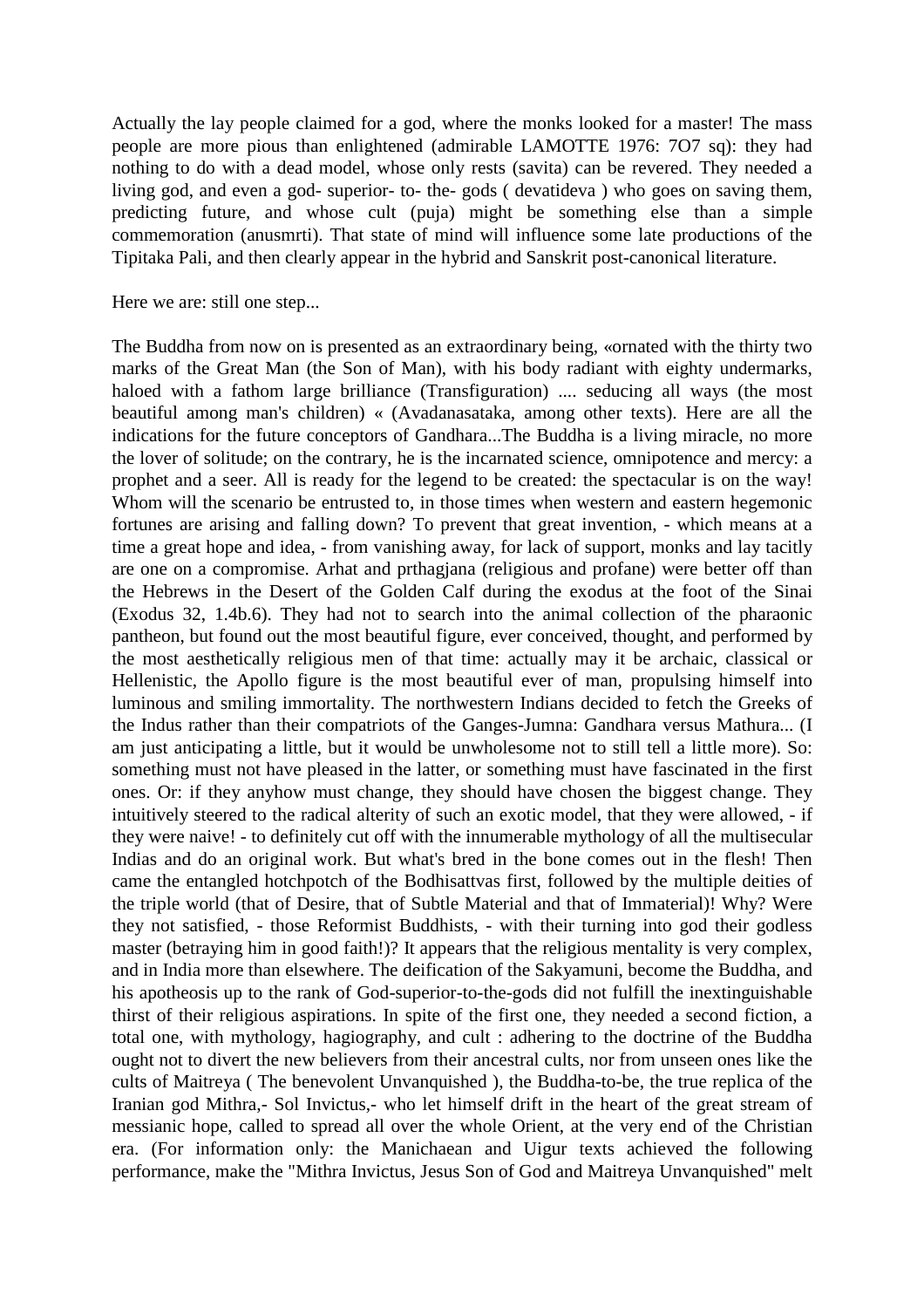Actually the lay people claimed for a god, where the monks looked for a master! The mass people are more pious than enlightened (admirable LAMOTTE 1976: 7O7 sq): they had nothing to do with a dead model, whose only rests (savita) can be revered. They needed a living god, and even a god- superior- to- the- gods ( devatideva ) who goes on saving them, predicting future, and whose cult (puja) might be something else than a simple commemoration (anusmrti). That state of mind will influence some late productions of the Tipitaka Pali, and then clearly appear in the hybrid and Sanskrit post-canonical literature.

Here we are: still one step...

The Buddha from now on is presented as an extraordinary being, «ornated with the thirty two marks of the Great Man (the Son of Man), with his body radiant with eighty undermarks, haloed with a fathom large brilliance (Transfiguration) .... seducing all ways (the most beautiful among man's children) « (Avadanasataka, among other texts). Here are all the indications for the future conceptors of Gandhara...The Buddha is a living miracle, no more the lover of solitude; on the contrary, he is the incarnated science, omnipotence and mercy: a prophet and a seer. All is ready for the legend to be created: the spectacular is on the way! Whom will the scenario be entrusted to, in those times when western and eastern hegemonic fortunes are arising and falling down? To prevent that great invention, - which means at a time a great hope and idea, - from vanishing away, for lack of support, monks and lay tacitly are one on a compromise. Arhat and prthagjana (religious and profane) were better off than the Hebrews in the Desert of the Golden Calf during the exodus at the foot of the Sinai (Exodus 32, 1.4b.6). They had not to search into the animal collection of the pharaonic pantheon, but found out the most beautiful figure, ever conceived, thought, and performed by the most aesthetically religious men of that time: actually may it be archaic, classical or Hellenistic, the Apollo figure is the most beautiful ever of man, propulsing himself into luminous and smiling immortality. The northwestern Indians decided to fetch the Greeks of the Indus rather than their compatriots of the Ganges-Jumna: Gandhara versus Mathura... (I am just anticipating a little, but it would be unwholesome not to still tell a little more). So: something must not have pleased in the latter, or something must have fascinated in the first ones. Or: if they anyhow must change, they should have chosen the biggest change. They intuitively steered to the radical alterity of such an exotic model, that they were allowed, - if they were naive! - to definitely cut off with the innumerable mythology of all the multisecular Indias and do an original work. But what's bred in the bone comes out in the flesh! Then came the entangled hotchpotch of the Bodhisattvas first, followed by the multiple deities of the triple world (that of Desire, that of Subtle Material and that of Immaterial)! Why? Were they not satisfied, - those Reformist Buddhists, - with their turning into god their godless master (betraying him in good faith!)? It appears that the religious mentality is very complex, and in India more than elsewhere. The deification of the Sakyamuni, become the Buddha, and his apotheosis up to the rank of God-superior-to-the-gods did not fulfill the inextinguishable thirst of their religious aspirations. In spite of the first one, they needed a second fiction, a total one, with mythology, hagiography, and cult : adhering to the doctrine of the Buddha ought not to divert the new believers from their ancestral cults, nor from unseen ones like the cults of Maitreya ( The benevolent Unvanquished ), the Buddha-to-be, the true replica of the Iranian god Mithra,- Sol Invictus,- who let himself drift in the heart of the great stream of messianic hope, called to spread all over the whole Orient, at the very end of the Christian era. (For information only: the Manichaean and Uigur texts achieved the following performance, make the "Mithra Invictus, Jesus Son of God and Maitreya Unvanquished" melt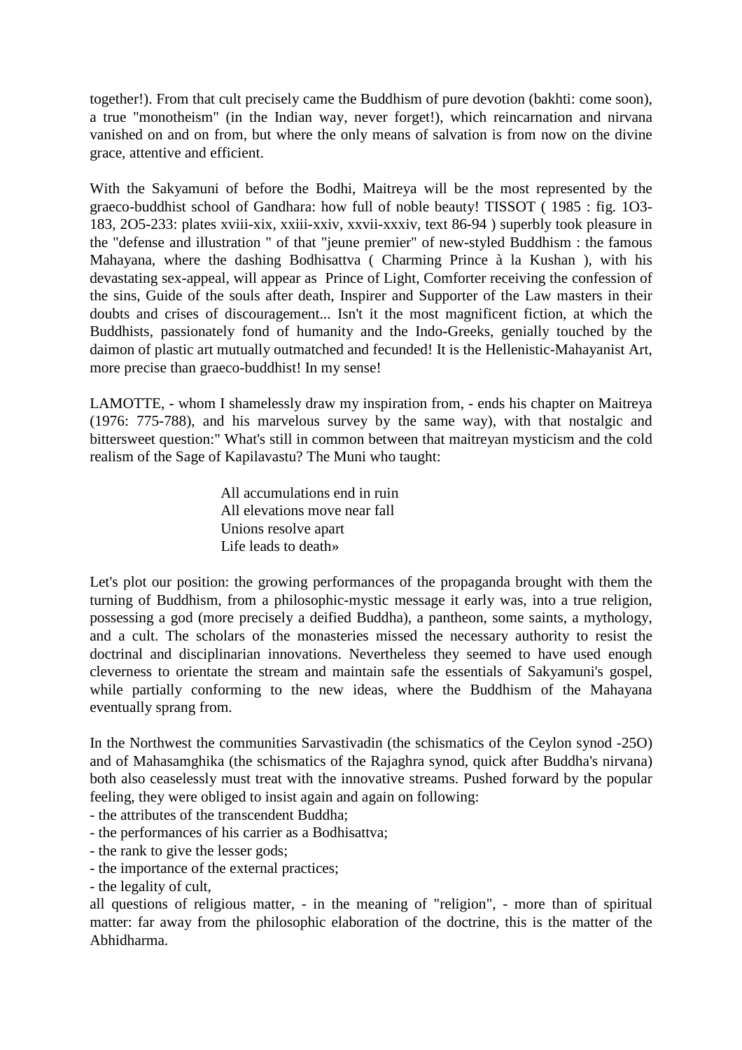together!). From that cult precisely came the Buddhism of pure devotion (bakhti: come soon), a true "monotheism" (in the Indian way, never forget!), which reincarnation and nirvana vanished on and on from, but where the only means of salvation is from now on the divine grace, attentive and efficient.

With the Sakyamuni of before the Bodhi, Maitreya will be the most represented by the graeco-buddhist school of Gandhara: how full of noble beauty! TISSOT ( 1985 : fig. 1O3-183, 2O5-233: plates xviii-xix, xxiii-xxiv, xxvii-xxxiv, text 86-94 ) superbly took pleasure in the "defense and illustration " of that "jeune premier" of new-styled Buddhism : the famous Mahayana, where the dashing Bodhisattva ( Charming Prince à la Kushan ), with his devastating sex-appeal, will appear as Prince of Light, Comforter receiving the confession of the sins, Guide of the souls after death, Inspirer and Supporter of the Law masters in their doubts and crises of discouragement... Isn't it the most magnificent fiction, at which the Buddhists, passionately fond of humanity and the Indo-Greeks, genially touched by the daimon of plastic art mutually outmatched and fecunded! It is the Hellenistic-Mahayanist Art, more precise than graeco-buddhist! In my sense!

LAMOTTE, - whom I shamelessly draw my inspiration from, - ends his chapter on Maitreya (1976: 775-788), and his marvelous survey by the same way), with that nostalgic and bittersweet question:" What's still in common between that maitreyan mysticism and the cold realism of the Sage of Kapilavastu? The Muni who taught:

> All accumulations end in ruin
> All elevations move near fall
> Unions resolve apart
> Life leads to death»

Let's plot our position: the growing performances of the propaganda brought with them the turning of Buddhism, from a philosophic-mystic message it early was, into a true religion, possessing a god (more precisely a deified Buddha), a pantheon, some saints, a mythology, and a cult. The scholars of the monasteries missed the necessary authority to resist the doctrinal and disciplinarian innovations. Nevertheless they seemed to have used enough cleverness to orientate the stream and maintain safe the essentials of Sakyamuni's gospel, while partially conforming to the new ideas, where the Buddhism of the Mahayana eventually sprang from.

In the Northwest the communities Sarvastivadin (the schismatics of the Ceylon synod -25O) and of Mahasamghika (the schismatics of the Rajaghra synod, quick after Buddha's nirvana) both also ceaselessly must treat with the innovative streams. Pushed forward by the popular feeling, they were obliged to insist again and again on following:

- the attributes of the transcendent Buddha;
- the performances of his carrier as a Bodhisattva;
- the rank to give the lesser gods;
- the importance of the external practices;
- the legality of cult,

all questions of religious matter, - in the meaning of "religion", - more than of spiritual matter: far away from the philosophic elaboration of the doctrine, this is the matter of the Abhidharma.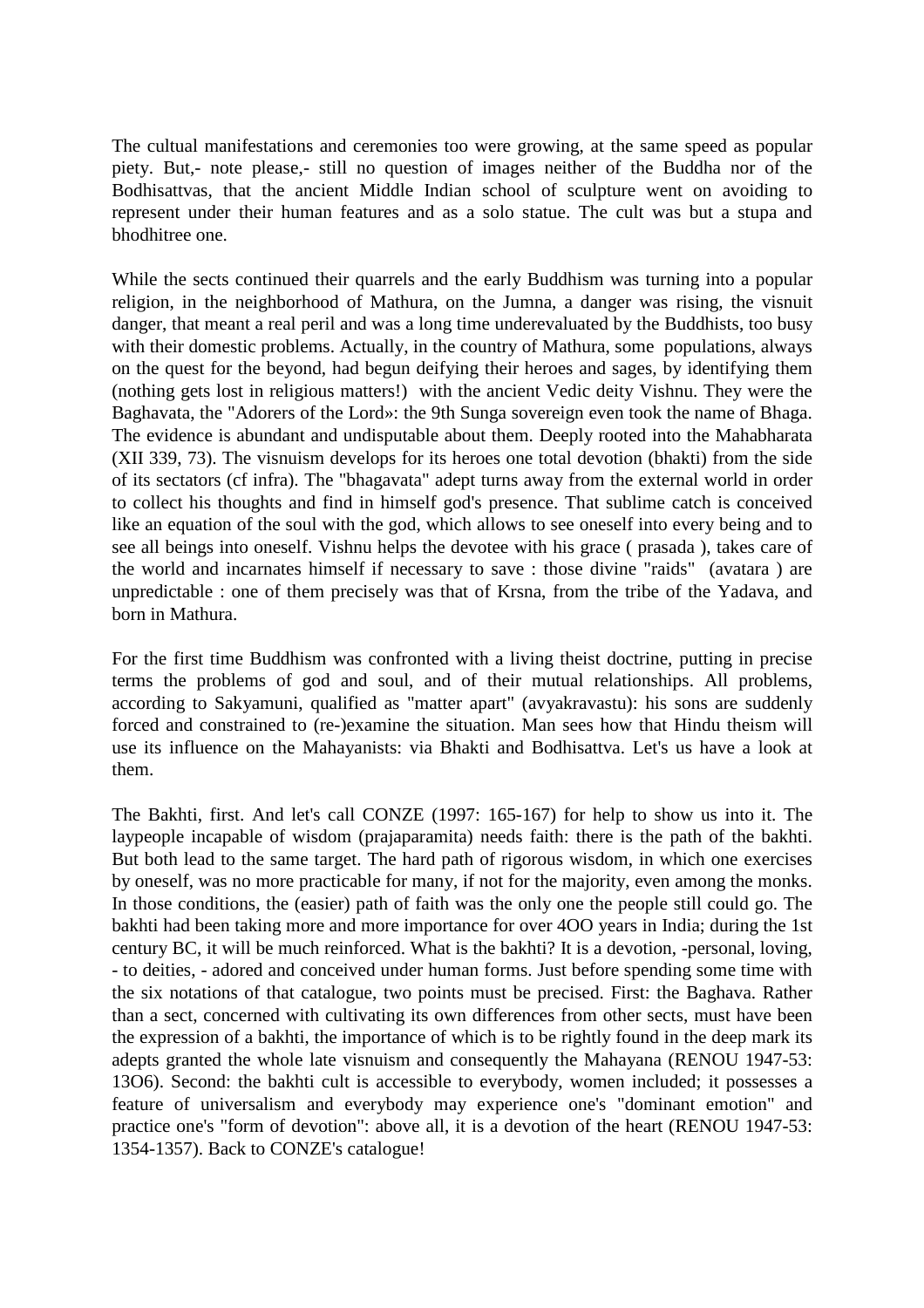The cultual manifestations and ceremonies too were growing, at the same speed as popular piety. But,- note please,- still no question of images neither of the Buddha nor of the Bodhisattvas, that the ancient Middle Indian school of sculpture went on avoiding to represent under their human features and as a solo statue. The cult was but a stupa and bhodhitree one.

While the sects continued their quarrels and the early Buddhism was turning into a popular religion, in the neighborhood of Mathura, on the Jumna, a danger was rising, the visnuit danger, that meant a real peril and was a long time underevaluated by the Buddhists, too busy with their domestic problems. Actually, in the country of Mathura, some populations, always on the quest for the beyond, had begun deifying their heroes and sages, by identifying them (nothing gets lost in religious matters!) with the ancient Vedic deity Vishnu. They were the Baghavata, the "Adorers of the Lord»: the 9th Sunga sovereign even took the name of Bhaga. The evidence is abundant and undisputable about them. Deeply rooted into the Mahabharata (XII 339, 73). The visnuism develops for its heroes one total devotion (bhakti) from the side of its sectators (cf infra). The "bhagavata" adept turns away from the external world in order to collect his thoughts and find in himself god's presence. That sublime catch is conceived like an equation of the soul with the god, which allows to see oneself into every being and to see all beings into oneself. Vishnu helps the devotee with his grace ( prasada ), takes care of the world and incarnates himself if necessary to save : those divine "raids" (avatara ) are unpredictable : one of them precisely was that of Krsna, from the tribe of the Yadava, and born in Mathura.

For the first time Buddhism was confronted with a living theist doctrine, putting in precise terms the problems of god and soul, and of their mutual relationships. All problems, according to Sakyamuni, qualified as "matter apart" (avyakravastu): his sons are suddenly forced and constrained to (re-)examine the situation. Man sees how that Hindu theism will use its influence on the Mahayanists: via Bhakti and Bodhisattva. Let's us have a look at them.

The Bakhti, first. And let's call CONZE (1997: 165-167) for help to show us into it. The laypeople incapable of wisdom (prajaparamita) needs faith: there is the path of the bakhti. But both lead to the same target. The hard path of rigorous wisdom, in which one exercises by oneself, was no more practicable for many, if not for the majority, even among the monks. In those conditions, the (easier) path of faith was the only one the people still could go. The bakhti had been taking more and more importance for over 4OO years in India; during the 1st century BC, it will be much reinforced. What is the bakhti? It is a devotion, -personal, loving, - to deities, - adored and conceived under human forms. Just before spending some time with the six notations of that catalogue, two points must be precised. First: the Baghava. Rather than a sect, concerned with cultivating its own differences from other sects, must have been the expression of a bakhti, the importance of which is to be rightly found in the deep mark its adepts granted the whole late visnuism and consequently the Mahayana (RENOU 1947-53: 13O6). Second: the bakhti cult is accessible to everybody, women included; it possesses a feature of universalism and everybody may experience one's "dominant emotion" and practice one's "form of devotion": above all, it is a devotion of the heart (RENOU 1947-53: 1354-1357). Back to CONZE's catalogue!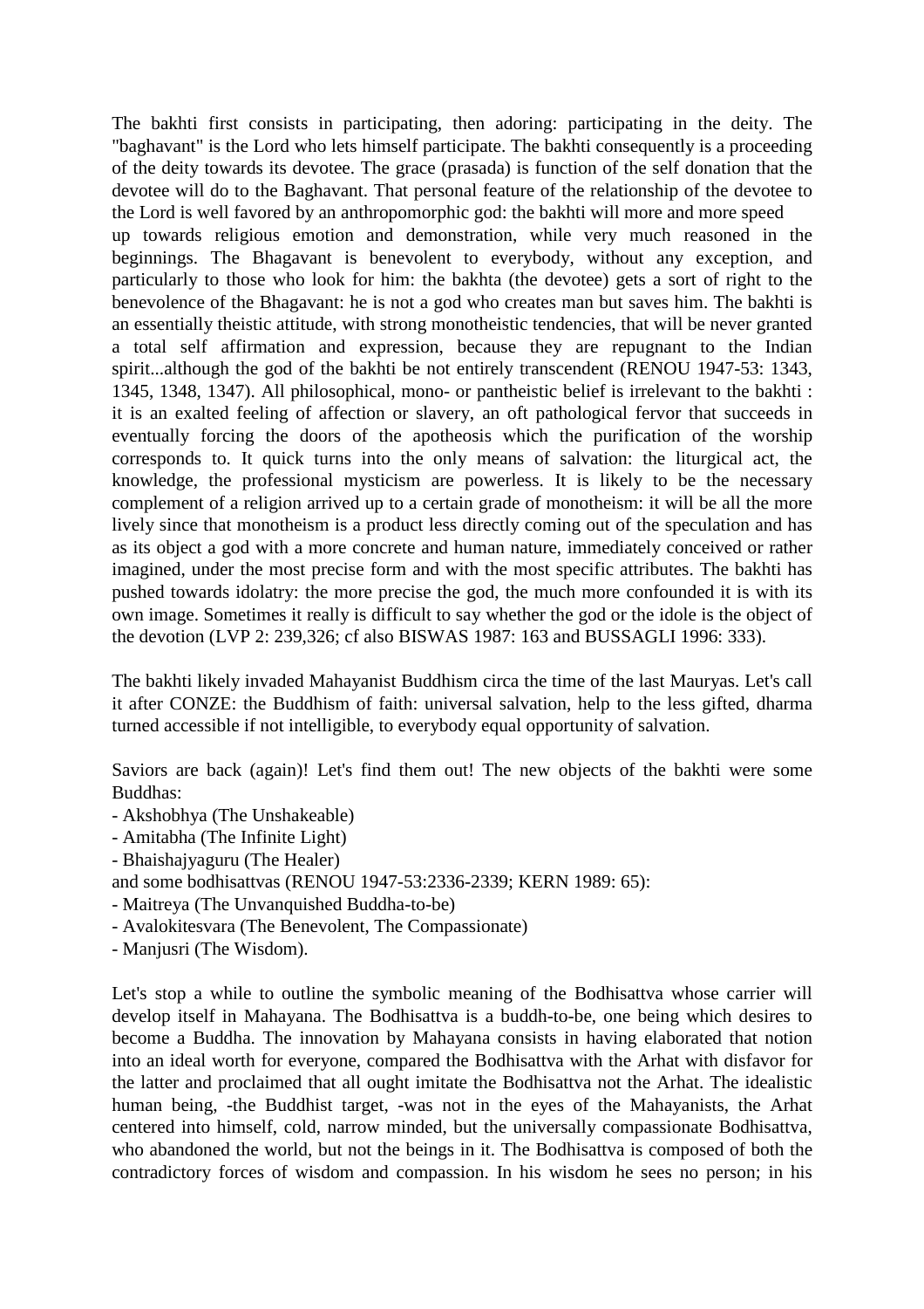The bakhti first consists in participating, then adoring: participating in the deity. The "baghavant" is the Lord who lets himself participate. The bakhti consequently is a proceeding of the deity towards its devotee. The grace (prasada) is function of the self donation that the devotee will do to the Baghavant. That personal feature of the relationship of the devotee to the Lord is well favored by an anthropomorphic god: the bakhti will more and more speed up towards religious emotion and demonstration, while very much reasoned in the beginnings. The Bhagavant is benevolent to everybody, without any exception, and particularly to those who look for him: the bakhta (the devotee) gets a sort of right to the benevolence of the Bhagavant: he is not a god who creates man but saves him. The bakhti is an essentially theistic attitude, with strong monotheistic tendencies, that will be never granted a total self affirmation and expression, because they are repugnant to the Indian spirit...although the god of the bakhti be not entirely transcendent (RENOU 1947-53: 1343, 1345, 1348, 1347). All philosophical, mono- or pantheistic belief is irrelevant to the bakhti : it is an exalted feeling of affection or slavery, an oft pathological fervor that succeeds in eventually forcing the doors of the apotheosis which the purification of the worship corresponds to. It quick turns into the only means of salvation: the liturgical act, the knowledge, the professional mysticism are powerless. It is likely to be the necessary complement of a religion arrived up to a certain grade of monotheism: it will be all the more lively since that monotheism is a product less directly coming out of the speculation and has as its object a god with a more concrete and human nature, immediately conceived or rather imagined, under the most precise form and with the most specific attributes. The bakhti has pushed towards idolatry: the more precise the god, the much more confounded it is with its own image. Sometimes it really is difficult to say whether the god or the idole is the object of the devotion (LVP 2: 239,326; cf also BISWAS 1987: 163 and BUSSAGLI 1996: 333).

The bakhti likely invaded Mahayanist Buddhism circa the time of the last Mauryas. Let's call it after CONZE: the Buddhism of faith: universal salvation, help to the less gifted, dharma turned accessible if not intelligible, to everybody equal opportunity of salvation.

Saviors are back (again)! Let's find them out! The new objects of the bakhti were some Buddhas:

- Akshobhya (The Unshakeable)
- Amitabha (The Infinite Light)
- Bhaishajyaguru (The Healer)

and some bodhisattvas (RENOU 1947-53:2336-2339; KERN 1989: 65):

- Maitreya (The Unvanquished Buddha-to-be)
- Avalokitesvara (The Benevolent, The Compassionate)
- Manjusri (The Wisdom).

Let's stop a while to outline the symbolic meaning of the Bodhisattva whose carrier will develop itself in Mahayana. The Bodhisattva is a buddh-to-be, one being which desires to become a Buddha. The innovation by Mahayana consists in having elaborated that notion into an ideal worth for everyone, compared the Bodhisattva with the Arhat with disfavor for the latter and proclaimed that all ought imitate the Bodhisattva not the Arhat. The idealistic human being, -the Buddhist target, -was not in the eyes of the Mahayanists, the Arhat centered into himself, cold, narrow minded, but the universally compassionate Bodhisattva, who abandoned the world, but not the beings in it. The Bodhisattva is composed of both the contradictory forces of wisdom and compassion. In his wisdom he sees no person; in his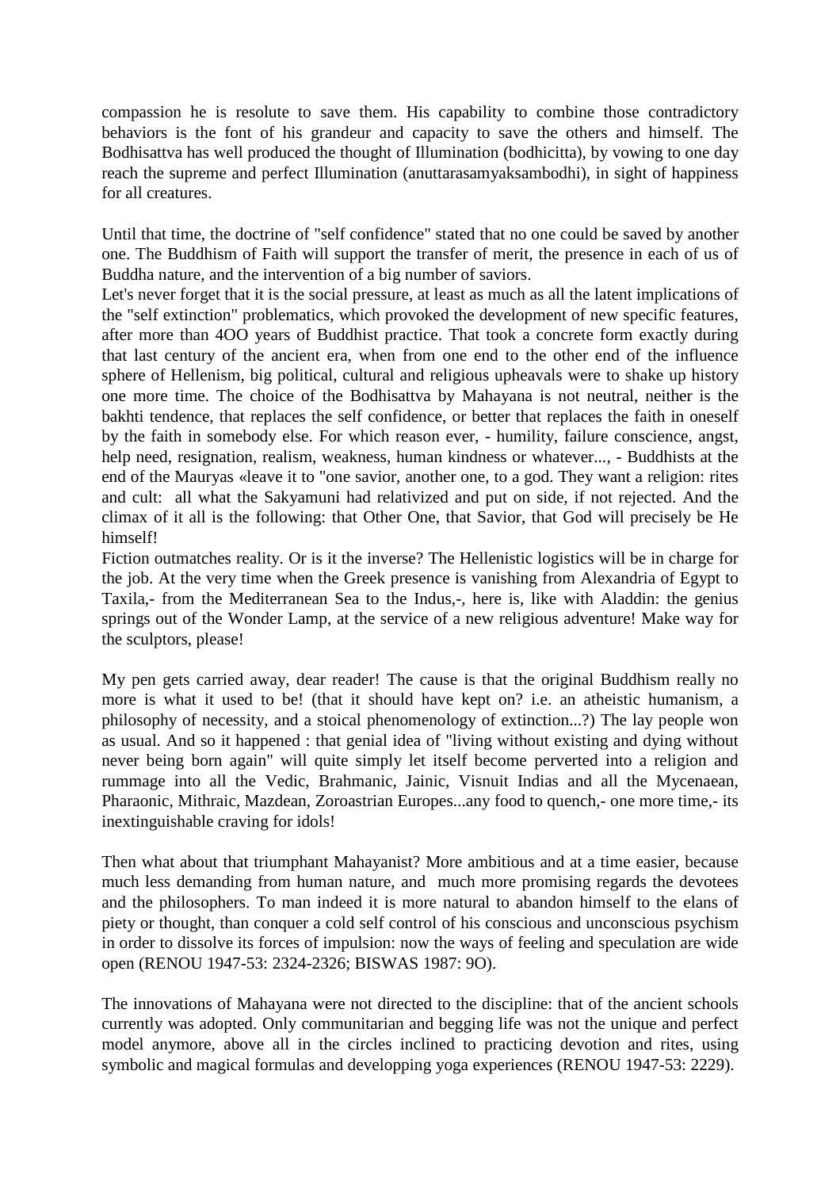compassion he is resolute to save them. His capability to combine those contradictory behaviors is the font of his grandeur and capacity to save the others and himself. The Bodhisattva has well produced the thought of Illumination (bodhicitta), by vowing to one day reach the supreme and perfect Illumination (anuttarasamyaksambodhi), in sight of happiness for all creatures.

Until that time, the doctrine of "self confidence" stated that no one could be saved by another one. The Buddhism of Faith will support the transfer of merit, the presence in each of us of Buddha nature, and the intervention of a big number of saviors.
Let's never forget that it is the social pressure, at least as much as all the latent implications of the "self extinction" problematics, which provoked the development of new specific features, after more than 4OO years of Buddhist practice. That took a concrete form exactly during that last century of the ancient era, when from one end to the other end of the influence sphere of Hellenism, big political, cultural and religious upheavals were to shake up history one more time. The choice of the Bodhisattva by Mahayana is not neutral, neither is the bakhti tendence, that replaces the self confidence, or better that replaces the faith in oneself by the faith in somebody else. For which reason ever, - humility, failure conscience, angst, help need, resignation, realism, weakness, human kindness or whatever..., - Buddhists at the end of the Mauryas «leave it to "one savior, another one, to a god. They want a religion: rites and cult: all what the Sakyamuni had relativized and put on side, if not rejected. And the climax of it all is the following: that Other One, that Savior, that God will precisely be He himself!
Fiction outmatches reality. Or is it the inverse? The Hellenistic logistics will be in charge for the job. At the very time when the Greek presence is vanishing from Alexandria of Egypt to Taxila,- from the Mediterranean Sea to the Indus,-, here is, like with Aladdin: the genius springs out of the Wonder Lamp, at the service of a new religious adventure! Make way for the sculptors, please!

My pen gets carried away, dear reader! The cause is that the original Buddhism really no more is what it used to be! (that it should have kept on? i.e. an atheistic humanism, a philosophy of necessity, and a stoical phenomenology of extinction...?) The lay people won as usual. And so it happened : that genial idea of "living without existing and dying without never being born again" will quite simply let itself become perverted into a religion and rummage into all the Vedic, Brahmanic, Jainic, Visnuit Indias and all the Mycenaean, Pharaonic, Mithraic, Mazdean, Zoroastrian Europes...any food to quench,- one more time,- its inextinguishable craving for idols!

Then what about that triumphant Mahayanist? More ambitious and at a time easier, because much less demanding from human nature, and much more promising regards the devotees and the philosophers. To man indeed it is more natural to abandon himself to the elans of piety or thought, than conquer a cold self control of his conscious and unconscious psychism in order to dissolve its forces of impulsion: now the ways of feeling and speculation are wide open (RENOU 1947-53: 2324-2326; BISWAS 1987: 9O).

The innovations of Mahayana were not directed to the discipline: that of the ancient schools currently was adopted. Only communitarian and begging life was not the unique and perfect model anymore, above all in the circles inclined to practicing devotion and rites, using symbolic and magical formulas and developping yoga experiences (RENOU 1947-53: 2229).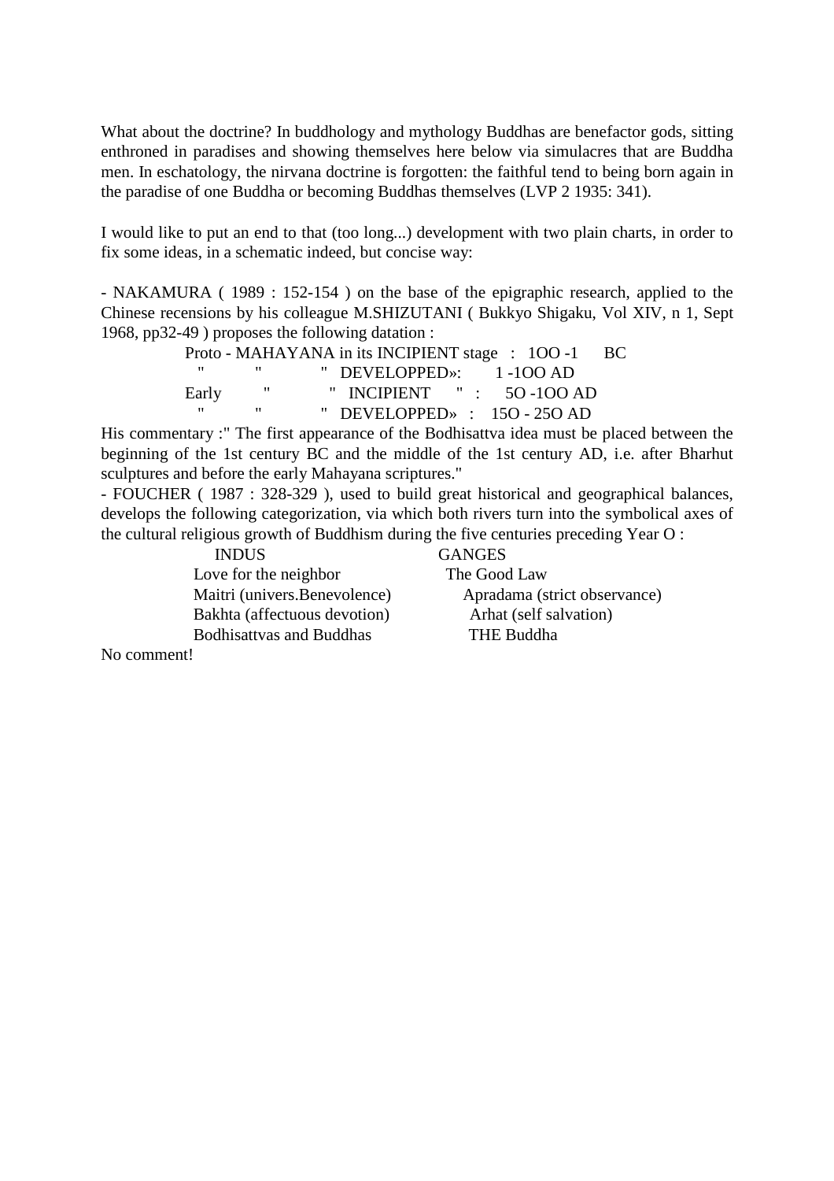What about the doctrine? In buddhology and mythology Buddhas are benefactor gods, sitting enthroned in paradises and showing themselves here below via simulacres that are Buddha men. In eschatology, the nirvana doctrine is forgotten: the faithful tend to being born again in the paradise of one Buddha or becoming Buddhas themselves (LVP 2 1935: 341).

I would like to put an end to that (too long...) development with two plain charts, in order to fix some ideas, in a schematic indeed, but concise way:

- NAKAMURA ( 1989 : 152-154 ) on the base of the epigraphic research, applied to the Chinese recensions by his colleague M.SHIZUTANI ( Bukkyo Shigaku, Vol XIV, n 1, Sept 1968, pp32-49 ) proposes the following datation :

| | | | | |
|---|---|---|---|---|
| Proto - MAHAYANA | in its | INCIPIENT stage | : | 1OO -1 BC |
| " | " | " DEVELOPPED» | : | 1 -1OO AD |
| Early | " | " INCIPIENT " | : | 5O -1OO AD |
| " | " | " DEVELOPPED» | : | 15O - 25O AD |

His commentary :" The first appearance of the Bodhisattva idea must be placed between the beginning of the 1st century BC and the middle of the 1st century AD, i.e. after Bharhut sculptures and before the early Mahayana scriptures."

- FOUCHER ( 1987 : 328-329 ), used to build great historical and geographical balances, develops the following categorization, via which both rivers turn into the symbolical axes of the cultural religious growth of Buddhism during the five centuries preceding Year O :

| INDUS | GANGES |
|---|---|
| Love for the neighbor | The Good Law |
| Maitri (univers.Benevolence) | Apradama (strict observance) |
| Bakhta (affectuous devotion) | Arhat (self salvation) |
| Bodhisattvas and Buddhas | THE Buddha |

No comment!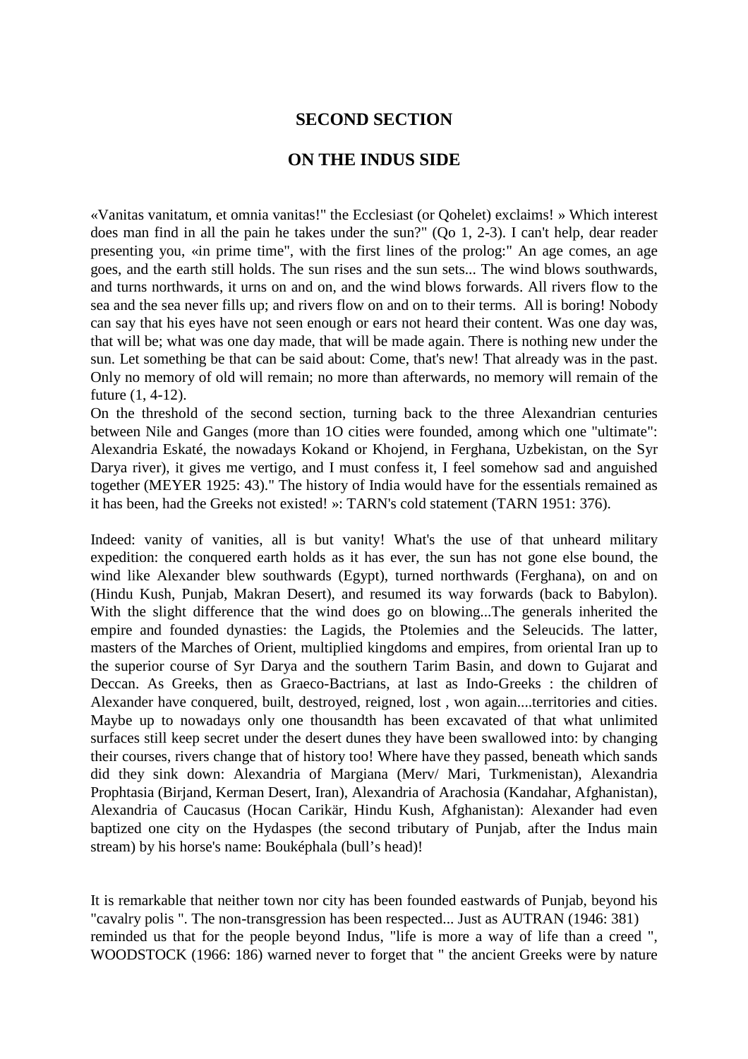## SECOND SECTION

## ON THE INDUS SIDE

«Vanitas vanitatum, et omnia vanitas!" the Ecclesiast (or Qohelet) exclaims! » Which interest does man find in all the pain he takes under the sun?" (Qo 1, 2-3). I can't help, dear reader presenting you, «in prime time", with the first lines of the prolog:" An age comes, an age goes, and the earth still holds. The sun rises and the sun sets... The wind blows southwards, and turns northwards, it urns on and on, and the wind blows forwards. All rivers flow to the sea and the sea never fills up; and rivers flow on and on to their terms. All is boring! Nobody can say that his eyes have not seen enough or ears not heard their content. Was one day was, that will be; what was one day made, that will be made again. There is nothing new under the sun. Let something be that can be said about: Come, that's new! That already was in the past. Only no memory of old will remain; no more than afterwards, no memory will remain of the future (1, 4-12).

On the threshold of the second section, turning back to the three Alexandrian centuries between Nile and Ganges (more than 1O cities were founded, among which one "ultimate": Alexandria Eskaté, the nowadays Kokand or Khojend, in Ferghana, Uzbekistan, on the Syr Darya river), it gives me vertigo, and I must confess it, I feel somehow sad and anguished together (MEYER 1925: 43)." The history of India would have for the essentials remained as it has been, had the Greeks not existed! »: TARN's cold statement (TARN 1951: 376).

Indeed: vanity of vanities, all is but vanity! What's the use of that unheard military expedition: the conquered earth holds as it has ever, the sun has not gone else bound, the wind like Alexander blew southwards (Egypt), turned northwards (Ferghana), on and on (Hindu Kush, Punjab, Makran Desert), and resumed its way forwards (back to Babylon). With the slight difference that the wind does go on blowing...The generals inherited the empire and founded dynasties: the Lagids, the Ptolemies and the Seleucids. The latter, masters of the Marches of Orient, multiplied kingdoms and empires, from oriental Iran up to the superior course of Syr Darya and the southern Tarim Basin, and down to Gujarat and Deccan. As Greeks, then as Graeco-Bactrians, at last as Indo-Greeks : the children of Alexander have conquered, built, destroyed, reigned, lost , won again....territories and cities. Maybe up to nowadays only one thousandth has been excavated of that what unlimited surfaces still keep secret under the desert dunes they have been swallowed into: by changing their courses, rivers change that of history too! Where have they passed, beneath which sands did they sink down: Alexandria of Margiana (Merv/ Mari, Turkmenistan), Alexandria Prophtasia (Birjand, Kerman Desert, Iran), Alexandria of Arachosia (Kandahar, Afghanistan), Alexandria of Caucasus (Hocan Carikär, Hindu Kush, Afghanistan): Alexander had even baptized one city on the Hydaspes (the second tributary of Punjab, after the Indus main stream) by his horse's name: Bouképhala (bull's head)!

It is remarkable that neither town nor city has been founded eastwards of Punjab, beyond his "cavalry polis ". The non-transgression has been respected... Just as AUTRAN (1946: 381) reminded us that for the people beyond Indus, "life is more a way of life than a creed ", WOODSTOCK (1966: 186) warned never to forget that " the ancient Greeks were by nature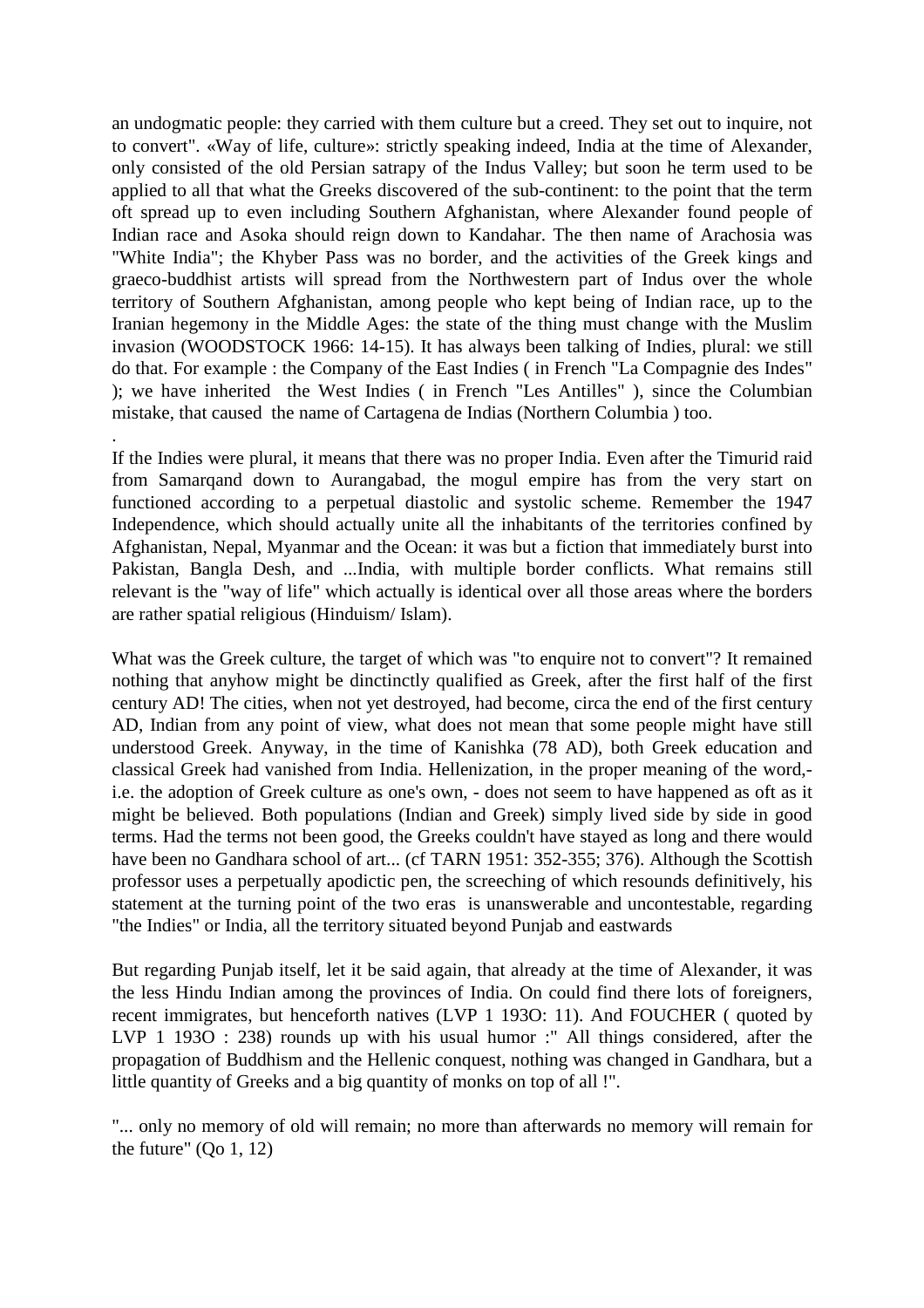an undogmatic people: they carried with them culture but a creed. They set out to inquire, not to convert". «Way of life, culture»: strictly speaking indeed, India at the time of Alexander, only consisted of the old Persian satrapy of the Indus Valley; but soon he term used to be applied to all that what the Greeks discovered of the sub-continent: to the point that the term oft spread up to even including Southern Afghanistan, where Alexander found people of Indian race and Asoka should reign down to Kandahar. The then name of Arachosia was "White India"; the Khyber Pass was no border, and the activities of the Greek kings and graeco-buddhist artists will spread from the Northwestern part of Indus over the whole territory of Southern Afghanistan, among people who kept being of Indian race, up to the Iranian hegemony in the Middle Ages: the state of the thing must change with the Muslim invasion (WOODSTOCK 1966: 14-15). It has always been talking of Indies, plural: we still do that. For example : the Company of the East Indies ( in French "La Compagnie des Indes" ); we have inherited the West Indies ( in French "Les Antilles" ), since the Columbian mistake, that caused the name of Cartagena de Indias (Northern Columbia ) too.

.

If the Indies were plural, it means that there was no proper India. Even after the Timurid raid from Samarqand down to Aurangabad, the mogul empire has from the very start on functioned according to a perpetual diastolic and systolic scheme. Remember the 1947 Independence, which should actually unite all the inhabitants of the territories confined by Afghanistan, Nepal, Myanmar and the Ocean: it was but a fiction that immediately burst into Pakistan, Bangla Desh, and ...India, with multiple border conflicts. What remains still relevant is the "way of life" which actually is identical over all those areas where the borders are rather spatial religious (Hinduism/ Islam).

What was the Greek culture, the target of which was "to enquire not to convert"? It remained nothing that anyhow might be dinctinctly qualified as Greek, after the first half of the first century AD! The cities, when not yet destroyed, had become, circa the end of the first century AD, Indian from any point of view, what does not mean that some people might have still understood Greek. Anyway, in the time of Kanishka (78 AD), both Greek education and classical Greek had vanished from India. Hellenization, in the proper meaning of the word,- i.e. the adoption of Greek culture as one's own, - does not seem to have happened as oft as it might be believed. Both populations (Indian and Greek) simply lived side by side in good terms. Had the terms not been good, the Greeks couldn't have stayed as long and there would have been no Gandhara school of art... (cf TARN 1951: 352-355; 376). Although the Scottish professor uses a perpetually apodictic pen, the screeching of which resounds definitively, his statement at the turning point of the two eras is unanswerable and uncontestable, regarding "the Indies" or India, all the territory situated beyond Punjab and eastwards

But regarding Punjab itself, let it be said again, that already at the time of Alexander, it was the less Hindu Indian among the provinces of India. On could find there lots of foreigners, recent immigrates, but henceforth natives (LVP 1 193O: 11). And FOUCHER ( quoted by LVP 1 193O : 238) rounds up with his usual humor :" All things considered, after the propagation of Buddhism and the Hellenic conquest, nothing was changed in Gandhara, but a little quantity of Greeks and a big quantity of monks on top of all !".

"... only no memory of old will remain; no more than afterwards no memory will remain for the future" (Qo 1, 12)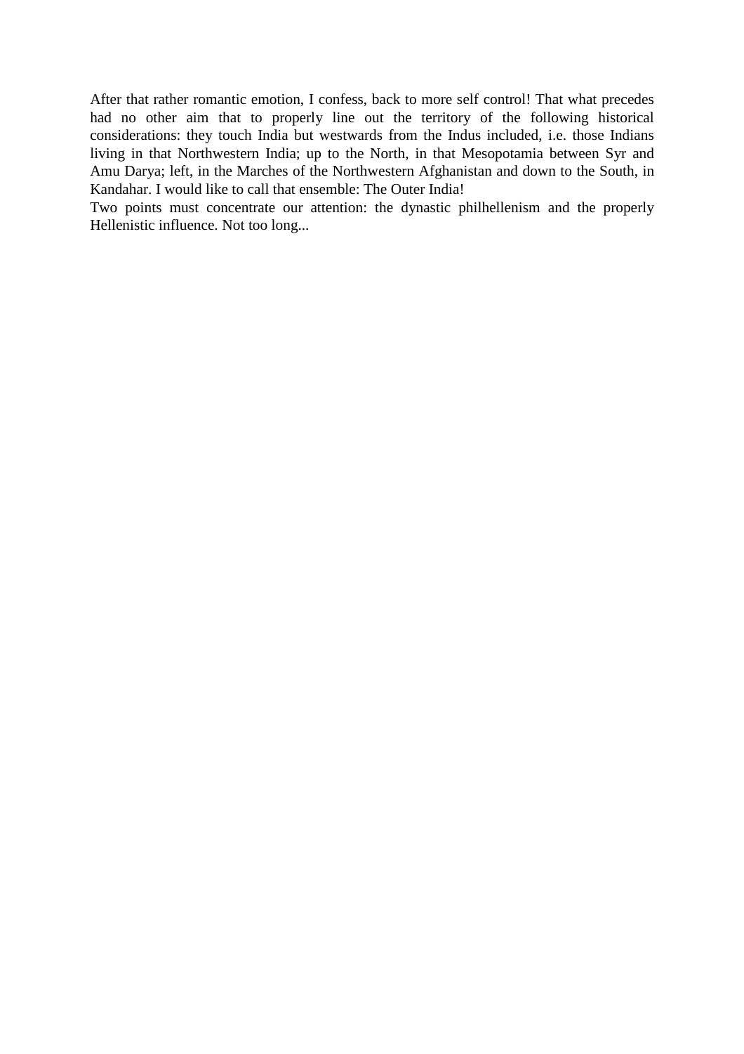After that rather romantic emotion, I confess, back to more self control! That what precedes had no other aim that to properly line out the territory of the following historical considerations: they touch India but westwards from the Indus included, i.e. those Indians living in that Northwestern India; up to the North, in that Mesopotamia between Syr and Amu Darya; left, in the Marches of the Northwestern Afghanistan and down to the South, in Kandahar. I would like to call that ensemble: The Outer India!

Two points must concentrate our attention: the dynastic philhellenism and the properly Hellenistic influence. Not too long...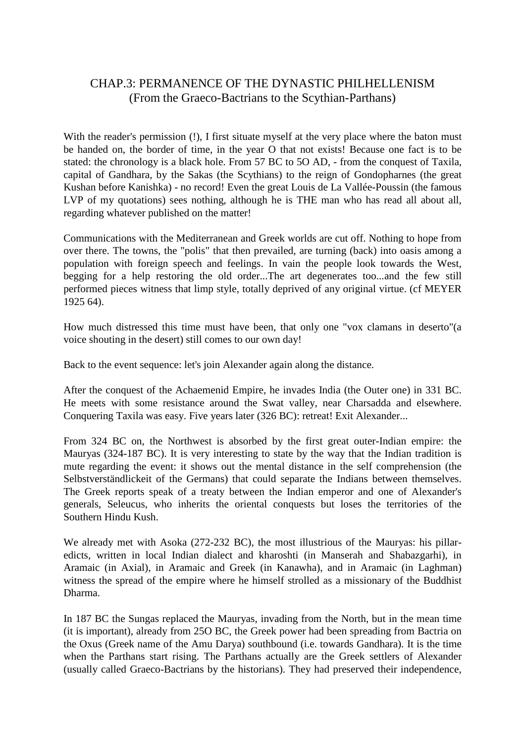# CHAP.3: PERMANENCE OF THE DYNASTIC PHILHELLENISM
## (From the Graeco-Bactrians to the Scythian-Parthans)

With the reader's permission (!), I first situate myself at the very place where the baton must be handed on, the border of time, in the year O that not exists! Because one fact is to be stated: the chronology is a black hole. From 57 BC to 5O AD, - from the conquest of Taxila, capital of Gandhara, by the Sakas (the Scythians) to the reign of Gondopharnes (the great Kushan before Kanishka) - no record! Even the great Louis de La Vallée-Poussin (the famous LVP of my quotations) sees nothing, although he is THE man who has read all about all, regarding whatever published on the matter!

Communications with the Mediterranean and Greek worlds are cut off. Nothing to hope from over there. The towns, the "polis" that then prevailed, are turning (back) into oasis among a population with foreign speech and feelings. In vain the people look towards the West, begging for a help restoring the old order...The art degenerates too...and the few still performed pieces witness that limp style, totally deprived of any original virtue. (cf MEYER 1925 64).

How much distressed this time must have been, that only one "vox clamans in deserto"(a voice shouting in the desert) still comes to our own day!

Back to the event sequence: let's join Alexander again along the distance.

After the conquest of the Achaemenid Empire, he invades India (the Outer one) in 331 BC. He meets with some resistance around the Swat valley, near Charsadda and elsewhere. Conquering Taxila was easy. Five years later (326 BC): retreat! Exit Alexander...

From 324 BC on, the Northwest is absorbed by the first great outer-Indian empire: the Mauryas (324-187 BC). It is very interesting to state by the way that the Indian tradition is mute regarding the event: it shows out the mental distance in the self comprehension (the Selbstverständlickeit of the Germans) that could separate the Indians between themselves. The Greek reports speak of a treaty between the Indian emperor and one of Alexander's generals, Seleucus, who inherits the oriental conquests but loses the territories of the Southern Hindu Kush.

We already met with Asoka (272-232 BC), the most illustrious of the Mauryas: his pillar-edicts, written in local Indian dialect and kharoshti (in Manserah and Shabazgarhi), in Aramaic (in Axial), in Aramaic and Greek (in Kanawha), and in Aramaic (in Laghman) witness the spread of the empire where he himself strolled as a missionary of the Buddhist Dharma.

In 187 BC the Sungas replaced the Mauryas, invading from the North, but in the mean time (it is important), already from 25O BC, the Greek power had been spreading from Bactria on the Oxus (Greek name of the Amu Darya) southbound (i.e. towards Gandhara). It is the time when the Parthans start rising. The Parthans actually are the Greek settlers of Alexander (usually called Graeco-Bactrians by the historians). They had preserved their independence,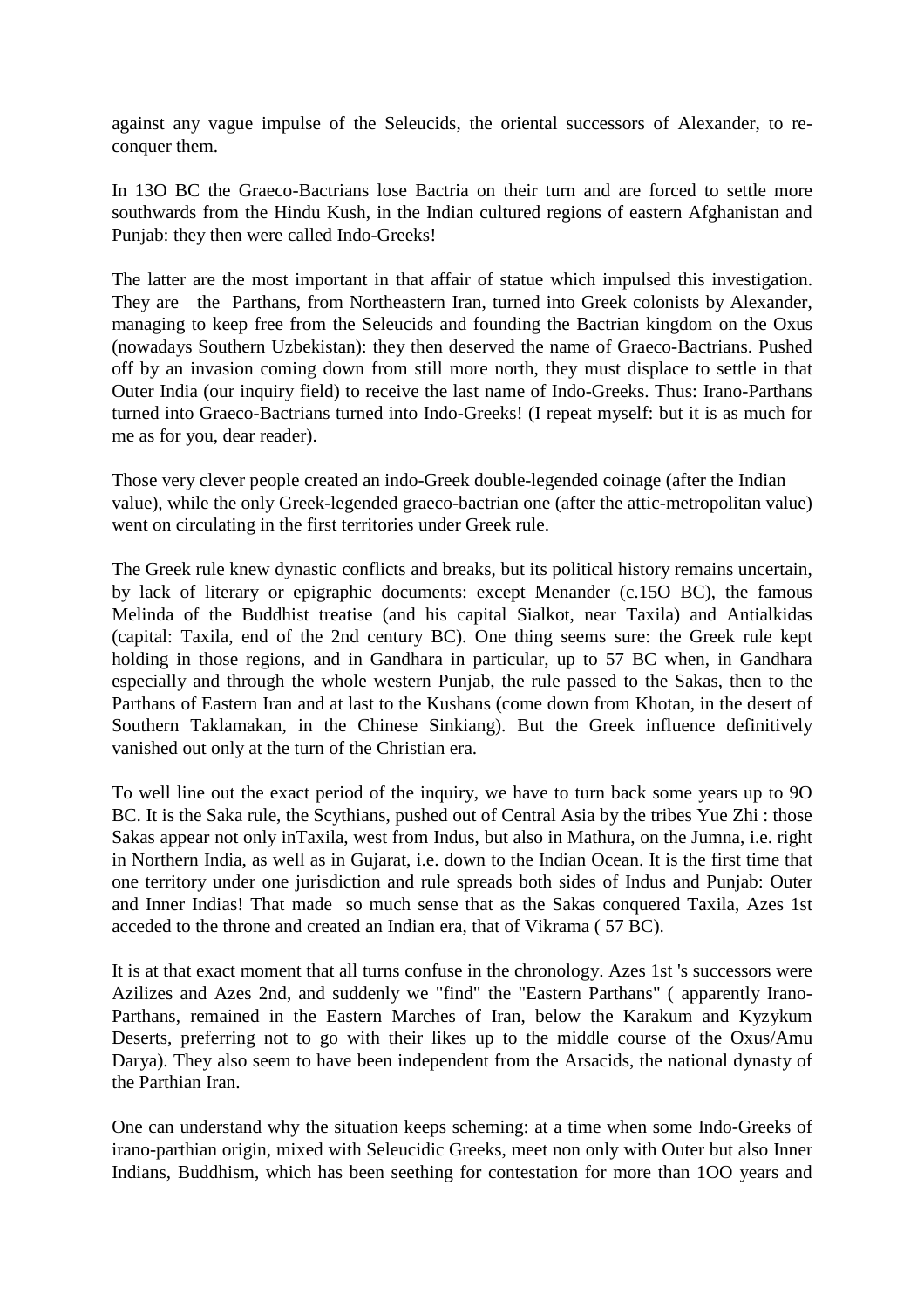against any vague impulse of the Seleucids, the oriental successors of Alexander, to re-conquer them.

In 13O BC the Graeco-Bactrians lose Bactria on their turn and are forced to settle more southwards from the Hindu Kush, in the Indian cultured regions of eastern Afghanistan and Punjab: they then were called Indo-Greeks!

The latter are the most important in that affair of statue which impulsed this investigation. They are the Parthans, from Northeastern Iran, turned into Greek colonists by Alexander, managing to keep free from the Seleucids and founding the Bactrian kingdom on the Oxus (nowadays Southern Uzbekistan): they then deserved the name of Graeco-Bactrians. Pushed off by an invasion coming down from still more north, they must displace to settle in that Outer India (our inquiry field) to receive the last name of Indo-Greeks. Thus: Irano-Parthans turned into Graeco-Bactrians turned into Indo-Greeks! (I repeat myself: but it is as much for me as for you, dear reader).

Those very clever people created an indo-Greek double-legended coinage (after the Indian value), while the only Greek-legended graeco-bactrian one (after the attic-metropolitan value) went on circulating in the first territories under Greek rule.

The Greek rule knew dynastic conflicts and breaks, but its political history remains uncertain, by lack of literary or epigraphic documents: except Menander (c.15O BC), the famous Melinda of the Buddhist treatise (and his capital Sialkot, near Taxila) and Antialkidas (capital: Taxila, end of the 2nd century BC). One thing seems sure: the Greek rule kept holding in those regions, and in Gandhara in particular, up to 57 BC when, in Gandhara especially and through the whole western Punjab, the rule passed to the Sakas, then to the Parthans of Eastern Iran and at last to the Kushans (come down from Khotan, in the desert of Southern Taklamakan, in the Chinese Sinkiang). But the Greek influence definitively vanished out only at the turn of the Christian era.

To well line out the exact period of the inquiry, we have to turn back some years up to 9O BC. It is the Saka rule, the Scythians, pushed out of Central Asia by the tribes Yue Zhi : those Sakas appear not only inTaxila, west from Indus, but also in Mathura, on the Jumna, i.e. right in Northern India, as well as in Gujarat, i.e. down to the Indian Ocean. It is the first time that one territory under one jurisdiction and rule spreads both sides of Indus and Punjab: Outer and Inner Indias! That made so much sense that as the Sakas conquered Taxila, Azes 1st acceded to the throne and created an Indian era, that of Vikrama ( 57 BC).

It is at that exact moment that all turns confuse in the chronology. Azes 1st 's successors were Azilizes and Azes 2nd, and suddenly we "find" the "Eastern Parthans" ( apparently Irano-Parthans, remained in the Eastern Marches of Iran, below the Karakum and Kyzykum Deserts, preferring not to go with their likes up to the middle course of the Oxus/Amu Darya). They also seem to have been independent from the Arsacids, the national dynasty of the Parthian Iran.

One can understand why the situation keeps scheming: at a time when some Indo-Greeks of irano-parthian origin, mixed with Seleucidic Greeks, meet non only with Outer but also Inner Indians, Buddhism, which has been seething for contestation for more than 1OO years and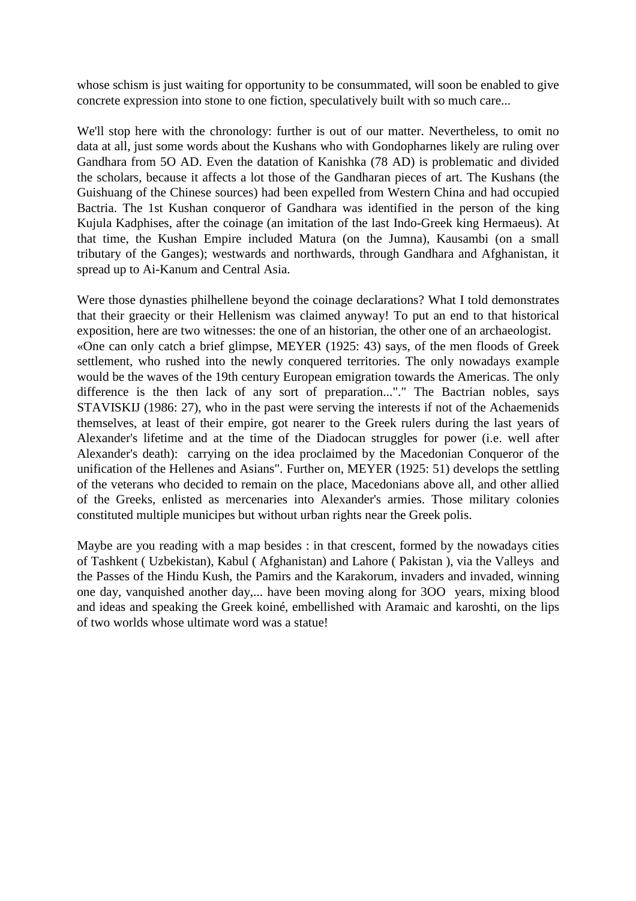whose schism is just waiting for opportunity to be consummated, will soon be enabled to give concrete expression into stone to one fiction, speculatively built with so much care...

We'll stop here with the chronology: further is out of our matter. Nevertheless, to omit no data at all, just some words about the Kushans who with Gondopharnes likely are ruling over Gandhara from 5O AD. Even the datation of Kanishka (78 AD) is problematic and divided the scholars, because it affects a lot those of the Gandharan pieces of art. The Kushans (the Guishuang of the Chinese sources) had been expelled from Western China and had occupied Bactria. The 1st Kushan conqueror of Gandhara was identified in the person of the king Kujula Kadphises, after the coinage (an imitation of the last Indo-Greek king Hermaeus). At that time, the Kushan Empire included Matura (on the Jumna), Kausambi (on a small tributary of the Ganges); westwards and northwards, through Gandhara and Afghanistan, it spread up to Ai-Kanum and Central Asia.

Were those dynasties philhellene beyond the coinage declarations? What I told demonstrates that their graecity or their Hellenism was claimed anyway! To put an end to that historical exposition, here are two witnesses: the one of an historian, the other one of an archaeologist. «One can only catch a brief glimpse, MEYER (1925: 43) says, of the men floods of Greek settlement, who rushed into the newly conquered territories. The only nowadays example would be the waves of the 19th century European emigration towards the Americas. The only difference is the then lack of any sort of preparation..."." The Bactrian nobles, says STAVISKIJ (1986: 27), who in the past were serving the interests if not of the Achaemenids themselves, at least of their empire, got nearer to the Greek rulers during the last years of Alexander's lifetime and at the time of the Diadocan struggles for power (i.e. well after Alexander's death): carrying on the idea proclaimed by the Macedonian Conqueror of the unification of the Hellenes and Asians". Further on, MEYER (1925: 51) develops the settling of the veterans who decided to remain on the place, Macedonians above all, and other allied of the Greeks, enlisted as mercenaries into Alexander's armies. Those military colonies constituted multiple municipes but without urban rights near the Greek polis.

Maybe are you reading with a map besides : in that crescent, formed by the nowadays cities of Tashkent ( Uzbekistan), Kabul ( Afghanistan) and Lahore ( Pakistan ), via the Valleys and the Passes of the Hindu Kush, the Pamirs and the Karakorum, invaders and invaded, winning one day, vanquished another day,... have been moving along for 3OO years, mixing blood and ideas and speaking the Greek koiné, embellished with Aramaic and karoshti, on the lips of two worlds whose ultimate word was a statue!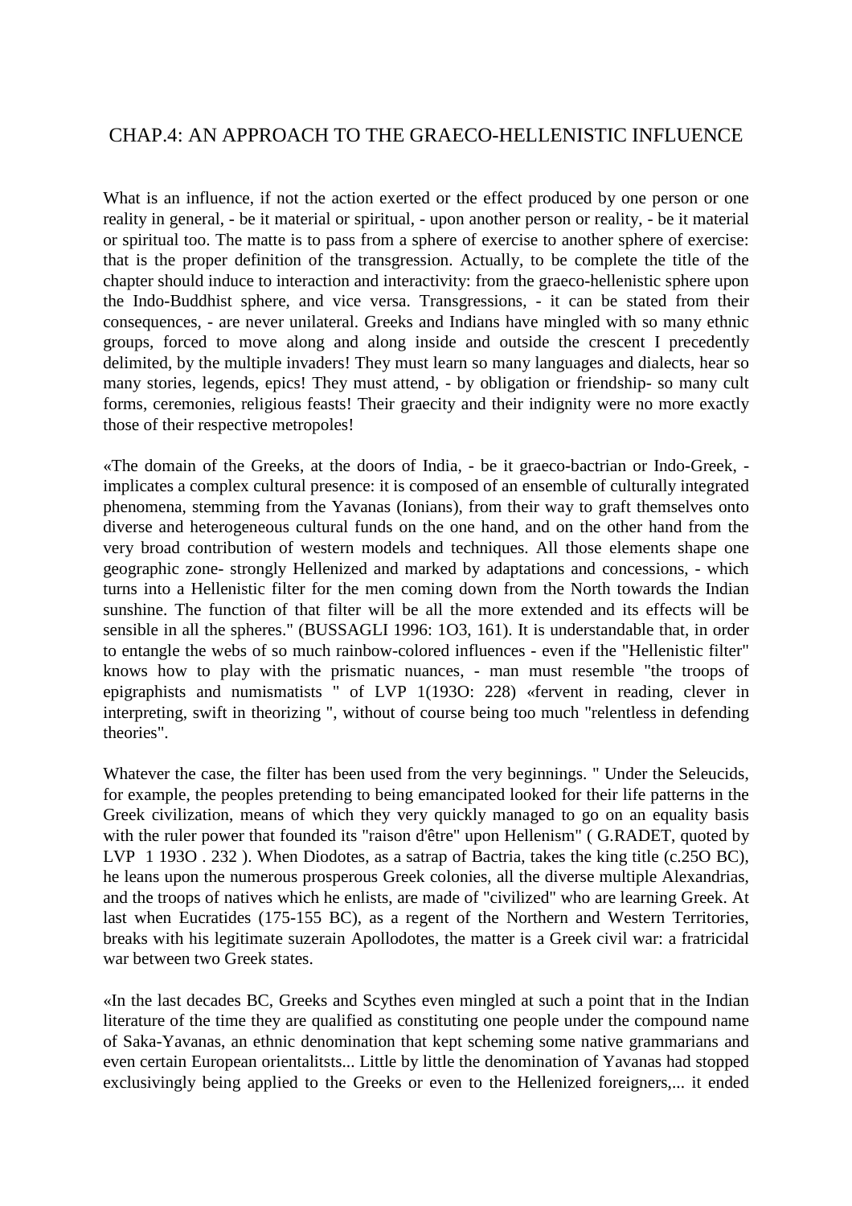## CHAP.4: AN APPROACH TO THE GRAECO-HELLENISTIC INFLUENCE

What is an influence, if not the action exerted or the effect produced by one person or one reality in general, - be it material or spiritual, - upon another person or reality, - be it material or spiritual too. The matte is to pass from a sphere of exercise to another sphere of exercise: that is the proper definition of the transgression. Actually, to be complete the title of the chapter should induce to interaction and interactivity: from the graeco-hellenistic sphere upon the Indo-Buddhist sphere, and vice versa. Transgressions, - it can be stated from their consequences, - are never unilateral. Greeks and Indians have mingled with so many ethnic groups, forced to move along and along inside and outside the crescent I precedently delimited, by the multiple invaders! They must learn so many languages and dialects, hear so many stories, legends, epics! They must attend, - by obligation or friendship- so many cult forms, ceremonies, religious feasts! Their graecity and their indignity were no more exactly those of their respective metropoles!

«The domain of the Greeks, at the doors of India, - be it graeco-bactrian or Indo-Greek, - implicates a complex cultural presence: it is composed of an ensemble of culturally integrated phenomena, stemming from the Yavanas (Ionians), from their way to graft themselves onto diverse and heterogeneous cultural funds on the one hand, and on the other hand from the very broad contribution of western models and techniques. All those elements shape one geographic zone- strongly Hellenized and marked by adaptations and concessions, - which turns into a Hellenistic filter for the men coming down from the North towards the Indian sunshine. The function of that filter will be all the more extended and its effects will be sensible in all the spheres." (BUSSAGLI 1996: 1O3, 161). It is understandable that, in order to entangle the webs of so much rainbow-colored influences - even if the "Hellenistic filter" knows how to play with the prismatic nuances, - man must resemble "the troops of epigraphists and numismatists " of LVP 1(193O: 228) «fervent in reading, clever in interpreting, swift in theorizing ", without of course being too much "relentless in defending theories".

Whatever the case, the filter has been used from the very beginnings. " Under the Seleucids, for example, the peoples pretending to being emancipated looked for their life patterns in the Greek civilization, means of which they very quickly managed to go on an equality basis with the ruler power that founded its "raison d'être" upon Hellenism" ( G.RADET, quoted by LVP 1 193O . 232 ). When Diodotes, as a satrap of Bactria, takes the king title (c.25O BC), he leans upon the numerous prosperous Greek colonies, all the diverse multiple Alexandrias, and the troops of natives which he enlists, are made of "civilized" who are learning Greek. At last when Eucratides (175-155 BC), as a regent of the Northern and Western Territories, breaks with his legitimate suzerain Apollodotes, the matter is a Greek civil war: a fratricidal war between two Greek states.

«In the last decades BC, Greeks and Scythes even mingled at such a point that in the Indian literature of the time they are qualified as constituting one people under the compound name of Saka-Yavanas, an ethnic denomination that kept scheming some native grammarians and even certain European orientalitsts... Little by little the denomination of Yavanas had stopped exclusivingly being applied to the Greeks or even to the Hellenized foreigners,... it ended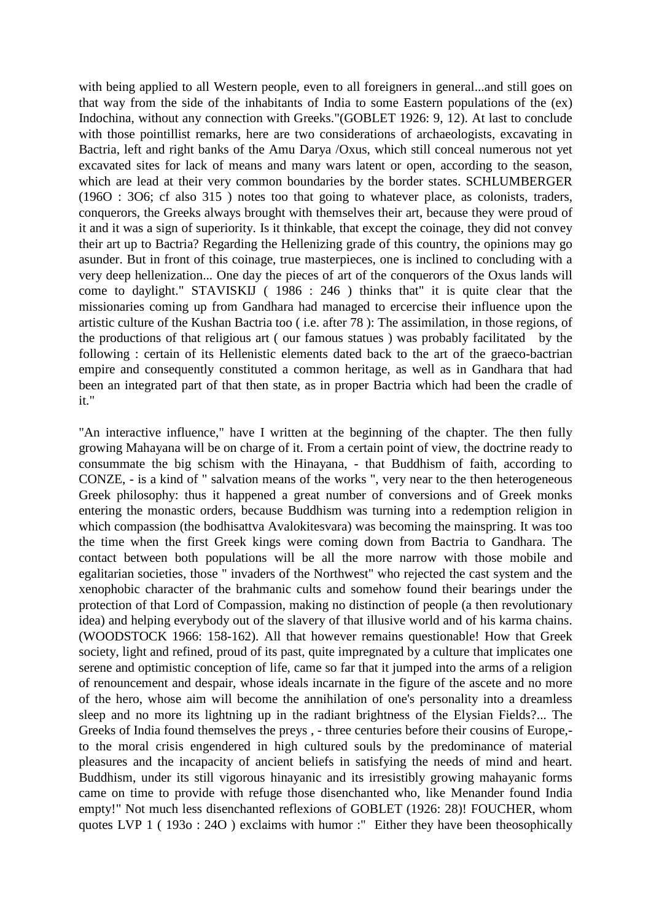with being applied to all Western people, even to all foreigners in general...and still goes on that way from the side of the inhabitants of India to some Eastern populations of the (ex) Indochina, without any connection with Greeks."(GOBLET 1926: 9, 12). At last to conclude with those pointillist remarks, here are two considerations of archaeologists, excavating in Bactria, left and right banks of the Amu Darya /Oxus, which still conceal numerous not yet excavated sites for lack of means and many wars latent or open, according to the season, which are lead at their very common boundaries by the border states. SCHLUMBERGER (196O : 3O6; cf also 315 ) notes too that going to whatever place, as colonists, traders, conquerors, the Greeks always brought with themselves their art, because they were proud of it and it was a sign of superiority. Is it thinkable, that except the coinage, they did not convey their art up to Bactria? Regarding the Hellenizing grade of this country, the opinions may go asunder. But in front of this coinage, true masterpieces, one is inclined to concluding with a very deep hellenization... One day the pieces of art of the conquerors of the Oxus lands will come to daylight." STAVISKIJ ( 1986 : 246 ) thinks that" it is quite clear that the missionaries coming up from Gandhara had managed to ercercise their influence upon the artistic culture of the Kushan Bactria too ( i.e. after 78 ): The assimilation, in those regions, of the productions of that religious art ( our famous statues ) was probably facilitated by the following : certain of its Hellenistic elements dated back to the art of the graeco-bactrian empire and consequently constituted a common heritage, as well as in Gandhara that had been an integrated part of that then state, as in proper Bactria which had been the cradle of it."

"An interactive influence," have I written at the beginning of the chapter. The then fully growing Mahayana will be on charge of it. From a certain point of view, the doctrine ready to consummate the big schism with the Hinayana, - that Buddhism of faith, according to CONZE, - is a kind of " salvation means of the works ", very near to the then heterogeneous Greek philosophy: thus it happened a great number of conversions and of Greek monks entering the monastic orders, because Buddhism was turning into a redemption religion in which compassion (the bodhisattva Avalokitesvara) was becoming the mainspring. It was too the time when the first Greek kings were coming down from Bactria to Gandhara. The contact between both populations will be all the more narrow with those mobile and egalitarian societies, those " invaders of the Northwest" who rejected the cast system and the xenophobic character of the brahmanic cults and somehow found their bearings under the protection of that Lord of Compassion, making no distinction of people (a then revolutionary idea) and helping everybody out of the slavery of that illusive world and of his karma chains. (WOODSTOCK 1966: 158-162). All that however remains questionable! How that Greek society, light and refined, proud of its past, quite impregnated by a culture that implicates one serene and optimistic conception of life, came so far that it jumped into the arms of a religion of renouncement and despair, whose ideals incarnate in the figure of the ascete and no more of the hero, whose aim will become the annihilation of one's personality into a dreamless sleep and no more its lightning up in the radiant brightness of the Elysian Fields?... The Greeks of India found themselves the preys , - three centuries before their cousins of Europe,- to the moral crisis engendered in high cultured souls by the predominance of material pleasures and the incapacity of ancient beliefs in satisfying the needs of mind and heart. Buddhism, under its still vigorous hinayanic and its irresistibly growing mahayanic forms came on time to provide with refuge those disenchanted who, like Menander found India empty!" Not much less disenchanted reflexions of GOBLET (1926: 28)! FOUCHER, whom quotes LVP 1 ( 193o : 24O ) exclaims with humor :" Either they have been theosophically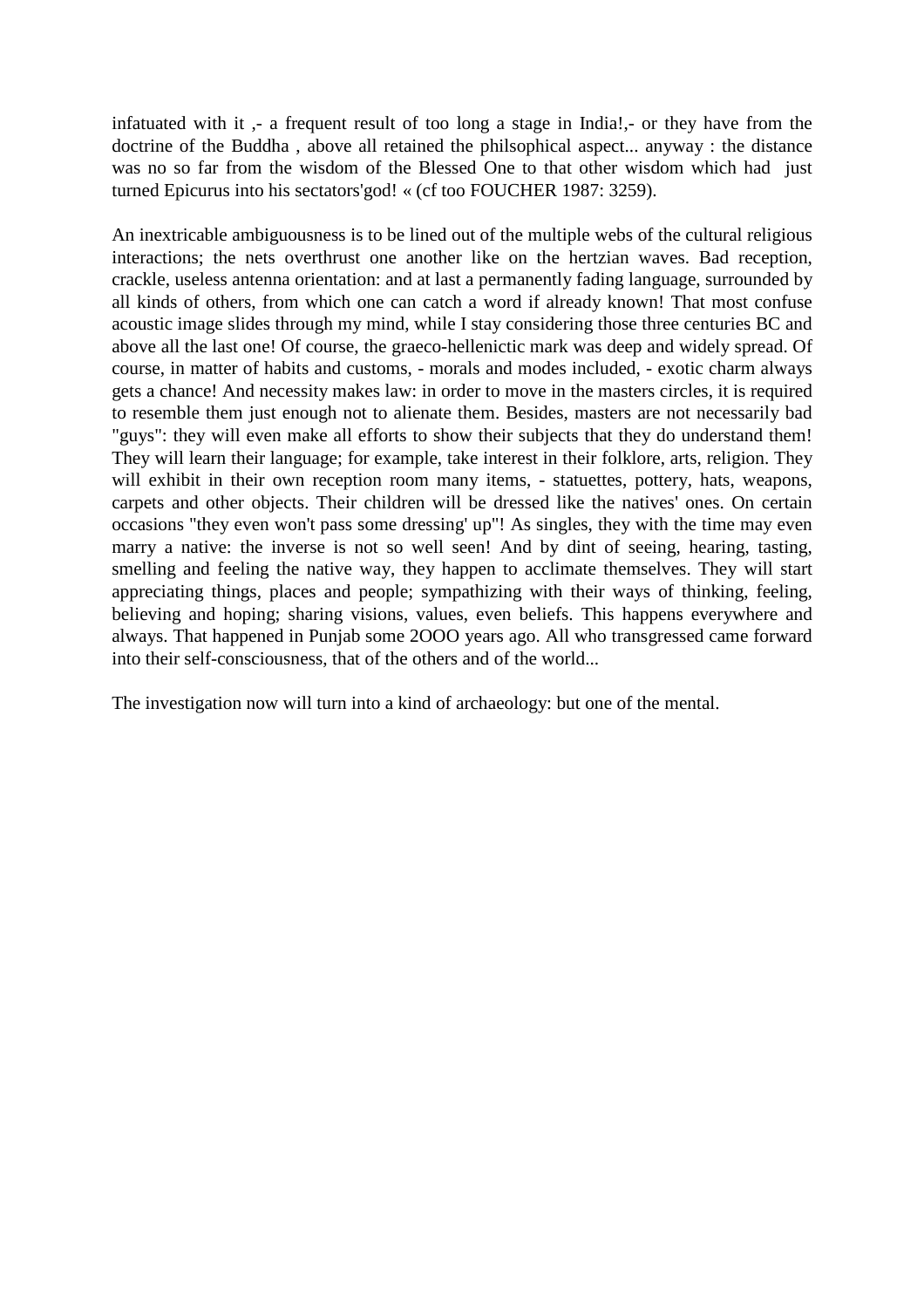infatuated with it ,- a frequent result of too long a stage in India!,- or they have from the doctrine of the Buddha , above all retained the philsophical aspect... anyway : the distance was no so far from the wisdom of the Blessed One to that other wisdom which had just turned Epicurus into his sectators'god! « (cf too FOUCHER 1987: 3259).

An inextricable ambiguousness is to be lined out of the multiple webs of the cultural religious interactions; the nets overthrust one another like on the hertzian waves. Bad reception, crackle, useless antenna orientation: and at last a permanently fading language, surrounded by all kinds of others, from which one can catch a word if already known! That most confuse acoustic image slides through my mind, while I stay considering those three centuries BC and above all the last one! Of course, the graeco-hellenictic mark was deep and widely spread. Of course, in matter of habits and customs, - morals and modes included, - exotic charm always gets a chance! And necessity makes law: in order to move in the masters circles, it is required to resemble them just enough not to alienate them. Besides, masters are not necessarily bad "guys": they will even make all efforts to show their subjects that they do understand them! They will learn their language; for example, take interest in their folklore, arts, religion. They will exhibit in their own reception room many items, - statuettes, pottery, hats, weapons, carpets and other objects. Their children will be dressed like the natives' ones. On certain occasions "they even won't pass some dressing' up"! As singles, they with the time may even marry a native: the inverse is not so well seen! And by dint of seeing, hearing, tasting, smelling and feeling the native way, they happen to acclimate themselves. They will start appreciating things, places and people; sympathizing with their ways of thinking, feeling, believing and hoping; sharing visions, values, even beliefs. This happens everywhere and always. That happened in Punjab some 2OOO years ago. All who transgressed came forward into their self-consciousness, that of the others and of the world...

The investigation now will turn into a kind of archaeology: but one of the mental.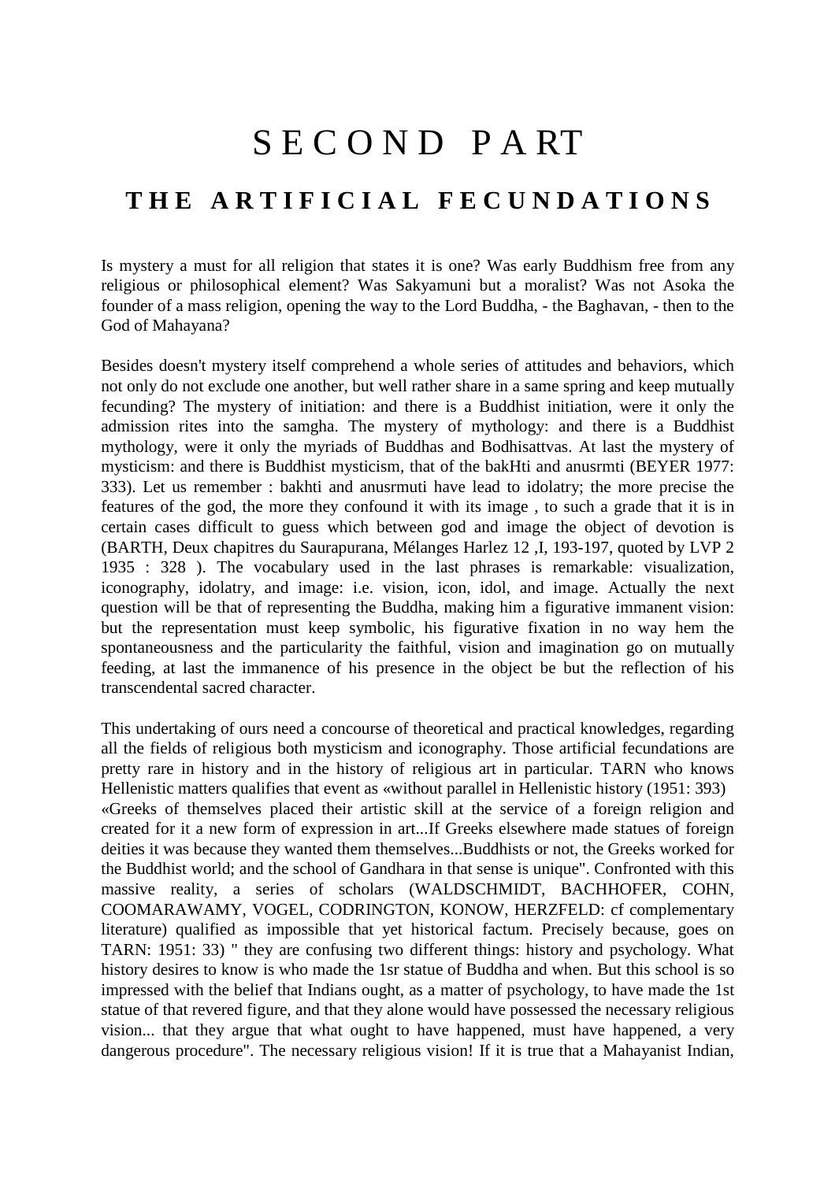# SECOND PART

## THE ARTIFICIAL FECUNDATIONS

Is mystery a must for all religion that states it is one? Was early Buddhism free from any religious or philosophical element? Was Sakyamuni but a moralist? Was not Asoka the founder of a mass religion, opening the way to the Lord Buddha, - the Baghavan, - then to the God of Mahayana?

Besides doesn't mystery itself comprehend a whole series of attitudes and behaviors, which not only do not exclude one another, but well rather share in a same spring and keep mutually fecunding? The mystery of initiation: and there is a Buddhist initiation, were it only the admission rites into the samgha. The mystery of mythology: and there is a Buddhist mythology, were it only the myriads of Buddhas and Bodhisattvas. At last the mystery of mysticism: and there is Buddhist mysticism, that of the bakHti and anusrmti (BEYER 1977: 333). Let us remember : bakhti and anusrmuti have lead to idolatry; the more precise the features of the god, the more they confound it with its image , to such a grade that it is in certain cases difficult to guess which between god and image the object of devotion is (BARTH, Deux chapitres du Saurapurana, Mélanges Harlez 12 ,I, 193-197, quoted by LVP 2 1935 : 328 ). The vocabulary used in the last phrases is remarkable: visualization, iconography, idolatry, and image: i.e. vision, icon, idol, and image. Actually the next question will be that of representing the Buddha, making him a figurative immanent vision: but the representation must keep symbolic, his figurative fixation in no way hem the spontaneousness and the particularity the faithful, vision and imagination go on mutually feeding, at last the immanence of his presence in the object be but the reflection of his transcendental sacred character.

This undertaking of ours need a concourse of theoretical and practical knowledges, regarding all the fields of religious both mysticism and iconography. Those artificial fecundations are pretty rare in history and in the history of religious art in particular. TARN who knows Hellenistic matters qualifies that event as «without parallel in Hellenistic history (1951: 393) «Greeks of themselves placed their artistic skill at the service of a foreign religion and created for it a new form of expression in art...If Greeks elsewhere made statues of foreign deities it was because they wanted them themselves...Buddhists or not, the Greeks worked for the Buddhist world; and the school of Gandhara in that sense is unique". Confronted with this massive reality, a series of scholars (WALDSCHMIDT, BACHHOFER, COHN, COOMARAWAMY, VOGEL, CODRINGTON, KONOW, HERZFELD: cf complementary literature) qualified as impossible that yet historical factum. Precisely because, goes on TARN: 1951: 33) " they are confusing two different things: history and psychology. What history desires to know is who made the 1sr statue of Buddha and when. But this school is so impressed with the belief that Indians ought, as a matter of psychology, to have made the 1st statue of that revered figure, and that they alone would have possessed the necessary religious vision... that they argue that what ought to have happened, must have happened, a very dangerous procedure". The necessary religious vision! If it is true that a Mahayanist Indian,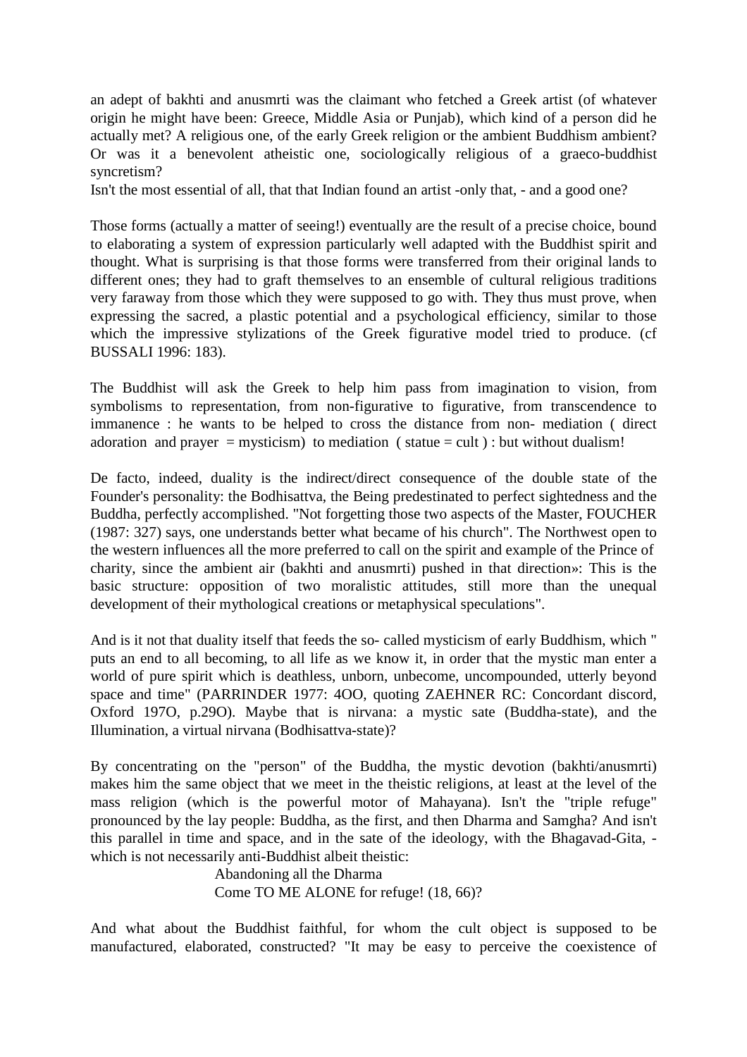an adept of bakhti and anusmrti was the claimant who fetched a Greek artist (of whatever origin he might have been: Greece, Middle Asia or Punjab), which kind of a person did he actually met? A religious one, of the early Greek religion or the ambient Buddhism ambient? Or was it a benevolent atheistic one, sociologically religious of a graeco-buddhist syncretism?
Isn't the most essential of all, that that Indian found an artist -only that, - and a good one?

Those forms (actually a matter of seeing!) eventually are the result of a precise choice, bound to elaborating a system of expression particularly well adapted with the Buddhist spirit and thought. What is surprising is that those forms were transferred from their original lands to different ones; they had to graft themselves to an ensemble of cultural religious traditions very faraway from those which they were supposed to go with. They thus must prove, when expressing the sacred, a plastic potential and a psychological efficiency, similar to those which the impressive stylizations of the Greek figurative model tried to produce. (cf BUSSALI 1996: 183).

The Buddhist will ask the Greek to help him pass from imagination to vision, from symbolisms to representation, from non-figurative to figurative, from transcendence to immanence : he wants to be helped to cross the distance from non- mediation ( direct adoration and prayer = mysticism) to mediation ( statue = cult ) : but without dualism!

De facto, indeed, duality is the indirect/direct consequence of the double state of the Founder's personality: the Bodhisattva, the Being predestinated to perfect sightedness and the Buddha, perfectly accomplished. "Not forgetting those two aspects of the Master, FOUCHER (1987: 327) says, one understands better what became of his church". The Northwest open to the western influences all the more preferred to call on the spirit and example of the Prince of charity, since the ambient air (bakhti and anusmrti) pushed in that direction»: This is the basic structure: opposition of two moralistic attitudes, still more than the unequal development of their mythological creations or metaphysical speculations".

And is it not that duality itself that feeds the so- called mysticism of early Buddhism, which " puts an end to all becoming, to all life as we know it, in order that the mystic man enter a world of pure spirit which is deathless, unborn, unbecome, uncompounded, utterly beyond space and time" (PARRINDER 1977: 4OO, quoting ZAEHNER RC: Concordant discord, Oxford 197O, p.29O). Maybe that is nirvana: a mystic sate (Buddha-state), and the Illumination, a virtual nirvana (Bodhisattva-state)?

By concentrating on the "person" of the Buddha, the mystic devotion (bakhti/anusmrti) makes him the same object that we meet in the theistic religions, at least at the level of the mass religion (which is the powerful motor of Mahayana). Isn't the "triple refuge" pronounced by the lay people: Buddha, as the first, and then Dharma and Samgha? And isn't this parallel in time and space, and in the sate of the ideology, with the Bhagavad-Gita, - which is not necessarily anti-Buddhist albeit theistic:

> Abandoning all the Dharma
> Come TO ME ALONE for refuge! (18, 66)?

And what about the Buddhist faithful, for whom the cult object is supposed to be manufactured, elaborated, constructed? "It may be easy to perceive the coexistence of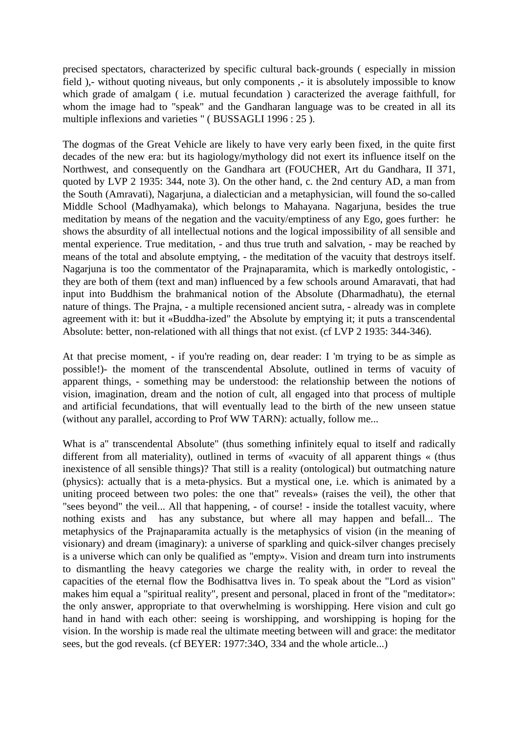precised spectators, characterized by specific cultural back-grounds ( especially in mission field ),- without quoting niveaus, but only components ,- it is absolutely impossible to know which grade of amalgam ( i.e. mutual fecundation ) caracterized the average faithfull, for whom the image had to "speak" and the Gandharan language was to be created in all its multiple inflexions and varieties " ( BUSSAGLI 1996 : 25 ).

The dogmas of the Great Vehicle are likely to have very early been fixed, in the quite first decades of the new era: but its hagiology/mythology did not exert its influence itself on the Northwest, and consequently on the Gandhara art (FOUCHER, Art du Gandhara, II 371, quoted by LVP 2 1935: 344, note 3). On the other hand, c. the 2nd century AD, a man from the South (Amravati), Nagarjuna, a dialectician and a metaphysician, will found the so-called Middle School (Madhyamaka), which belongs to Mahayana. Nagarjuna, besides the true meditation by means of the negation and the vacuity/emptiness of any Ego, goes further: he shows the absurdity of all intellectual notions and the logical impossibility of all sensible and mental experience. True meditation, - and thus true truth and salvation, - may be reached by means of the total and absolute emptying, - the meditation of the vacuity that destroys itself. Nagarjuna is too the commentator of the Prajnaparamita, which is markedly ontologistic, - they are both of them (text and man) influenced by a few schools around Amaravati, that had input into Buddhism the brahmanical notion of the Absolute (Dharmadhatu), the eternal nature of things. The Prajna, - a multiple recensioned ancient sutra, - already was in complete agreement with it: but it «Buddha-ized" the Absolute by emptying it; it puts a transcendental Absolute: better, non-relationed with all things that not exist. (cf LVP 2 1935: 344-346).

At that precise moment, - if you're reading on, dear reader: I 'm trying to be as simple as possible!)- the moment of the transcendental Absolute, outlined in terms of vacuity of apparent things, - something may be understood: the relationship between the notions of vision, imagination, dream and the notion of cult, all engaged into that process of multiple and artificial fecundations, that will eventually lead to the birth of the new unseen statue (without any parallel, according to Prof WW TARN): actually, follow me...

What is a" transcendental Absolute" (thus something infinitely equal to itself and radically different from all materiality), outlined in terms of «vacuity of all apparent things « (thus inexistence of all sensible things)? That still is a reality (ontological) but outmatching nature (physics): actually that is a meta-physics. But a mystical one, i.e. which is animated by a uniting proceed between two poles: the one that" reveals» (raises the veil), the other that "sees beyond" the veil... All that happening, - of course! - inside the totallest vacuity, where nothing exists and has any substance, but where all may happen and befall... The metaphysics of the Prajnaparamita actually is the metaphysics of vision (in the meaning of visionary) and dream (imaginary): a universe of sparkling and quick-silver changes precisely is a universe which can only be qualified as "empty». Vision and dream turn into instruments to dismantling the heavy categories we charge the reality with, in order to reveal the capacities of the eternal flow the Bodhisattva lives in. To speak about the "Lord as vision" makes him equal a "spiritual reality", present and personal, placed in front of the "meditator»: the only answer, appropriate to that overwhelming is worshipping. Here vision and cult go hand in hand with each other: seeing is worshipping, and worshipping is hoping for the vision. In the worship is made real the ultimate meeting between will and grace: the meditator sees, but the god reveals. (cf BEYER: 1977:34O, 334 and the whole article...)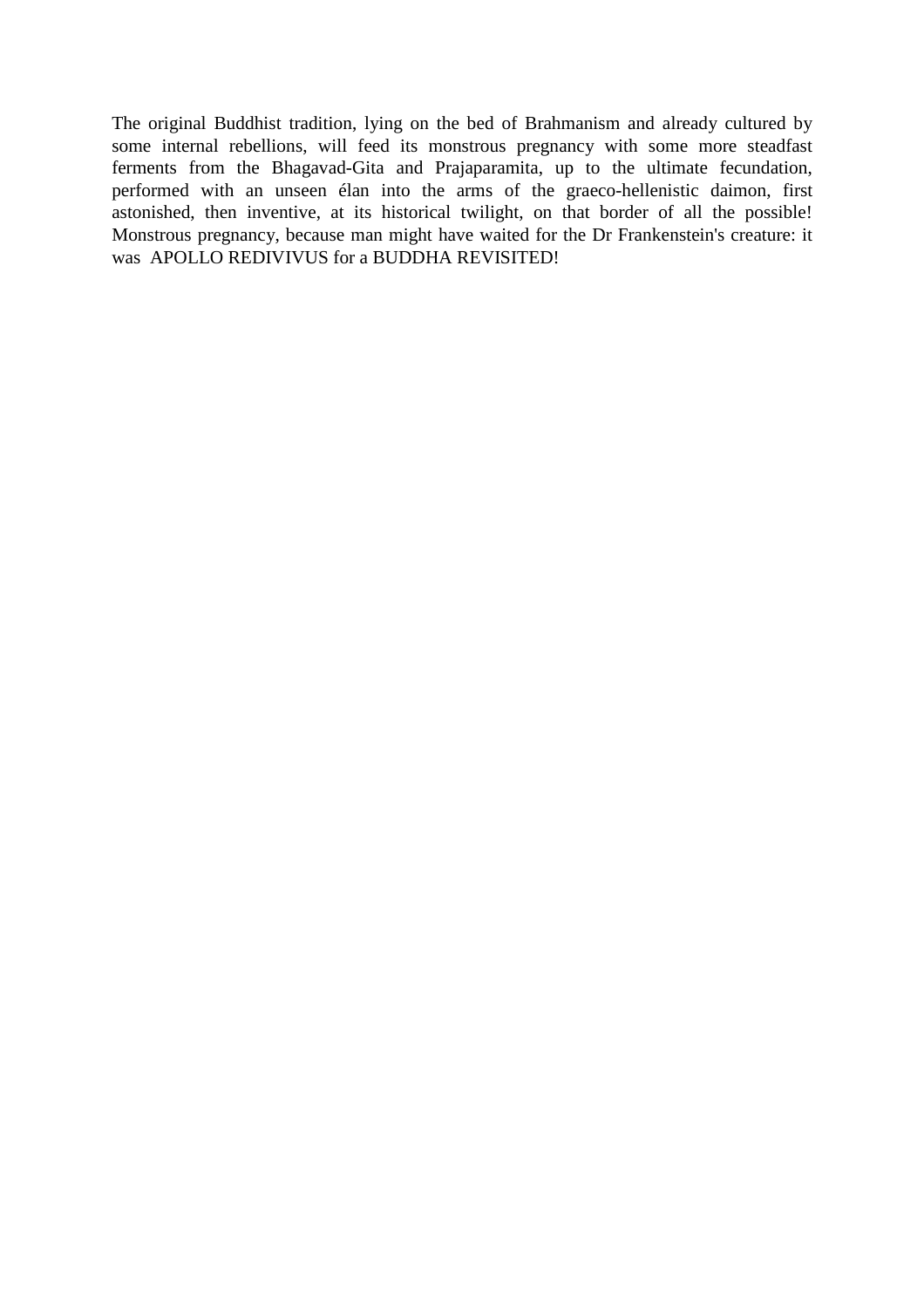The original Buddhist tradition, lying on the bed of Brahmanism and already cultured by some internal rebellions, will feed its monstrous pregnancy with some more steadfast ferments from the Bhagavad-Gita and Prajaparamita, up to the ultimate fecundation, performed with an unseen élan into the arms of the graeco-hellenistic daimon, first astonished, then inventive, at its historical twilight, on that border of all the possible! Monstrous pregnancy, because man might have waited for the Dr Frankenstein's creature: it was APOLLO REDIVIVUS for a BUDDHA REVISITED!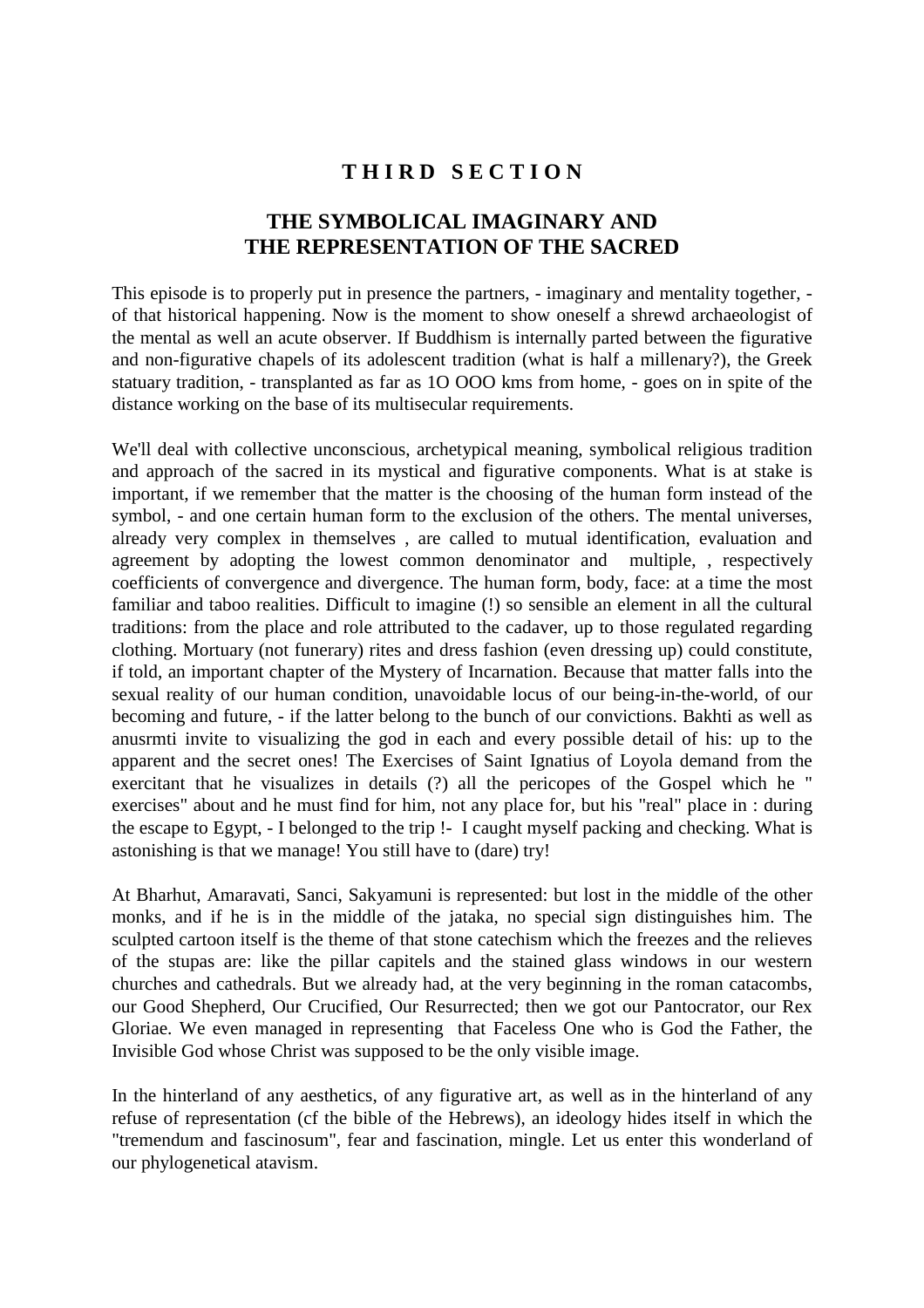# T H I R D  S E C T I O N

## THE SYMBOLICAL IMAGINARY AND THE REPRESENTATION OF THE SACRED

This episode is to properly put in presence the partners, - imaginary and mentality together, - of that historical happening. Now is the moment to show oneself a shrewd archaeologist of the mental as well an acute observer. If Buddhism is internally parted between the figurative and non-figurative chapels of its adolescent tradition (what is half a millenary?), the Greek statuary tradition, - transplanted as far as 1O OOO kms from home, - goes on in spite of the distance working on the base of its multisecular requirements.

We'll deal with collective unconscious, archetypical meaning, symbolical religious tradition and approach of the sacred in its mystical and figurative components. What is at stake is important, if we remember that the matter is the choosing of the human form instead of the symbol, - and one certain human form to the exclusion of the others. The mental universes, already very complex in themselves , are called to mutual identification, evaluation and agreement by adopting the lowest common denominator and multiple, , respectively coefficients of convergence and divergence. The human form, body, face: at a time the most familiar and taboo realities. Difficult to imagine (!) so sensible an element in all the cultural traditions: from the place and role attributed to the cadaver, up to those regulated regarding clothing. Mortuary (not funerary) rites and dress fashion (even dressing up) could constitute, if told, an important chapter of the Mystery of Incarnation. Because that matter falls into the sexual reality of our human condition, unavoidable locus of our being-in-the-world, of our becoming and future, - if the latter belong to the bunch of our convictions. Bakhti as well as anusrmti invite to visualizing the god in each and every possible detail of his: up to the apparent and the secret ones! The Exercises of Saint Ignatius of Loyola demand from the exercitant that he visualizes in details (?) all the pericopes of the Gospel which he " exercises" about and he must find for him, not any place for, but his "real" place in : during the escape to Egypt, - I belonged to the trip !- I caught myself packing and checking. What is astonishing is that we manage! You still have to (dare) try!

At Bharhut, Amaravati, Sanci, Sakyamuni is represented: but lost in the middle of the other monks, and if he is in the middle of the jataka, no special sign distinguishes him. The sculpted cartoon itself is the theme of that stone catechism which the freezes and the relieves of the stupas are: like the pillar capitels and the stained glass windows in our western churches and cathedrals. But we already had, at the very beginning in the roman catacombs, our Good Shepherd, Our Crucified, Our Resurrected; then we got our Pantocrator, our Rex Gloriae. We even managed in representing that Faceless One who is God the Father, the Invisible God whose Christ was supposed to be the only visible image.

In the hinterland of any aesthetics, of any figurative art, as well as in the hinterland of any refuse of representation (cf the bible of the Hebrews), an ideology hides itself in which the "tremendum and fascinosum", fear and fascination, mingle. Let us enter this wonderland of our phylogenetical atavism.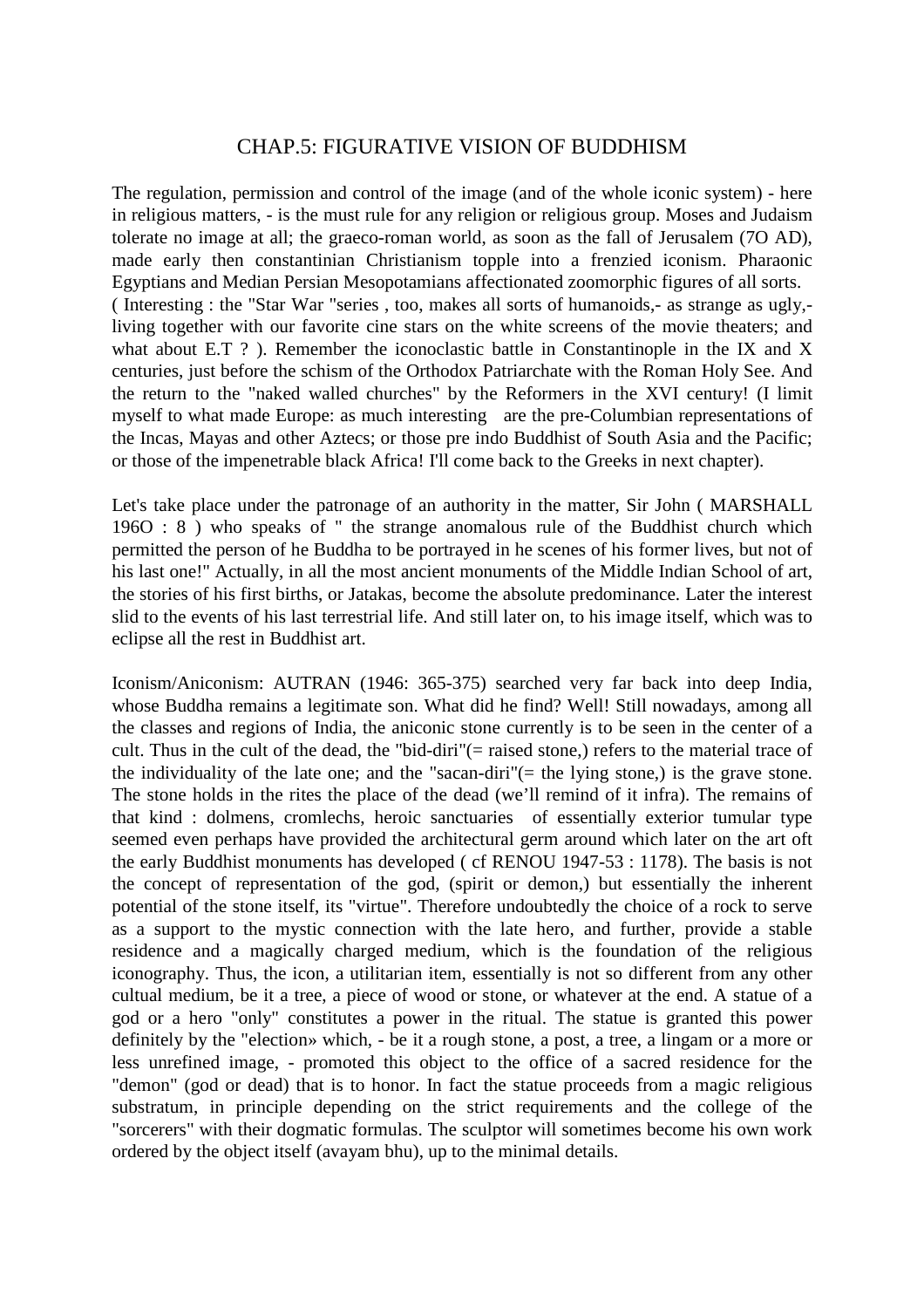# CHAP.5: FIGURATIVE VISION OF BUDDHISM

The regulation, permission and control of the image (and of the whole iconic system) - here in religious matters, - is the must rule for any religion or religious group. Moses and Judaism tolerate no image at all; the graeco-roman world, as soon as the fall of Jerusalem (7O AD), made early then constantinian Christianism topple into a frenzied iconism. Pharaonic Egyptians and Median Persian Mesopotamians affectionated zoomorphic figures of all sorts. ( Interesting : the "Star War "series , too, makes all sorts of humanoids,- as strange as ugly,- living together with our favorite cine stars on the white screens of the movie theaters; and what about E.T ? ). Remember the iconoclastic battle in Constantinople in the IX and X centuries, just before the schism of the Orthodox Patriarchate with the Roman Holy See. And the return to the "naked walled churches" by the Reformers in the XVI century! (I limit myself to what made Europe: as much interesting are the pre-Columbian representations of the Incas, Mayas and other Aztecs; or those pre indo Buddhist of South Asia and the Pacific; or those of the impenetrable black Africa! I'll come back to the Greeks in next chapter).

Let's take place under the patronage of an authority in the matter, Sir John ( MARSHALL 196O : 8 ) who speaks of " the strange anomalous rule of the Buddhist church which permitted the person of he Buddha to be portrayed in he scenes of his former lives, but not of his last one!" Actually, in all the most ancient monuments of the Middle Indian School of art, the stories of his first births, or Jatakas, become the absolute predominance. Later the interest slid to the events of his last terrestrial life. And still later on, to his image itself, which was to eclipse all the rest in Buddhist art.

Iconism/Aniconism: AUTRAN (1946: 365-375) searched very far back into deep India, whose Buddha remains a legitimate son. What did he find? Well! Still nowadays, among all the classes and regions of India, the aniconic stone currently is to be seen in the center of a cult. Thus in the cult of the dead, the "bid-diri"(= raised stone,) refers to the material trace of the individuality of the late one; and the "sacan-diri"(= the lying stone,) is the grave stone. The stone holds in the rites the place of the dead (we'll remind of it infra). The remains of that kind : dolmens, cromlechs, heroic sanctuaries of essentially exterior tumular type seemed even perhaps have provided the architectural germ around which later on the art oft the early Buddhist monuments has developed ( cf RENOU 1947-53 : 1178). The basis is not the concept of representation of the god, (spirit or demon,) but essentially the inherent potential of the stone itself, its "virtue". Therefore undoubtedly the choice of a rock to serve as a support to the mystic connection with the late hero, and further, provide a stable residence and a magically charged medium, which is the foundation of the religious iconography. Thus, the icon, a utilitarian item, essentially is not so different from any other cultual medium, be it a tree, a piece of wood or stone, or whatever at the end. A statue of a god or a hero "only" constitutes a power in the ritual. The statue is granted this power definitely by the "election» which, - be it a rough stone, a post, a tree, a lingam or a more or less unrefined image, - promoted this object to the office of a sacred residence for the "demon" (god or dead) that is to honor. In fact the statue proceeds from a magic religious substratum, in principle depending on the strict requirements and the college of the "sorcerers" with their dogmatic formulas. The sculptor will sometimes become his own work ordered by the object itself (avayam bhu), up to the minimal details.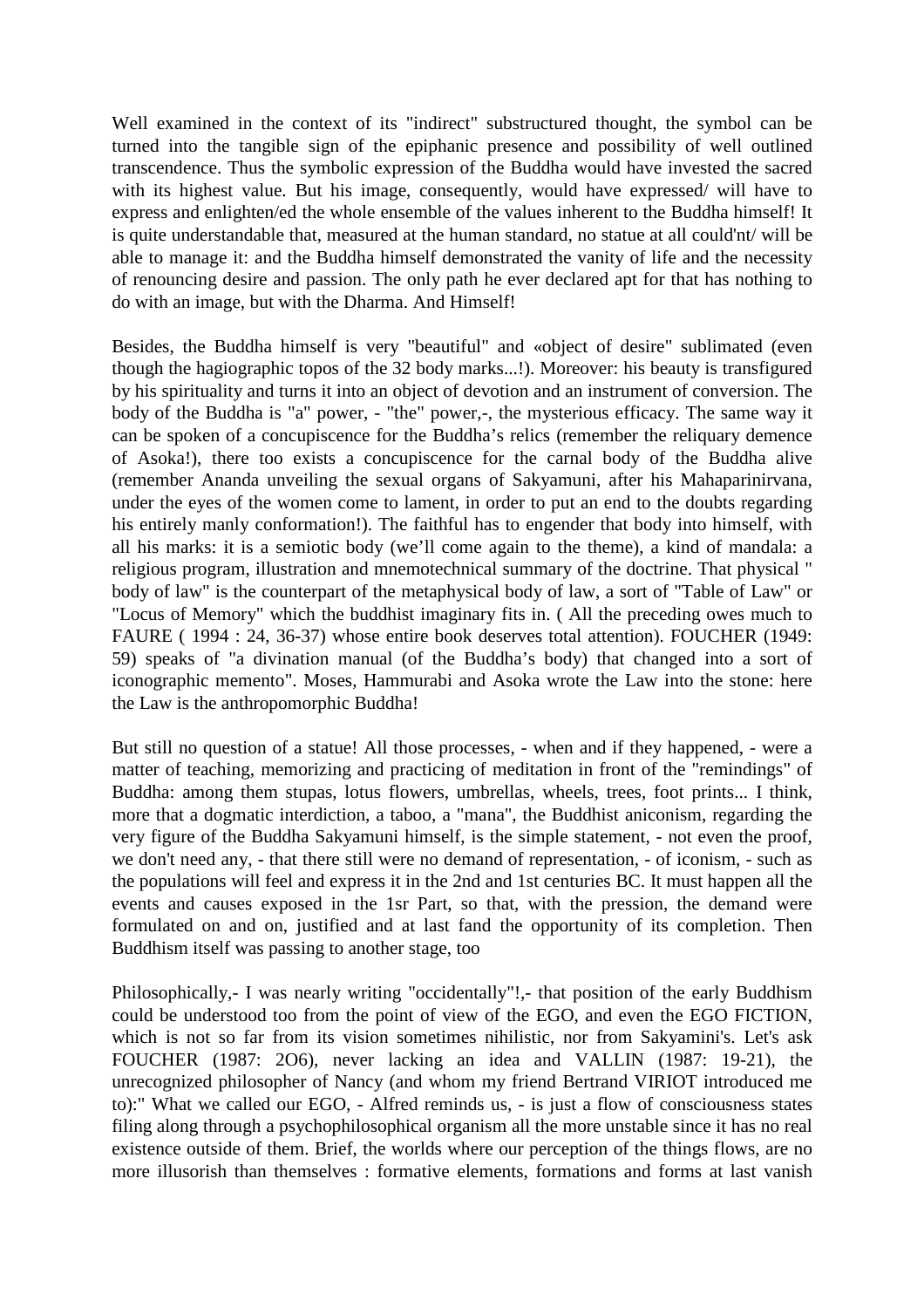Well examined in the context of its "indirect" substructured thought, the symbol can be turned into the tangible sign of the epiphanic presence and possibility of well outlined transcendence. Thus the symbolic expression of the Buddha would have invested the sacred with its highest value. But his image, consequently, would have expressed/ will have to express and enlighten/ed the whole ensemble of the values inherent to the Buddha himself! It is quite understandable that, measured at the human standard, no statue at all could'nt/ will be able to manage it: and the Buddha himself demonstrated the vanity of life and the necessity of renouncing desire and passion. The only path he ever declared apt for that has nothing to do with an image, but with the Dharma. And Himself!

Besides, the Buddha himself is very "beautiful" and «object of desire" sublimated (even though the hagiographic topos of the 32 body marks...!). Moreover: his beauty is transfigured by his spirituality and turns it into an object of devotion and an instrument of conversion. The body of the Buddha is "a" power, - "the" power,-, the mysterious efficacy. The same way it can be spoken of a concupiscence for the Buddha's relics (remember the reliquary demence of Asoka!), there too exists a concupiscence for the carnal body of the Buddha alive (remember Ananda unveiling the sexual organs of Sakyamuni, after his Mahaparinirvana, under the eyes of the women come to lament, in order to put an end to the doubts regarding his entirely manly conformation!). The faithful has to engender that body into himself, with all his marks: it is a semiotic body (we'll come again to the theme), a kind of mandala: a religious program, illustration and mnemotechnical summary of the doctrine. That physical " body of law" is the counterpart of the metaphysical body of law, a sort of "Table of Law" or "Locus of Memory" which the buddhist imaginary fits in. ( All the preceding owes much to FAURE ( 1994 : 24, 36-37) whose entire book deserves total attention). FOUCHER (1949: 59) speaks of "a divination manual (of the Buddha's body) that changed into a sort of iconographic memento". Moses, Hammurabi and Asoka wrote the Law into the stone: here the Law is the anthropomorphic Buddha!

But still no question of a statue! All those processes, - when and if they happened, - were a matter of teaching, memorizing and practicing of meditation in front of the "remindings" of Buddha: among them stupas, lotus flowers, umbrellas, wheels, trees, foot prints... I think, more that a dogmatic interdiction, a taboo, a "mana", the Buddhist aniconism, regarding the very figure of the Buddha Sakyamuni himself, is the simple statement, - not even the proof, we don't need any, - that there still were no demand of representation, - of iconism, - such as the populations will feel and express it in the 2nd and 1st centuries BC. It must happen all the events and causes exposed in the 1sr Part, so that, with the pression, the demand were formulated on and on, justified and at last fand the opportunity of its completion. Then Buddhism itself was passing to another stage, too

Philosophically,- I was nearly writing "occidentally"!,- that position of the early Buddhism could be understood too from the point of view of the EGO, and even the EGO FICTION, which is not so far from its vision sometimes nihilistic, nor from Sakyamini's. Let's ask FOUCHER (1987: 2O6), never lacking an idea and VALLIN (1987: 19-21), the unrecognized philosopher of Nancy (and whom my friend Bertrand VIRIOT introduced me to):" What we called our EGO, - Alfred reminds us, - is just a flow of consciousness states filing along through a psychophilosophical organism all the more unstable since it has no real existence outside of them. Brief, the worlds where our perception of the things flows, are no more illusorish than themselves : formative elements, formations and forms at last vanish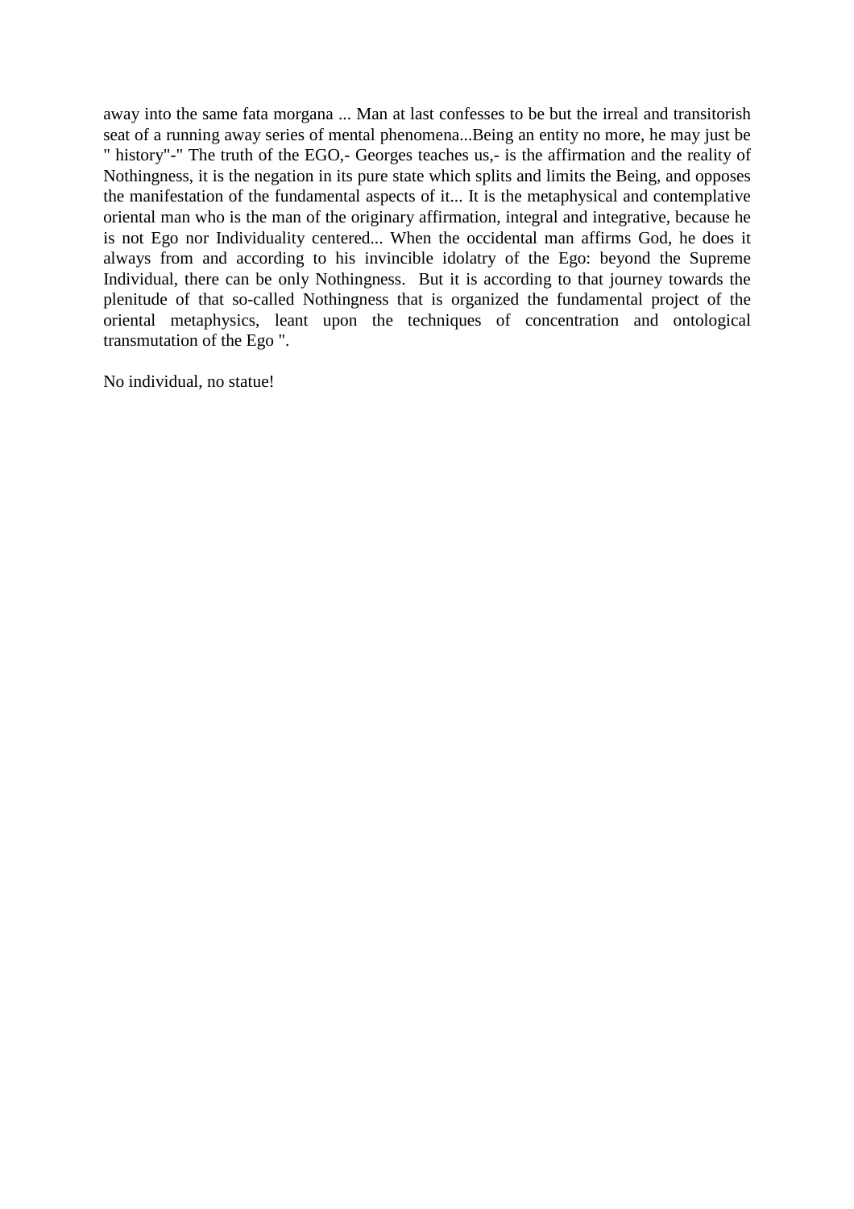away into the same fata morgana ... Man at last confesses to be but the irreal and transitorish seat of a running away series of mental phenomena...Being an entity no more, he may just be " history"-" The truth of the EGO,- Georges teaches us,- is the affirmation and the reality of Nothingness, it is the negation in its pure state which splits and limits the Being, and opposes the manifestation of the fundamental aspects of it... It is the metaphysical and contemplative oriental man who is the man of the originary affirmation, integral and integrative, because he is not Ego nor Individuality centered... When the occidental man affirms God, he does it always from and according to his invincible idolatry of the Ego: beyond the Supreme Individual, there can be only Nothingness. But it is according to that journey towards the plenitude of that so-called Nothingness that is organized the fundamental project of the oriental metaphysics, leant upon the techniques of concentration and ontological transmutation of the Ego ".

No individual, no statue!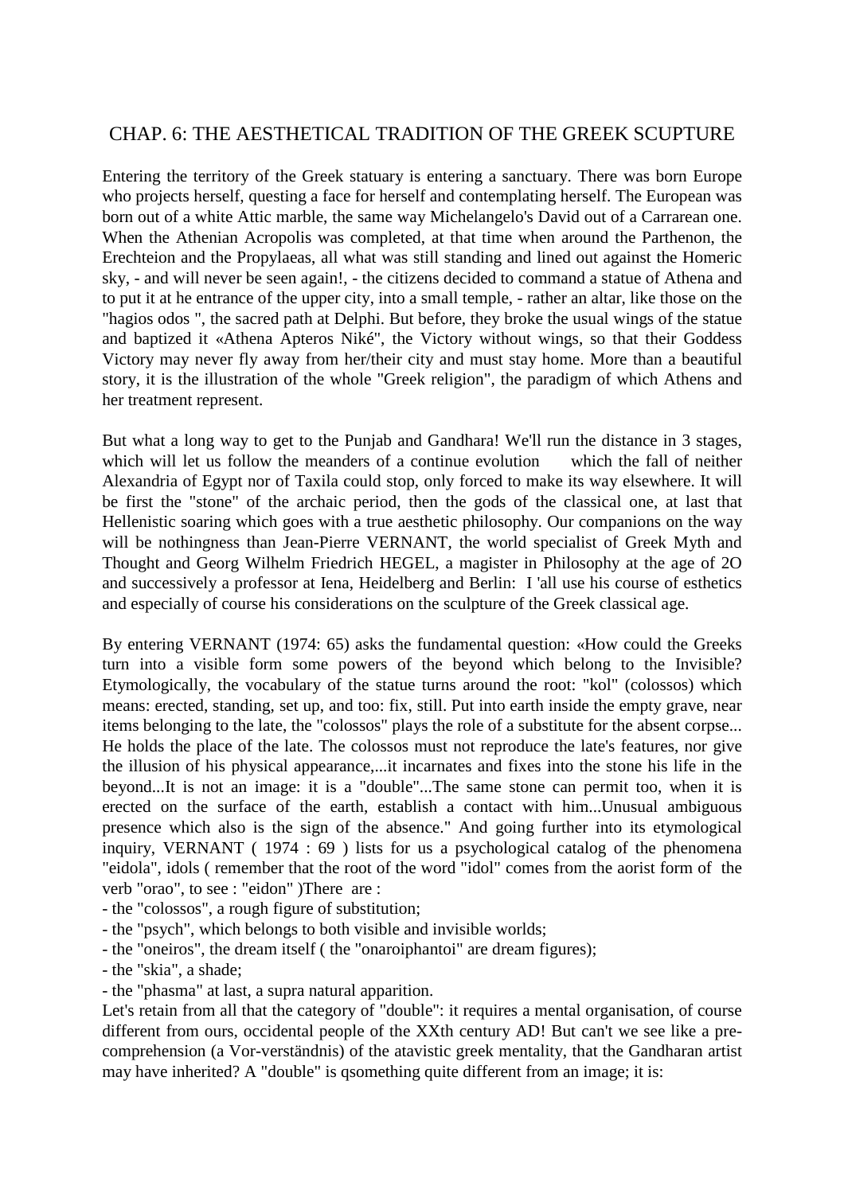## CHAP. 6: THE AESTHETICAL TRADITION OF THE GREEK SCUPTURE

Entering the territory of the Greek statuary is entering a sanctuary. There was born Europe who projects herself, questing a face for herself and contemplating herself. The European was born out of a white Attic marble, the same way Michelangelo's David out of a Carrarean one. When the Athenian Acropolis was completed, at that time when around the Parthenon, the Erechteion and the Propylaeas, all what was still standing and lined out against the Homeric sky, - and will never be seen again!, - the citizens decided to command a statue of Athena and to put it at he entrance of the upper city, into a small temple, - rather an altar, like those on the "hagios odos ", the sacred path at Delphi. But before, they broke the usual wings of the statue and baptized it «Athena Apteros Niké", the Victory without wings, so that their Goddess Victory may never fly away from her/their city and must stay home. More than a beautiful story, it is the illustration of the whole "Greek religion", the paradigm of which Athens and her treatment represent.

But what a long way to get to the Punjab and Gandhara! We'll run the distance in 3 stages, which will let us follow the meanders of a continue evolution which the fall of neither Alexandria of Egypt nor of Taxila could stop, only forced to make its way elsewhere. It will be first the "stone" of the archaic period, then the gods of the classical one, at last that Hellenistic soaring which goes with a true aesthetic philosophy. Our companions on the way will be nothingness than Jean-Pierre VERNANT, the world specialist of Greek Myth and Thought and Georg Wilhelm Friedrich HEGEL, a magister in Philosophy at the age of 2O and successively a professor at Iena, Heidelberg and Berlin: I 'all use his course of esthetics and especially of course his considerations on the sculpture of the Greek classical age.

By entering VERNANT (1974: 65) asks the fundamental question: «How could the Greeks turn into a visible form some powers of the beyond which belong to the Invisible? Etymologically, the vocabulary of the statue turns around the root: "kol" (colossos) which means: erected, standing, set up, and too: fix, still. Put into earth inside the empty grave, near items belonging to the late, the "colossos" plays the role of a substitute for the absent corpse... He holds the place of the late. The colossos must not reproduce the late's features, nor give the illusion of his physical appearance,...it incarnates and fixes into the stone his life in the beyond...It is not an image: it is a "double"...The same stone can permit too, when it is erected on the surface of the earth, establish a contact with him...Unusual ambiguous presence which also is the sign of the absence." And going further into its etymological inquiry, VERNANT ( 1974 : 69 ) lists for us a psychological catalog of the phenomena "eidola", idols ( remember that the root of the word "idol" comes from the aorist form of the verb "orao", to see : "eidon" )There are :

- the "colossos", a rough figure of substitution;
- the "psych", which belongs to both visible and invisible worlds;
- the "oneiros", the dream itself ( the "onaroiphantoi" are dream figures);
- the "skia", a shade;
- the "phasma" at last, a supra natural apparition.

Let's retain from all that the category of "double": it requires a mental organisation, of course different from ours, occidental people of the XXth century AD! But can't we see like a pre-comprehension (a Vor-verständnis) of the atavistic greek mentality, that the Gandharan artist may have inherited? A "double" is qsomething quite different from an image; it is: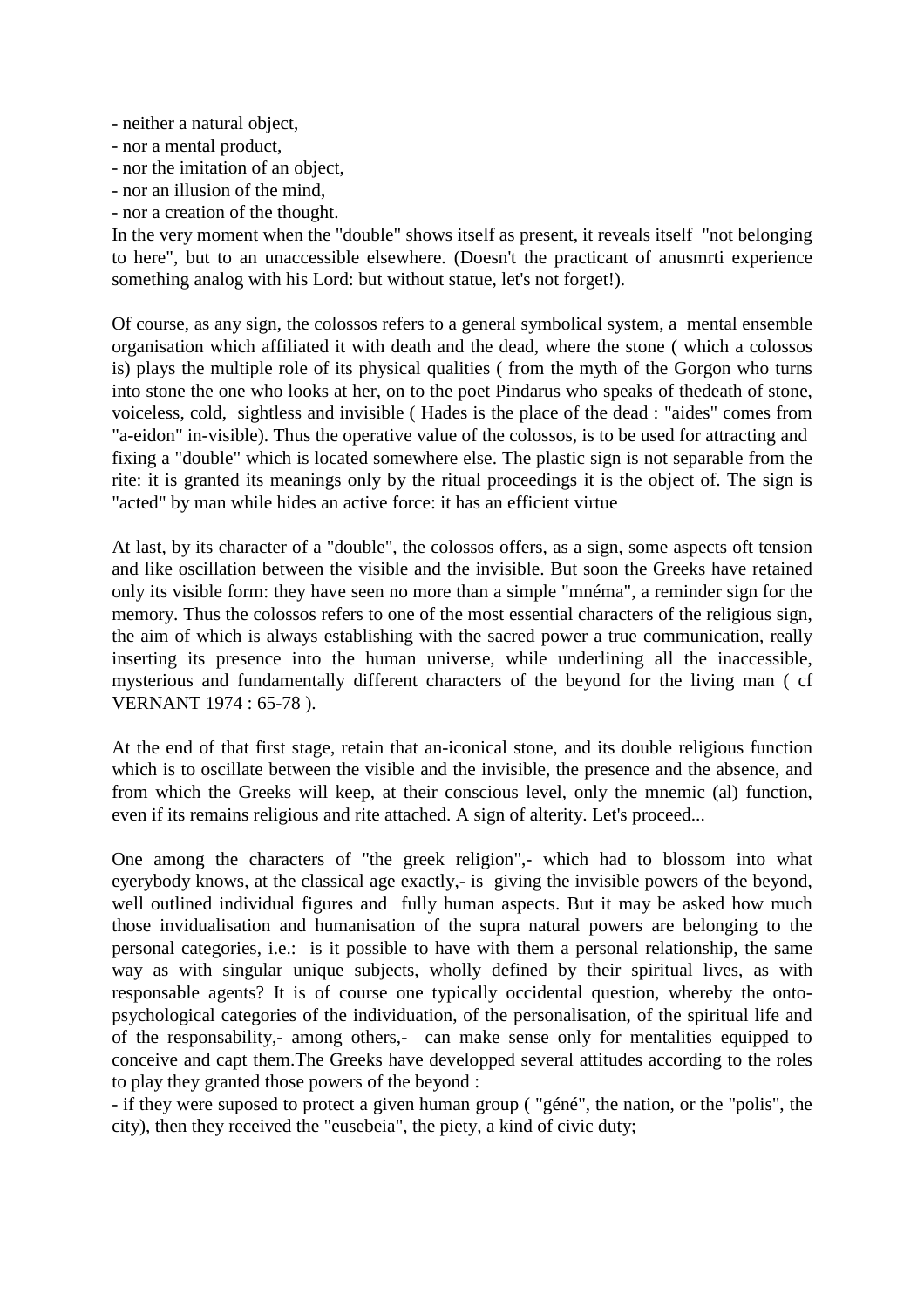- neither a natural object,
- nor a mental product,
- nor the imitation of an object,
- nor an illusion of the mind,
- nor a creation of the thought.

In the very moment when the "double" shows itself as present, it reveals itself "not belonging to here", but to an unaccessible elsewhere. (Doesn't the practicant of anusmrti experience something analog with his Lord: but without statue, let's not forget!).

Of course, as any sign, the colossos refers to a general symbolical system, a mental ensemble organisation which affiliated it with death and the dead, where the stone ( which a colossos is) plays the multiple role of its physical qualities ( from the myth of the Gorgon who turns into stone the one who looks at her, on to the poet Pindarus who speaks of thedeath of stone, voiceless, cold, sightless and invisible ( Hades is the place of the dead : "aides" comes from "a-eidon" in-visible). Thus the operative value of the colossos, is to be used for attracting and fixing a "double" which is located somewhere else. The plastic sign is not separable from the rite: it is granted its meanings only by the ritual proceedings it is the object of. The sign is "acted" by man while hides an active force: it has an efficient virtue

At last, by its character of a "double", the colossos offers, as a sign, some aspects oft tension and like oscillation between the visible and the invisible. But soon the Greeks have retained only its visible form: they have seen no more than a simple "mnéma", a reminder sign for the memory. Thus the colossos refers to one of the most essential characters of the religious sign, the aim of which is always establishing with the sacred power a true communication, really inserting its presence into the human universe, while underlining all the inaccessible, mysterious and fundamentally different characters of the beyond for the living man ( cf VERNANT 1974 : 65-78 ).

At the end of that first stage, retain that an-iconical stone, and its double religious function which is to oscillate between the visible and the invisible, the presence and the absence, and from which the Greeks will keep, at their conscious level, only the mnemic (al) function, even if its remains religious and rite attached. A sign of alterity. Let's proceed...

One among the characters of "the greek religion",- which had to blossom into what eyerybody knows, at the classical age exactly,- is giving the invisible powers of the beyond, well outlined individual figures and fully human aspects. But it may be asked how much those invidualisation and humanisation of the supra natural powers are belonging to the personal categories, i.e.: is it possible to have with them a personal relationship, the same way as with singular unique subjects, wholly defined by their spiritual lives, as with responsable agents? It is of course one typically occidental question, whereby the onto-psychological categories of the individuation, of the personalisation, of the spiritual life and of the responsability,- among others,- can make sense only for mentalities equipped to conceive and capt them.The Greeks have developped several attitudes according to the roles to play they granted those powers of the beyond :

- if they were suposed to protect a given human group ( "géné", the nation, or the "polis", the city), then they received the "eusebeia", the piety, a kind of civic duty;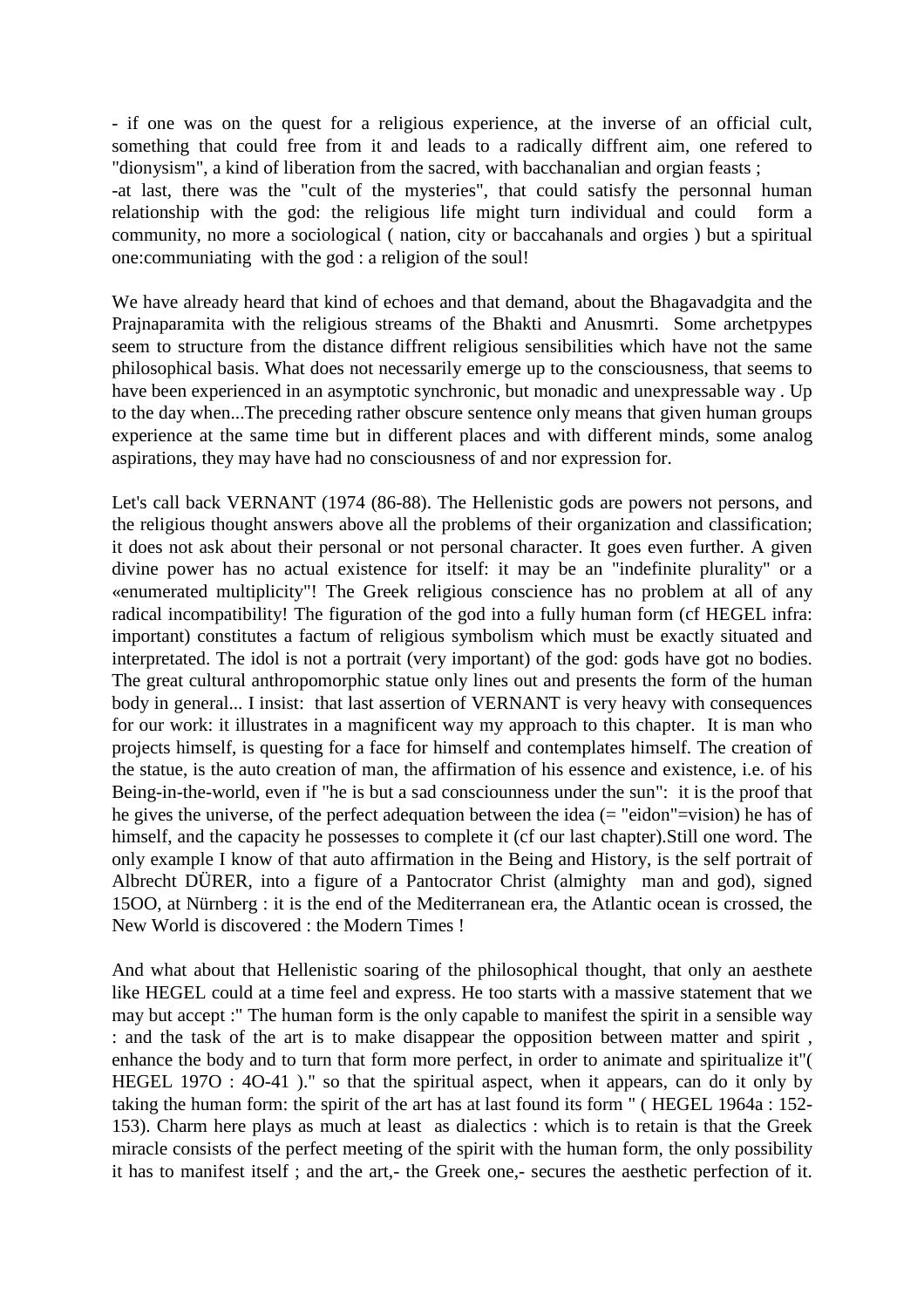- if one was on the quest for a religious experience, at the inverse of an official cult, something that could free from it and leads to a radically diffrent aim, one refered to "dionysism", a kind of liberation from the sacred, with bacchanalian and orgian feasts ;

-at last, there was the "cult of the mysteries", that could satisfy the personnal human relationship with the god: the religious life might turn individual and could form a community, no more a sociological ( nation, city or baccahanals and orgies ) but a spiritual one:communiating with the god : a religion of the soul!

We have already heard that kind of echoes and that demand, about the Bhagavadgita and the Prajnaparamita with the religious streams of the Bhakti and Anusmrti. Some archetpypes seem to structure from the distance diffrent religious sensibilities which have not the same philosophical basis. What does not necessarily emerge up to the consciousness, that seems to have been experienced in an asymptotic synchronic, but monadic and unexpressable way . Up to the day when...The preceding rather obscure sentence only means that given human groups experience at the same time but in different places and with different minds, some analog aspirations, they may have had no consciousness of and nor expression for.

Let's call back VERNANT (1974 (86-88). The Hellenistic gods are powers not persons, and the religious thought answers above all the problems of their organization and classification; it does not ask about their personal or not personal character. It goes even further. A given divine power has no actual existence for itself: it may be an "indefinite plurality" or a «enumerated multiplicity"! The Greek religious conscience has no problem at all of any radical incompatibility! The figuration of the god into a fully human form (cf HEGEL infra: important) constitutes a factum of religious symbolism which must be exactly situated and interpretated. The idol is not a portrait (very important) of the god: gods have got no bodies. The great cultural anthropomorphic statue only lines out and presents the form of the human body in general... I insist: that last assertion of VERNANT is very heavy with consequences for our work: it illustrates in a magnificent way my approach to this chapter. It is man who projects himself, is questing for a face for himself and contemplates himself. The creation of the statue, is the auto creation of man, the affirmation of his essence and existence, i.e. of his Being-in-the-world, even if "he is but a sad consciounness under the sun": it is the proof that he gives the universe, of the perfect adequation between the idea (= "eidon"=vision) he has of himself, and the capacity he possesses to complete it (cf our last chapter).Still one word. The only example I know of that auto affirmation in the Being and History, is the self portrait of Albrecht DÜRER, into a figure of a Pantocrator Christ (almighty man and god), signed 15OO, at Nürnberg : it is the end of the Mediterranean era, the Atlantic ocean is crossed, the New World is discovered : the Modern Times !

And what about that Hellenistic soaring of the philosophical thought, that only an aesthete like HEGEL could at a time feel and express. He too starts with a massive statement that we may but accept :" The human form is the only capable to manifest the spirit in a sensible way : and the task of the art is to make disappear the opposition between matter and spirit , enhance the body and to turn that form more perfect, in order to animate and spiritualize it"( HEGEL 197O : 4O-41 )." so that the spiritual aspect, when it appears, can do it only by taking the human form: the spirit of the art has at last found its form " ( HEGEL 1964a : 152-153). Charm here plays as much at least as dialectics : which is to retain is that the Greek miracle consists of the perfect meeting of the spirit with the human form, the only possibility it has to manifest itself ; and the art,- the Greek one,- secures the aesthetic perfection of it.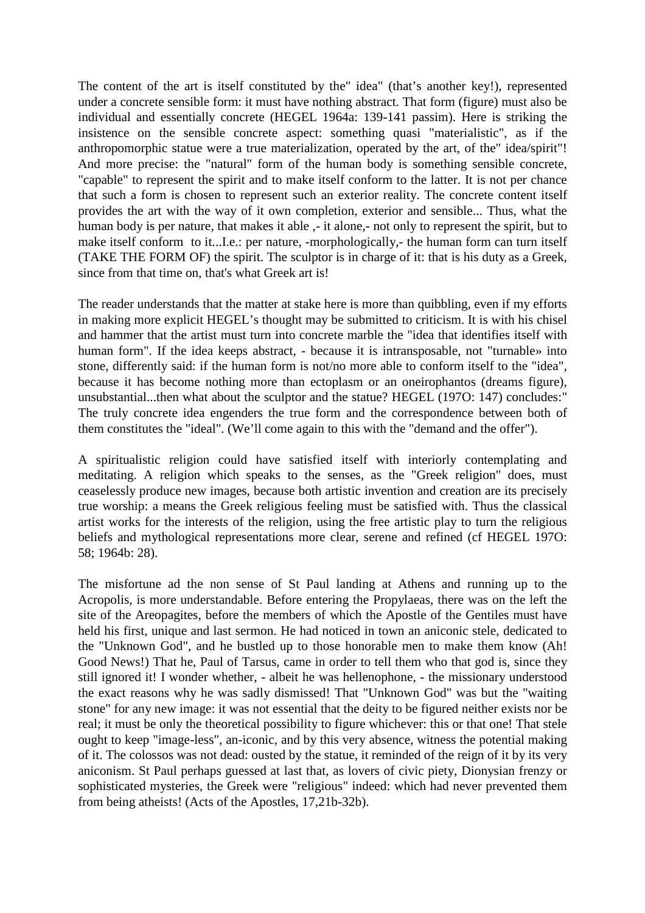The content of the art is itself constituted by the" idea" (that's another key!), represented under a concrete sensible form: it must have nothing abstract. That form (figure) must also be individual and essentially concrete (HEGEL 1964a: 139-141 passim). Here is striking the insistence on the sensible concrete aspect: something quasi "materialistic", as if the anthropomorphic statue were a true materialization, operated by the art, of the" idea/spirit"! And more precise: the "natural" form of the human body is something sensible concrete, "capable" to represent the spirit and to make itself conform to the latter. It is not per chance that such a form is chosen to represent such an exterior reality. The concrete content itself provides the art with the way of it own completion, exterior and sensible... Thus, what the human body is per nature, that makes it able ,- it alone,- not only to represent the spirit, but to make itself conform to it...I.e.: per nature, -morphologically,- the human form can turn itself (TAKE THE FORM OF) the spirit. The sculptor is in charge of it: that is his duty as a Greek, since from that time on, that's what Greek art is!

The reader understands that the matter at stake here is more than quibbling, even if my efforts in making more explicit HEGEL's thought may be submitted to criticism. It is with his chisel and hammer that the artist must turn into concrete marble the "idea that identifies itself with human form". If the idea keeps abstract, - because it is intransposable, not "turnable» into stone, differently said: if the human form is not/no more able to conform itself to the "idea", because it has become nothing more than ectoplasm or an oneirophantos (dreams figure), unsubstantial...then what about the sculptor and the statue? HEGEL (197O: 147) concludes:" The truly concrete idea engenders the true form and the correspondence between both of them constitutes the "ideal". (We'll come again to this with the "demand and the offer").

A spiritualistic religion could have satisfied itself with interiorly contemplating and meditating. A religion which speaks to the senses, as the "Greek religion" does, must ceaselessly produce new images, because both artistic invention and creation are its precisely true worship: a means the Greek religious feeling must be satisfied with. Thus the classical artist works for the interests of the religion, using the free artistic play to turn the religious beliefs and mythological representations more clear, serene and refined (cf HEGEL 197O: 58; 1964b: 28).

The misfortune ad the non sense of St Paul landing at Athens and running up to the Acropolis, is more understandable. Before entering the Propylaeas, there was on the left the site of the Areopagites, before the members of which the Apostle of the Gentiles must have held his first, unique and last sermon. He had noticed in town an aniconic stele, dedicated to the "Unknown God", and he bustled up to those honorable men to make them know (Ah! Good News!) That he, Paul of Tarsus, came in order to tell them who that god is, since they still ignored it! I wonder whether, - albeit he was hellenophone, - the missionary understood the exact reasons why he was sadly dismissed! That "Unknown God" was but the "waiting stone" for any new image: it was not essential that the deity to be figured neither exists nor be real; it must be only the theoretical possibility to figure whichever: this or that one! That stele ought to keep "image-less", an-iconic, and by this very absence, witness the potential making of it. The colossos was not dead: ousted by the statue, it reminded of the reign of it by its very aniconism. St Paul perhaps guessed at last that, as lovers of civic piety, Dionysian frenzy or sophisticated mysteries, the Greek were "religious" indeed: which had never prevented them from being atheists! (Acts of the Apostles, 17,21b-32b).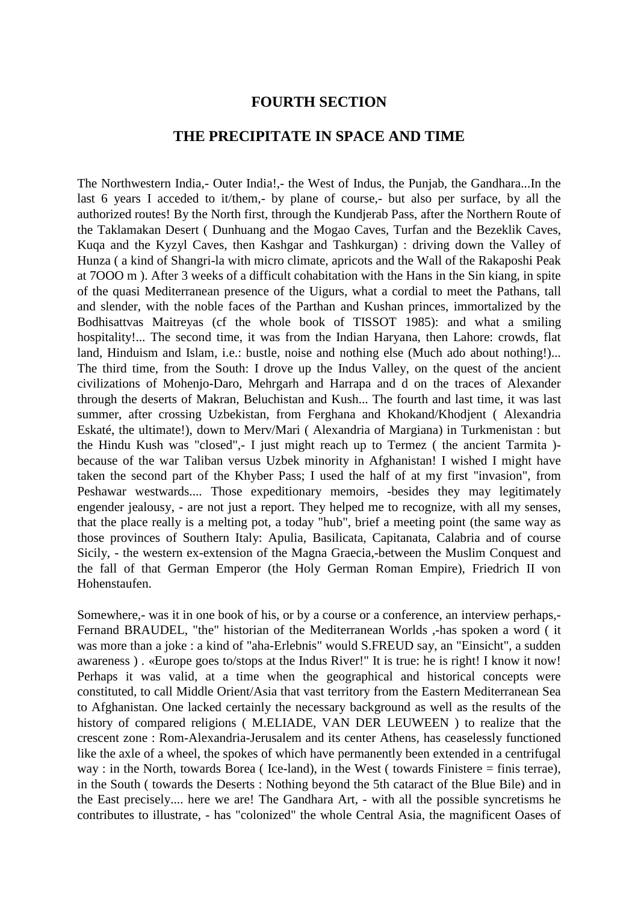## FOURTH SECTION

## THE PRECIPITATE IN SPACE AND TIME

The Northwestern India,- Outer India!,- the West of Indus, the Punjab, the Gandhara...In the last 6 years I acceded to it/them,- by plane of course,- but also per surface, by all the authorized routes! By the North first, through the Kundjerab Pass, after the Northern Route of the Taklamakan Desert ( Dunhuang and the Mogao Caves, Turfan and the Bezeklik Caves, Kuqa and the Kyzyl Caves, then Kashgar and Tashkurgan) : driving down the Valley of Hunza ( a kind of Shangri-la with micro climate, apricots and the Wall of the Rakaposhi Peak at 7OOO m ). After 3 weeks of a difficult cohabitation with the Hans in the Sin kiang, in spite of the quasi Mediterranean presence of the Uigurs, what a cordial to meet the Pathans, tall and slender, with the noble faces of the Parthan and Kushan princes, immortalized by the Bodhisattvas Maitreyas (cf the whole book of TISSOT 1985): and what a smiling hospitality!... The second time, it was from the Indian Haryana, then Lahore: crowds, flat land, Hinduism and Islam, i.e.: bustle, noise and nothing else (Much ado about nothing!)... The third time, from the South: I drove up the Indus Valley, on the quest of the ancient civilizations of Mohenjo-Daro, Mehrgarh and Harrapa and d on the traces of Alexander through the deserts of Makran, Beluchistan and Kush... The fourth and last time, it was last summer, after crossing Uzbekistan, from Ferghana and Khokand/Khodjent ( Alexandria Eskaté, the ultimate!), down to Merv/Mari ( Alexandria of Margiana) in Turkmenistan : but the Hindu Kush was "closed",- I just might reach up to Termez ( the ancient Tarmita )- because of the war Taliban versus Uzbek minority in Afghanistan! I wished I might have taken the second part of the Khyber Pass; I used the half of at my first "invasion", from Peshawar westwards.... Those expeditionary memoirs, -besides they may legitimately engender jealousy, - are not just a report. They helped me to recognize, with all my senses, that the place really is a melting pot, a today "hub", brief a meeting point (the same way as those provinces of Southern Italy: Apulia, Basilicata, Capitanata, Calabria and of course Sicily, - the western ex-extension of the Magna Graecia,-between the Muslim Conquest and the fall of that German Emperor (the Holy German Roman Empire), Friedrich II von Hohenstaufen.

Somewhere,- was it in one book of his, or by a course or a conference, an interview perhaps,- Fernand BRAUDEL, "the" historian of the Mediterranean Worlds ,-has spoken a word ( it was more than a joke : a kind of "aha-Erlebnis" would S.FREUD say, an "Einsicht", a sudden awareness ) . «Europe goes to/stops at the Indus River!" It is true: he is right! I know it now! Perhaps it was valid, at a time when the geographical and historical concepts were constituted, to call Middle Orient/Asia that vast territory from the Eastern Mediterranean Sea to Afghanistan. One lacked certainly the necessary background as well as the results of the history of compared religions ( M.ELIADE, VAN DER LEUWEEN ) to realize that the crescent zone : Rom-Alexandria-Jerusalem and its center Athens, has ceaselessly functioned like the axle of a wheel, the spokes of which have permanently been extended in a centrifugal way : in the North, towards Borea ( Ice-land), in the West ( towards Finistere = finis terrae), in the South ( towards the Deserts : Nothing beyond the 5th cataract of the Blue Bile) and in the East precisely.... here we are! The Gandhara Art, - with all the possible syncretisms he contributes to illustrate, - has "colonized" the whole Central Asia, the magnificent Oases of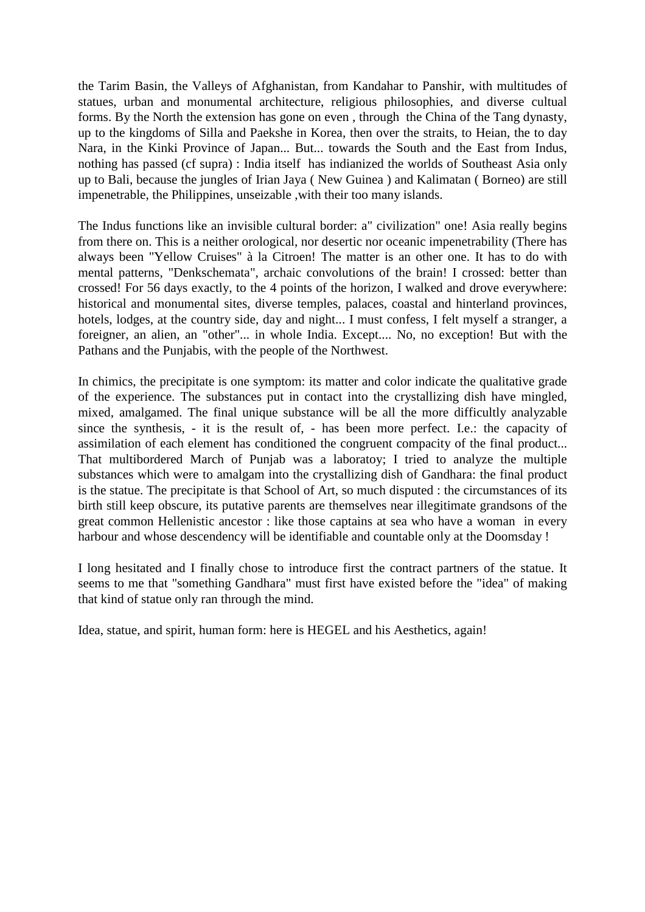the Tarim Basin, the Valleys of Afghanistan, from Kandahar to Panshir, with multitudes of statues, urban and monumental architecture, religious philosophies, and diverse cultual forms. By the North the extension has gone on even , through the China of the Tang dynasty, up to the kingdoms of Silla and Paekshe in Korea, then over the straits, to Heian, the to day Nara, in the Kinki Province of Japan... But... towards the South and the East from Indus, nothing has passed (cf supra) : India itself has indianized the worlds of Southeast Asia only up to Bali, because the jungles of Irian Jaya ( New Guinea ) and Kalimatan ( Borneo) are still impenetrable, the Philippines, unseizable ,with their too many islands.

The Indus functions like an invisible cultural border: a" civilization" one! Asia really begins from there on. This is a neither orological, nor desertic nor oceanic impenetrability (There has always been "Yellow Cruises" à la Citroen! The matter is an other one. It has to do with mental patterns, "Denkschemata", archaic convolutions of the brain! I crossed: better than crossed! For 56 days exactly, to the 4 points of the horizon, I walked and drove everywhere: historical and monumental sites, diverse temples, palaces, coastal and hinterland provinces, hotels, lodges, at the country side, day and night... I must confess, I felt myself a stranger, a foreigner, an alien, an "other"... in whole India. Except.... No, no exception! But with the Pathans and the Punjabis, with the people of the Northwest.

In chimics, the precipitate is one symptom: its matter and color indicate the qualitative grade of the experience. The substances put in contact into the crystallizing dish have mingled, mixed, amalgamed. The final unique substance will be all the more difficultly analyzable since the synthesis, - it is the result of, - has been more perfect. I.e.: the capacity of assimilation of each element has conditioned the congruent compacity of the final product... That multibordered March of Punjab was a laboratoy; I tried to analyze the multiple substances which were to amalgam into the crystallizing dish of Gandhara: the final product is the statue. The precipitate is that School of Art, so much disputed : the circumstances of its birth still keep obscure, its putative parents are themselves near illegitimate grandsons of the great common Hellenistic ancestor : like those captains at sea who have a woman in every harbour and whose descendency will be identifiable and countable only at the Doomsday !

I long hesitated and I finally chose to introduce first the contract partners of the statue. It seems to me that "something Gandhara" must first have existed before the "idea" of making that kind of statue only ran through the mind.

Idea, statue, and spirit, human form: here is HEGEL and his Aesthetics, again!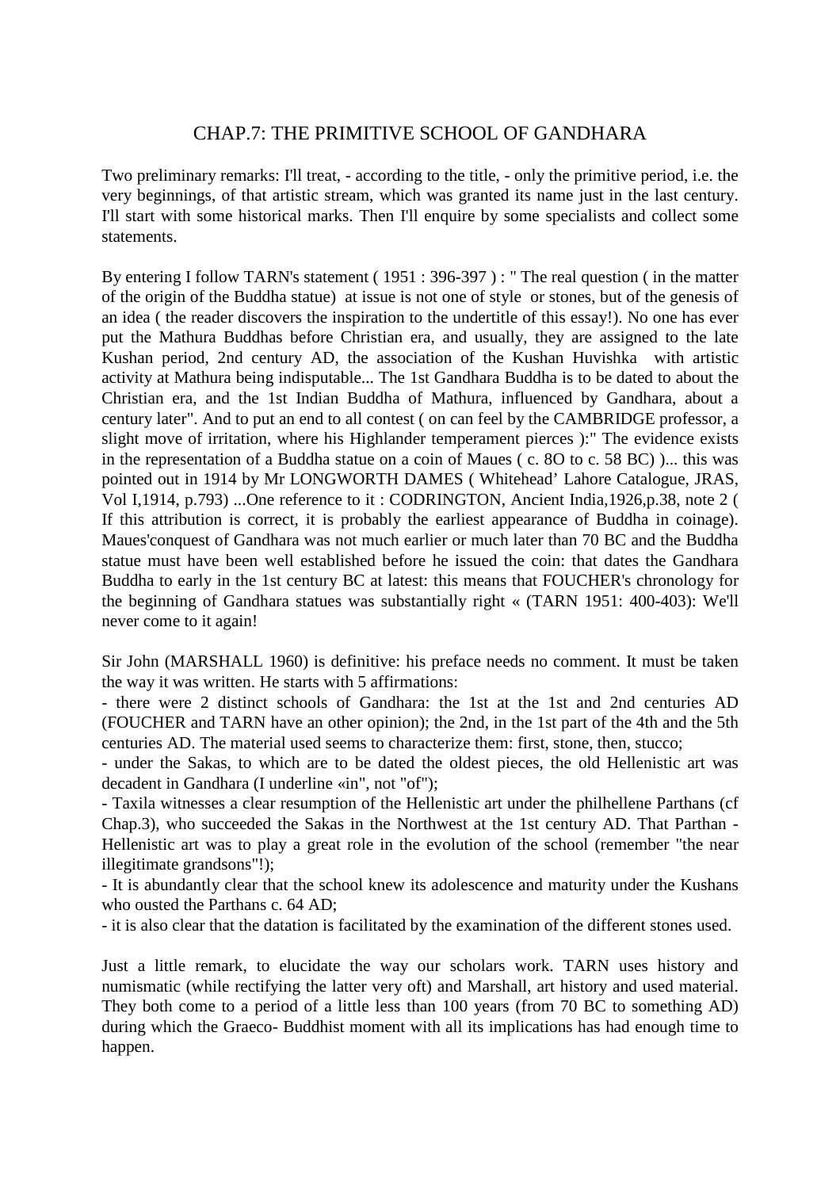# CHAP.7: THE PRIMITIVE SCHOOL OF GANDHARA

Two preliminary remarks: I'll treat, - according to the title, - only the primitive period, i.e. the very beginnings, of that artistic stream, which was granted its name just in the last century. I'll start with some historical marks. Then I'll enquire by some specialists and collect some statements.

By entering I follow TARN's statement ( 1951 : 396-397 ) : " The real question ( in the matter of the origin of the Buddha statue) at issue is not one of style or stones, but of the genesis of an idea ( the reader discovers the inspiration to the undertitle of this essay!). No one has ever put the Mathura Buddhas before Christian era, and usually, they are assigned to the late Kushan period, 2nd century AD, the association of the Kushan Huvishka with artistic activity at Mathura being indisputable... The 1st Gandhara Buddha is to be dated to about the Christian era, and the 1st Indian Buddha of Mathura, influenced by Gandhara, about a century later". And to put an end to all contest ( on can feel by the CAMBRIDGE professor, a slight move of irritation, where his Highlander temperament pierces ):" The evidence exists in the representation of a Buddha statue on a coin of Maues ( c. 8O to c. 58 BC) )... this was pointed out in 1914 by Mr LONGWORTH DAMES ( Whitehead' Lahore Catalogue, JRAS, Vol I,1914, p.793) ...One reference to it : CODRINGTON, Ancient India,1926,p.38, note 2 ( If this attribution is correct, it is probably the earliest appearance of Buddha in coinage). Maues'conquest of Gandhara was not much earlier or much later than 70 BC and the Buddha statue must have been well established before he issued the coin: that dates the Gandhara Buddha to early in the 1st century BC at latest: this means that FOUCHER's chronology for the beginning of Gandhara statues was substantially right « (TARN 1951: 400-403): We'll never come to it again!

Sir John (MARSHALL 1960) is definitive: his preface needs no comment. It must be taken the way it was written. He starts with 5 affirmations:

- there were 2 distinct schools of Gandhara: the 1st at the 1st and 2nd centuries AD (FOUCHER and TARN have an other opinion); the 2nd, in the 1st part of the 4th and the 5th centuries AD. The material used seems to characterize them: first, stone, then, stucco;
- under the Sakas, to which are to be dated the oldest pieces, the old Hellenistic art was decadent in Gandhara (I underline «in", not "of");
- Taxila witnesses a clear resumption of the Hellenistic art under the philhellene Parthans (cf Chap.3), who succeeded the Sakas in the Northwest at the 1st century AD. That Parthan - Hellenistic art was to play a great role in the evolution of the school (remember "the near illegitimate grandsons"!);
- It is abundantly clear that the school knew its adolescence and maturity under the Kushans who ousted the Parthans c. 64 AD;
- it is also clear that the datation is facilitated by the examination of the different stones used.

Just a little remark, to elucidate the way our scholars work. TARN uses history and numismatic (while rectifying the latter very oft) and Marshall, art history and used material. They both come to a period of a little less than 100 years (from 70 BC to something AD) during which the Graeco- Buddhist moment with all its implications has had enough time to happen.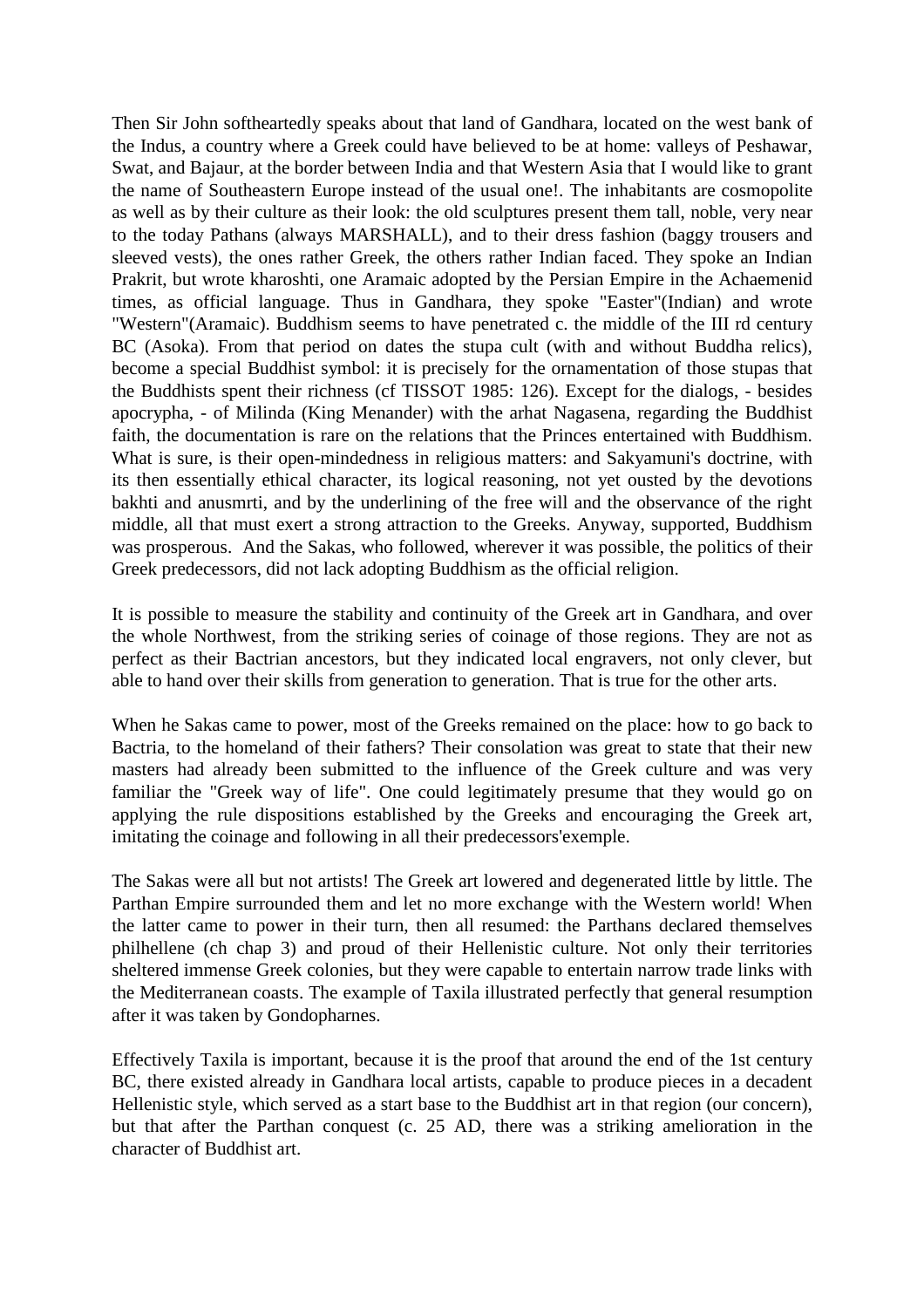Then Sir John softheartedly speaks about that land of Gandhara, located on the west bank of the Indus, a country where a Greek could have believed to be at home: valleys of Peshawar, Swat, and Bajaur, at the border between India and that Western Asia that I would like to grant the name of Southeastern Europe instead of the usual one!. The inhabitants are cosmopolite as well as by their culture as their look: the old sculptures present them tall, noble, very near to the today Pathans (always MARSHALL), and to their dress fashion (baggy trousers and sleeved vests), the ones rather Greek, the others rather Indian faced. They spoke an Indian Prakrit, but wrote kharoshti, one Aramaic adopted by the Persian Empire in the Achaemenid times, as official language. Thus in Gandhara, they spoke "Easter"(Indian) and wrote "Western"(Aramaic). Buddhism seems to have penetrated c. the middle of the III rd century BC (Asoka). From that period on dates the stupa cult (with and without Buddha relics), become a special Buddhist symbol: it is precisely for the ornamentation of those stupas that the Buddhists spent their richness (cf TISSOT 1985: 126). Except for the dialogs, - besides apocrypha, - of Milinda (King Menander) with the arhat Nagasena, regarding the Buddhist faith, the documentation is rare on the relations that the Princes entertained with Buddhism. What is sure, is their open-mindedness in religious matters: and Sakyamuni's doctrine, with its then essentially ethical character, its logical reasoning, not yet ousted by the devotions bakhti and anusmrti, and by the underlining of the free will and the observance of the right middle, all that must exert a strong attraction to the Greeks. Anyway, supported, Buddhism was prosperous. And the Sakas, who followed, wherever it was possible, the politics of their Greek predecessors, did not lack adopting Buddhism as the official religion.

It is possible to measure the stability and continuity of the Greek art in Gandhara, and over the whole Northwest, from the striking series of coinage of those regions. They are not as perfect as their Bactrian ancestors, but they indicated local engravers, not only clever, but able to hand over their skills from generation to generation. That is true for the other arts.

When he Sakas came to power, most of the Greeks remained on the place: how to go back to Bactria, to the homeland of their fathers? Their consolation was great to state that their new masters had already been submitted to the influence of the Greek culture and was very familiar the "Greek way of life". One could legitimately presume that they would go on applying the rule dispositions established by the Greeks and encouraging the Greek art, imitating the coinage and following in all their predecessors'exemple.

The Sakas were all but not artists! The Greek art lowered and degenerated little by little. The Parthan Empire surrounded them and let no more exchange with the Western world! When the latter came to power in their turn, then all resumed: the Parthans declared themselves philhellene (ch chap 3) and proud of their Hellenistic culture. Not only their territories sheltered immense Greek colonies, but they were capable to entertain narrow trade links with the Mediterranean coasts. The example of Taxila illustrated perfectly that general resumption after it was taken by Gondopharnes.

Effectively Taxila is important, because it is the proof that around the end of the 1st century BC, there existed already in Gandhara local artists, capable to produce pieces in a decadent Hellenistic style, which served as a start base to the Buddhist art in that region (our concern), but that after the Parthan conquest (c. 25 AD, there was a striking amelioration in the character of Buddhist art.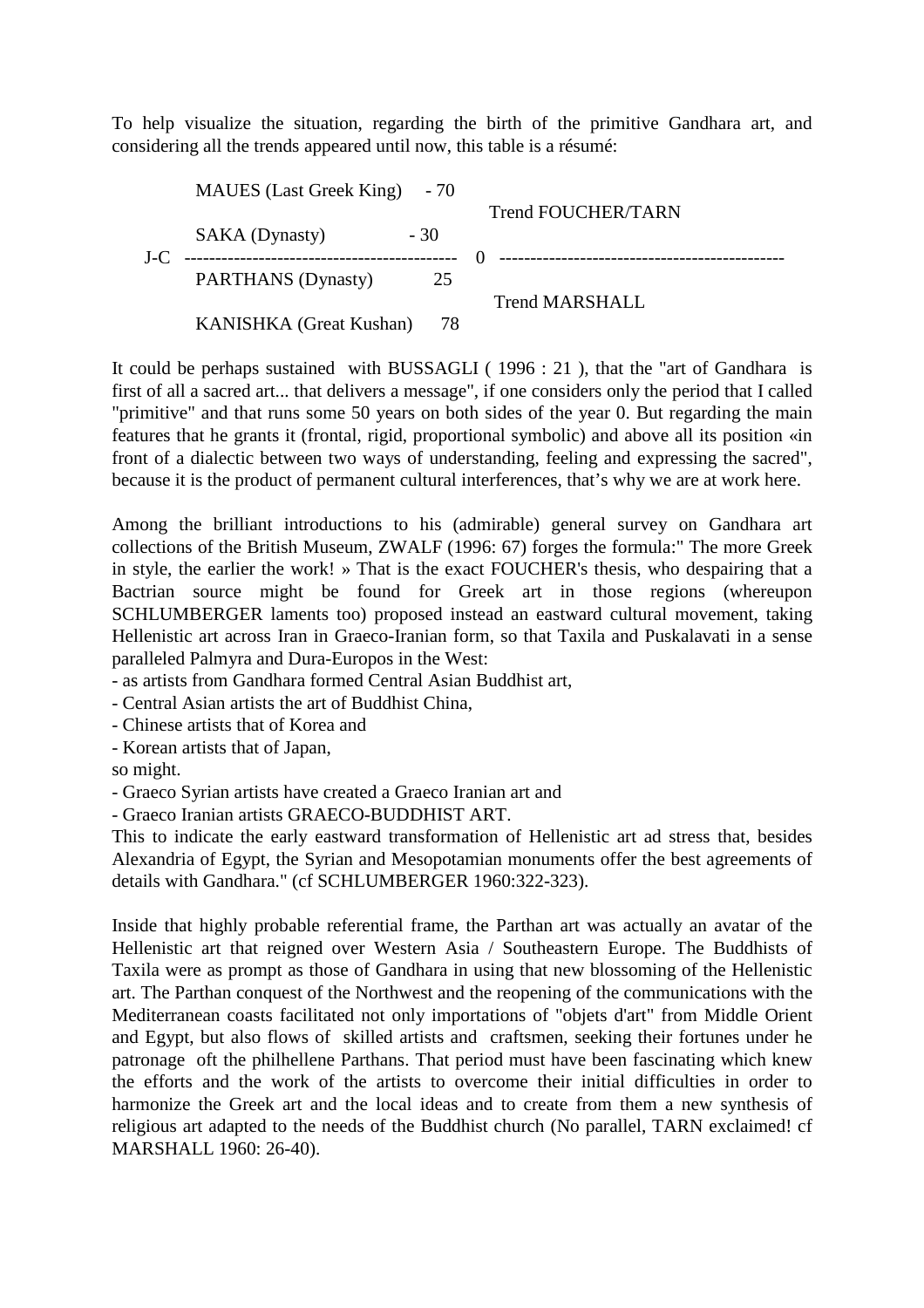To help visualize the situation, regarding the birth of the primitive Gandhara art, and considering all the trends appeared until now, this table is a résumé:

```
         MAUES (Last Greek King)    - 70
                                                   Trend FOUCHER/TARN
         SAKA (Dynasty)            - 30
J-C   -------------------------------------------   0   ---------------------------------------------
         PARTHANS (Dynasty)          25
                                                   Trend MARSHALL
         KANISHKA (Great Kushan)     78
```

It could be perhaps sustained with BUSSAGLI ( 1996 : 21 ), that the "art of Gandhara is first of all a sacred art... that delivers a message", if one considers only the period that I called "primitive" and that runs some 50 years on both sides of the year 0. But regarding the main features that he grants it (frontal, rigid, proportional symbolic) and above all its position «in front of a dialectic between two ways of understanding, feeling and expressing the sacred", because it is the product of permanent cultural interferences, that's why we are at work here.

Among the brilliant introductions to his (admirable) general survey on Gandhara art collections of the British Museum, ZWALF (1996: 67) forges the formula:" The more Greek in style, the earlier the work! » That is the exact FOUCHER's thesis, who despairing that a Bactrian source might be found for Greek art in those regions (whereupon SCHLUMBERGER laments too) proposed instead an eastward cultural movement, taking Hellenistic art across Iran in Graeco-Iranian form, so that Taxila and Puskalavati in a sense paralleled Palmyra and Dura-Europos in the West:
- as artists from Gandhara formed Central Asian Buddhist art,
- Central Asian artists the art of Buddhist China,
- Chinese artists that of Korea and
- Korean artists that of Japan,
so might.
- Graeco Syrian artists have created a Graeco Iranian art and
- Graeco Iranian artists GRAECO-BUDDHIST ART.
This to indicate the early eastward transformation of Hellenistic art ad stress that, besides Alexandria of Egypt, the Syrian and Mesopotamian monuments offer the best agreements of details with Gandhara." (cf SCHLUMBERGER 1960:322-323).

Inside that highly probable referential frame, the Parthan art was actually an avatar of the Hellenistic art that reigned over Western Asia / Southeastern Europe. The Buddhists of Taxila were as prompt as those of Gandhara in using that new blossoming of the Hellenistic art. The Parthan conquest of the Northwest and the reopening of the communications with the Mediterranean coasts facilitated not only importations of "objets d'art" from Middle Orient and Egypt, but also flows of skilled artists and craftsmen, seeking their fortunes under he patronage oft the philhellene Parthans. That period must have been fascinating which knew the efforts and the work of the artists to overcome their initial difficulties in order to harmonize the Greek art and the local ideas and to create from them a new synthesis of religious art adapted to the needs of the Buddhist church (No parallel, TARN exclaimed! cf MARSHALL 1960: 26-40).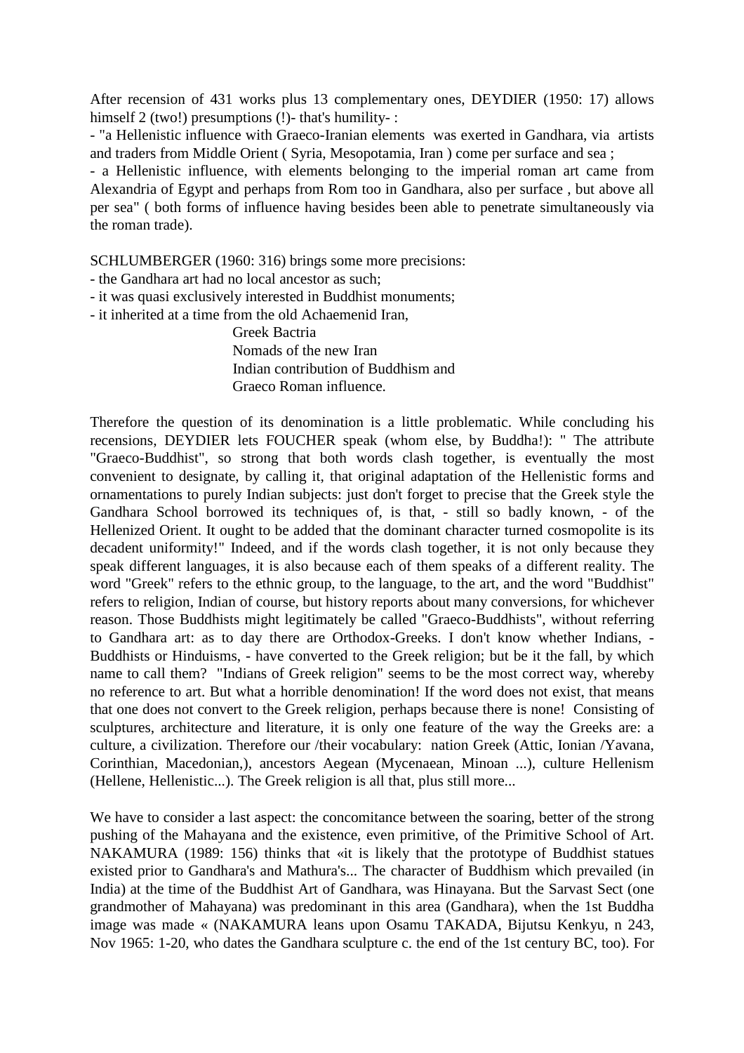After recension of 431 works plus 13 complementary ones, DEYDIER (1950: 17) allows himself 2 (two!) presumptions (!)- that's humility- :

- "a Hellenistic influence with Graeco-Iranian elements was exerted in Gandhara, via artists and traders from Middle Orient ( Syria, Mesopotamia, Iran ) come per surface and sea ;
- a Hellenistic influence, with elements belonging to the imperial roman art came from Alexandria of Egypt and perhaps from Rom too in Gandhara, also per surface , but above all per sea" ( both forms of influence having besides been able to penetrate simultaneously via the roman trade).

SCHLUMBERGER (1960: 316) brings some more precisions:

- the Gandhara art had no local ancestor as such;
- it was quasi exclusively interested in Buddhist monuments;
- it inherited at a time from the old Achaemenid Iran,
  Greek Bactria
  Nomads of the new Iran
  Indian contribution of Buddhism and
  Graeco Roman influence.

Therefore the question of its denomination is a little problematic. While concluding his recensions, DEYDIER lets FOUCHER speak (whom else, by Buddha!): " The attribute "Graeco-Buddhist", so strong that both words clash together, is eventually the most convenient to designate, by calling it, that original adaptation of the Hellenistic forms and ornamentations to purely Indian subjects: just don't forget to precise that the Greek style the Gandhara School borrowed its techniques of, is that, - still so badly known, - of the Hellenized Orient. It ought to be added that the dominant character turned cosmopolite is its decadent uniformity!" Indeed, and if the words clash together, it is not only because they speak different languages, it is also because each of them speaks of a different reality. The word "Greek" refers to the ethnic group, to the language, to the art, and the word "Buddhist" refers to religion, Indian of course, but history reports about many conversions, for whichever reason. Those Buddhists might legitimately be called "Graeco-Buddhists", without referring to Gandhara art: as to day there are Orthodox-Greeks. I don't know whether Indians, - Buddhists or Hinduisms, - have converted to the Greek religion; but be it the fall, by which name to call them? "Indians of Greek religion" seems to be the most correct way, whereby no reference to art. But what a horrible denomination! If the word does not exist, that means that one does not convert to the Greek religion, perhaps because there is none! Consisting of sculptures, architecture and literature, it is only one feature of the way the Greeks are: a culture, a civilization. Therefore our /their vocabulary: nation Greek (Attic, Ionian /Yavana, Corinthian, Macedonian,), ancestors Aegean (Mycenaean, Minoan ...), culture Hellenism (Hellene, Hellenistic...). The Greek religion is all that, plus still more...

We have to consider a last aspect: the concomitance between the soaring, better of the strong pushing of the Mahayana and the existence, even primitive, of the Primitive School of Art. NAKAMURA (1989: 156) thinks that «it is likely that the prototype of Buddhist statues existed prior to Gandhara's and Mathura's... The character of Buddhism which prevailed (in India) at the time of the Buddhist Art of Gandhara, was Hinayana. But the Sarvast Sect (one grandmother of Mahayana) was predominant in this area (Gandhara), when the 1st Buddha image was made « (NAKAMURA leans upon Osamu TAKADA, Bijutsu Kenkyu, n 243, Nov 1965: 1-20, who dates the Gandhara sculpture c. the end of the 1st century BC, too). For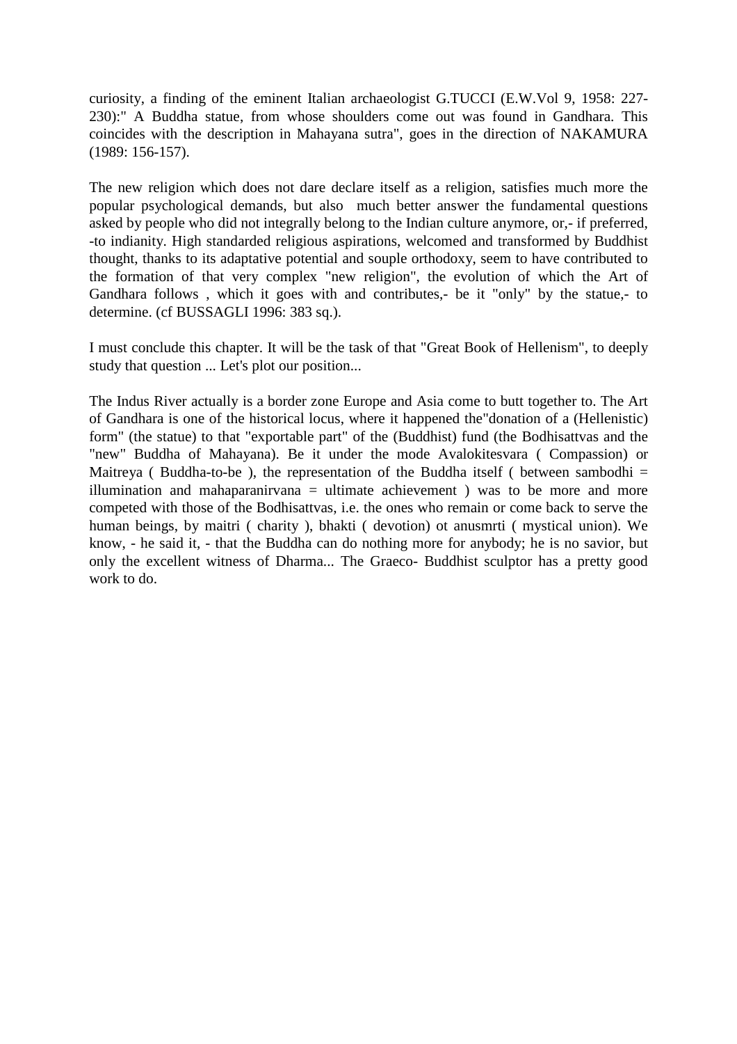curiosity, a finding of the eminent Italian archaeologist G.TUCCI (E.W.Vol 9, 1958: 227-230):" A Buddha statue, from whose shoulders come out was found in Gandhara. This coincides with the description in Mahayana sutra", goes in the direction of NAKAMURA (1989: 156-157).

The new religion which does not dare declare itself as a religion, satisfies much more the popular psychological demands, but also much better answer the fundamental questions asked by people who did not integrally belong to the Indian culture anymore, or,- if preferred, -to indianity. High standarded religious aspirations, welcomed and transformed by Buddhist thought, thanks to its adaptative potential and souple orthodoxy, seem to have contributed to the formation of that very complex "new religion", the evolution of which the Art of Gandhara follows , which it goes with and contributes,- be it "only" by the statue,- to determine. (cf BUSSAGLI 1996: 383 sq.).

I must conclude this chapter. It will be the task of that "Great Book of Hellenism", to deeply study that question ... Let's plot our position...

The Indus River actually is a border zone Europe and Asia come to butt together to. The Art of Gandhara is one of the historical locus, where it happened the"donation of a (Hellenistic) form" (the statue) to that "exportable part" of the (Buddhist) fund (the Bodhisattvas and the "new" Buddha of Mahayana). Be it under the mode Avalokitesvara ( Compassion) or Maitreya ( Buddha-to-be ), the representation of the Buddha itself ( between sambodhi = illumination and mahaparanirvana = ultimate achievement ) was to be more and more competed with those of the Bodhisattvas, i.e. the ones who remain or come back to serve the human beings, by maitri ( charity ), bhakti ( devotion) ot anusmrti ( mystical union). We know, - he said it, - that the Buddha can do nothing more for anybody; he is no savior, but only the excellent witness of Dharma... The Graeco- Buddhist sculptor has a pretty good work to do.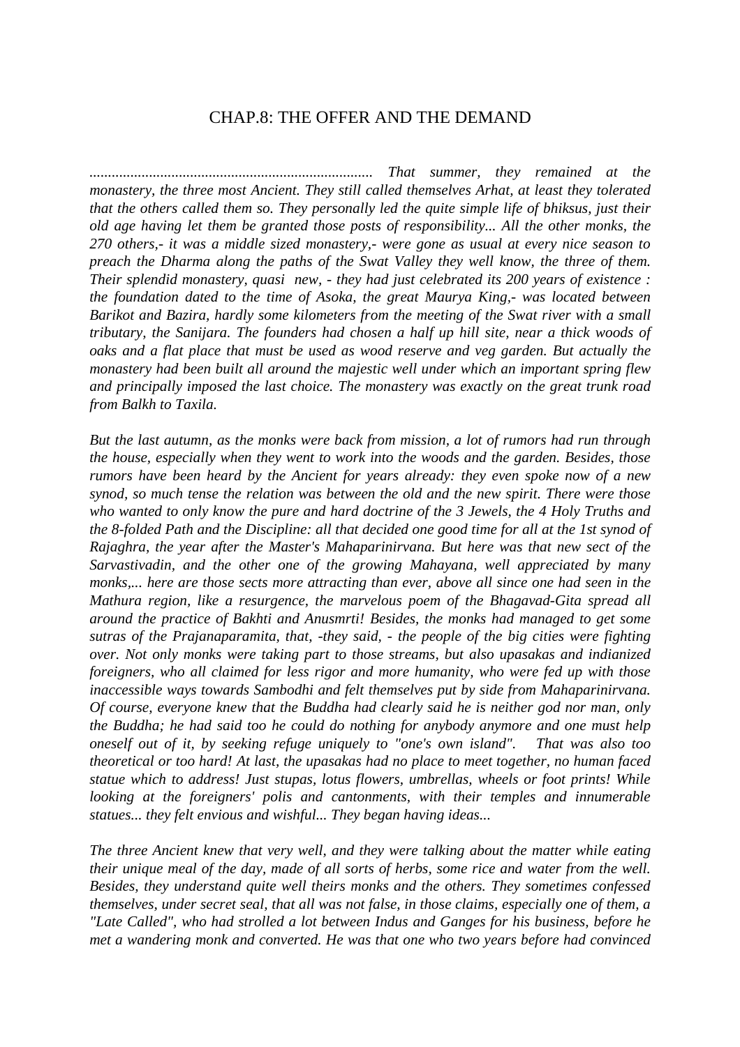# CHAP.8: THE OFFER AND THE DEMAND

*........................................................................... That summer, they remained at the monastery, the three most Ancient. They still called themselves Arhat, at least they tolerated that the others called them so. They personally led the quite simple life of bhiksus, just their old age having let them be granted those posts of responsibility... All the other monks, the 270 others,- it was a middle sized monastery,- were gone as usual at every nice season to preach the Dharma along the paths of the Swat Valley they well know, the three of them. Their splendid monastery, quasi new, - they had just celebrated its 200 years of existence : the foundation dated to the time of Asoka, the great Maurya King,- was located between Barikot and Bazira, hardly some kilometers from the meeting of the Swat river with a small tributary, the Sanijara. The founders had chosen a half up hill site, near a thick woods of oaks and a flat place that must be used as wood reserve and veg garden. But actually the monastery had been built all around the majestic well under which an important spring flew and principally imposed the last choice. The monastery was exactly on the great trunk road from Balkh to Taxila.*

*But the last autumn, as the monks were back from mission, a lot of rumors had run through the house, especially when they went to work into the woods and the garden. Besides, those rumors have been heard by the Ancient for years already: they even spoke now of a new synod, so much tense the relation was between the old and the new spirit. There were those who wanted to only know the pure and hard doctrine of the 3 Jewels, the 4 Holy Truths and the 8-folded Path and the Discipline: all that decided one good time for all at the 1st synod of Rajaghra, the year after the Master's Mahaparinirvana. But here was that new sect of the Sarvastivadin, and the other one of the growing Mahayana, well appreciated by many monks,... here are those sects more attracting than ever, above all since one had seen in the Mathura region, like a resurgence, the marvelous poem of the Bhagavad-Gita spread all around the practice of Bakhti and Anusmrti! Besides, the monks had managed to get some sutras of the Prajanaparamita, that, -they said, - the people of the big cities were fighting over. Not only monks were taking part to those streams, but also upasakas and indianized foreigners, who all claimed for less rigor and more humanity, who were fed up with those inaccessible ways towards Sambodhi and felt themselves put by side from Mahaparinirvana. Of course, everyone knew that the Buddha had clearly said he is neither god nor man, only the Buddha; he had said too he could do nothing for anybody anymore and one must help oneself out of it, by seeking refuge uniquely to "one's own island". That was also too theoretical or too hard! At last, the upasakas had no place to meet together, no human faced statue which to address! Just stupas, lotus flowers, umbrellas, wheels or foot prints! While looking at the foreigners' polis and cantonments, with their temples and innumerable statues... they felt envious and wishful... They began having ideas...*

*The three Ancient knew that very well, and they were talking about the matter while eating their unique meal of the day, made of all sorts of herbs, some rice and water from the well. Besides, they understand quite well theirs monks and the others. They sometimes confessed themselves, under secret seal, that all was not false, in those claims, especially one of them, a "Late Called", who had strolled a lot between Indus and Ganges for his business, before he met a wandering monk and converted. He was that one who two years before had convinced*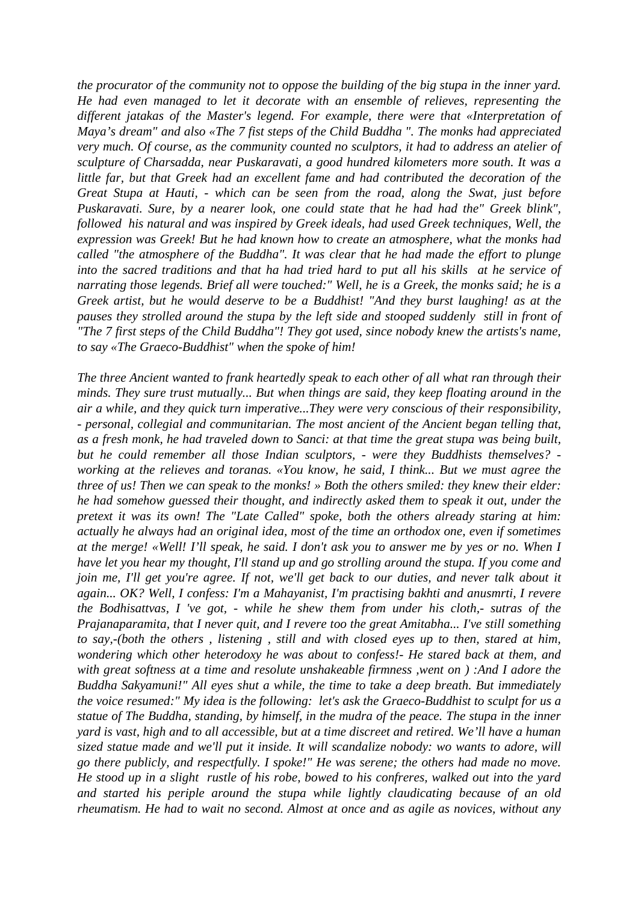*the procurator of the community not to oppose the building of the big stupa in the inner yard. He had even managed to let it decorate with an ensemble of relieves, representing the different jatakas of the Master's legend. For example, there were that «Interpretation of Maya's dream" and also «The 7 fist steps of the Child Buddha ". The monks had appreciated very much. Of course, as the community counted no sculptors, it had to address an atelier of sculpture of Charsadda, near Puskaravati, a good hundred kilometers more south. It was a little far, but that Greek had an excellent fame and had contributed the decoration of the Great Stupa at Hauti, - which can be seen from the road, along the Swat, just before Puskaravati. Sure, by a nearer look, one could state that he had had the" Greek blink", followed his natural and was inspired by Greek ideals, had used Greek techniques, Well, the expression was Greek! But he had known how to create an atmosphere, what the monks had called "the atmosphere of the Buddha". It was clear that he had made the effort to plunge into the sacred traditions and that ha had tried hard to put all his skills at he service of narrating those legends. Brief all were touched:" Well, he is a Greek, the monks said; he is a Greek artist, but he would deserve to be a Buddhist! "And they burst laughing! as at the pauses they strolled around the stupa by the left side and stooped suddenly still in front of "The 7 first steps of the Child Buddha"! They got used, since nobody knew the artists's name, to say «The Graeco-Buddhist" when the spoke of him!*

*The three Ancient wanted to frank heartedly speak to each other of all what ran through their minds. They sure trust mutually... But when things are said, they keep floating around in the air a while, and they quick turn imperative...They were very conscious of their responsibility, - personal, collegial and communitarian. The most ancient of the Ancient began telling that, as a fresh monk, he had traveled down to Sanci: at that time the great stupa was being built, but he could remember all those Indian sculptors, - were they Buddhists themselves? - working at the relieves and toranas. «You know, he said, I think... But we must agree the three of us! Then we can speak to the monks! » Both the others smiled: they knew their elder: he had somehow guessed their thought, and indirectly asked them to speak it out, under the pretext it was its own! The "Late Called" spoke, both the others already staring at him: actually he always had an original idea, most of the time an orthodox one, even if sometimes at the merge! «Well! I'll speak, he said. I don't ask you to answer me by yes or no. When I have let you hear my thought, I'll stand up and go strolling around the stupa. If you come and join me, I'll get you're agree. If not, we'll get back to our duties, and never talk about it again... OK? Well, I confess: I'm a Mahayanist, I'm practising bakhti and anusmrti, I revere the Bodhisattvas, I 've got, - while he shew them from under his cloth,- sutras of the Prajanaparamita, that I never quit, and I revere too the great Amitabha... I've still something to say,-(both the others , listening , still and with closed eyes up to then, stared at him, wondering which other heterodoxy he was about to confess!- He stared back at them, and with great softness at a time and resolute unshakeable firmness ,went on ) :And I adore the Buddha Sakyamuni!" All eyes shut a while, the time to take a deep breath. But immediately the voice resumed:" My idea is the following: let's ask the Graeco-Buddhist to sculpt for us a statue of The Buddha, standing, by himself, in the mudra of the peace. The stupa in the inner yard is vast, high and to all accessible, but at a time discreet and retired. We'll have a human sized statue made and we'll put it inside. It will scandalize nobody: wo wants to adore, will go there publicly, and respectfully. I spoke!" He was serene; the others had made no move. He stood up in a slight rustle of his robe, bowed to his confreres, walked out into the yard and started his periple around the stupa while lightly claudicating because of an old rheumatism. He had to wait no second. Almost at once and as agile as novices, without any*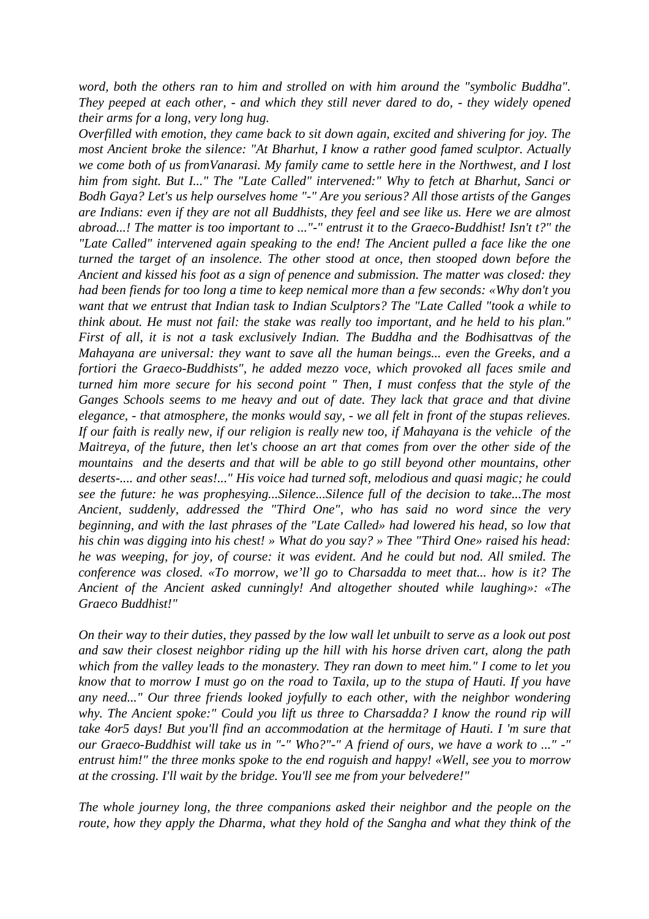*word, both the others ran to him and strolled on with him around the "symbolic Buddha". They peeped at each other, - and which they still never dared to do, - they widely opened their arms for a long, very long hug.*

*Overfilled with emotion, they came back to sit down again, excited and shivering for joy. The most Ancient broke the silence: "At Bharhut, I know a rather good famed sculptor. Actually we come both of us fromVanarasi. My family came to settle here in the Northwest, and I lost him from sight. But I..." The "Late Called" intervened:" Why to fetch at Bharhut, Sanci or Bodh Gaya? Let's us help ourselves home "-" Are you serious? All those artists of the Ganges are Indians: even if they are not all Buddhists, they feel and see like us. Here we are almost abroad...! The matter is too important to ..."-" entrust it to the Graeco-Buddhist! Isn't t?" the "Late Called" intervened again speaking to the end! The Ancient pulled a face like the one turned the target of an insolence. The other stood at once, then stooped down before the Ancient and kissed his foot as a sign of penence and submission. The matter was closed: they had been fiends for too long a time to keep nemical more than a few seconds: «Why don't you want that we entrust that Indian task to Indian Sculptors? The "Late Called "took a while to think about. He must not fail: the stake was really too important, and he held to his plan." First of all, it is not a task exclusively Indian. The Buddha and the Bodhisattvas of the Mahayana are universal: they want to save all the human beings... even the Greeks, and a fortiori the Graeco-Buddhists", he added mezzo voce, which provoked all faces smile and turned him more secure for his second point " Then, I must confess that the style of the Ganges Schools seems to me heavy and out of date. They lack that grace and that divine elegance, - that atmosphere, the monks would say, - we all felt in front of the stupas relieves. If our faith is really new, if our religion is really new too, if Mahayana is the vehicle of the Maitreya, of the future, then let's choose an art that comes from over the other side of the mountains and the deserts and that will be able to go still beyond other mountains, other deserts-.... and other seas!..." His voice had turned soft, melodious and quasi magic; he could see the future: he was prophesying...Silence...Silence full of the decision to take...The most Ancient, suddenly, addressed the "Third One", who has said no word since the very beginning, and with the last phrases of the "Late Called» had lowered his head, so low that his chin was digging into his chest! » What do you say? » Thee "Third One» raised his head: he was weeping, for joy, of course: it was evident. And he could but nod. All smiled. The conference was closed. «To morrow, we'll go to Charsadda to meet that... how is it? The Ancient of the Ancient asked cunningly! And altogether shouted while laughing»: «The Graeco Buddhist!"*

*On their way to their duties, they passed by the low wall let unbuilt to serve as a look out post and saw their closest neighbor riding up the hill with his horse driven cart, along the path which from the valley leads to the monastery. They ran down to meet him." I come to let you know that to morrow I must go on the road to Taxila, up to the stupa of Hauti. If you have any need..." Our three friends looked joyfully to each other, with the neighbor wondering why. The Ancient spoke:" Could you lift us three to Charsadda? I know the round rip will take 4or5 days! But you'll find an accommodation at the hermitage of Hauti. I 'm sure that our Graeco-Buddhist will take us in "-" Who?"-" A friend of ours, we have a work to ..." -" entrust him!" the three monks spoke to the end roguish and happy! «Well, see you to morrow at the crossing. I'll wait by the bridge. You'll see me from your belvedere!"*

*The whole journey long, the three companions asked their neighbor and the people on the route, how they apply the Dharma, what they hold of the Sangha and what they think of the*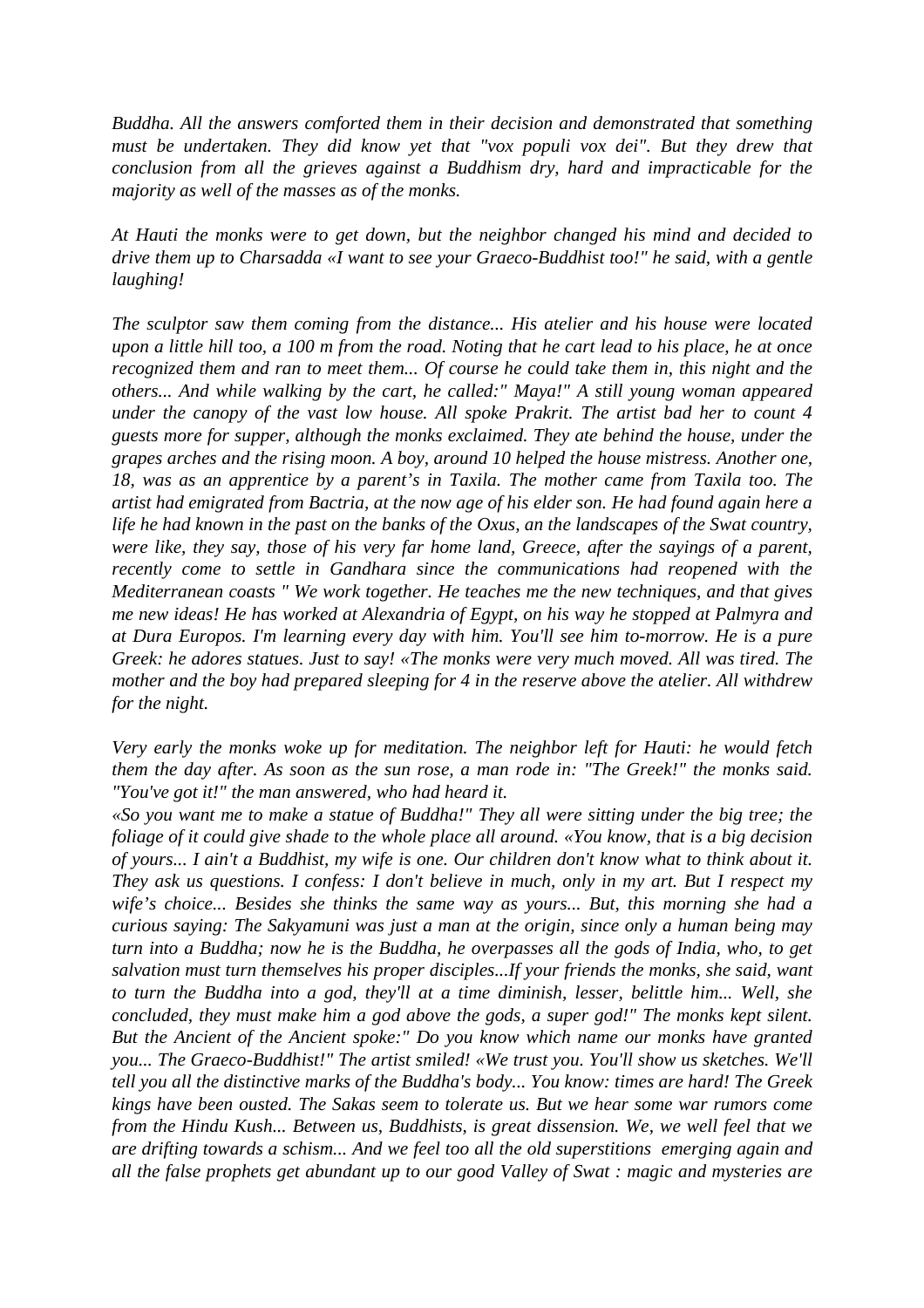*Buddha. All the answers comforted them in their decision and demonstrated that something must be undertaken. They did know yet that "vox populi vox dei". But they drew that conclusion from all the grieves against a Buddhism dry, hard and impracticable for the majority as well of the masses as of the monks.*

*At Hauti the monks were to get down, but the neighbor changed his mind and decided to drive them up to Charsadda «I want to see your Graeco-Buddhist too!" he said, with a gentle laughing!*

*The sculptor saw them coming from the distance... His atelier and his house were located upon a little hill too, a 100 m from the road. Noting that he cart lead to his place, he at once recognized them and ran to meet them... Of course he could take them in, this night and the others... And while walking by the cart, he called:" Maya!" A still young woman appeared under the canopy of the vast low house. All spoke Prakrit. The artist bad her to count 4 guests more for supper, although the monks exclaimed. They ate behind the house, under the grapes arches and the rising moon. A boy, around 10 helped the house mistress. Another one, 18, was as an apprentice by a parent's in Taxila. The mother came from Taxila too. The artist had emigrated from Bactria, at the now age of his elder son. He had found again here a life he had known in the past on the banks of the Oxus, an the landscapes of the Swat country, were like, they say, those of his very far home land, Greece, after the sayings of a parent, recently come to settle in Gandhara since the communications had reopened with the Mediterranean coasts " We work together. He teaches me the new techniques, and that gives me new ideas! He has worked at Alexandria of Egypt, on his way he stopped at Palmyra and at Dura Europos. I'm learning every day with him. You'll see him to-morrow. He is a pure Greek: he adores statues. Just to say! «The monks were very much moved. All was tired. The mother and the boy had prepared sleeping for 4 in the reserve above the atelier. All withdrew for the night.*

*Very early the monks woke up for meditation. The neighbor left for Hauti: he would fetch them the day after. As soon as the sun rose, a man rode in: "The Greek!" the monks said. "You've got it!" the man answered, who had heard it.*
*«So you want me to make a statue of Buddha!" They all were sitting under the big tree; the foliage of it could give shade to the whole place all around. «You know, that is a big decision of yours... I ain't a Buddhist, my wife is one. Our children don't know what to think about it. They ask us questions. I confess: I don't believe in much, only in my art. But I respect my wife's choice... Besides she thinks the same way as yours... But, this morning she had a curious saying: The Sakyamuni was just a man at the origin, since only a human being may turn into a Buddha; now he is the Buddha, he overpasses all the gods of India, who, to get salvation must turn themselves his proper disciples...If your friends the monks, she said, want to turn the Buddha into a god, they'll at a time diminish, lesser, belittle him... Well, she concluded, they must make him a god above the gods, a super god!" The monks kept silent. But the Ancient of the Ancient spoke:" Do you know which name our monks have granted you... The Graeco-Buddhist!" The artist smiled! «We trust you. You'll show us sketches. We'll tell you all the distinctive marks of the Buddha's body... You know: times are hard! The Greek kings have been ousted. The Sakas seem to tolerate us. But we hear some war rumors come from the Hindu Kush... Between us, Buddhists, is great dissension. We, we well feel that we are drifting towards a schism... And we feel too all the old superstitions emerging again and all the false prophets get abundant up to our good Valley of Swat : magic and mysteries are*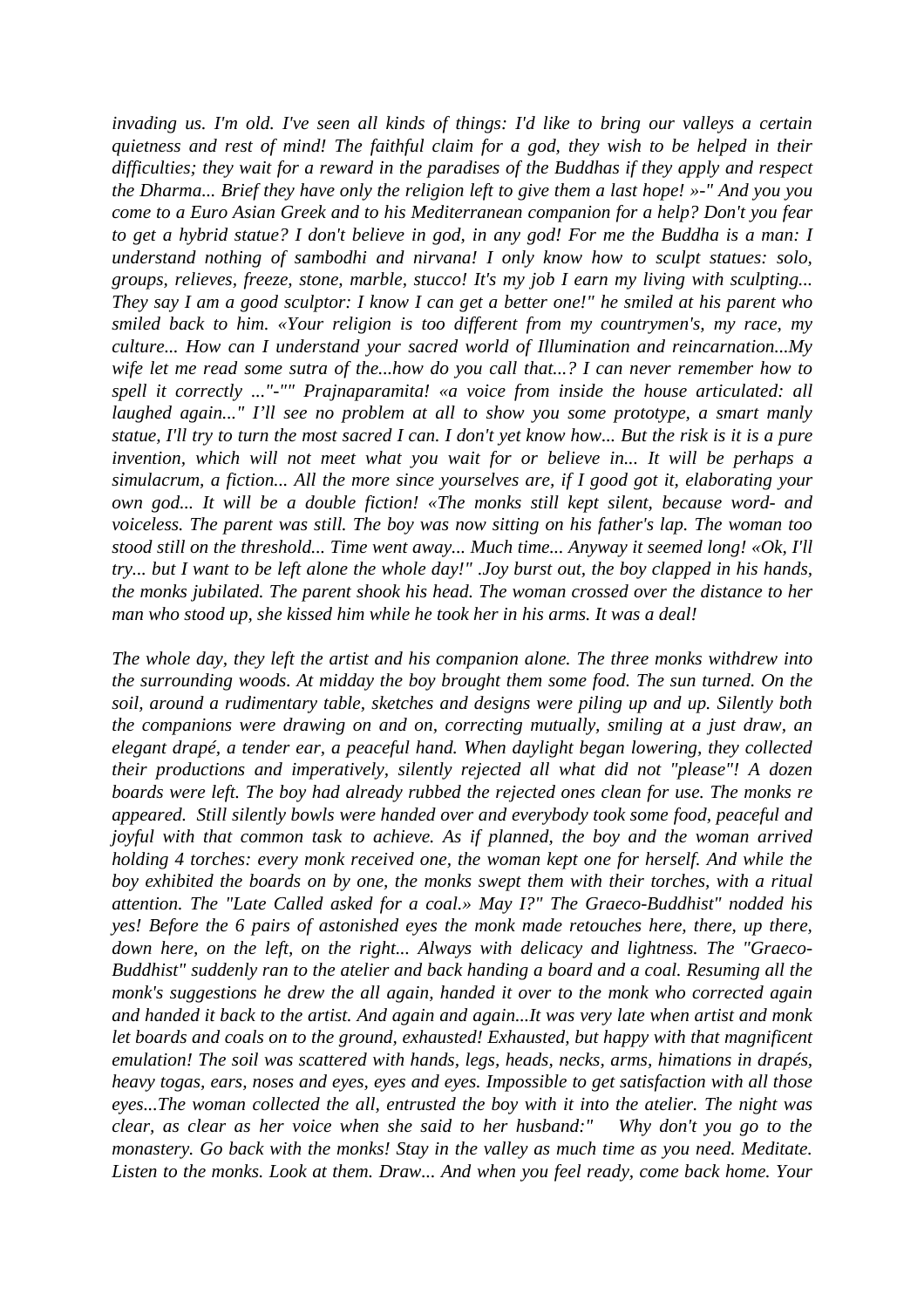*invading us. I'm old. I've seen all kinds of things: I'd like to bring our valleys a certain quietness and rest of mind! The faithful claim for a god, they wish to be helped in their difficulties; they wait for a reward in the paradises of the Buddhas if they apply and respect the Dharma... Brief they have only the religion left to give them a last hope! »-" And you you come to a Euro Asian Greek and to his Mediterranean companion for a help? Don't you fear to get a hybrid statue? I don't believe in god, in any god! For me the Buddha is a man: I understand nothing of sambodhi and nirvana! I only know how to sculpt statues: solo, groups, relieves, freeze, stone, marble, stucco! It's my job I earn my living with sculpting... They say I am a good sculptor: I know I can get a better one!" he smiled at his parent who smiled back to him. «Your religion is too different from my countrymen's, my race, my culture... How can I understand your sacred world of Illumination and reincarnation...My wife let me read some sutra of the...how do you call that...? I can never remember how to spell it correctly ..."-"" Prajnaparamita! «a voice from inside the house articulated: all laughed again..." I'll see no problem at all to show you some prototype, a smart manly statue, I'll try to turn the most sacred I can. I don't yet know how... But the risk is it is a pure invention, which will not meet what you wait for or believe in... It will be perhaps a simulacrum, a fiction... All the more since yourselves are, if I good got it, elaborating your own god... It will be a double fiction! «The monks still kept silent, because word- and voiceless. The parent was still. The boy was now sitting on his father's lap. The woman too stood still on the threshold... Time went away... Much time... Anyway it seemed long! «Ok, I'll try... but I want to be left alone the whole day!" .Joy burst out, the boy clapped in his hands, the monks jubilated. The parent shook his head. The woman crossed over the distance to her man who stood up, she kissed him while he took her in his arms. It was a deal!*

*The whole day, they left the artist and his companion alone. The three monks withdrew into the surrounding woods. At midday the boy brought them some food. The sun turned. On the soil, around a rudimentary table, sketches and designs were piling up and up. Silently both the companions were drawing on and on, correcting mutually, smiling at a just draw, an elegant drapé, a tender ear, a peaceful hand. When daylight began lowering, they collected their productions and imperatively, silently rejected all what did not "please"! A dozen boards were left. The boy had already rubbed the rejected ones clean for use. The monks re appeared. Still silently bowls were handed over and everybody took some food, peaceful and joyful with that common task to achieve. As if planned, the boy and the woman arrived holding 4 torches: every monk received one, the woman kept one for herself. And while the boy exhibited the boards on by one, the monks swept them with their torches, with a ritual attention. The "Late Called asked for a coal.» May I?" The Graeco-Buddhist" nodded his yes! Before the 6 pairs of astonished eyes the monk made retouches here, there, up there, down here, on the left, on the right... Always with delicacy and lightness. The "Graeco-Buddhist" suddenly ran to the atelier and back handing a board and a coal. Resuming all the monk's suggestions he drew the all again, handed it over to the monk who corrected again and handed it back to the artist. And again and again...It was very late when artist and monk let boards and coals on to the ground, exhausted! Exhausted, but happy with that magnificent emulation! The soil was scattered with hands, legs, heads, necks, arms, himations in drapés, heavy togas, ears, noses and eyes, eyes and eyes. Impossible to get satisfaction with all those eyes...The woman collected the all, entrusted the boy with it into the atelier. The night was clear, as clear as her voice when she said to her husband:" Why don't you go to the monastery. Go back with the monks! Stay in the valley as much time as you need. Meditate. Listen to the monks. Look at them. Draw... And when you feel ready, come back home. Your*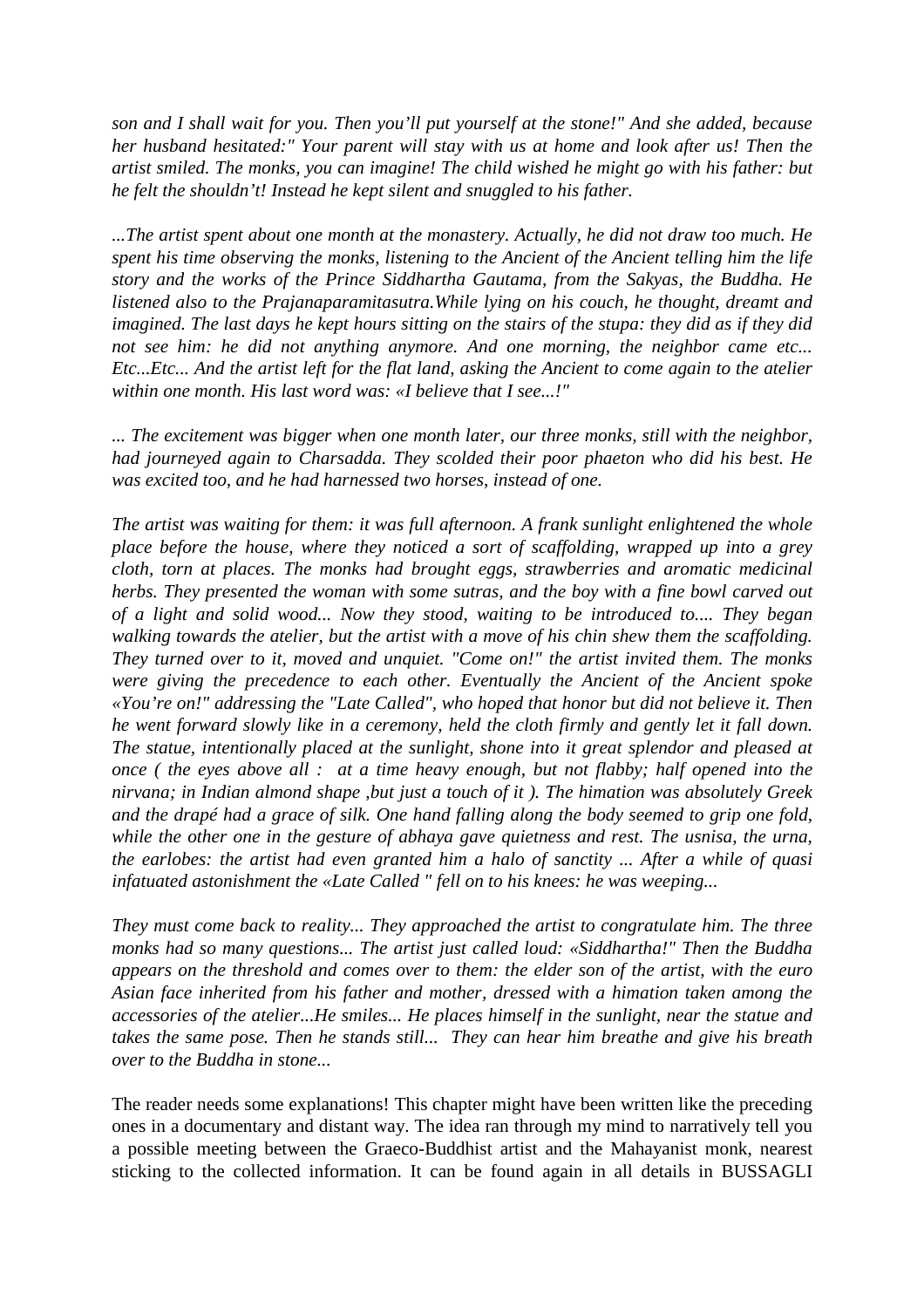*son and I shall wait for you. Then you'll put yourself at the stone!" And she added, because her husband hesitated:" Your parent will stay with us at home and look after us! Then the artist smiled. The monks, you can imagine! The child wished he might go with his father: but he felt the shouldn't! Instead he kept silent and snuggled to his father.*

*...The artist spent about one month at the monastery. Actually, he did not draw too much. He spent his time observing the monks, listening to the Ancient of the Ancient telling him the life story and the works of the Prince Siddhartha Gautama, from the Sakyas, the Buddha. He listened also to the Prajanaparamitasutra.While lying on his couch, he thought, dreamt and imagined. The last days he kept hours sitting on the stairs of the stupa: they did as if they did not see him: he did not anything anymore. And one morning, the neighbor came etc... Etc...Etc... And the artist left for the flat land, asking the Ancient to come again to the atelier within one month. His last word was: «I believe that I see...!"*

*... The excitement was bigger when one month later, our three monks, still with the neighbor, had journeyed again to Charsadda. They scolded their poor phaeton who did his best. He was excited too, and he had harnessed two horses, instead of one.*

*The artist was waiting for them: it was full afternoon. A frank sunlight enlightened the whole place before the house, where they noticed a sort of scaffolding, wrapped up into a grey cloth, torn at places. The monks had brought eggs, strawberries and aromatic medicinal herbs. They presented the woman with some sutras, and the boy with a fine bowl carved out of a light and solid wood... Now they stood, waiting to be introduced to.... They began walking towards the atelier, but the artist with a move of his chin shew them the scaffolding. They turned over to it, moved and unquiet. "Come on!" the artist invited them. The monks were giving the precedence to each other. Eventually the Ancient of the Ancient spoke «You're on!" addressing the "Late Called", who hoped that honor but did not believe it. Then he went forward slowly like in a ceremony, held the cloth firmly and gently let it fall down. The statue, intentionally placed at the sunlight, shone into it great splendor and pleased at once ( the eyes above all : at a time heavy enough, but not flabby; half opened into the nirvana; in Indian almond shape ,but just a touch of it ). The himation was absolutely Greek and the drapé had a grace of silk. One hand falling along the body seemed to grip one fold, while the other one in the gesture of abhaya gave quietness and rest. The usnisa, the urna, the earlobes: the artist had even granted him a halo of sanctity ... After a while of quasi infatuated astonishment the «Late Called " fell on to his knees: he was weeping...*

*They must come back to reality... They approached the artist to congratulate him. The three monks had so many questions... The artist just called loud: «Siddhartha!" Then the Buddha appears on the threshold and comes over to them: the elder son of the artist, with the euro Asian face inherited from his father and mother, dressed with a himation taken among the accessories of the atelier...He smiles... He places himself in the sunlight, near the statue and takes the same pose. Then he stands still... They can hear him breathe and give his breath over to the Buddha in stone...*

The reader needs some explanations! This chapter might have been written like the preceding ones in a documentary and distant way. The idea ran through my mind to narratively tell you a possible meeting between the Graeco-Buddhist artist and the Mahayanist monk, nearest sticking to the collected information. It can be found again in all details in BUSSAGLI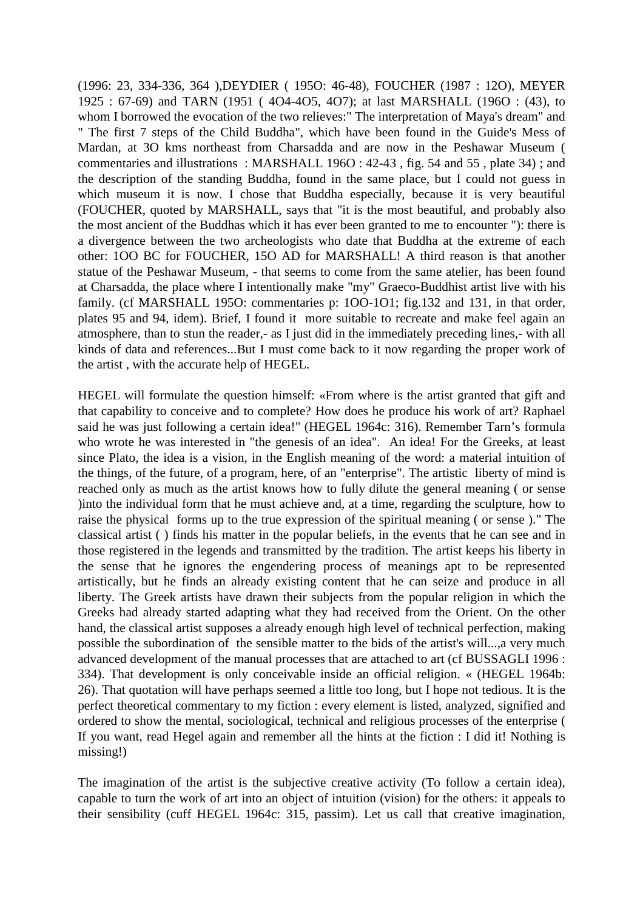(1996: 23, 334-336, 364 ),DEYDIER ( 195O: 46-48), FOUCHER (1987 : 12O), MEYER 1925 : 67-69) and TARN (1951 ( 4O4-4O5, 4O7); at last MARSHALL (196O : (43), to whom I borrowed the evocation of the two relieves:" The interpretation of Maya's dream" and " The first 7 steps of the Child Buddha", which have been found in the Guide's Mess of Mardan, at 3O kms northeast from Charsadda and are now in the Peshawar Museum ( commentaries and illustrations : MARSHALL 196O : 42-43 , fig. 54 and 55 , plate 34) ; and the description of the standing Buddha, found in the same place, but I could not guess in which museum it is now. I chose that Buddha especially, because it is very beautiful (FOUCHER, quoted by MARSHALL, says that "it is the most beautiful, and probably also the most ancient of the Buddhas which it has ever been granted to me to encounter "): there is a divergence between the two archeologists who date that Buddha at the extreme of each other: 1OO BC for FOUCHER, 15O AD for MARSHALL! A third reason is that another statue of the Peshawar Museum, - that seems to come from the same atelier, has been found at Charsadda, the place where I intentionally make "my" Graeco-Buddhist artist live with his family. (cf MARSHALL 195O: commentaries p: 1OO-1O1; fig.132 and 131, in that order, plates 95 and 94, idem). Brief, I found it more suitable to recreate and make feel again an atmosphere, than to stun the reader,- as I just did in the immediately preceding lines,- with all kinds of data and references...But I must come back to it now regarding the proper work of the artist , with the accurate help of HEGEL.

HEGEL will formulate the question himself: «From where is the artist granted that gift and that capability to conceive and to complete? How does he produce his work of art? Raphael said he was just following a certain idea!" (HEGEL 1964c: 316). Remember Tarn's formula who wrote he was interested in "the genesis of an idea". An idea! For the Greeks, at least since Plato, the idea is a vision, in the English meaning of the word: a material intuition of the things, of the future, of a program, here, of an "enterprise". The artistic liberty of mind is reached only as much as the artist knows how to fully dilute the general meaning ( or sense )into the individual form that he must achieve and, at a time, regarding the sculpture, how to raise the physical forms up to the true expression of the spiritual meaning ( or sense )." The classical artist ( ) finds his matter in the popular beliefs, in the events that he can see and in those registered in the legends and transmitted by the tradition. The artist keeps his liberty in the sense that he ignores the engendering process of meanings apt to be represented artistically, but he finds an already existing content that he can seize and produce in all liberty. The Greek artists have drawn their subjects from the popular religion in which the Greeks had already started adapting what they had received from the Orient. On the other hand, the classical artist supposes a already enough high level of technical perfection, making possible the subordination of the sensible matter to the bids of the artist's will...,a very much advanced development of the manual processes that are attached to art (cf BUSSAGLI 1996 : 334). That development is only conceivable inside an official religion. « (HEGEL 1964b: 26). That quotation will have perhaps seemed a little too long, but I hope not tedious. It is the perfect theoretical commentary to my fiction : every element is listed, analyzed, signified and ordered to show the mental, sociological, technical and religious processes of the enterprise ( If you want, read Hegel again and remember all the hints at the fiction : I did it! Nothing is missing!)

The imagination of the artist is the subjective creative activity (To follow a certain idea), capable to turn the work of art into an object of intuition (vision) for the others: it appeals to their sensibility (cuff HEGEL 1964c: 315, passim). Let us call that creative imagination,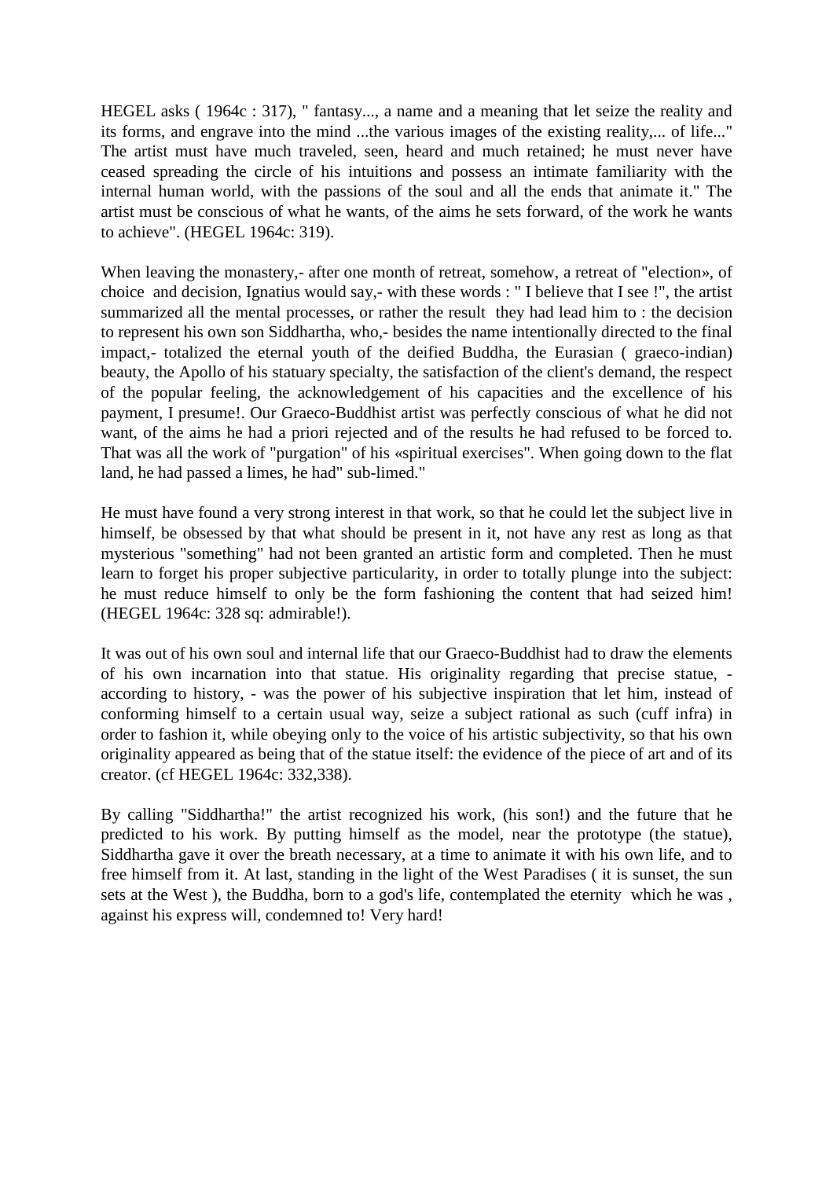HEGEL asks ( 1964c : 317), " fantasy..., a name and a meaning that let seize the reality and its forms, and engrave into the mind ...the various images of the existing reality,... of life..." The artist must have much traveled, seen, heard and much retained; he must never have ceased spreading the circle of his intuitions and possess an intimate familiarity with the internal human world, with the passions of the soul and all the ends that animate it." The artist must be conscious of what he wants, of the aims he sets forward, of the work he wants to achieve". (HEGEL 1964c: 319).

When leaving the monastery,- after one month of retreat, somehow, a retreat of "election», of choice and decision, Ignatius would say,- with these words : " I believe that I see !", the artist summarized all the mental processes, or rather the result they had lead him to : the decision to represent his own son Siddhartha, who,- besides the name intentionally directed to the final impact,- totalized the eternal youth of the deified Buddha, the Eurasian ( graeco-indian) beauty, the Apollo of his statuary specialty, the satisfaction of the client's demand, the respect of the popular feeling, the acknowledgement of his capacities and the excellence of his payment, I presume!. Our Graeco-Buddhist artist was perfectly conscious of what he did not want, of the aims he had a priori rejected and of the results he had refused to be forced to. That was all the work of "purgation" of his «spiritual exercises". When going down to the flat land, he had passed a limes, he had" sub-limed."

He must have found a very strong interest in that work, so that he could let the subject live in himself, be obsessed by that what should be present in it, not have any rest as long as that mysterious "something" had not been granted an artistic form and completed. Then he must learn to forget his proper subjective particularity, in order to totally plunge into the subject: he must reduce himself to only be the form fashioning the content that had seized him! (HEGEL 1964c: 328 sq: admirable!).

It was out of his own soul and internal life that our Graeco-Buddhist had to draw the elements of his own incarnation into that statue. His originality regarding that precise statue, - according to history, - was the power of his subjective inspiration that let him, instead of conforming himself to a certain usual way, seize a subject rational as such (cuff infra) in order to fashion it, while obeying only to the voice of his artistic subjectivity, so that his own originality appeared as being that of the statue itself: the evidence of the piece of art and of its creator. (cf HEGEL 1964c: 332,338).

By calling "Siddhartha!" the artist recognized his work, (his son!) and the future that he predicted to his work. By putting himself as the model, near the prototype (the statue), Siddhartha gave it over the breath necessary, at a time to animate it with his own life, and to free himself from it. At last, standing in the light of the West Paradises ( it is sunset, the sun sets at the West ), the Buddha, born to a god's life, contemplated the eternity which he was , against his express will, condemned to! Very hard!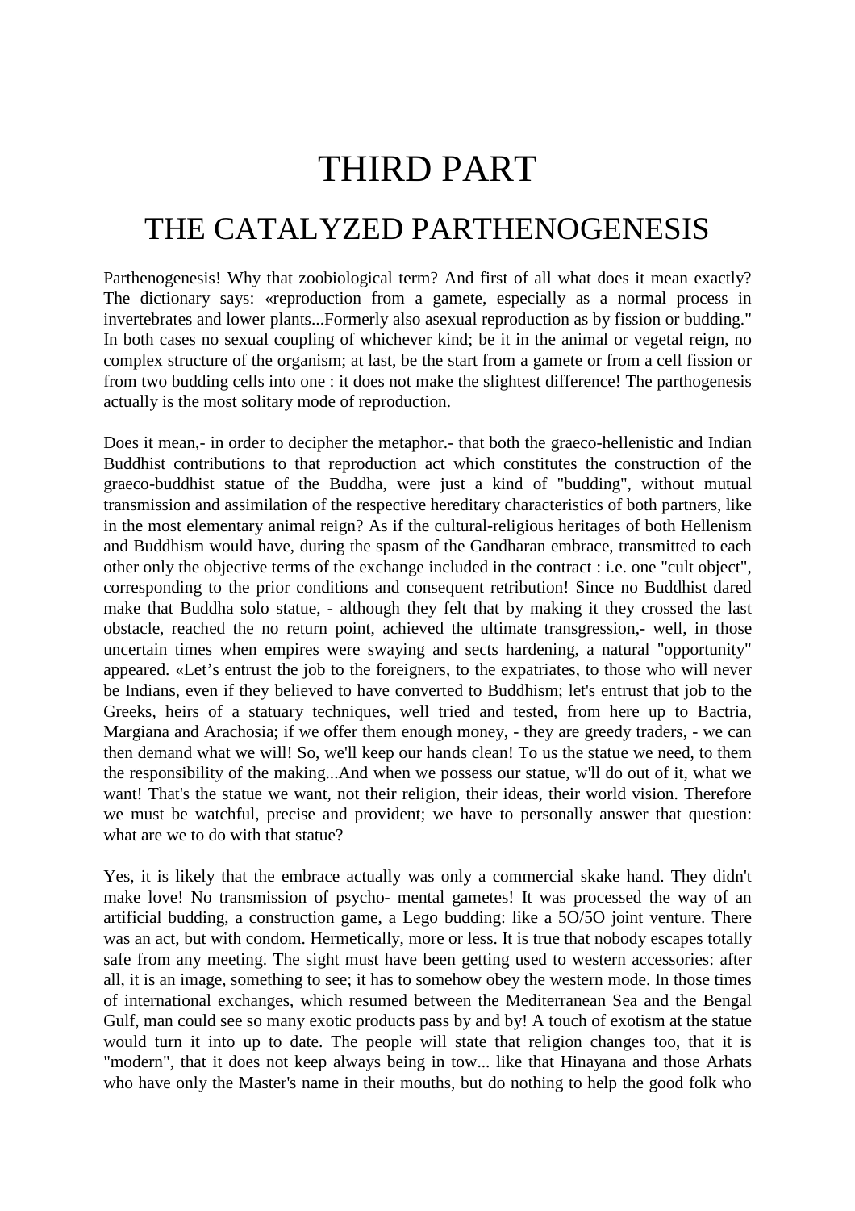# THIRD PART

## THE CATALYZED PARTHENOGENESIS

Parthenogenesis! Why that zoobiological term? And first of all what does it mean exactly? The dictionary says: «reproduction from a gamete, especially as a normal process in invertebrates and lower plants...Formerly also asexual reproduction as by fission or budding." In both cases no sexual coupling of whichever kind; be it in the animal or vegetal reign, no complex structure of the organism; at last, be the start from a gamete or from a cell fission or from two budding cells into one : it does not make the slightest difference! The parthogenesis actually is the most solitary mode of reproduction.

Does it mean,- in order to decipher the metaphor.- that both the graeco-hellenistic and Indian Buddhist contributions to that reproduction act which constitutes the construction of the graeco-buddhist statue of the Buddha, were just a kind of "budding", without mutual transmission and assimilation of the respective hereditary characteristics of both partners, like in the most elementary animal reign? As if the cultural-religious heritages of both Hellenism and Buddhism would have, during the spasm of the Gandharan embrace, transmitted to each other only the objective terms of the exchange included in the contract : i.e. one "cult object", corresponding to the prior conditions and consequent retribution! Since no Buddhist dared make that Buddha solo statue, - although they felt that by making it they crossed the last obstacle, reached the no return point, achieved the ultimate transgression,- well, in those uncertain times when empires were swaying and sects hardening, a natural "opportunity" appeared. «Let's entrust the job to the foreigners, to the expatriates, to those who will never be Indians, even if they believed to have converted to Buddhism; let's entrust that job to the Greeks, heirs of a statuary techniques, well tried and tested, from here up to Bactria, Margiana and Arachosia; if we offer them enough money, - they are greedy traders, - we can then demand what we will! So, we'll keep our hands clean! To us the statue we need, to them the responsibility of the making...And when we possess our statue, w'll do out of it, what we want! That's the statue we want, not their religion, their ideas, their world vision. Therefore we must be watchful, precise and provident; we have to personally answer that question: what are we to do with that statue?

Yes, it is likely that the embrace actually was only a commercial skake hand. They didn't make love! No transmission of psycho- mental gametes! It was processed the way of an artificial budding, a construction game, a Lego budding: like a 5O/5O joint venture. There was an act, but with condom. Hermetically, more or less. It is true that nobody escapes totally safe from any meeting. The sight must have been getting used to western accessories: after all, it is an image, something to see; it has to somehow obey the western mode. In those times of international exchanges, which resumed between the Mediterranean Sea and the Bengal Gulf, man could see so many exotic products pass by and by! A touch of exotism at the statue would turn it into up to date. The people will state that religion changes too, that it is "modern", that it does not keep always being in tow... like that Hinayana and those Arhats who have only the Master's name in their mouths, but do nothing to help the good folk who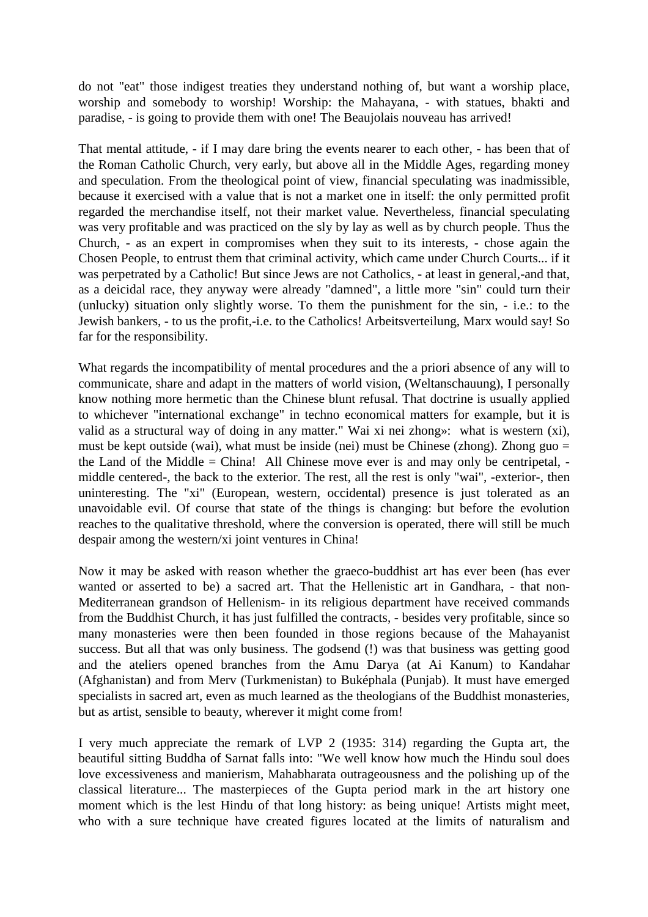do not "eat" those indigest treaties they understand nothing of, but want a worship place, worship and somebody to worship! Worship: the Mahayana, - with statues, bhakti and paradise, - is going to provide them with one! The Beaujolais nouveau has arrived!

That mental attitude, - if I may dare bring the events nearer to each other, - has been that of the Roman Catholic Church, very early, but above all in the Middle Ages, regarding money and speculation. From the theological point of view, financial speculating was inadmissible, because it exercised with a value that is not a market one in itself: the only permitted profit regarded the merchandise itself, not their market value. Nevertheless, financial speculating was very profitable and was practiced on the sly by lay as well as by church people. Thus the Church, - as an expert in compromises when they suit to its interests, - chose again the Chosen People, to entrust them that criminal activity, which came under Church Courts... if it was perpetrated by a Catholic! But since Jews are not Catholics, - at least in general,-and that, as a deicidal race, they anyway were already "damned", a little more "sin" could turn their (unlucky) situation only slightly worse. To them the punishment for the sin, - i.e.: to the Jewish bankers, - to us the profit,-i.e. to the Catholics! Arbeitsverteilung, Marx would say! So far for the responsibility.

What regards the incompatibility of mental procedures and the a priori absence of any will to communicate, share and adapt in the matters of world vision, (Weltanschauung), I personally know nothing more hermetic than the Chinese blunt refusal. That doctrine is usually applied to whichever "international exchange" in techno economical matters for example, but it is valid as a structural way of doing in any matter." Wai xi nei zhong»: what is western (xi), must be kept outside (wai), what must be inside (nei) must be Chinese (zhong). Zhong guo = the Land of the Middle = China! All Chinese move ever is and may only be centripetal, - middle centered-, the back to the exterior. The rest, all the rest is only "wai", -exterior-, then uninteresting. The "xi" (European, western, occidental) presence is just tolerated as an unavoidable evil. Of course that state of the things is changing: but before the evolution reaches to the qualitative threshold, where the conversion is operated, there will still be much despair among the western/xi joint ventures in China!

Now it may be asked with reason whether the graeco-buddhist art has ever been (has ever wanted or asserted to be) a sacred art. That the Hellenistic art in Gandhara, - that non-Mediterranean grandson of Hellenism- in its religious department have received commands from the Buddhist Church, it has just fulfilled the contracts, - besides very profitable, since so many monasteries were then been founded in those regions because of the Mahayanist success. But all that was only business. The godsend (!) was that business was getting good and the ateliers opened branches from the Amu Darya (at Ai Kanum) to Kandahar (Afghanistan) and from Merv (Turkmenistan) to Buképhala (Punjab). It must have emerged specialists in sacred art, even as much learned as the theologians of the Buddhist monasteries, but as artist, sensible to beauty, wherever it might come from!

I very much appreciate the remark of LVP 2 (1935: 314) regarding the Gupta art, the beautiful sitting Buddha of Sarnat falls into: "We well know how much the Hindu soul does love excessiveness and manierism, Mahabharata outrageousness and the polishing up of the classical literature... The masterpieces of the Gupta period mark in the art history one moment which is the lest Hindu of that long history: as being unique! Artists might meet, who with a sure technique have created figures located at the limits of naturalism and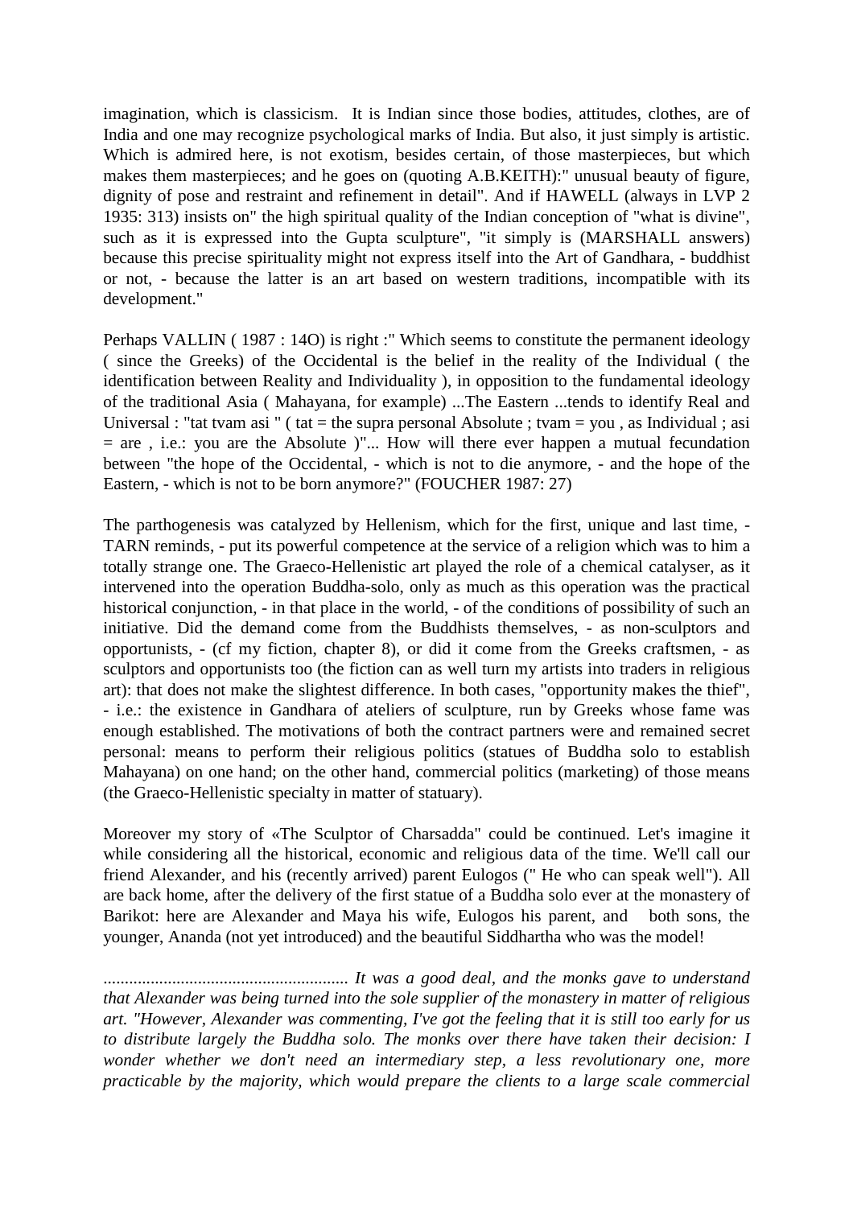imagination, which is classicism. It is Indian since those bodies, attitudes, clothes, are of India and one may recognize psychological marks of India. But also, it just simply is artistic. Which is admired here, is not exotism, besides certain, of those masterpieces, but which makes them masterpieces; and he goes on (quoting A.B.KEITH):" unusual beauty of figure, dignity of pose and restraint and refinement in detail". And if HAWELL (always in LVP 2 1935: 313) insists on" the high spiritual quality of the Indian conception of "what is divine", such as it is expressed into the Gupta sculpture", "it simply is (MARSHALL answers) because this precise spirituality might not express itself into the Art of Gandhara, - buddhist or not, - because the latter is an art based on western traditions, incompatible with its development."

Perhaps VALLIN ( 1987 : 14O) is right :" Which seems to constitute the permanent ideology ( since the Greeks) of the Occidental is the belief in the reality of the Individual ( the identification between Reality and Individuality ), in opposition to the fundamental ideology of the traditional Asia ( Mahayana, for example) ...The Eastern ...tends to identify Real and Universal : "tat tvam asi " ( tat = the supra personal Absolute ; tvam = you , as Individual ; asi = are , i.e.: you are the Absolute )"... How will there ever happen a mutual fecundation between "the hope of the Occidental, - which is not to die anymore, - and the hope of the Eastern, - which is not to be born anymore?" (FOUCHER 1987: 27)

The parthogenesis was catalyzed by Hellenism, which for the first, unique and last time, - TARN reminds, - put its powerful competence at the service of a religion which was to him a totally strange one. The Graeco-Hellenistic art played the role of a chemical catalyser, as it intervened into the operation Buddha-solo, only as much as this operation was the practical historical conjunction, - in that place in the world, - of the conditions of possibility of such an initiative. Did the demand come from the Buddhists themselves, - as non-sculptors and opportunists, - (cf my fiction, chapter 8), or did it come from the Greeks craftsmen, - as sculptors and opportunists too (the fiction can as well turn my artists into traders in religious art): that does not make the slightest difference. In both cases, "opportunity makes the thief", - i.e.: the existence in Gandhara of ateliers of sculpture, run by Greeks whose fame was enough established. The motivations of both the contract partners were and remained secret personal: means to perform their religious politics (statues of Buddha solo to establish Mahayana) on one hand; on the other hand, commercial politics (marketing) of those means (the Graeco-Hellenistic specialty in matter of statuary).

Moreover my story of «The Sculptor of Charsadda" could be continued. Let's imagine it while considering all the historical, economic and religious data of the time. We'll call our friend Alexander, and his (recently arrived) parent Eulogos (" He who can speak well"). All are back home, after the delivery of the first statue of a Buddha solo ever at the monastery of Barikot: here are Alexander and Maya his wife, Eulogos his parent, and both sons, the younger, Ananda (not yet introduced) and the beautiful Siddhartha who was the model!

*........................................................ It was a good deal, and the monks gave to understand that Alexander was being turned into the sole supplier of the monastery in matter of religious art. "However, Alexander was commenting, I've got the feeling that it is still too early for us to distribute largely the Buddha solo. The monks over there have taken their decision: I wonder whether we don't need an intermediary step, a less revolutionary one, more practicable by the majority, which would prepare the clients to a large scale commercial*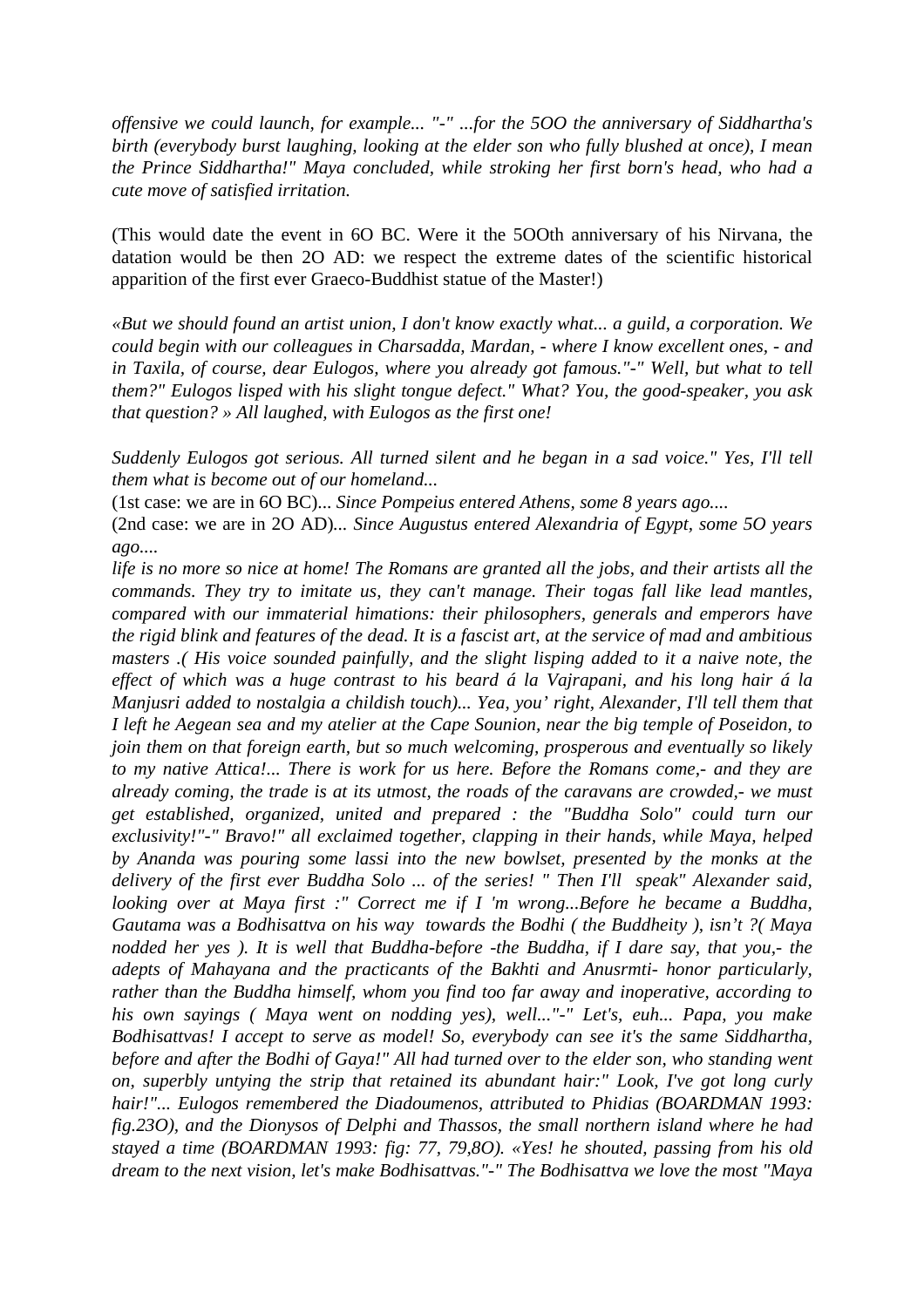*offensive we could launch, for example... "-" ...for the 5OO the anniversary of Siddhartha's birth (everybody burst laughing, looking at the elder son who fully blushed at once), I mean the Prince Siddhartha!" Maya concluded, while stroking her first born's head, who had a cute move of satisfied irritation.*

(This would date the event in 6O BC. Were it the 5OOth anniversary of his Nirvana, the datation would be then 2O AD: we respect the extreme dates of the scientific historical apparition of the first ever Graeco-Buddhist statue of the Master!)

*«But we should found an artist union, I don't know exactly what... a guild, a corporation. We could begin with our colleagues in Charsadda, Mardan, - where I know excellent ones, - and in Taxila, of course, dear Eulogos, where you already got famous."-" Well, but what to tell them?" Eulogos lisped with his slight tongue defect." What? You, the good-speaker, you ask that question? » All laughed, with Eulogos as the first one!*

*Suddenly Eulogos got serious. All turned silent and he began in a sad voice." Yes, I'll tell them what is become out of our homeland...*

(1st case: we are in 6O BC)*... Since Pompeius entered Athens, some 8 years ago....*

(2nd case: we are in 2O AD)*... Since Augustus entered Alexandria of Egypt, some 5O years ago....*

*life is no more so nice at home! The Romans are granted all the jobs, and their artists all the commands. They try to imitate us, they can't manage. Their togas fall like lead mantles, compared with our immaterial himations: their philosophers, generals and emperors have the rigid blink and features of the dead. It is a fascist art, at the service of mad and ambitious masters .( His voice sounded painfully, and the slight lisping added to it a naive note, the effect of which was a huge contrast to his beard á la Vajrapani, and his long hair á la Manjusri added to nostalgia a childish touch)... Yea, you' right, Alexander, I'll tell them that I left he Aegean sea and my atelier at the Cape Sounion, near the big temple of Poseidon, to join them on that foreign earth, but so much welcoming, prosperous and eventually so likely to my native Attica!... There is work for us here. Before the Romans come,- and they are already coming, the trade is at its utmost, the roads of the caravans are crowded,- we must get established, organized, united and prepared : the "Buddha Solo" could turn our exclusivity!"-" Bravo!" all exclaimed together, clapping in their hands, while Maya, helped by Ananda was pouring some lassi into the new bowlset, presented by the monks at the delivery of the first ever Buddha Solo ... of the series! " Then I'll speak" Alexander said, looking over at Maya first :" Correct me if I 'm wrong...Before he became a Buddha, Gautama was a Bodhisattva on his way towards the Bodhi ( the Buddheity ), isn't ?( Maya nodded her yes ). It is well that Buddha-before -the Buddha, if I dare say, that you,- the adepts of Mahayana and the practicants of the Bakhti and Anusrmti- honor particularly, rather than the Buddha himself, whom you find too far away and inoperative, according to his own sayings ( Maya went on nodding yes), well..."-" Let's, euh... Papa, you make Bodhisattvas! I accept to serve as model! So, everybody can see it's the same Siddhartha, before and after the Bodhi of Gaya!" All had turned over to the elder son, who standing went on, superbly untying the strip that retained its abundant hair:" Look, I've got long curly hair!"... Eulogos remembered the Diadoumenos, attributed to Phidias (BOARDMAN 1993: fig.23O), and the Dionysos of Delphi and Thassos, the small northern island where he had stayed a time (BOARDMAN 1993: fig: 77, 79,8O). «Yes! he shouted, passing from his old dream to the next vision, let's make Bodhisattvas."-" The Bodhisattva we love the most "Maya*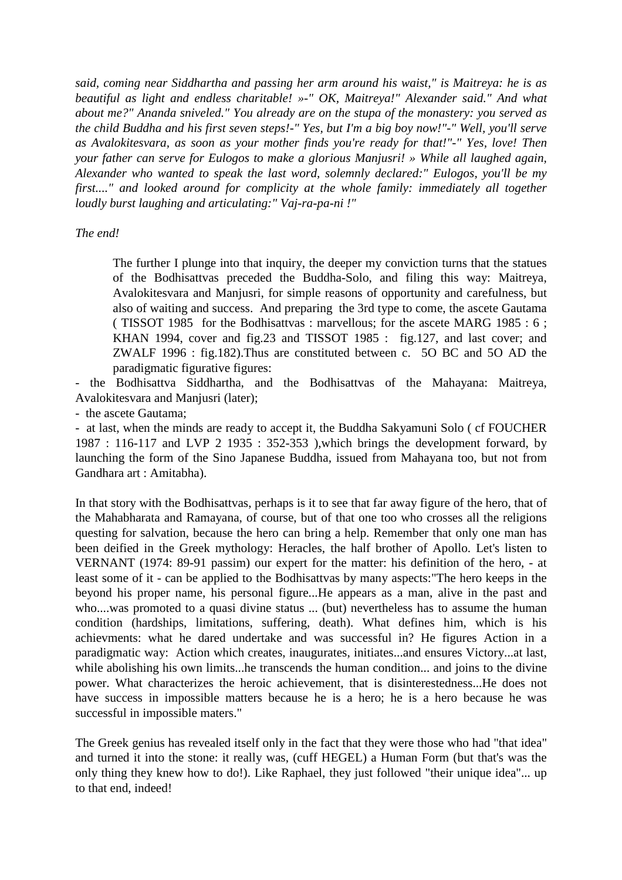*said, coming near Siddhartha and passing her arm around his waist," is Maitreya: he is as beautiful as light and endless charitable! »-" OK, Maitreya!" Alexander said." And what about me?" Ananda sniveled." You already are on the stupa of the monastery: you served as the child Buddha and his first seven steps!-" Yes, but I'm a big boy now!"-" Well, you'll serve as Avalokitesvara, as soon as your mother finds you're ready for that!"-" Yes, love! Then your father can serve for Eulogos to make a glorious Manjusri! » While all laughed again, Alexander who wanted to speak the last word, solemnly declared:" Eulogos, you'll be my first...." and looked around for complicity at the whole family: immediately all together loudly burst laughing and articulating:" Vaj-ra-pa-ni !"*

*The end!*

> The further I plunge into that inquiry, the deeper my conviction turns that the statues of the Bodhisattvas preceded the Buddha-Solo, and filing this way: Maitreya, Avalokitesvara and Manjusri, for simple reasons of opportunity and carefulness, but also of waiting and success. And preparing the 3rd type to come, the ascete Gautama ( TISSOT 1985 for the Bodhisattvas : marvellous; for the ascete MARG 1985 : 6 ; KHAN 1994, cover and fig.23 and TISSOT 1985 : fig.127, and last cover; and ZWALF 1996 : fig.182).Thus are constituted between c. 5O BC and 5O AD the paradigmatic figurative figures:

- the Bodhisattva Siddhartha, and the Bodhisattvas of the Mahayana: Maitreya, Avalokitesvara and Manjusri (later);
- the ascete Gautama;
- at last, when the minds are ready to accept it, the Buddha Sakyamuni Solo ( cf FOUCHER 1987 : 116-117 and LVP 2 1935 : 352-353 ),which brings the development forward, by launching the form of the Sino Japanese Buddha, issued from Mahayana too, but not from Gandhara art : Amitabha).

In that story with the Bodhisattvas, perhaps is it to see that far away figure of the hero, that of the Mahabharata and Ramayana, of course, but of that one too who crosses all the religions questing for salvation, because the hero can bring a help. Remember that only one man has been deified in the Greek mythology: Heracles, the half brother of Apollo. Let's listen to VERNANT (1974: 89-91 passim) our expert for the matter: his definition of the hero, - at least some of it - can be applied to the Bodhisattvas by many aspects:"The hero keeps in the beyond his proper name, his personal figure...He appears as a man, alive in the past and who....was promoted to a quasi divine status ... (but) nevertheless has to assume the human condition (hardships, limitations, suffering, death). What defines him, which is his achievments: what he dared undertake and was successful in? He figures Action in a paradigmatic way: Action which creates, inaugurates, initiates...and ensures Victory...at last, while abolishing his own limits...he transcends the human condition... and joins to the divine power. What characterizes the heroic achievement, that is disinterestedness...He does not have success in impossible matters because he is a hero; he is a hero because he was successful in impossible maters."

The Greek genius has revealed itself only in the fact that they were those who had "that idea" and turned it into the stone: it really was, (cuff HEGEL) a Human Form (but that's was the only thing they knew how to do!). Like Raphael, they just followed "their unique idea"... up to that end, indeed!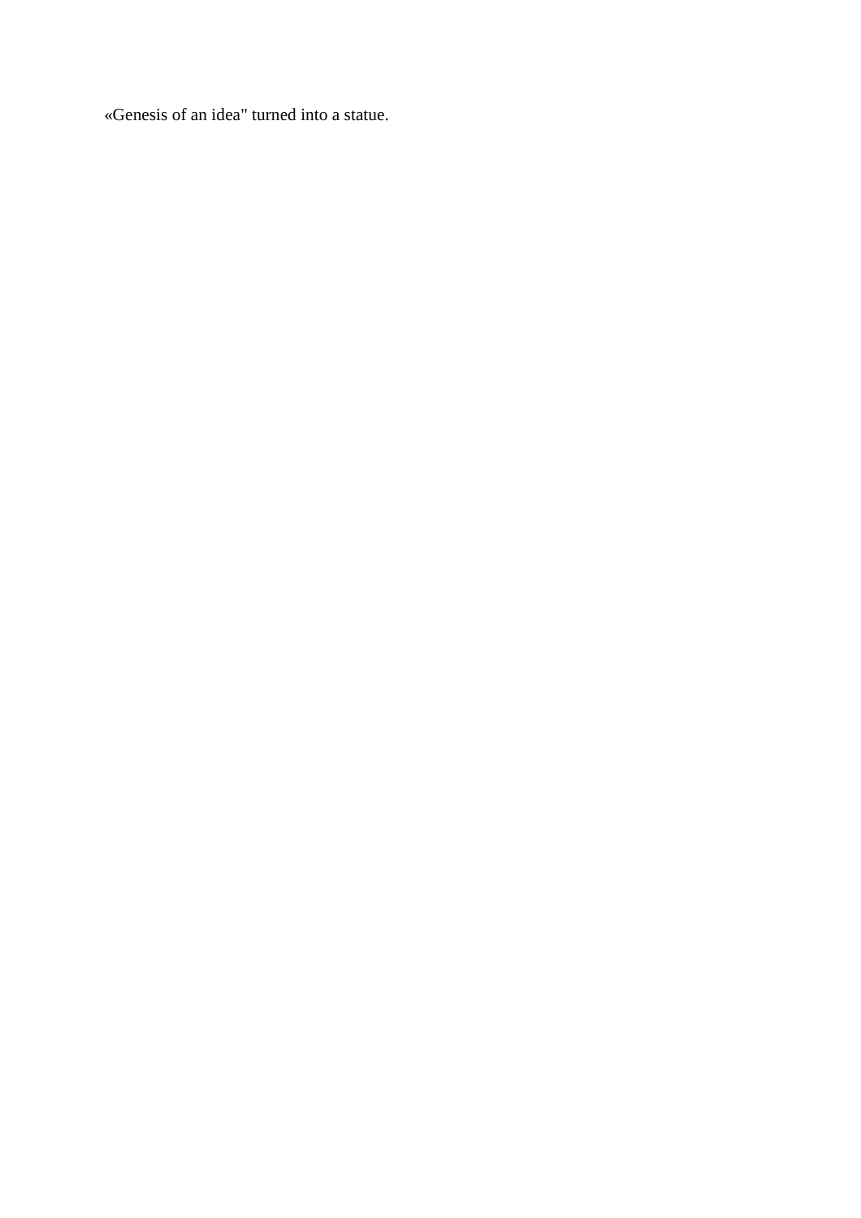«Genesis of an idea" turned into a statue.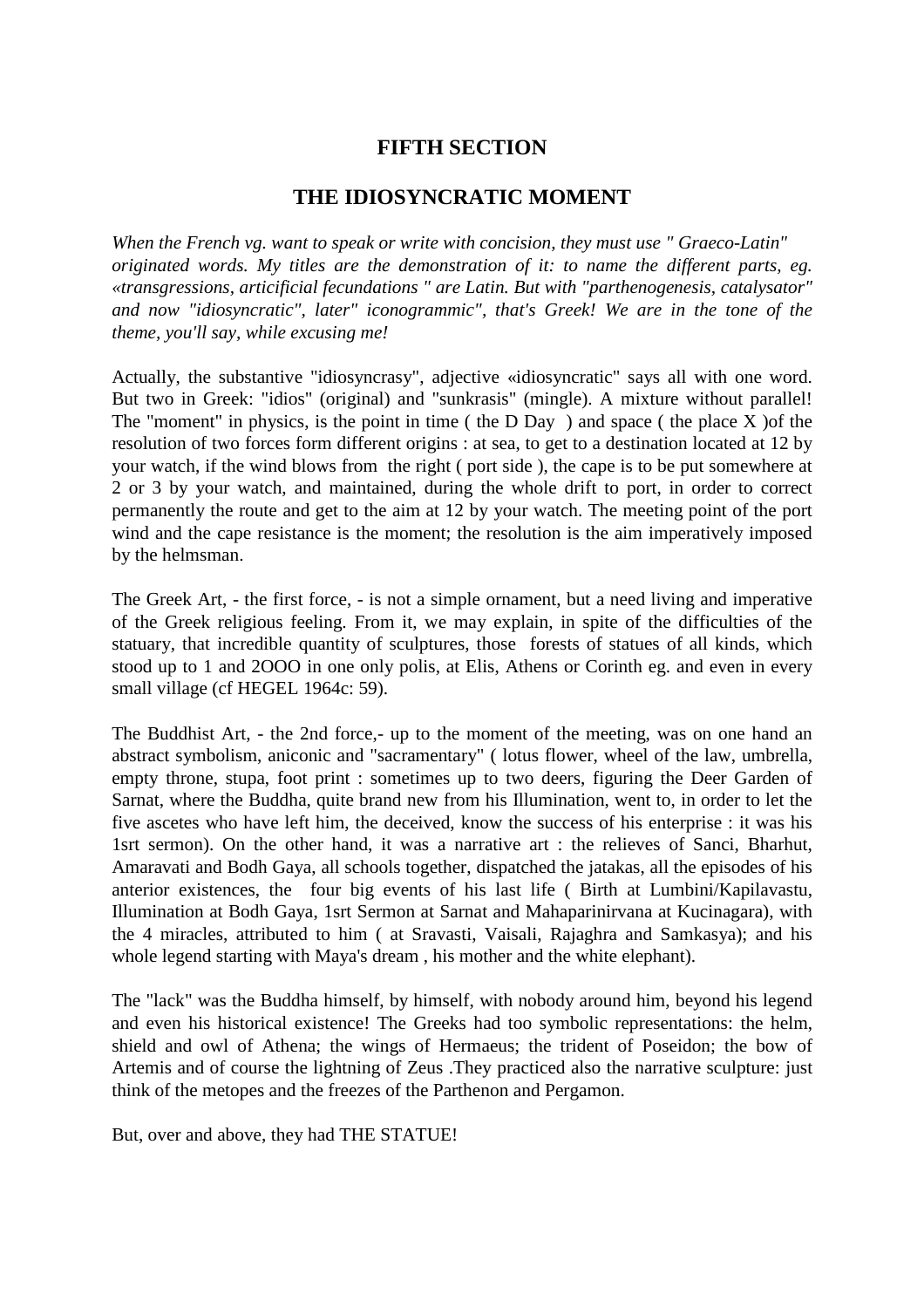## FIFTH SECTION

## THE IDIOSYNCRATIC MOMENT

*When the French vg. want to speak or write with concision, they must use " Graeco-Latin" originated words. My titles are the demonstration of it: to name the different parts, eg. «transgressions, articificial fecundations " are Latin. But with "parthenogenesis, catalysator" and now "idiosyncratic", later" iconogrammic", that's Greek! We are in the tone of the theme, you'll say, while excusing me!*

Actually, the substantive "idiosyncrasy", adjective «idiosyncratic" says all with one word. But two in Greek: "idios" (original) and "sunkrasis" (mingle). A mixture without parallel! The "moment" in physics, is the point in time ( the D Day ) and space ( the place X )of the resolution of two forces form different origins : at sea, to get to a destination located at 12 by your watch, if the wind blows from the right ( port side ), the cape is to be put somewhere at 2 or 3 by your watch, and maintained, during the whole drift to port, in order to correct permanently the route and get to the aim at 12 by your watch. The meeting point of the port wind and the cape resistance is the moment; the resolution is the aim imperatively imposed by the helmsman.

The Greek Art, - the first force, - is not a simple ornament, but a need living and imperative of the Greek religious feeling. From it, we may explain, in spite of the difficulties of the statuary, that incredible quantity of sculptures, those forests of statues of all kinds, which stood up to 1 and 2OOO in one only polis, at Elis, Athens or Corinth eg. and even in every small village (cf HEGEL 1964c: 59).

The Buddhist Art, - the 2nd force,- up to the moment of the meeting, was on one hand an abstract symbolism, aniconic and "sacramentary" ( lotus flower, wheel of the law, umbrella, empty throne, stupa, foot print : sometimes up to two deers, figuring the Deer Garden of Sarnat, where the Buddha, quite brand new from his Illumination, went to, in order to let the five ascetes who have left him, the deceived, know the success of his enterprise : it was his 1srt sermon). On the other hand, it was a narrative art : the relieves of Sanci, Bharhut, Amaravati and Bodh Gaya, all schools together, dispatched the jatakas, all the episodes of his anterior existences, the four big events of his last life ( Birth at Lumbini/Kapilavastu, Illumination at Bodh Gaya, 1srt Sermon at Sarnat and Mahaparinirvana at Kucinagara), with the 4 miracles, attributed to him ( at Sravasti, Vaisali, Rajaghra and Samkasya); and his whole legend starting with Maya's dream , his mother and the white elephant).

The "lack" was the Buddha himself, by himself, with nobody around him, beyond his legend and even his historical existence! The Greeks had too symbolic representations: the helm, shield and owl of Athena; the wings of Hermaeus; the trident of Poseidon; the bow of Artemis and of course the lightning of Zeus .They practiced also the narrative sculpture: just think of the metopes and the freezes of the Parthenon and Pergamon.

But, over and above, they had THE STATUE!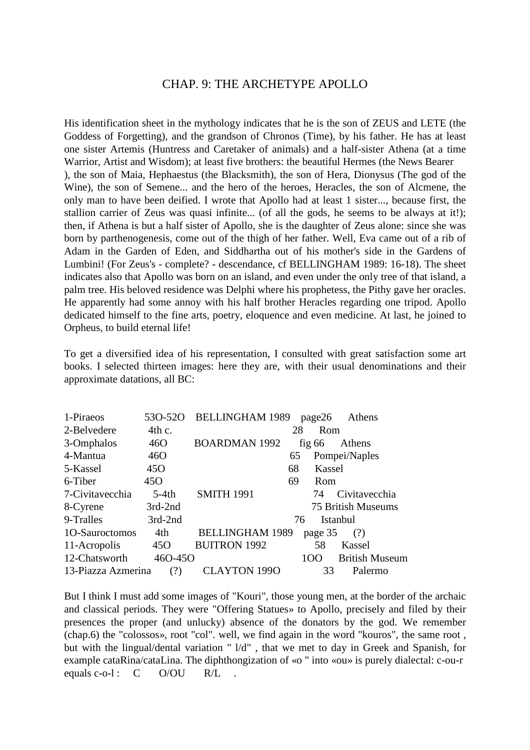CHAP. 9: THE ARCHETYPE APOLLO

His identification sheet in the mythology indicates that he is the son of ZEUS and LETE (the Goddess of Forgetting), and the grandson of Chronos (Time), by his father. He has at least one sister Artemis (Huntress and Caretaker of animals) and a half-sister Athena (at a time Warrior, Artist and Wisdom); at least five brothers: the beautiful Hermes (the News Bearer ), the son of Maia, Hephaestus (the Blacksmith), the son of Hera, Dionysus (The god of the Wine), the son of Semene... and the hero of the heroes, Heracles, the son of Alcmene, the only man to have been deified. I wrote that Apollo had at least 1 sister..., because first, the stallion carrier of Zeus was quasi infinite... (of all the gods, he seems to be always at it!); then, if Athena is but a half sister of Apollo, she is the daughter of Zeus alone: since she was born by parthenogenesis, come out of the thigh of her father. Well, Eva came out of a rib of Adam in the Garden of Eden, and Siddhartha out of his mother's side in the Gardens of Lumbini! (For Zeus's - complete? - descendance, cf BELLINGHAM 1989: 16-18). The sheet indicates also that Apollo was born on an island, and even under the only tree of that island, a palm tree. His beloved residence was Delphi where his prophetess, the Pithy gave her oracles. He apparently had some annoy with his half brother Heracles regarding one tripod. Apollo dedicated himself to the fine arts, poetry, eloquence and even medicine. At last, he joined to Orpheus, to build eternal life!

To get a diversified idea of his representation, I consulted with great satisfaction some art books. I selected thirteen images: here they are, with their usual denominations and their approximate datations, all BC:

| | | | | |
|---|---|---|---|---|
| 1-Piraeos | 53O-52O | BELLINGHAM 1989 | page26 | Athens |
| 2-Belvedere | 4th c. | | 28 | Rom |
| 3-Omphalos | 46O | BOARDMAN 1992 | fig 66 | Athens |
| 4-Mantua | 46O | | 65 | Pompei/Naples |
| 5-Kassel | 45O | | 68 | Kassel |
| 6-Tiber | 45O | | 69 | Rom |
| 7-Civitavecchia | 5-4th | SMITH 1991 | 74 | Civitavecchia |
| 8-Cyrene | 3rd-2nd | | 75 | British Museums |
| 9-Tralles | 3rd-2nd | | 76 | Istanbul |
| 1O-Sauroctomos | 4th | BELLINGHAM 1989 | page 35 | (?) |
| 11-Acropolis | 45O | BUITRON 1992 | 58 | Kassel |
| 12-Chatsworth | 46O-45O | | 1OO | British Museum |
| 13-Piazza Azmerina | (?) | CLAYTON 199O | 33 | Palermo |

But I think I must add some images of "Kouri", those young men, at the border of the archaic and classical periods. They were "Offering Statues» to Apollo, precisely and filed by their presences the proper (and unlucky) absence of the donators by the god. We remember (chap.6) the "colossos», root "col". well, we find again in the word "kouros", the same root , but with the lingual/dental variation " l/d" , that we met to day in Greek and Spanish, for example cataRina/cataLina. The diphthongization of «o " into «ou» is purely dialectal: c-ou-r equals c-o-l : C O/OU R/L .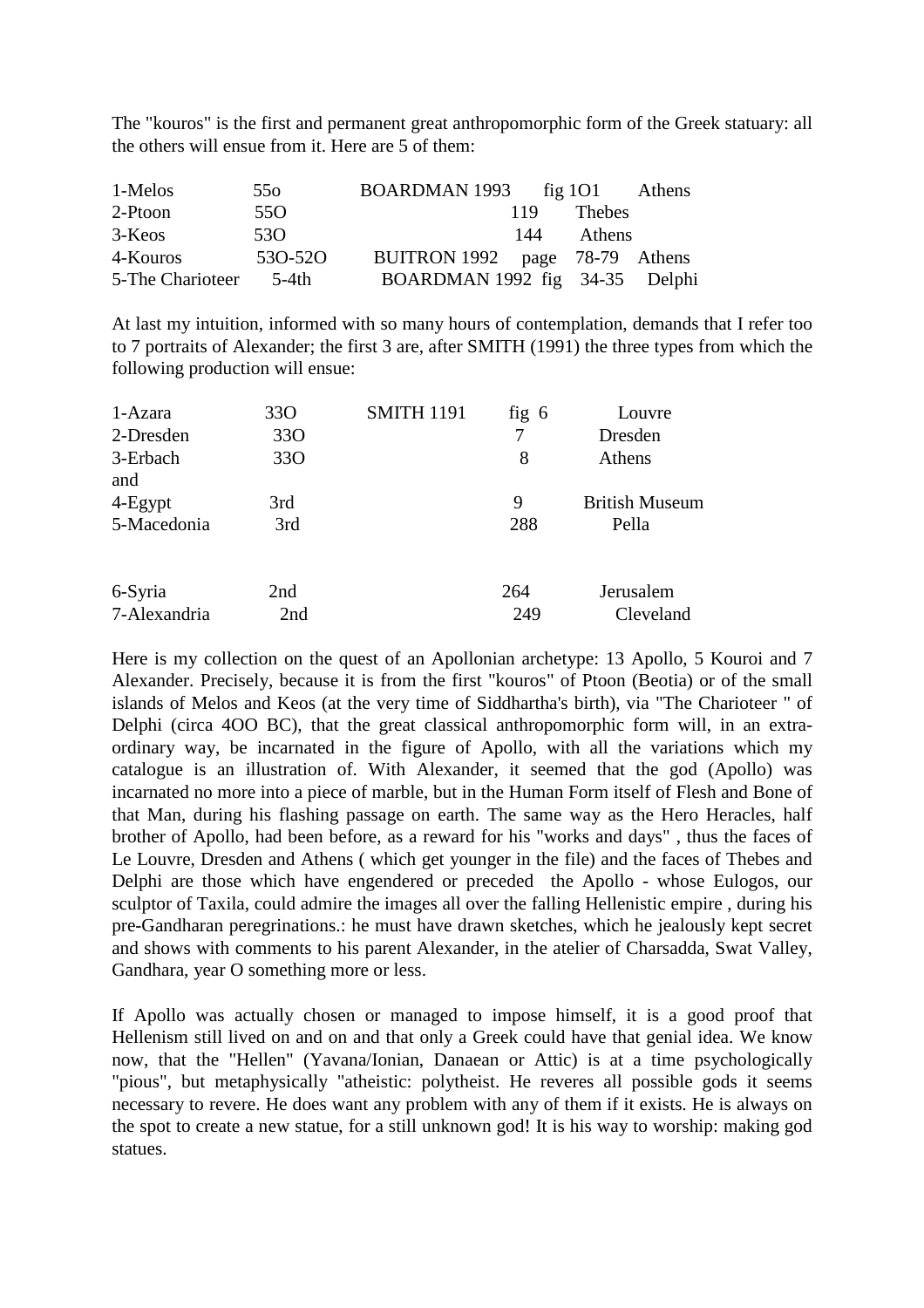The "kouros" is the first and permanent great anthropomorphic form of the Greek statuary: all the others will ensue from it. Here are 5 of them:

| | | | | |
|---|---|---|---|---|
| 1-Melos | 55o | BOARDMAN 1993 | fig 1O1 | Athens |
| 2-Ptoon | 55O | | 119 | Thebes |
| 3-Keos | 53O | | 144 | Athens |
| 4-Kouros | 53O-52O | BUITRON 1992 | page 78-79 | Athens |
| 5-The Charioteer | 5-4th | BOARDMAN 1992 | fig 34-35 | Delphi |

At last my intuition, informed with so many hours of contemplation, demands that I refer too to 7 portraits of Alexander; the first 3 are, after SMITH (1991) the three types from which the following production will ensue:

| | | | | |
|---|---|---|---|---|
| 1-Azara | 33O | SMITH 1191 | fig 6 | Louvre |
| 2-Dresden | 33O | | 7 | Dresden |
| 3-Erbach | 33O | | 8 | Athens |
| and | | | | |
| 4-Egypt | 3rd | | 9 | British Museum |
| 5-Macedonia | 3rd | | 288 | Pella |
| | | | | |
| 6-Syria | 2nd | | 264 | Jerusalem |
| 7-Alexandria | 2nd | | 249 | Cleveland |

Here is my collection on the quest of an Apollonian archetype: 13 Apollo, 5 Kouroi and 7 Alexander. Precisely, because it is from the first "kouros" of Ptoon (Beotia) or of the small islands of Melos and Keos (at the very time of Siddhartha's birth), via "The Charioteer " of Delphi (circa 4OO BC), that the great classical anthropomorphic form will, in an extra-ordinary way, be incarnated in the figure of Apollo, with all the variations which my catalogue is an illustration of. With Alexander, it seemed that the god (Apollo) was incarnated no more into a piece of marble, but in the Human Form itself of Flesh and Bone of that Man, during his flashing passage on earth. The same way as the Hero Heracles, half brother of Apollo, had been before, as a reward for his "works and days" , thus the faces of Le Louvre, Dresden and Athens ( which get younger in the file) and the faces of Thebes and Delphi are those which have engendered or preceded the Apollo - whose Eulogos, our sculptor of Taxila, could admire the images all over the falling Hellenistic empire , during his pre-Gandharan peregrinations.: he must have drawn sketches, which he jealously kept secret and shows with comments to his parent Alexander, in the atelier of Charsadda, Swat Valley, Gandhara, year O something more or less.

If Apollo was actually chosen or managed to impose himself, it is a good proof that Hellenism still lived on and on and that only a Greek could have that genial idea. We know now, that the "Hellen" (Yavana/Ionian, Danaean or Attic) is at a time psychologically "pious", but metaphysically "atheistic: polytheist. He reveres all possible gods it seems necessary to revere. He does want any problem with any of them if it exists. He is always on the spot to create a new statue, for a still unknown god! It is his way to worship: making god statues.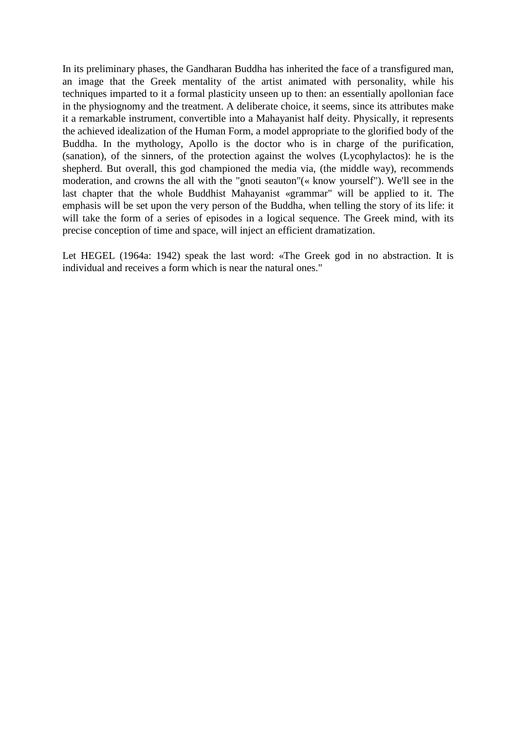In its preliminary phases, the Gandharan Buddha has inherited the face of a transfigured man, an image that the Greek mentality of the artist animated with personality, while his techniques imparted to it a formal plasticity unseen up to then: an essentially apollonian face in the physiognomy and the treatment. A deliberate choice, it seems, since its attributes make it a remarkable instrument, convertible into a Mahayanist half deity. Physically, it represents the achieved idealization of the Human Form, a model appropriate to the glorified body of the Buddha. In the mythology, Apollo is the doctor who is in charge of the purification, (sanation), of the sinners, of the protection against the wolves (Lycophylactos): he is the shepherd. But overall, this god championed the media via, (the middle way), recommends moderation, and crowns the all with the "gnoti seauton"(« know yourself"). We'll see in the last chapter that the whole Buddhist Mahayanist «grammar" will be applied to it. The emphasis will be set upon the very person of the Buddha, when telling the story of its life: it will take the form of a series of episodes in a logical sequence. The Greek mind, with its precise conception of time and space, will inject an efficient dramatization.

Let HEGEL (1964a: 1942) speak the last word: «The Greek god in no abstraction. It is individual and receives a form which is near the natural ones."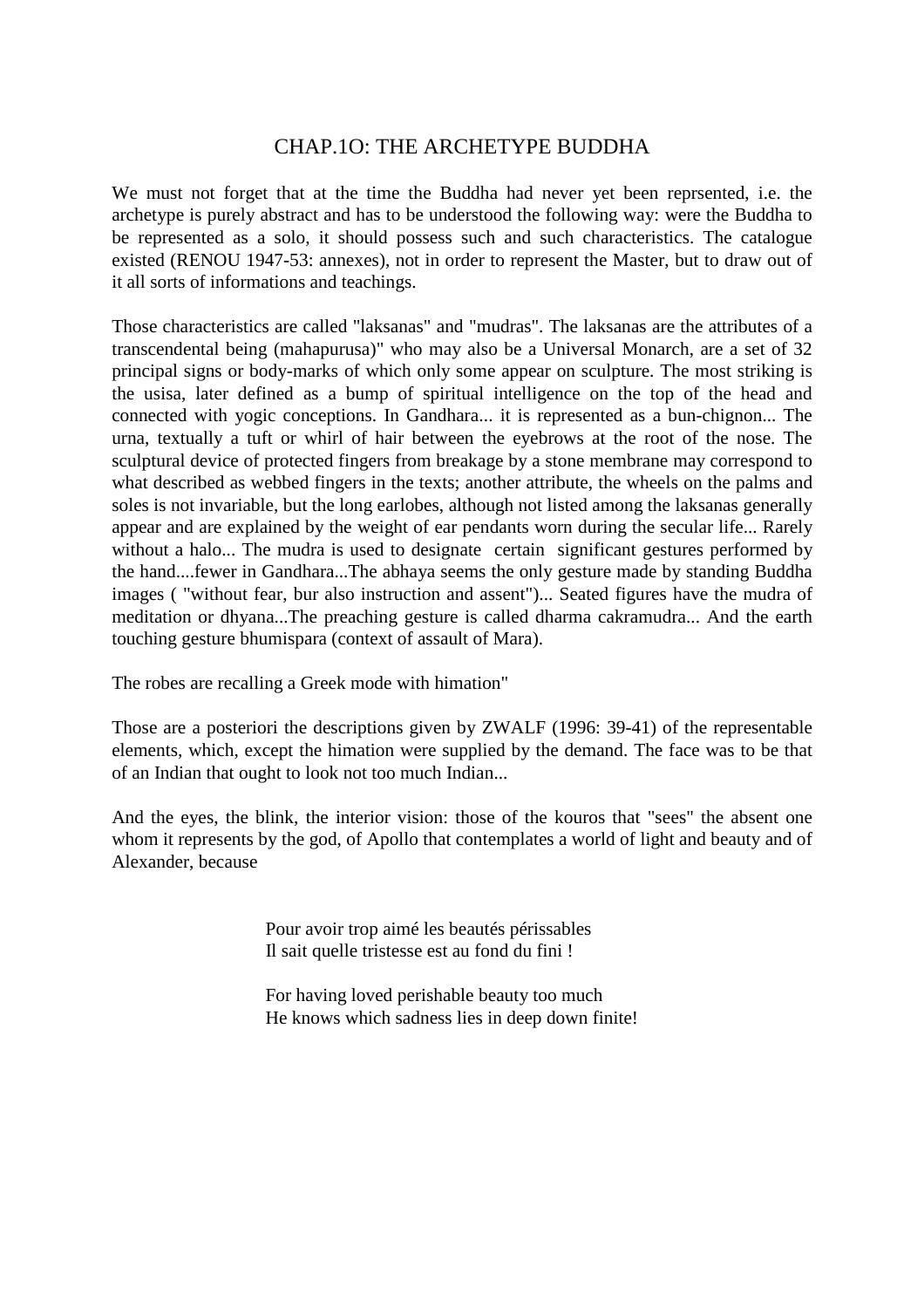# CHAP.1O: THE ARCHETYPE BUDDHA

We must not forget that at the time the Buddha had never yet been reprsented, i.e. the archetype is purely abstract and has to be understood the following way: were the Buddha to be represented as a solo, it should possess such and such characteristics. The catalogue existed (RENOU 1947-53: annexes), not in order to represent the Master, but to draw out of it all sorts of informations and teachings.

Those characteristics are called "laksanas" and "mudras". The laksanas are the attributes of a transcendental being (mahapurusa)" who may also be a Universal Monarch, are a set of 32 principal signs or body-marks of which only some appear on sculpture. The most striking is the usisa, later defined as a bump of spiritual intelligence on the top of the head and connected with yogic conceptions. In Gandhara... it is represented as a bun-chignon... The urna, textually a tuft or whirl of hair between the eyebrows at the root of the nose. The sculptural device of protected fingers from breakage by a stone membrane may correspond to what described as webbed fingers in the texts; another attribute, the wheels on the palms and soles is not invariable, but the long earlobes, although not listed among the laksanas generally appear and are explained by the weight of ear pendants worn during the secular life... Rarely without a halo... The mudra is used to designate certain significant gestures performed by the hand....fewer in Gandhara...The abhaya seems the only gesture made by standing Buddha images ( "without fear, bur also instruction and assent")... Seated figures have the mudra of meditation or dhyana...The preaching gesture is called dharma cakramudra... And the earth touching gesture bhumispara (context of assault of Mara).

The robes are recalling a Greek mode with himation"

Those are a posteriori the descriptions given by ZWALF (1996: 39-41) of the representable elements, which, except the himation were supplied by the demand. The face was to be that of an Indian that ought to look not too much Indian...

And the eyes, the blink, the interior vision: those of the kouros that "sees" the absent one whom it represents by the god, of Apollo that contemplates a world of light and beauty and of Alexander, because

> Pour avoir trop aimé les beautés périssables
> Il sait quelle tristesse est au fond du fini !
>
> For having loved perishable beauty too much
> He knows which sadness lies in deep down finite!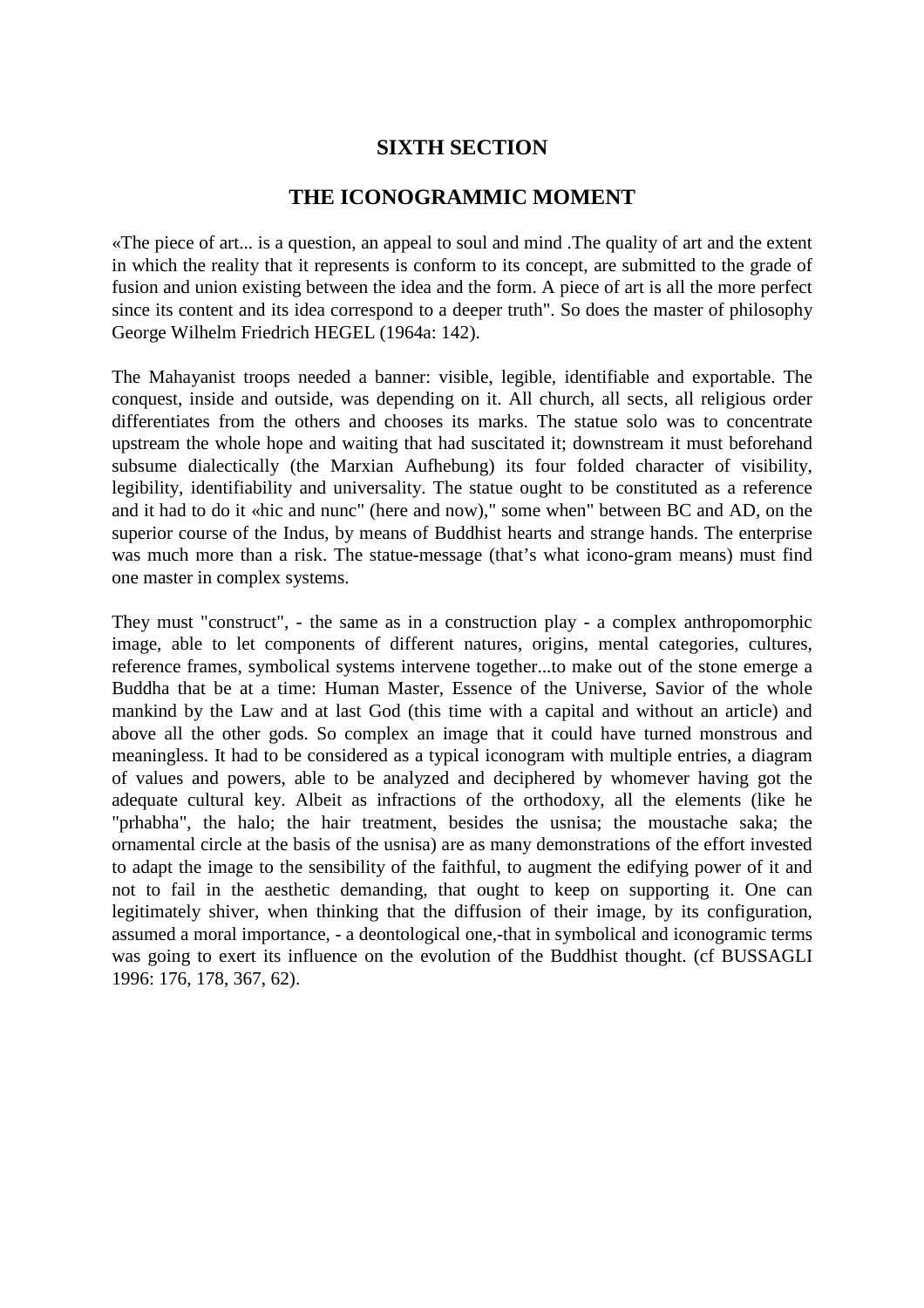# SIXTH SECTION

## THE ICONOGRAMMIC MOMENT

«The piece of art... is a question, an appeal to soul and mind .The quality of art and the extent in which the reality that it represents is conform to its concept, are submitted to the grade of fusion and union existing between the idea and the form. A piece of art is all the more perfect since its content and its idea correspond to a deeper truth". So does the master of philosophy George Wilhelm Friedrich HEGEL (1964a: 142).

The Mahayanist troops needed a banner: visible, legible, identifiable and exportable. The conquest, inside and outside, was depending on it. All church, all sects, all religious order differentiates from the others and chooses its marks. The statue solo was to concentrate upstream the whole hope and waiting that had suscitated it; downstream it must beforehand subsume dialectically (the Marxian Aufhebung) its four folded character of visibility, legibility, identifiability and universality. The statue ought to be constituted as a reference and it had to do it «hic and nunc" (here and now)," some when" between BC and AD, on the superior course of the Indus, by means of Buddhist hearts and strange hands. The enterprise was much more than a risk. The statue-message (that's what icono-gram means) must find one master in complex systems.

They must "construct", - the same as in a construction play - a complex anthropomorphic image, able to let components of different natures, origins, mental categories, cultures, reference frames, symbolical systems intervene together...to make out of the stone emerge a Buddha that be at a time: Human Master, Essence of the Universe, Savior of the whole mankind by the Law and at last God (this time with a capital and without an article) and above all the other gods. So complex an image that it could have turned monstrous and meaningless. It had to be considered as a typical iconogram with multiple entries, a diagram of values and powers, able to be analyzed and deciphered by whomever having got the adequate cultural key. Albeit as infractions of the orthodoxy, all the elements (like he "prhabha", the halo; the hair treatment, besides the usnisa; the moustache saka; the ornamental circle at the basis of the usnisa) are as many demonstrations of the effort invested to adapt the image to the sensibility of the faithful, to augment the edifying power of it and not to fail in the aesthetic demanding, that ought to keep on supporting it. One can legitimately shiver, when thinking that the diffusion of their image, by its configuration, assumed a moral importance, - a deontological one,-that in symbolical and iconogramic terms was going to exert its influence on the evolution of the Buddhist thought. (cf BUSSAGLI 1996: 176, 178, 367, 62).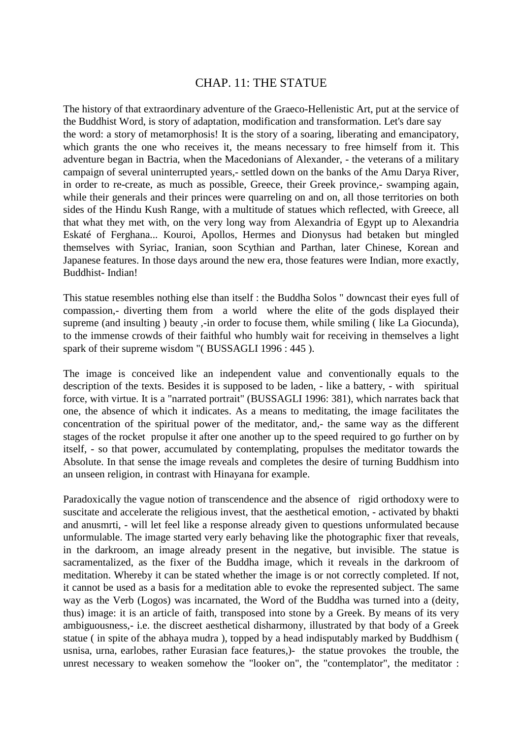# CHAP. 11: THE STATUE

The history of that extraordinary adventure of the Graeco-Hellenistic Art, put at the service of the Buddhist Word, is story of adaptation, modification and transformation. Let's dare say the word: a story of metamorphosis! It is the story of a soaring, liberating and emancipatory, which grants the one who receives it, the means necessary to free himself from it. This adventure began in Bactria, when the Macedonians of Alexander, - the veterans of a military campaign of several uninterrupted years,- settled down on the banks of the Amu Darya River, in order to re-create, as much as possible, Greece, their Greek province,- swamping again, while their generals and their princes were quarreling on and on, all those territories on both sides of the Hindu Kush Range, with a multitude of statues which reflected, with Greece, all that what they met with, on the very long way from Alexandria of Egypt up to Alexandria Eskaté of Ferghana... Kouroi, Apollos, Hermes and Dionysus had betaken but mingled themselves with Syriac, Iranian, soon Scythian and Parthan, later Chinese, Korean and Japanese features. In those days around the new era, those features were Indian, more exactly, Buddhist- Indian!

This statue resembles nothing else than itself : the Buddha Solos " downcast their eyes full of compassion,- diverting them from a world where the elite of the gods displayed their supreme (and insulting ) beauty ,-in order to focuse them, while smiling ( like La Giocunda), to the immense crowds of their faithful who humbly wait for receiving in themselves a light spark of their supreme wisdom "( BUSSAGLI 1996 : 445 ).

The image is conceived like an independent value and conventionally equals to the description of the texts. Besides it is supposed to be laden, - like a battery, - with spiritual force, with virtue. It is a "narrated portrait" (BUSSAGLI 1996: 381), which narrates back that one, the absence of which it indicates. As a means to meditating, the image facilitates the concentration of the spiritual power of the meditator, and,- the same way as the different stages of the rocket propulse it after one another up to the speed required to go further on by itself, - so that power, accumulated by contemplating, propulses the meditator towards the Absolute. In that sense the image reveals and completes the desire of turning Buddhism into an unseen religion, in contrast with Hinayana for example.

Paradoxically the vague notion of transcendence and the absence of rigid orthodoxy were to suscitate and accelerate the religious invest, that the aesthetical emotion, - activated by bhakti and anusmrti, - will let feel like a response already given to questions unformulated because unformulable. The image started very early behaving like the photographic fixer that reveals, in the darkroom, an image already present in the negative, but invisible. The statue is sacramentalized, as the fixer of the Buddha image, which it reveals in the darkroom of meditation. Whereby it can be stated whether the image is or not correctly completed. If not, it cannot be used as a basis for a meditation able to evoke the represented subject. The same way as the Verb (Logos) was incarnated, the Word of the Buddha was turned into a (deity, thus) image: it is an article of faith, transposed into stone by a Greek. By means of its very ambiguousness,- i.e. the discreet aesthetical disharmony, illustrated by that body of a Greek statue ( in spite of the abhaya mudra ), topped by a head indisputably marked by Buddhism ( usnisa, urna, earlobes, rather Eurasian face features,)- the statue provokes the trouble, the unrest necessary to weaken somehow the "looker on", the "contemplator", the meditator :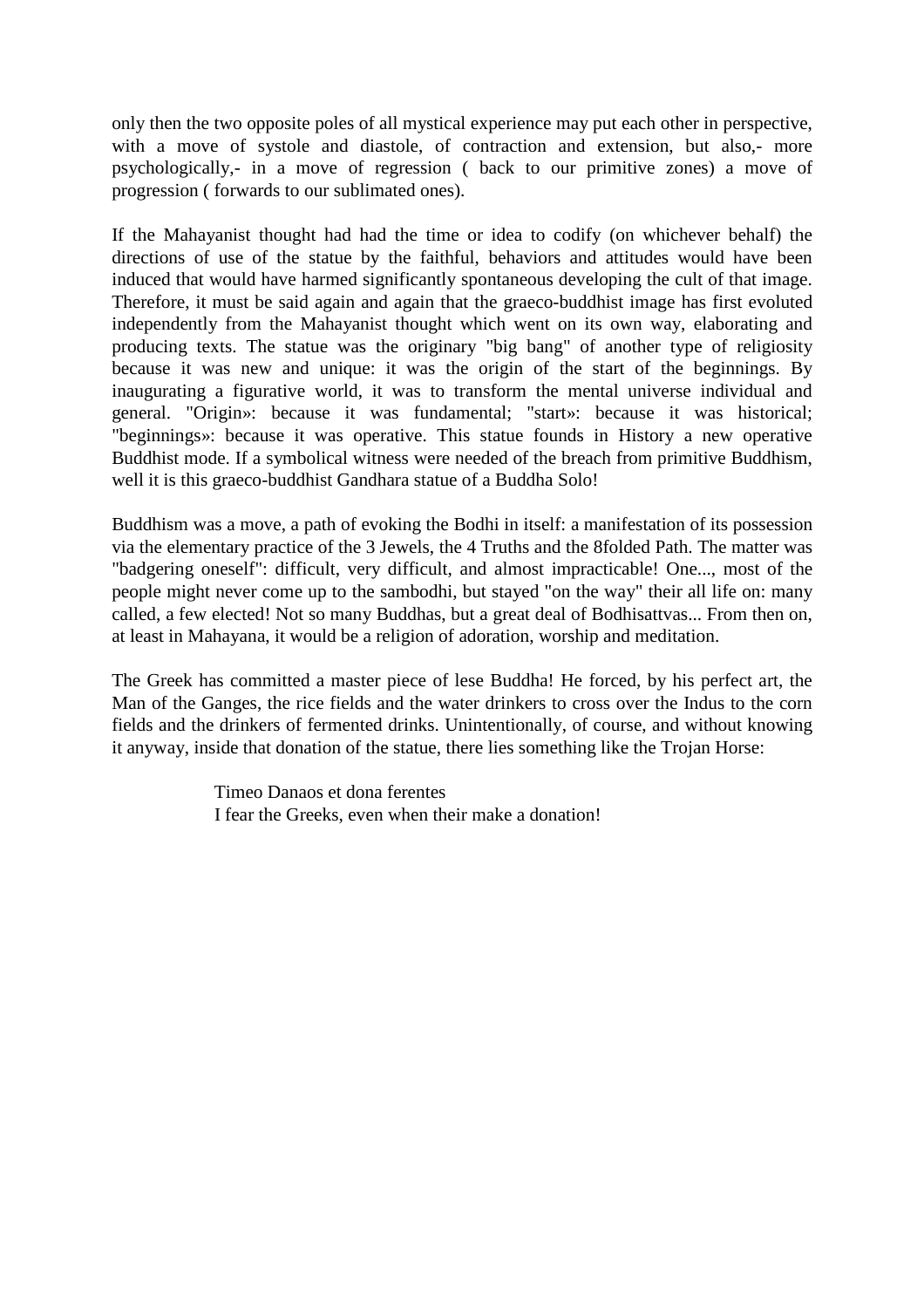only then the two opposite poles of all mystical experience may put each other in perspective, with a move of systole and diastole, of contraction and extension, but also,- more psychologically,- in a move of regression ( back to our primitive zones) a move of progression ( forwards to our sublimated ones).

If the Mahayanist thought had had the time or idea to codify (on whichever behalf) the directions of use of the statue by the faithful, behaviors and attitudes would have been induced that would have harmed significantly spontaneous developing the cult of that image. Therefore, it must be said again and again that the graeco-buddhist image has first evoluted independently from the Mahayanist thought which went on its own way, elaborating and producing texts. The statue was the originary "big bang" of another type of religiosity because it was new and unique: it was the origin of the start of the beginnings. By inaugurating a figurative world, it was to transform the mental universe individual and general. "Origin»: because it was fundamental; "start»: because it was historical; "beginnings»: because it was operative. This statue founds in History a new operative Buddhist mode. If a symbolical witness were needed of the breach from primitive Buddhism, well it is this graeco-buddhist Gandhara statue of a Buddha Solo!

Buddhism was a move, a path of evoking the Bodhi in itself: a manifestation of its possession via the elementary practice of the 3 Jewels, the 4 Truths and the 8folded Path. The matter was "badgering oneself": difficult, very difficult, and almost impracticable! One..., most of the people might never come up to the sambodhi, but stayed "on the way" their all life on: many called, a few elected! Not so many Buddhas, but a great deal of Bodhisattvas... From then on, at least in Mahayana, it would be a religion of adoration, worship and meditation.

The Greek has committed a master piece of lese Buddha! He forced, by his perfect art, the Man of the Ganges, the rice fields and the water drinkers to cross over the Indus to the corn fields and the drinkers of fermented drinks. Unintentionally, of course, and without knowing it anyway, inside that donation of the statue, there lies something like the Trojan Horse:

> Timeo Danaos et dona ferentes
> I fear the Greeks, even when their make a donation!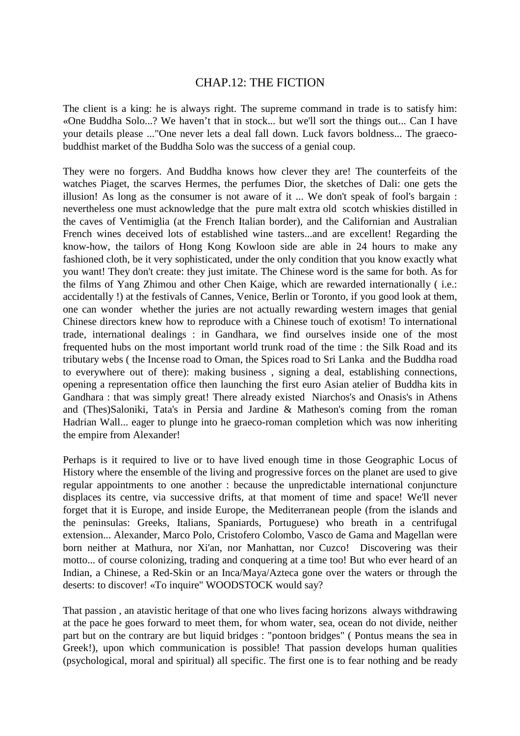# CHAP.12: THE FICTION

The client is a king: he is always right. The supreme command in trade is to satisfy him: «One Buddha Solo...? We haven't that in stock... but we'll sort the things out... Can I have your details please ..."One never lets a deal fall down. Luck favors boldness... The graeco-buddhist market of the Buddha Solo was the success of a genial coup.

They were no forgers. And Buddha knows how clever they are! The counterfeits of the watches Piaget, the scarves Hermes, the perfumes Dior, the sketches of Dali: one gets the illusion! As long as the consumer is not aware of it ... We don't speak of fool's bargain : nevertheless one must acknowledge that the pure malt extra old scotch whiskies distilled in the caves of Ventimiglia (at the French Italian border), and the Californian and Australian French wines deceived lots of established wine tasters...and are excellent! Regarding the know-how, the tailors of Hong Kong Kowloon side are able in 24 hours to make any fashioned cloth, be it very sophisticated, under the only condition that you know exactly what you want! They don't create: they just imitate. The Chinese word is the same for both. As for the films of Yang Zhimou and other Chen Kaige, which are rewarded internationally ( i.e.: accidentally !) at the festivals of Cannes, Venice, Berlin or Toronto, if you good look at them, one can wonder whether the juries are not actually rewarding western images that genial Chinese directors knew how to reproduce with a Chinese touch of exotism! To international trade, international dealings : in Gandhara, we find ourselves inside one of the most frequented hubs on the most important world trunk road of the time : the Silk Road and its tributary webs ( the Incense road to Oman, the Spices road to Sri Lanka and the Buddha road to everywhere out of there): making business , signing a deal, establishing connections, opening a representation office then launching the first euro Asian atelier of Buddha kits in Gandhara : that was simply great! There already existed Niarchos's and Onasis's in Athens and (Thes)Saloniki, Tata's in Persia and Jardine & Matheson's coming from the roman Hadrian Wall... eager to plunge into he graeco-roman completion which was now inheriting the empire from Alexander!

Perhaps is it required to live or to have lived enough time in those Geographic Locus of History where the ensemble of the living and progressive forces on the planet are used to give regular appointments to one another : because the unpredictable international conjuncture displaces its centre, via successive drifts, at that moment of time and space! We'll never forget that it is Europe, and inside Europe, the Mediterranean people (from the islands and the peninsulas: Greeks, Italians, Spaniards, Portuguese) who breath in a centrifugal extension... Alexander, Marco Polo, Cristofero Colombo, Vasco de Gama and Magellan were born neither at Mathura, nor Xi'an, nor Manhattan, nor Cuzco! Discovering was their motto... of course colonizing, trading and conquering at a time too! But who ever heard of an Indian, a Chinese, a Red-Skin or an Inca/Maya/Azteca gone over the waters or through the deserts: to discover! «To inquire" WOODSTOCK would say?

That passion , an atavistic heritage of that one who lives facing horizons always withdrawing at the pace he goes forward to meet them, for whom water, sea, ocean do not divide, neither part but on the contrary are but liquid bridges : "pontoon bridges" ( Pontus means the sea in Greek!), upon which communication is possible! That passion develops human qualities (psychological, moral and spiritual) all specific. The first one is to fear nothing and be ready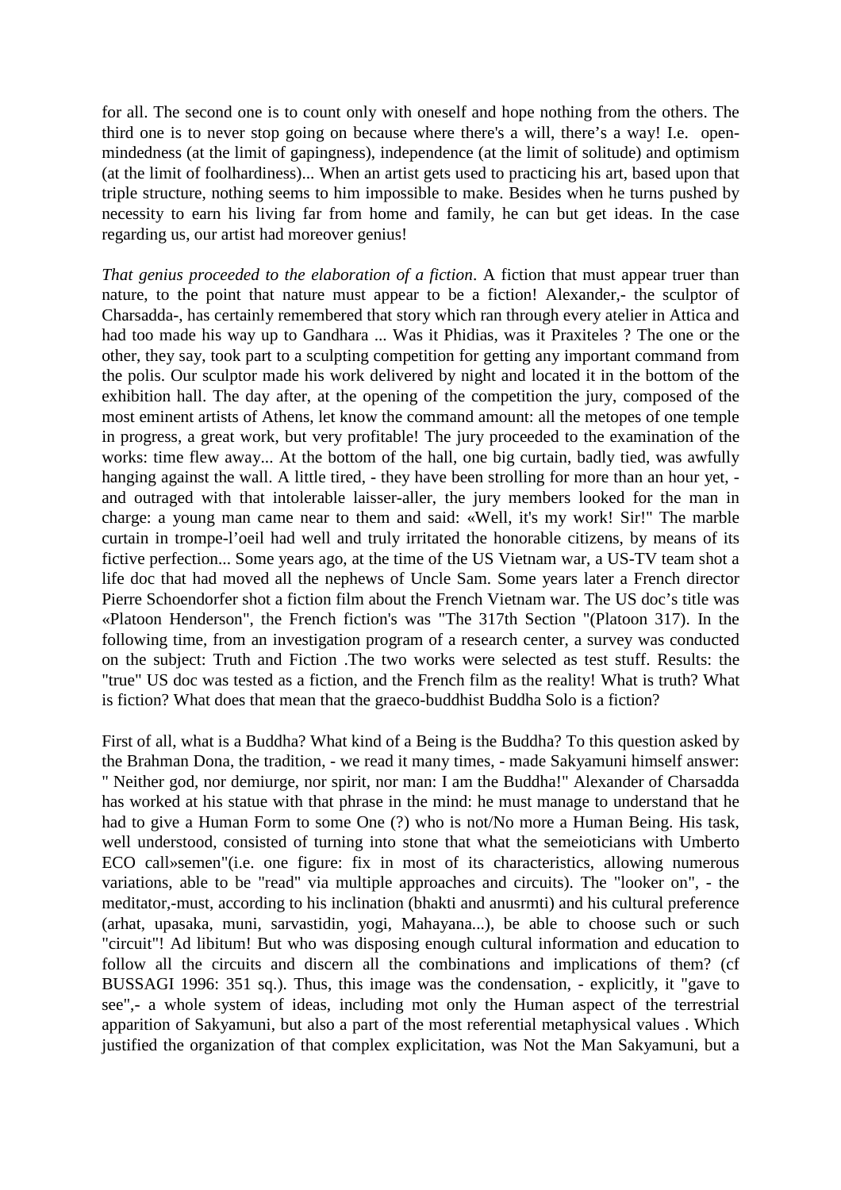for all. The second one is to count only with oneself and hope nothing from the others. The third one is to never stop going on because where there's a will, there's a way! I.e. open-mindedness (at the limit of gapingness), independence (at the limit of solitude) and optimism (at the limit of foolhardiness)... When an artist gets used to practicing his art, based upon that triple structure, nothing seems to him impossible to make. Besides when he turns pushed by necessity to earn his living far from home and family, he can but get ideas. In the case regarding us, our artist had moreover genius!

*That genius proceeded to the elaboration of a fiction*. A fiction that must appear truer than nature, to the point that nature must appear to be a fiction! Alexander,- the sculptor of Charsadda-, has certainly remembered that story which ran through every atelier in Attica and had too made his way up to Gandhara ... Was it Phidias, was it Praxiteles ? The one or the other, they say, took part to a sculpting competition for getting any important command from the polis. Our sculptor made his work delivered by night and located it in the bottom of the exhibition hall. The day after, at the opening of the competition the jury, composed of the most eminent artists of Athens, let know the command amount: all the metopes of one temple in progress, a great work, but very profitable! The jury proceeded to the examination of the works: time flew away... At the bottom of the hall, one big curtain, badly tied, was awfully hanging against the wall. A little tired, - they have been strolling for more than an hour yet, - and outraged with that intolerable laisser-aller, the jury members looked for the man in charge: a young man came near to them and said: «Well, it's my work! Sir!" The marble curtain in trompe-l'oeil had well and truly irritated the honorable citizens, by means of its fictive perfection... Some years ago, at the time of the US Vietnam war, a US-TV team shot a life doc that had moved all the nephews of Uncle Sam. Some years later a French director Pierre Schoendorfer shot a fiction film about the French Vietnam war. The US doc's title was «Platoon Henderson", the French fiction's was "The 317th Section "(Platoon 317). In the following time, from an investigation program of a research center, a survey was conducted on the subject: Truth and Fiction .The two works were selected as test stuff. Results: the "true" US doc was tested as a fiction, and the French film as the reality! What is truth? What is fiction? What does that mean that the graeco-buddhist Buddha Solo is a fiction?

First of all, what is a Buddha? What kind of a Being is the Buddha? To this question asked by the Brahman Dona, the tradition, - we read it many times, - made Sakyamuni himself answer: " Neither god, nor demiurge, nor spirit, nor man: I am the Buddha!" Alexander of Charsadda has worked at his statue with that phrase in the mind: he must manage to understand that he had to give a Human Form to some One (?) who is not/No more a Human Being. His task, well understood, consisted of turning into stone that what the semeioticians with Umberto ECO call»semen"(i.e. one figure: fix in most of its characteristics, allowing numerous variations, able to be "read" via multiple approaches and circuits). The "looker on", - the meditator,-must, according to his inclination (bhakti and anusrmti) and his cultural preference (arhat, upasaka, muni, sarvastidin, yogi, Mahayana...), be able to choose such or such "circuit"! Ad libitum! But who was disposing enough cultural information and education to follow all the circuits and discern all the combinations and implications of them? (cf BUSSAGI 1996: 351 sq.). Thus, this image was the condensation, - explicitly, it "gave to see",- a whole system of ideas, including mot only the Human aspect of the terrestrial apparition of Sakyamuni, but also a part of the most referential metaphysical values . Which justified the organization of that complex explicitation, was Not the Man Sakyamuni, but a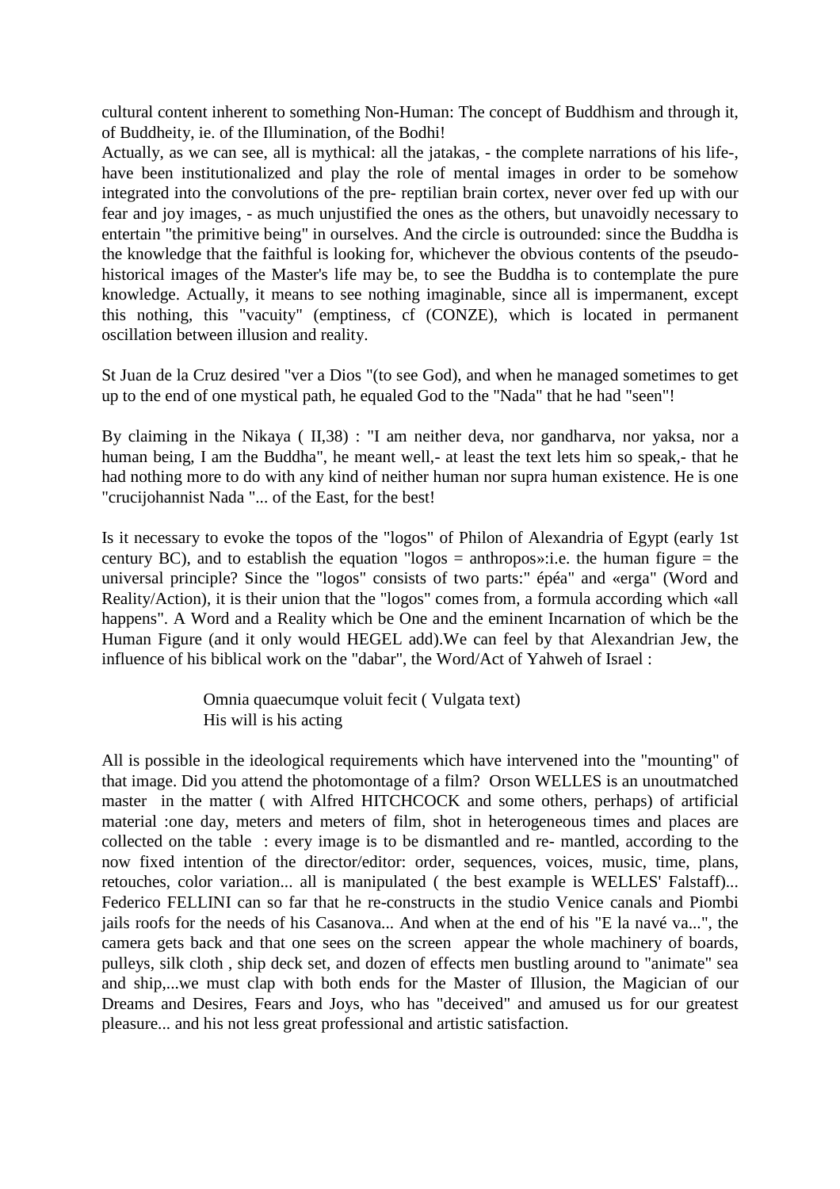cultural content inherent to something Non-Human: The concept of Buddhism and through it, of Buddheity, ie. of the Illumination, of the Bodhi!

Actually, as we can see, all is mythical: all the jatakas, - the complete narrations of his life-, have been institutionalized and play the role of mental images in order to be somehow integrated into the convolutions of the pre- reptilian brain cortex, never over fed up with our fear and joy images, - as much unjustified the ones as the others, but unavoidly necessary to entertain "the primitive being" in ourselves. And the circle is outrounded: since the Buddha is the knowledge that the faithful is looking for, whichever the obvious contents of the pseudo-historical images of the Master's life may be, to see the Buddha is to contemplate the pure knowledge. Actually, it means to see nothing imaginable, since all is impermanent, except this nothing, this "vacuity" (emptiness, cf (CONZE), which is located in permanent oscillation between illusion and reality.

St Juan de la Cruz desired "ver a Dios "(to see God), and when he managed sometimes to get up to the end of one mystical path, he equaled God to the "Nada" that he had "seen"!

By claiming in the Nikaya ( II,38) : "I am neither deva, nor gandharva, nor yaksa, nor a human being, I am the Buddha", he meant well,- at least the text lets him so speak,- that he had nothing more to do with any kind of neither human nor supra human existence. He is one "crucijohannist Nada "... of the East, for the best!

Is it necessary to evoke the topos of the "logos" of Philon of Alexandria of Egypt (early 1st century BC), and to establish the equation "logos = anthropos»:i.e. the human figure = the universal principle? Since the "logos" consists of two parts:" épéa" and «erga" (Word and Reality/Action), it is their union that the "logos" comes from, a formula according which «all happens". A Word and a Reality which be One and the eminent Incarnation of which be the Human Figure (and it only would HEGEL add).We can feel by that Alexandrian Jew, the influence of his biblical work on the "dabar", the Word/Act of Yahweh of Israel :

> Omnia quaecumque voluit fecit ( Vulgata text)
> His will is his acting

All is possible in the ideological requirements which have intervened into the "mounting" of that image. Did you attend the photomontage of a film? Orson WELLES is an unoutmatched master in the matter ( with Alfred HITCHCOCK and some others, perhaps) of artificial material :one day, meters and meters of film, shot in heterogeneous times and places are collected on the table : every image is to be dismantled and re- mantled, according to the now fixed intention of the director/editor: order, sequences, voices, music, time, plans, retouches, color variation... all is manipulated ( the best example is WELLES' Falstaff)... Federico FELLINI can so far that he re-constructs in the studio Venice canals and Piombi jails roofs for the needs of his Casanova... And when at the end of his "E la navé va...", the camera gets back and that one sees on the screen appear the whole machinery of boards, pulleys, silk cloth , ship deck set, and dozen of effects men bustling around to "animate" sea and ship,...we must clap with both ends for the Master of Illusion, the Magician of our Dreams and Desires, Fears and Joys, who has "deceived" and amused us for our greatest pleasure... and his not less great professional and artistic satisfaction.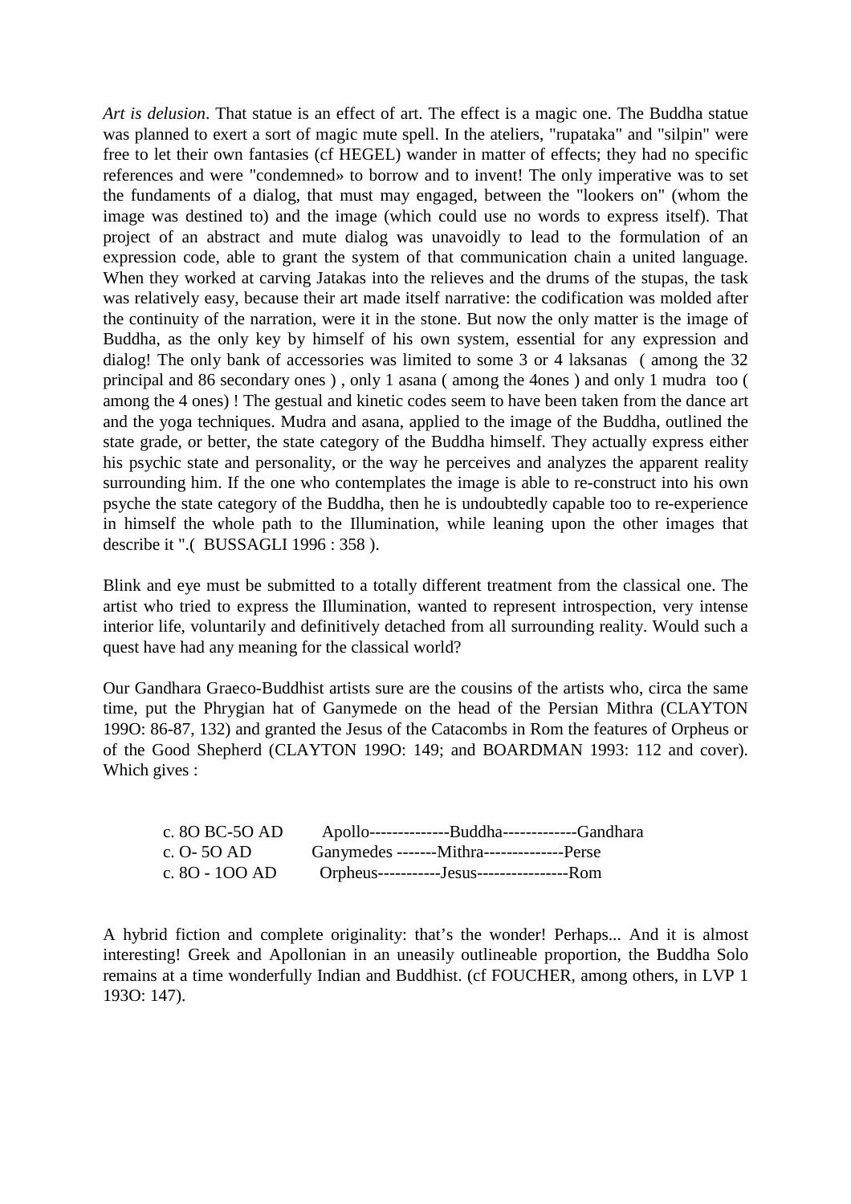*Art is delusion*. That statue is an effect of art. The effect is a magic one. The Buddha statue was planned to exert a sort of magic mute spell. In the ateliers, "rupataka" and "silpin" were free to let their own fantasies (cf HEGEL) wander in matter of effects; they had no specific references and were "condemned» to borrow and to invent! The only imperative was to set the fundaments of a dialog, that must may engaged, between the "lookers on" (whom the image was destined to) and the image (which could use no words to express itself). That project of an abstract and mute dialog was unavoidly to lead to the formulation of an expression code, able to grant the system of that communication chain a united language. When they worked at carving Jatakas into the relieves and the drums of the stupas, the task was relatively easy, because their art made itself narrative: the codification was molded after the continuity of the narration, were it in the stone. But now the only matter is the image of Buddha, as the only key by himself of his own system, essential for any expression and dialog! The only bank of accessories was limited to some 3 or 4 laksanas ( among the 32 principal and 86 secondary ones ) , only 1 asana ( among the 4ones ) and only 1 mudra too ( among the 4 ones) ! The gestual and kinetic codes seem to have been taken from the dance art and the yoga techniques. Mudra and asana, applied to the image of the Buddha, outlined the state grade, or better, the state category of the Buddha himself. They actually express either his psychic state and personality, or the way he perceives and analyzes the apparent reality surrounding him. If the one who contemplates the image is able to re-construct into his own psyche the state category of the Buddha, then he is undoubtedly capable too to re-experience in himself the whole path to the Illumination, while leaning upon the other images that describe it ".( BUSSAGLI 1996 : 358 ).

Blink and eye must be submitted to a totally different treatment from the classical one. The artist who tried to express the Illumination, wanted to represent introspection, very intense interior life, voluntarily and definitively detached from all surrounding reality. Would such a quest have had any meaning for the classical world?

Our Gandhara Graeco-Buddhist artists sure are the cousins of the artists who, circa the same time, put the Phrygian hat of Ganymede on the head of the Persian Mithra (CLAYTON 199O: 86-87, 132) and granted the Jesus of the Catacombs in Rom the features of Orpheus or of the Good Shepherd (CLAYTON 199O: 149; and BOARDMAN 1993: 112 and cover). Which gives :

```
c. 8O BC-5O AD     Apollo--------------Buddha-------------Gandhara
c. O- 5O AD        Ganymedes -------Mithra--------------Perse
c. 8O - 1OO AD     Orpheus-----------Jesus----------------Rom
```

A hybrid fiction and complete originality: that’s the wonder! Perhaps... And it is almost interesting! Greek and Apollonian in an uneasily outlineable proportion, the Buddha Solo remains at a time wonderfully Indian and Buddhist. (cf FOUCHER, among others, in LVP 1 193O: 147).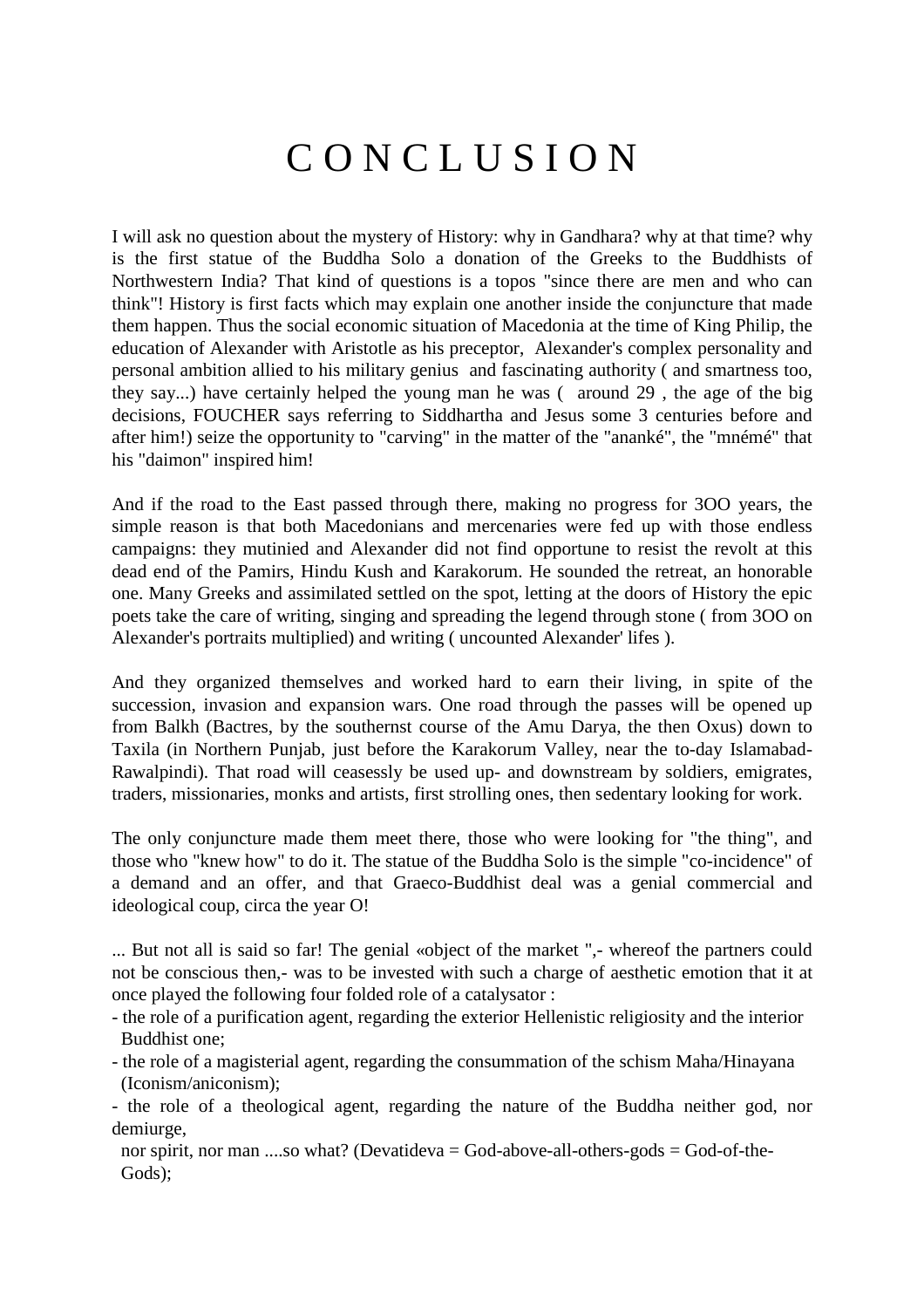# C O N C L U S I O N

I will ask no question about the mystery of History: why in Gandhara? why at that time? why is the first statue of the Buddha Solo a donation of the Greeks to the Buddhists of Northwestern India? That kind of questions is a topos "since there are men and who can think"! History is first facts which may explain one another inside the conjuncture that made them happen. Thus the social economic situation of Macedonia at the time of King Philip, the education of Alexander with Aristotle as his preceptor, Alexander's complex personality and personal ambition allied to his military genius and fascinating authority ( and smartness too, they say...) have certainly helped the young man he was ( around 29 , the age of the big decisions, FOUCHER says referring to Siddhartha and Jesus some 3 centuries before and after him!) seize the opportunity to "carving" in the matter of the "ananké", the "mnémé" that his "daimon" inspired him!

And if the road to the East passed through there, making no progress for 3OO years, the simple reason is that both Macedonians and mercenaries were fed up with those endless campaigns: they mutinied and Alexander did not find opportune to resist the revolt at this dead end of the Pamirs, Hindu Kush and Karakorum. He sounded the retreat, an honorable one. Many Greeks and assimilated settled on the spot, letting at the doors of History the epic poets take the care of writing, singing and spreading the legend through stone ( from 3OO on Alexander's portraits multiplied) and writing ( uncounted Alexander' lifes ).

And they organized themselves and worked hard to earn their living, in spite of the succession, invasion and expansion wars. One road through the passes will be opened up from Balkh (Bactres, by the southernst course of the Amu Darya, the then Oxus) down to Taxila (in Northern Punjab, just before the Karakorum Valley, near the to-day Islamabad-Rawalpindi). That road will ceasessly be used up- and downstream by soldiers, emigrates, traders, missionaries, monks and artists, first strolling ones, then sedentary looking for work.

The only conjuncture made them meet there, those who were looking for "the thing", and those who "knew how" to do it. The statue of the Buddha Solo is the simple "co-incidence" of a demand and an offer, and that Graeco-Buddhist deal was a genial commercial and ideological coup, circa the year O!

... But not all is said so far! The genial «object of the market ",- whereof the partners could not be conscious then,- was to be invested with such a charge of aesthetic emotion that it at once played the following four folded role of a catalysator :

- the role of a purification agent, regarding the exterior Hellenistic religiosity and the interior Buddhist one;
- the role of a magisterial agent, regarding the consummation of the schism Maha/Hinayana (Iconism/aniconism);
- the role of a theological agent, regarding the nature of the Buddha neither god, nor demiurge, nor spirit, nor man ....so what? (Devatideva = God-above-all-others-gods = God-of-the-Gods);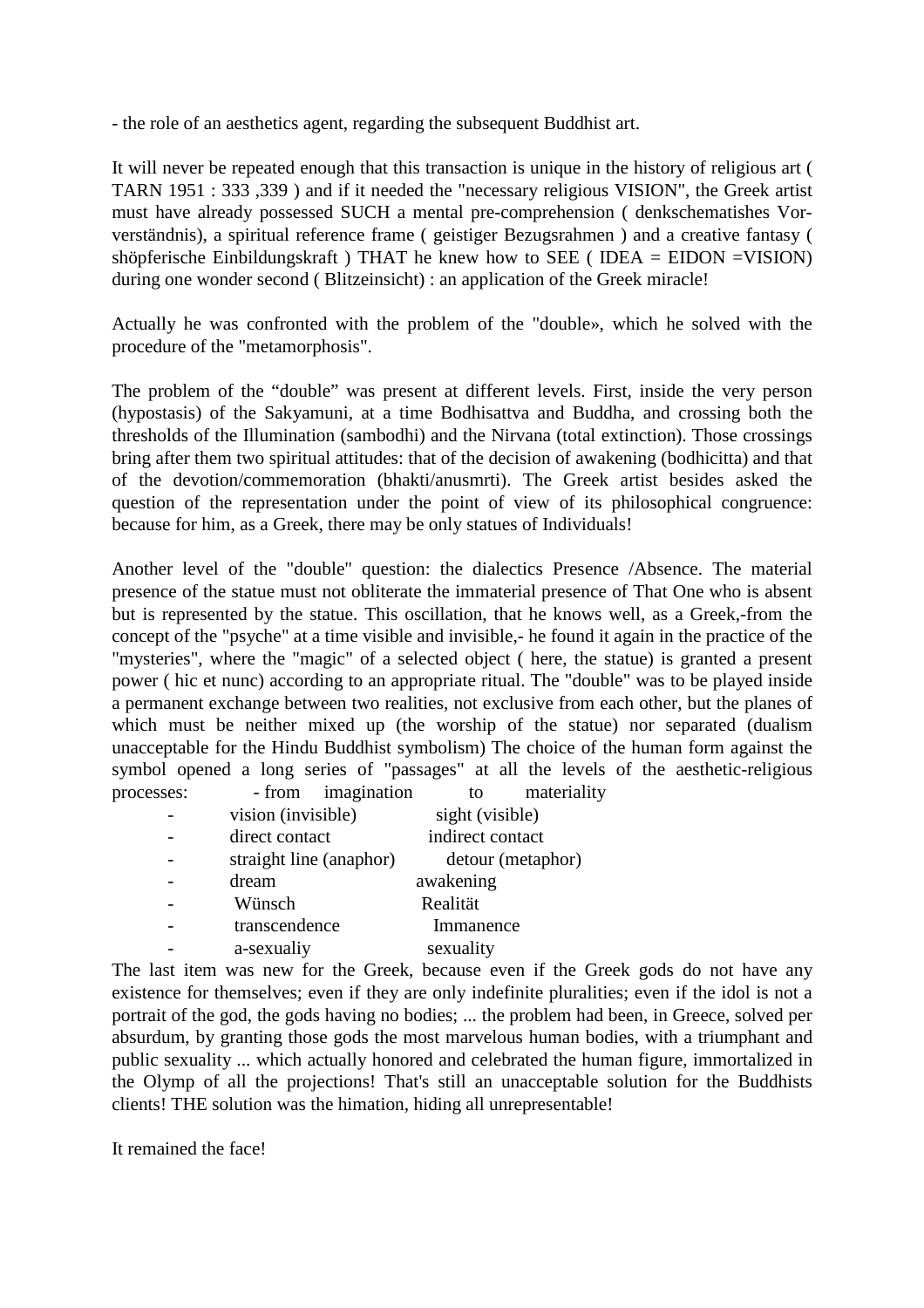- the role of an aesthetics agent, regarding the subsequent Buddhist art.

It will never be repeated enough that this transaction is unique in the history of religious art ( TARN 1951 : 333 ,339 ) and if it needed the "necessary religious VISION", the Greek artist must have already possessed SUCH a mental pre-comprehension ( denkschematishes Vor-verständnis), a spiritual reference frame ( geistiger Bezugsrahmen ) and a creative fantasy ( shöpferische Einbildungskraft ) THAT he knew how to SEE ( IDEA = EIDON =VISION) during one wonder second ( Blitzeinsicht) : an application of the Greek miracle!

Actually he was confronted with the problem of the "double», which he solved with the procedure of the "metamorphosis".

The problem of the “double” was present at different levels. First, inside the very person (hypostasis) of the Sakyamuni, at a time Bodhisattva and Buddha, and crossing both the thresholds of the Illumination (sambodhi) and the Nirvana (total extinction). Those crossings bring after them two spiritual attitudes: that of the decision of awakening (bodhicitta) and that of the devotion/commemoration (bhakti/anusmrti). The Greek artist besides asked the question of the representation under the point of view of its philosophical congruence: because for him, as a Greek, there may be only statues of Individuals!

Another level of the "double" question: the dialectics Presence /Absence. The material presence of the statue must not obliterate the immaterial presence of That One who is absent but is represented by the statue. This oscillation, that he knows well, as a Greek,-from the concept of the "psyche" at a time visible and invisible,- he found it again in the practice of the "mysteries", where the "magic" of a selected object ( here, the statue) is granted a present power ( hic et nunc) according to an appropriate ritual. The "double" was to be played inside a permanent exchange between two realities, not exclusive from each other, but the planes of which must be neither mixed up (the worship of the statue) nor separated (dualism unacceptable for the Hindu Buddhist symbolism) The choice of the human form against the symbol opened a long series of "passages" at all the levels of the aesthetic-religious processes: - from imagination to materiality

- vision (invisible) sight (visible)
- direct contact indirect contact
- straight line (anaphor) detour (metaphor)
- dream awakening
- Wünsch Realität
- transcendence Immanence
- a-sexualiy sexuality

The last item was new for the Greek, because even if the Greek gods do not have any existence for themselves; even if they are only indefinite pluralities; even if the idol is not a portrait of the god, the gods having no bodies; ... the problem had been, in Greece, solved per absurdum, by granting those gods the most marvelous human bodies, with a triumphant and public sexuality ... which actually honored and celebrated the human figure, immortalized in the Olymp of all the projections! That's still an unacceptable solution for the Buddhists clients! THE solution was the himation, hiding all unrepresentable!

It remained the face!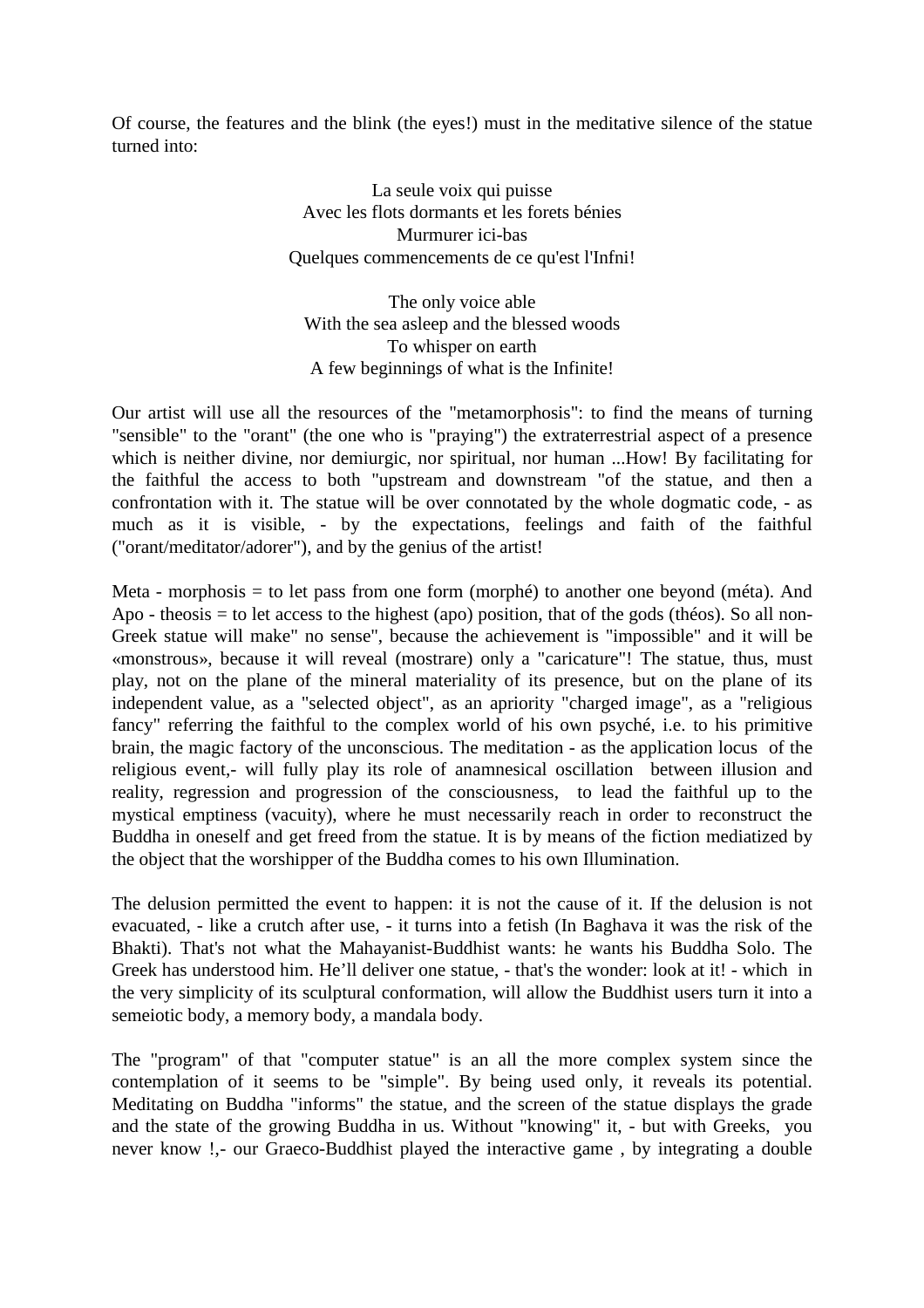Of course, the features and the blink (the eyes!) must in the meditative silence of the statue turned into:

La seule voix qui puisse  
Avec les flots dormants et les forets bénies  
Murmurer ici-bas  
Quelques commencements de ce qu'est l'Infni!

The only voice able  
With the sea asleep and the blessed woods  
To whisper on earth  
A few beginnings of what is the Infinite!

Our artist will use all the resources of the "metamorphosis": to find the means of turning "sensible" to the "orant" (the one who is "praying") the extraterrestrial aspect of a presence which is neither divine, nor demiurgic, nor spiritual, nor human ...How! By facilitating for the faithful the access to both "upstream and downstream "of the statue, and then a confrontation with it. The statue will be over connotated by the whole dogmatic code, - as much as it is visible, - by the expectations, feelings and faith of the faithful ("orant/meditator/adorer"), and by the genius of the artist!

Meta - morphosis = to let pass from one form (morphé) to another one beyond (méta). And Apo - theosis = to let access to the highest (apo) position, that of the gods (théos). So all non-Greek statue will make" no sense", because the achievement is "impossible" and it will be «monstrous», because it will reveal (mostrare) only a "caricature"! The statue, thus, must play, not on the plane of the mineral materiality of its presence, but on the plane of its independent value, as a "selected object", as an apriority "charged image", as a "religious fancy" referring the faithful to the complex world of his own psyché, i.e. to his primitive brain, the magic factory of the unconscious. The meditation - as the application locus of the religious event,- will fully play its role of anamnesical oscillation between illusion and reality, regression and progression of the consciousness, to lead the faithful up to the mystical emptiness (vacuity), where he must necessarily reach in order to reconstruct the Buddha in oneself and get freed from the statue. It is by means of the fiction mediatized by the object that the worshipper of the Buddha comes to his own Illumination.

The delusion permitted the event to happen: it is not the cause of it. If the delusion is not evacuated, - like a crutch after use, - it turns into a fetish (In Baghava it was the risk of the Bhakti). That's not what the Mahayanist-Buddhist wants: he wants his Buddha Solo. The Greek has understood him. He'll deliver one statue, - that's the wonder: look at it! - which in the very simplicity of its sculptural conformation, will allow the Buddhist users turn it into a semeiotic body, a memory body, a mandala body.

The "program" of that "computer statue" is an all the more complex system since the contemplation of it seems to be "simple". By being used only, it reveals its potential. Meditating on Buddha "informs" the statue, and the screen of the statue displays the grade and the state of the growing Buddha in us. Without "knowing" it, - but with Greeks, you never know !,- our Graeco-Buddhist played the interactive game , by integrating a double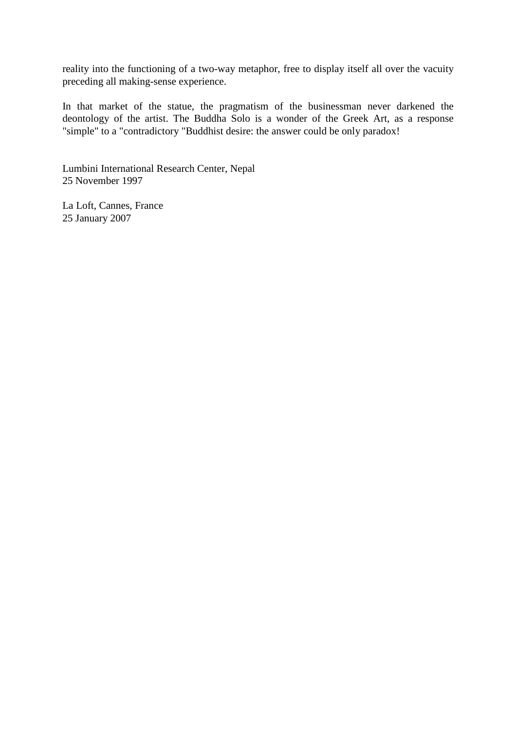reality into the functioning of a two-way metaphor, free to display itself all over the vacuity preceding all making-sense experience.

In that market of the statue, the pragmatism of the businessman never darkened the deontology of the artist. The Buddha Solo is a wonder of the Greek Art, as a response "simple" to a "contradictory "Buddhist desire: the answer could be only paradox!

Lumbini International Research Center, Nepal  
25 November 1997

La Loft, Cannes, France  
25 January 2007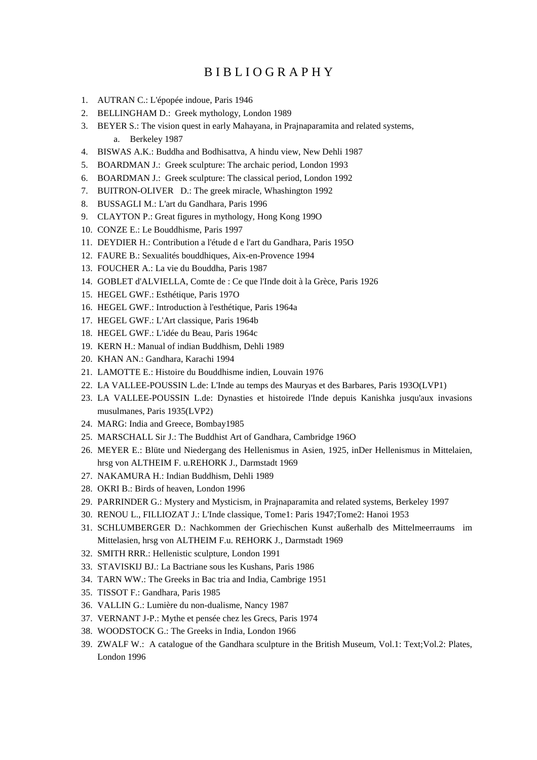# B I B L I O G R A P H Y

1. AUTRAN C.: L'épopée indoue, Paris 1946
2. BELLINGHAM D.: Greek mythology, London 1989
3. BEYER S.: The vision quest in early Mahayana, in Prajnaparamita and related systems,
    a. Berkeley 1987
4. BISWAS A.K.: Buddha and Bodhisattva, A hindu view, New Dehli 1987
5. BOARDMAN J.: Greek sculpture: The archaic period, London 1993
6. BOARDMAN J.: Greek sculpture: The classical period, London 1992
7. BUITRON-OLIVER D.: The greek miracle, Whashington 1992
8. BUSSAGLI M.: L'art du Gandhara, Paris 1996
9. CLAYTON P.: Great figures in mythology, Hong Kong 199O
10. CONZE E.: Le Bouddhisme, Paris 1997
11. DEYDIER H.: Contribution a l'étude d e l'art du Gandhara, Paris 195O
12. FAURE B.: Sexualités bouddhiques, Aix-en-Provence 1994
13. FOUCHER A.: La vie du Bouddha, Paris 1987
14. GOBLET d'ALVIELLA, Comte de : Ce que l'Inde doit à la Grèce, Paris 1926
15. HEGEL GWF.: Esthétique, Paris 197O
16. HEGEL GWF.: Introduction à l'esthétique, Paris 1964a
17. HEGEL GWF.: L'Art classique, Paris 1964b
18. HEGEL GWF.: L'idée du Beau, Paris 1964c
19. KERN H.: Manual of indian Buddhism, Dehli 1989
20. KHAN AN.: Gandhara, Karachi 1994
21. LAMOTTE E.: Histoire du Bouddhisme indien, Louvain 1976
22. LA VALLEE-POUSSIN L.de: L'Inde au temps des Mauryas et des Barbares, Paris 193O(LVP1)
23. LA VALLEE-POUSSIN L.de: Dynasties et histoirede l'Inde depuis Kanishka jusqu'aux invasions musulmanes, Paris 1935(LVP2)
24. MARG: India and Greece, Bombay1985
25. MARSCHALL Sir J.: The Buddhist Art of Gandhara, Cambridge 196O
26. MEYER E.: Blüte und Niedergang des Hellenismus in Asien, 1925, inDer Hellenismus in Mittelaien, hrsg von ALTHEIM F. u.REHORK J., Darmstadt 1969
27. NAKAMURA H.: Indian Buddhism, Dehli 1989
28. OKRI B.: Birds of heaven, London 1996
29. PARRINDER G.: Mystery and Mysticism, in Prajnaparamita and related systems, Berkeley 1997
30. RENOU L., FILLIOZAT J.: L'Inde classique, Tome1: Paris 1947;Tome2: Hanoi 1953
31. SCHLUMBERGER D.: Nachkommen der Griechischen Kunst außerhalb des Mittelmeerraums im Mittelasien, hrsg von ALTHEIM F.u. REHORK J., Darmstadt 1969
32. SMITH RRR.: Hellenistic sculpture, London 1991
33. STAVISKIJ BJ.: La Bactriane sous les Kushans, Paris 1986
34. TARN WW.: The Greeks in Bac tria and India, Cambrige 1951
35. TISSOT F.: Gandhara, Paris 1985
36. VALLIN G.: Lumière du non-dualisme, Nancy 1987
37. VERNANT J-P.: Mythe et pensée chez les Grecs, Paris 1974
38. WOODSTOCK G.: The Greeks in India, London 1966
39. ZWALF W.: A catalogue of the Gandhara sculpture in the British Museum, Vol.1: Text;Vol.2: Plates, London 1996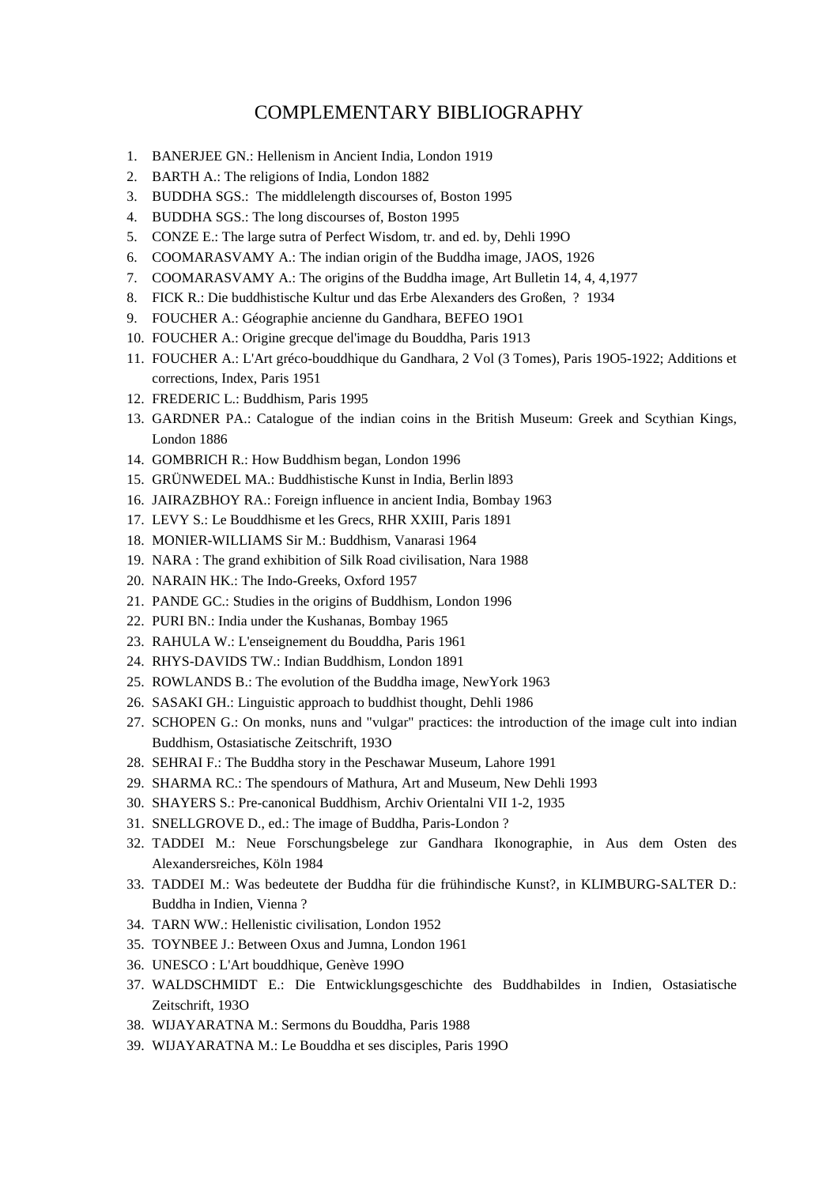# COMPLEMENTARY BIBLIOGRAPHY

1. BANERJEE GN.: Hellenism in Ancient India, London 1919
2. BARTH A.: The religions of India, London 1882
3. BUDDHA SGS.: The middlelength discourses of, Boston 1995
4. BUDDHA SGS.: The long discourses of, Boston 1995
5. CONZE E.: The large sutra of Perfect Wisdom, tr. and ed. by, Dehli 199O
6. COOMARASVAMY A.: The indian origin of the Buddha image, JAOS, 1926
7. COOMARASVAMY A.: The origins of the Buddha image, Art Bulletin 14, 4, 4,1977
8. FICK R.: Die buddhistische Kultur und das Erbe Alexanders des Großen, ? 1934
9. FOUCHER A.: Géographie ancienne du Gandhara, BEFEO 19O1
10. FOUCHER A.: Origine grecque del'image du Bouddha, Paris 1913
11. FOUCHER A.: L'Art gréco-bouddhique du Gandhara, 2 Vol (3 Tomes), Paris 19O5-1922; Additions et corrections, Index, Paris 1951
12. FREDERIC L.: Buddhism, Paris 1995
13. GARDNER PA.: Catalogue of the indian coins in the British Museum: Greek and Scythian Kings, London 1886
14. GOMBRICH R.: How Buddhism began, London 1996
15. GRÜNWEDEL MA.: Buddhistische Kunst in India, Berlin l893
16. JAIRAZBHOY RA.: Foreign influence in ancient India, Bombay 1963
17. LEVY S.: Le Bouddhisme et les Grecs, RHR XXIII, Paris 1891
18. MONIER-WILLIAMS Sir M.: Buddhism, Vanarasi 1964
19. NARA : The grand exhibition of Silk Road civilisation, Nara 1988
20. NARAIN HK.: The Indo-Greeks, Oxford 1957
21. PANDE GC.: Studies in the origins of Buddhism, London 1996
22. PURI BN.: India under the Kushanas, Bombay 1965
23. RAHULA W.: L'enseignement du Bouddha, Paris 1961
24. RHYS-DAVIDS TW.: Indian Buddhism, London 1891
25. ROWLANDS B.: The evolution of the Buddha image, NewYork 1963
26. SASAKI GH.: Linguistic approach to buddhist thought, Dehli 1986
27. SCHOPEN G.: On monks, nuns and "vulgar" practices: the introduction of the image cult into indian Buddhism, Ostasiatische Zeitschrift, 193O
28. SEHRAI F.: The Buddha story in the Peschawar Museum, Lahore 1991
29. SHARMA RC.: The spendours of Mathura, Art and Museum, New Dehli 1993
30. SHAYERS S.: Pre-canonical Buddhism, Archiv Orientalni VII 1-2, 1935
31. SNELLGROVE D., ed.: The image of Buddha, Paris-London ?
32. TADDEI M.: Neue Forschungsbelege zur Gandhara Ikonographie, in Aus dem Osten des Alexandersreiches, Köln 1984
33. TADDEI M.: Was bedeutete der Buddha für die frühindische Kunst?, in KLIMBURG-SALTER D.: Buddha in Indien, Vienna ?
34. TARN WW.: Hellenistic civilisation, London 1952
35. TOYNBEE J.: Between Oxus and Jumna, London 1961
36. UNESCO : L'Art bouddhique, Genève 199O
37. WALDSCHMIDT E.: Die Entwicklungsgeschichte des Buddhabildes in Indien, Ostasiatische Zeitschrift, 193O
38. WIJAYARATNA M.: Sermons du Bouddha, Paris 1988
39. WIJAYARATNA M.: Le Bouddha et ses disciples, Paris 199O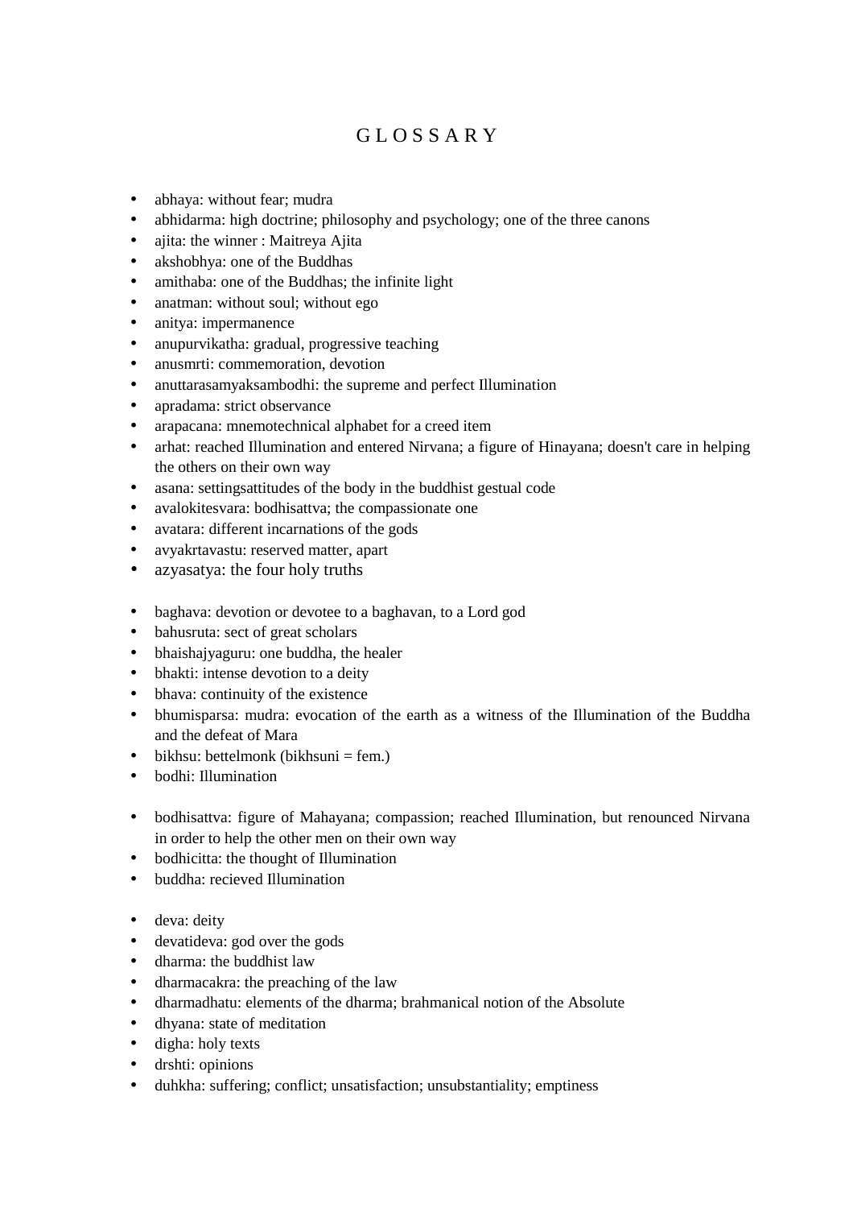# G L O S S A R Y

- abhaya: without fear; mudra
- abhidarma: high doctrine; philosophy and psychology; one of the three canons
- ajita: the winner : Maitreya Ajita
- akshobhya: one of the Buddhas
- amithaba: one of the Buddhas; the infinite light
- anatman: without soul; without ego
- anitya: impermanence
- anupurvikatha: gradual, progressive teaching
- anusmrti: commemoration, devotion
- anuttarasamyaksambodhi: the supreme and perfect Illumination
- apradama: strict observance
- arapacana: mnemotechnical alphabet for a creed item
- arhat: reached Illumination and entered Nirvana; a figure of Hinayana; doesn't care in helping the others on their own way
- asana: settingsattitudes of the body in the buddhist gestual code
- avalokitesvara: bodhisattva; the compassionate one
- avatara: different incarnations of the gods
- avyakrtavastu: reserved matter, apart
- azyasatya: the four holy truths

- baghava: devotion or devotee to a baghavan, to a Lord god
- bahusruta: sect of great scholars
- bhaishajyaguru: one buddha, the healer
- bhakti: intense devotion to a deity
- bhava: continuity of the existence
- bhumisparsa: mudra: evocation of the earth as a witness of the Illumination of the Buddha and the defeat of Mara
- bikhsu: bettelmonk (bikhsuni = fem.)
- bodhi: Illumination

- bodhisattva: figure of Mahayana; compassion; reached Illumination, but renounced Nirvana in order to help the other men on their own way
- bodhicitta: the thought of Illumination
- buddha: recieved Illumination

- deva: deity
- devatideva: god over the gods
- dharma: the buddhist law
- dharmacakra: the preaching of the law
- dharmadhatu: elements of the dharma; brahmanical notion of the Absolute
- dhyana: state of meditation
- digha: holy texts
- drshti: opinions
- duhkha: suffering; conflict; unsatisfaction; unsubstantiality; emptiness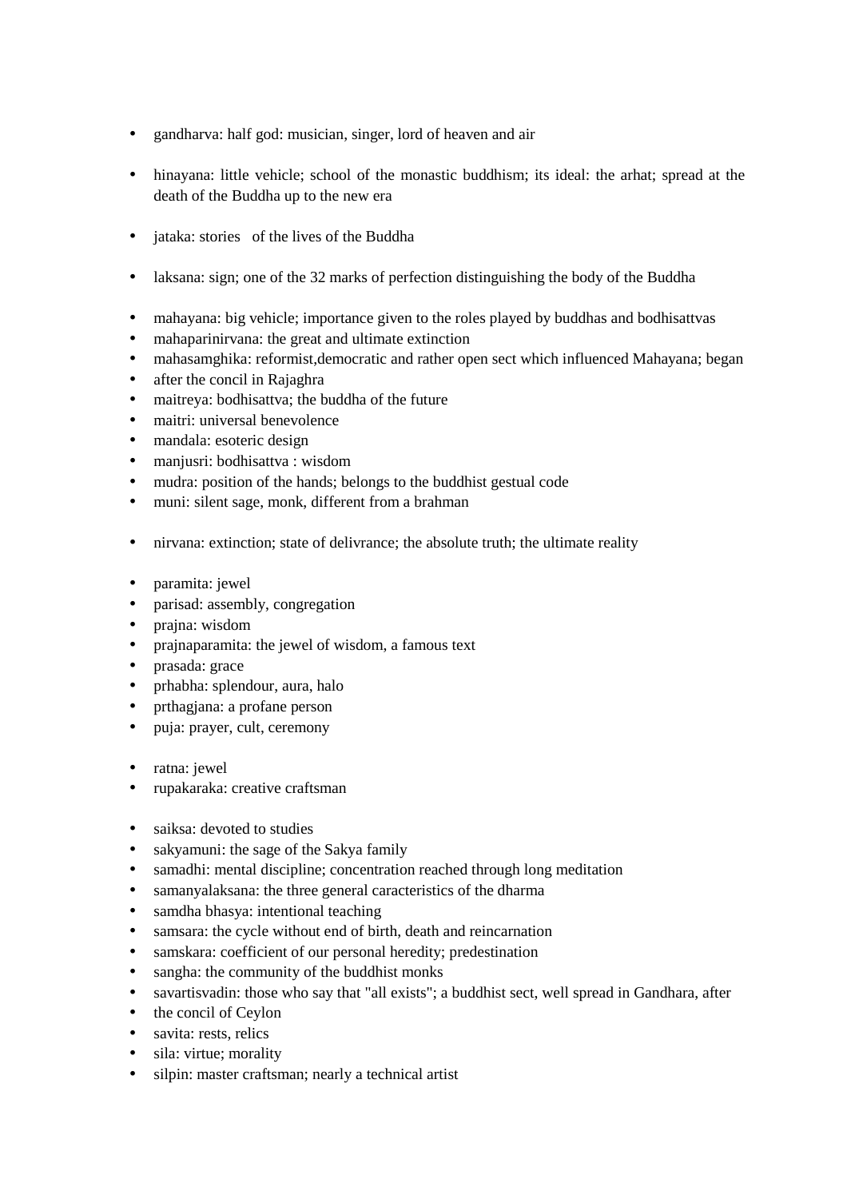- gandharva: half god: musician, singer, lord of heaven and air

- hinayana: little vehicle; school of the monastic buddhism; its ideal: the arhat; spread at the death of the Buddha up to the new era

- jataka: stories of the lives of the Buddha

- laksana: sign; one of the 32 marks of perfection distinguishing the body of the Buddha

- mahayana: big vehicle; importance given to the roles played by buddhas and bodhisattvas
- mahaparinirvana: the great and ultimate extinction
- mahasamghika: reformist,democratic and rather open sect which influenced Mahayana; began
- after the concil in Rajaghra
- maitreya: bodhisattva; the buddha of the future
- maitri: universal benevolence
- mandala: esoteric design
- manjusri: bodhisattva : wisdom
- mudra: position of the hands; belongs to the buddhist gestual code
- muni: silent sage, monk, different from a brahman

- nirvana: extinction; state of delivrance; the absolute truth; the ultimate reality

- paramita: jewel
- parisad: assembly, congregation
- prajna: wisdom
- prajnaparamita: the jewel of wisdom, a famous text
- prasada: grace
- prhabha: splendour, aura, halo
- prthagjana: a profane person
- puja: prayer, cult, ceremony

- ratna: jewel
- rupakaraka: creative craftsman

- saiksa: devoted to studies
- sakyamuni: the sage of the Sakya family
- samadhi: mental discipline; concentration reached through long meditation
- samanyalaksana: the three general caracteristics of the dharma
- samdha bhasya: intentional teaching
- samsara: the cycle without end of birth, death and reincarnation
- samskara: coefficient of our personal heredity; predestination
- sangha: the community of the buddhist monks
- savartisvadin: those who say that "all exists"; a buddhist sect, well spread in Gandhara, after
- the concil of Ceylon
- savita: rests, relics
- sila: virtue; morality
- silpin: master craftsman; nearly a technical artist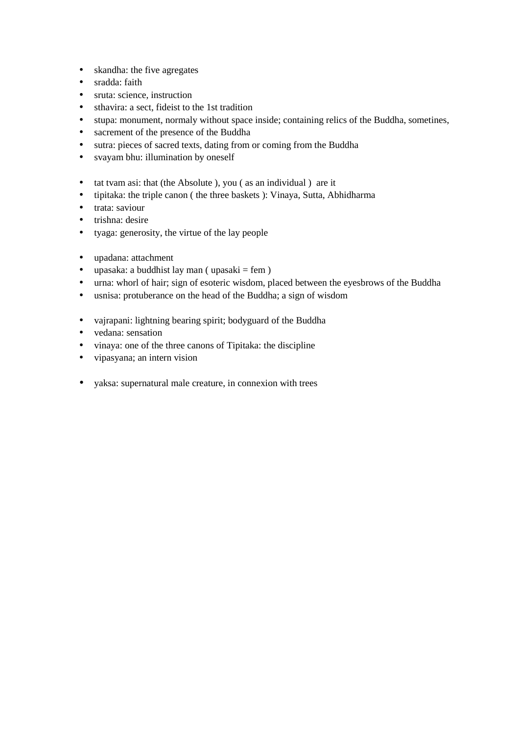- skandha: the five agregates
- sradda: faith
- sruta: science, instruction
- sthavira: a sect, fideist to the 1st tradition
- stupa: monument, normaly without space inside; containing relics of the Buddha, sometines,
- sacrement of the presence of the Buddha
- sutra: pieces of sacred texts, dating from or coming from the Buddha
- svayam bhu: illumination by oneself

- tat tvam asi: that (the Absolute ), you ( as an individual ) are it
- tipitaka: the triple canon ( the three baskets ): Vinaya, Sutta, Abhidharma
- trata: saviour
- trishna: desire
- tyaga: generosity, the virtue of the lay people

- upadana: attachment
- upasaka: a buddhist lay man ( upasaki = fem )
- urna: whorl of hair; sign of esoteric wisdom, placed between the eyesbrows of the Buddha
- usnisa: protuberance on the head of the Buddha; a sign of wisdom

- vajrapani: lightning bearing spirit; bodyguard of the Buddha
- vedana: sensation
- vinaya: one of the three canons of Tipitaka: the discipline
- vipasyana; an intern vision

- yaksa: supernatural male creature, in connexion with trees